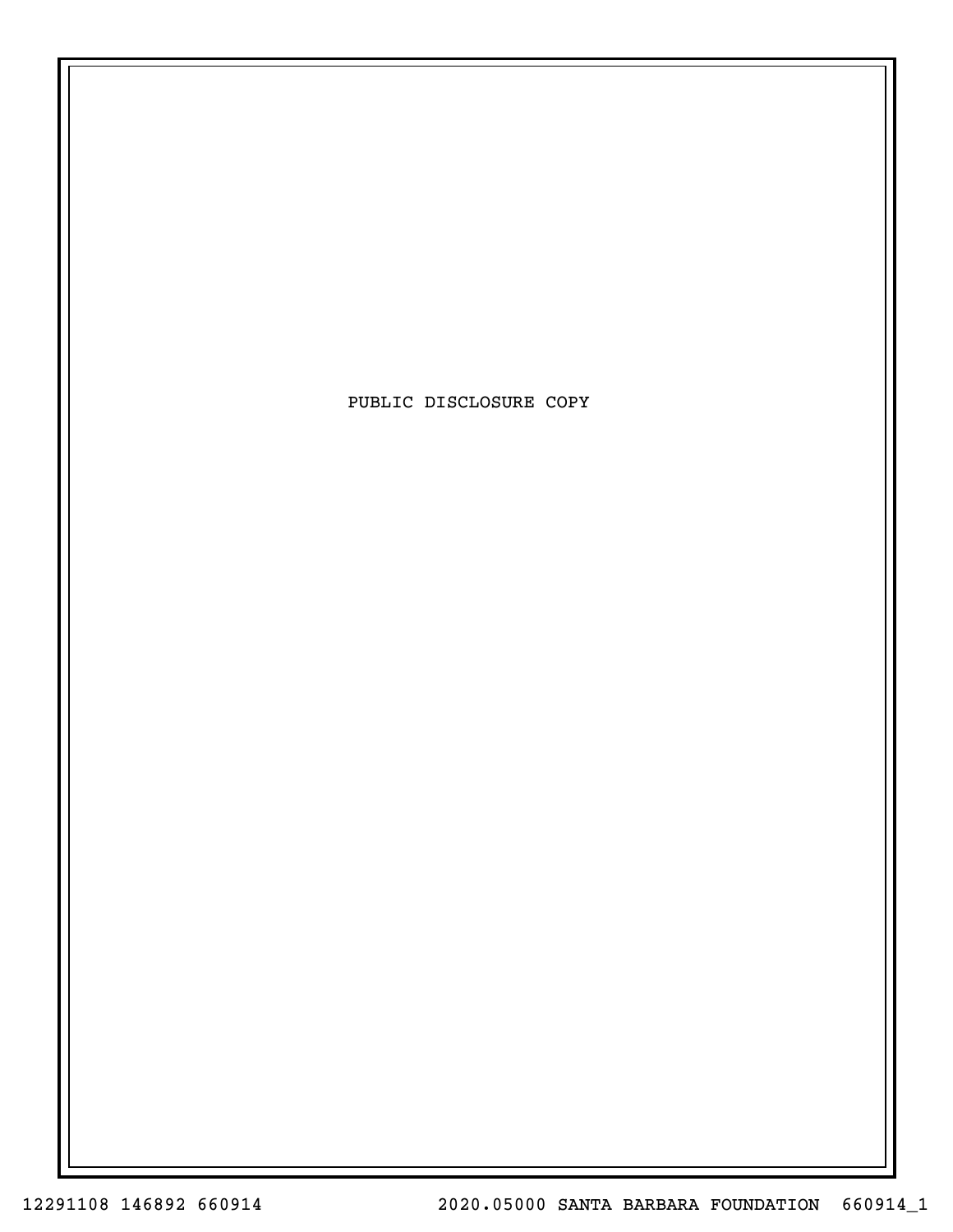PUBLIC DISCLOSURE COPY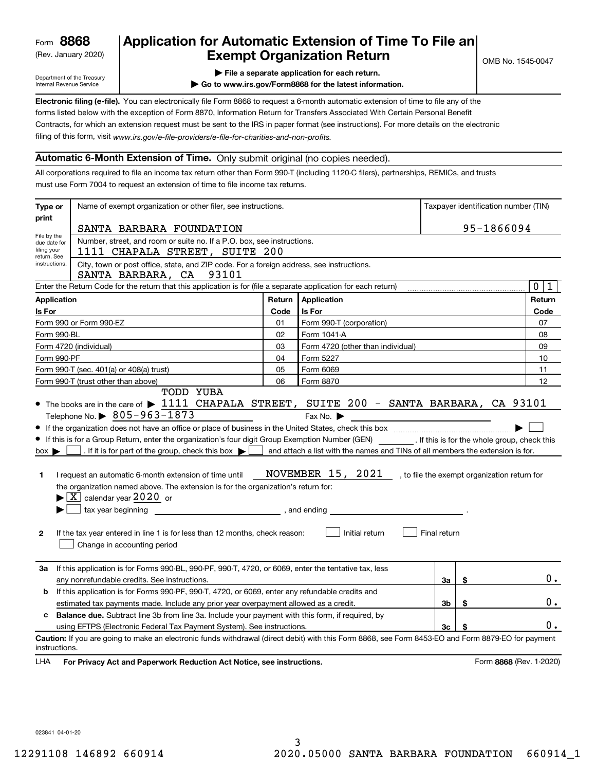Form **8868**
(Rev. January 2020)

Department of the Treasury
Internal Revenue Service

# Application for Automatic Extension of Time To File an Exempt Organization Return

OMB No. 1545-0047

▶ File a separate application for each return.
▶ Go to www.irs.gov/Form8868 for the latest information.

**Electronic filing (e-file).** You can electronically file Form 8868 to request a 6-month automatic extension of time to file any of the forms listed below with the exception of Form 8870, Information Return for Transfers Associated With Certain Personal Benefit Contracts, for which an extension request must be sent to the IRS in paper format (see instructions). For more details on the electronic filing of this form, visit *www.irs.gov/e-file-providers/e-file-for-charities-and-non-profits.*

## Automatic 6-Month Extension of Time. Only submit original (no copies needed).

All corporations required to file an income tax return other than Form 990-T (including 1120-C filers), partnerships, REMICs, and trusts must use Form 7004 to request an extension of time to file income tax returns.

**Type or print** — File by the due date for filing your return. See instructions.

Name of exempt organization or other filer, see instructions: SANTA BARBARA FOUNDATION

Taxpayer identification number (TIN): 95-1866094

Number, street, and room or suite no. If a P.O. box, see instructions: 1111 CHAPALA STREET, SUITE 200

City, town or post office, state, and ZIP code. For a foreign address, see instructions: SANTA BARBARA, CA 93101

Enter the Return Code for the return that this application is for (file a separate application for each return) ..... 0 1

| Application Is For | Return Code | Application Is For | Return Code |
|---|---|---|---|
| Form 990 or Form 990-EZ | 01 | Form 990-T (corporation) | 07 |
| Form 990-BL | 02 | Form 1041-A | 08 |
| Form 4720 (individual) | 03 | Form 4720 (other than individual) | 09 |
| Form 990-PF | 04 | Form 5227 | 10 |
| Form 990-T (sec. 401(a) or 408(a) trust) | 05 | Form 6069 | 11 |
| Form 990-T (trust other than above) | 06 | Form 8870 | 12 |

- The books are in the care of ▶ TODD YUBA 1111 CHAPALA STREET, SUITE 200 - SANTA BARBARA, CA 93101
  Telephone No. ▶ 805-963-1873   Fax No. ▶
- If the organization does not have an office or place of business in the United States, check this box ..... ▶ ☐
- If this is for a Group Return, enter the organization's four digit Group Exemption Number (GEN) ______ . If this is for the whole group, check this box ▶ ☐ . If it is for part of the group, check this box ▶ ☐ and attach a list with the names and TINs of all members the extension is for.

**1** I request an automatic 6-month extension of time until NOVEMBER 15, 2021 , to file the exempt organization return for the organization named above. The extension is for the organization's return for:
▶ ☒ calendar year 2020 or
▶ ☐ tax year beginning ______ , and ending ______ .

**2** If the tax year entered in line 1 is for less than 12 months, check reason: ☐ Initial return ☐ Final return
☐ Change in accounting period

| | | | |
|---|---|---|---|
| **3a** | If this application is for Forms 990-BL, 990-PF, 990-T, 4720, or 6069, enter the tentative tax, less any nonrefundable credits. See instructions. | 3a | $ 0. |
| **b** | If this application is for Forms 990-PF, 990-T, 4720, or 6069, enter any refundable credits and estimated tax payments made. Include any prior year overpayment allowed as a credit. | 3b | $ 0. |
| **c** | **Balance due.** Subtract line 3b from line 3a. Include your payment with this form, if required, by using EFTPS (Electronic Federal Tax Payment System). See instructions. | 3c | $ 0. |

**Caution:** If you are going to make an electronic funds withdrawal (direct debit) with this Form 8868, see Form 8453-EO and Form 8879-EO for payment instructions.

LHA **For Privacy Act and Paperwork Reduction Act Notice, see instructions.** Form **8868** (Rev. 1-2020)

023841 04-01-20

12291108 146892 660914 2020.05000 SANTA BARBARA FOUNDATION 660914_1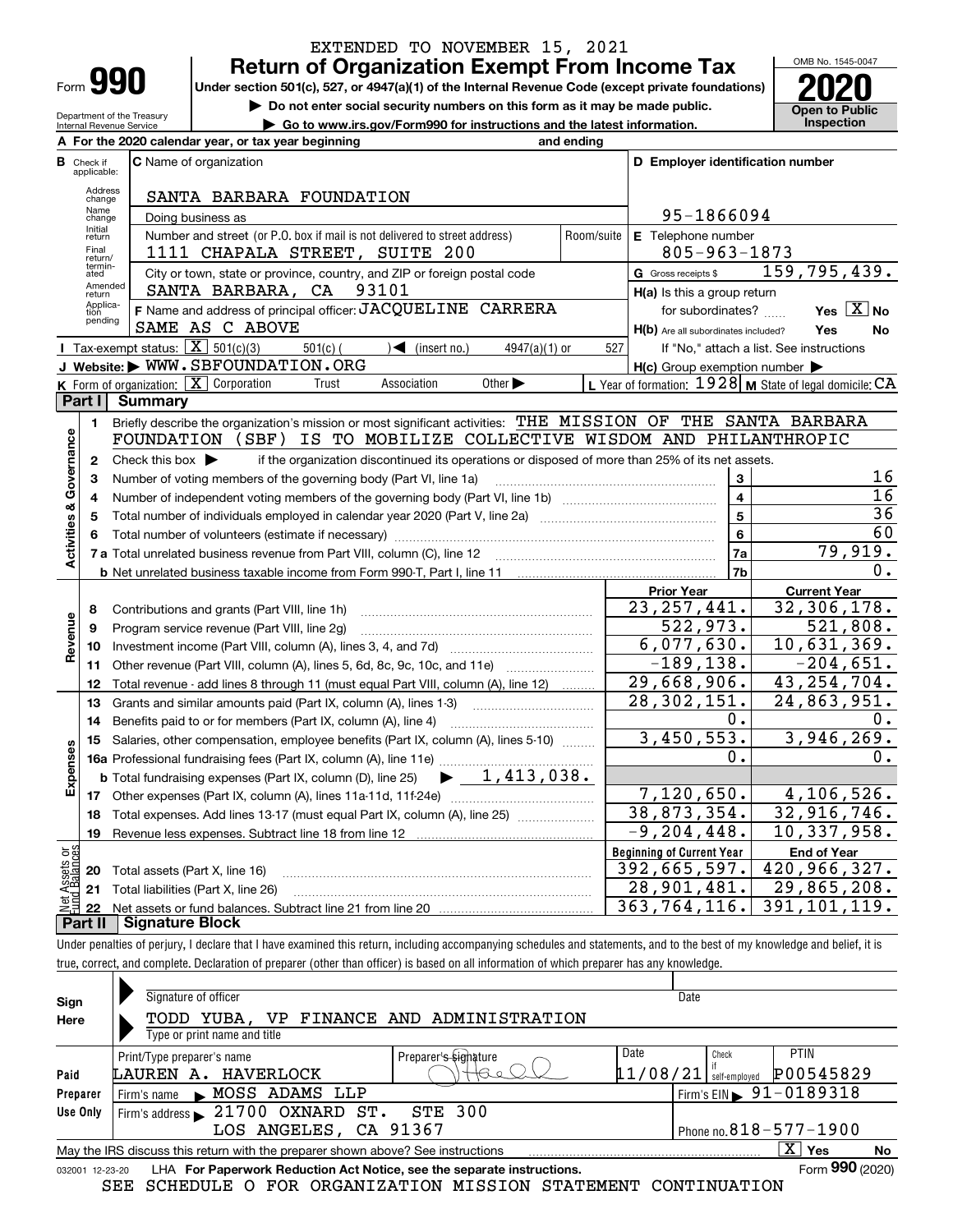EXTENDED TO NOVEMBER 15, 2021

# Form 990 — Return of Organization Exempt From Income Tax (2020)

Under section 501(c), 527, or 4947(a)(1) of the Internal Revenue Code (except private foundations)

▶ Do not enter social security numbers on this form as it may be made public.

▶ Go to www.irs.gov/Form990 for instructions and the latest information.

Department of the Treasury, Internal Revenue Service

OMB No. 1545-0047 — **Open to Public Inspection**

**A** For the 2020 calendar year, or tax year beginning and ending

**B** Check if applicable: Address change, Name change, Initial return, Final return/terminated, Amended return, Application pending

**C** Name of organization: SANTA BARBARA FOUNDATION

Doing business as

Number and street (or P.O. box if mail is not delivered to street address): 1111 CHAPALA STREET, SUITE 200 — Room/suite

City or town, state or province, country, and ZIP or foreign postal code: SANTA BARBARA, CA 93101

**D** Employer identification number: 95-1866094

**E** Telephone number: 805-963-1873

**G** Gross receipts $ 159,795,439.

**F** Name and address of principal officer: JACQUELINE CARRERA, SAME AS C ABOVE

**H(a)** Is this a group return for subordinates? Yes [X] No

**H(b)** Are all subordinates included? Yes No — If "No," attach a list. See instructions

**H(c)** Group exemption number ▶

**I** Tax-exempt status: [X] 501(c)(3) 501(c) ( ) ◀ (insert no.) 4947(a)(1) or 527

**J** Website: ▶ WWW.SBFOUNDATION.ORG

**K** Form of organization: [X] Corporation Trust Association Other ▶

**L** Year of formation: 1928 **M** State of legal domicile: CA

## Part I Summary

**Activities & Governance**

1. Briefly describe the organization's mission or most significant activities: THE MISSION OF THE SANTA BARBARA FOUNDATION (SBF) IS TO MOBILIZE COLLECTIVE WISDOM AND PHILANTHROPIC
2. Check this box ▶ if the organization discontinued its operations or disposed of more than 25% of its net assets.

| | | | |
|---|---|---|---|
| 3 | Number of voting members of the governing body (Part VI, line 1a) | 3 | 16 |
| 4 | Number of independent voting members of the governing body (Part VI, line 1b) | 4 | 16 |
| 5 | Total number of individuals employed in calendar year 2020 (Part V, line 2a) | 5 | 36 |
| 6 | Total number of volunteers (estimate if necessary) | 6 | 60 |
| 7a | Total unrelated business revenue from Part VIII, column (C), line 12 | 7a | 79,919. |
| b | Net unrelated business taxable income from Form 990-T, Part I, line 11 | 7b | 0. |

| | | Prior Year | Current Year |
|---|---|---|---|
| **Revenue** | | | |
| 8 | Contributions and grants (Part VIII, line 1h) | 23,257,441. | 32,306,178. |
| 9 | Program service revenue (Part VIII, line 2g) | 522,973. | 521,808. |
| 10 | Investment income (Part VIII, column (A), lines 3, 4, and 7d) | 6,077,630. | 10,631,369. |
| 11 | Other revenue (Part VIII, column (A), lines 5, 6d, 8c, 9c, 10c, and 11e) | -189,138. | -204,651. |
| 12 | Total revenue - add lines 8 through 11 (must equal Part VIII, column (A), line 12) | 29,668,906. | 43,254,704. |
| **Expenses** | | | |
| 13 | Grants and similar amounts paid (Part IX, column (A), lines 1-3) | 28,302,151. | 24,863,951. |
| 14 | Benefits paid to or for members (Part IX, column (A), line 4) | 0. | 0. |
| 15 | Salaries, other compensation, employee benefits (Part IX, column (A), lines 5-10) | 3,450,553. | 3,946,269. |
| 16a | Professional fundraising fees (Part IX, column (A), line 11e) | 0. | 0. |
| b | Total fundraising expenses (Part IX, column (D), line 25) ▶ 1,413,038. | | |
| 17 | Other expenses (Part IX, column (A), lines 11a-11d, 11f-24e) | 7,120,650. | 4,106,526. |
| 18 | Total expenses. Add lines 13-17 (must equal Part IX, column (A), line 25) | 38,873,354. | 32,916,746. |
| 19 | Revenue less expenses. Subtract line 18 from line 12 | -9,204,448. | 10,337,958. |

| | **Net Assets or Fund Balances** | Beginning of Current Year | End of Year |
|---|---|---|---|
| 20 | Total assets (Part X, line 16) | 392,665,597. | 420,966,327. |
| 21 | Total liabilities (Part X, line 26) | 28,901,481. | 29,865,208. |
| 22 | Net assets or fund balances. Subtract line 21 from line 20 | 363,764,116. | 391,101,119. |

## Part II Signature Block

Under penalties of perjury, I declare that I have examined this return, including accompanying schedules and statements, and to the best of my knowledge and belief, it is true, correct, and complete. Declaration of preparer (other than officer) is based on all information of which preparer has any knowledge.

**Sign Here** — Signature of officer — Date

TODD YUBA, VP FINANCE AND ADMINISTRATION

Type or print name and title

| **Paid Preparer Use Only** | | | | |
|---|---|---|---|---|
| Print/Type preparer's name: LAUREN A. HAVERLOCK | Preparer's signature | Date: 11/08/21 | Check if self-employed | PTIN: P00545829 |
| Firm's name ▶ MOSS ADAMS LLP | | | Firm's EIN ▶ 91-0189318 | |
| Firm's address ▶ 21700 OXNARD ST. STE 300, LOS ANGELES, CA 91367 | | | Phone no. 818-577-1900 | |

May the IRS discuss this return with the preparer shown above? See instructions [X] Yes No

032001 12-23-20 LHA For Paperwork Reduction Act Notice, see the separate instructions. Form **990** (2020)

SEE SCHEDULE O FOR ORGANIZATION MISSION STATEMENT CONTINUATION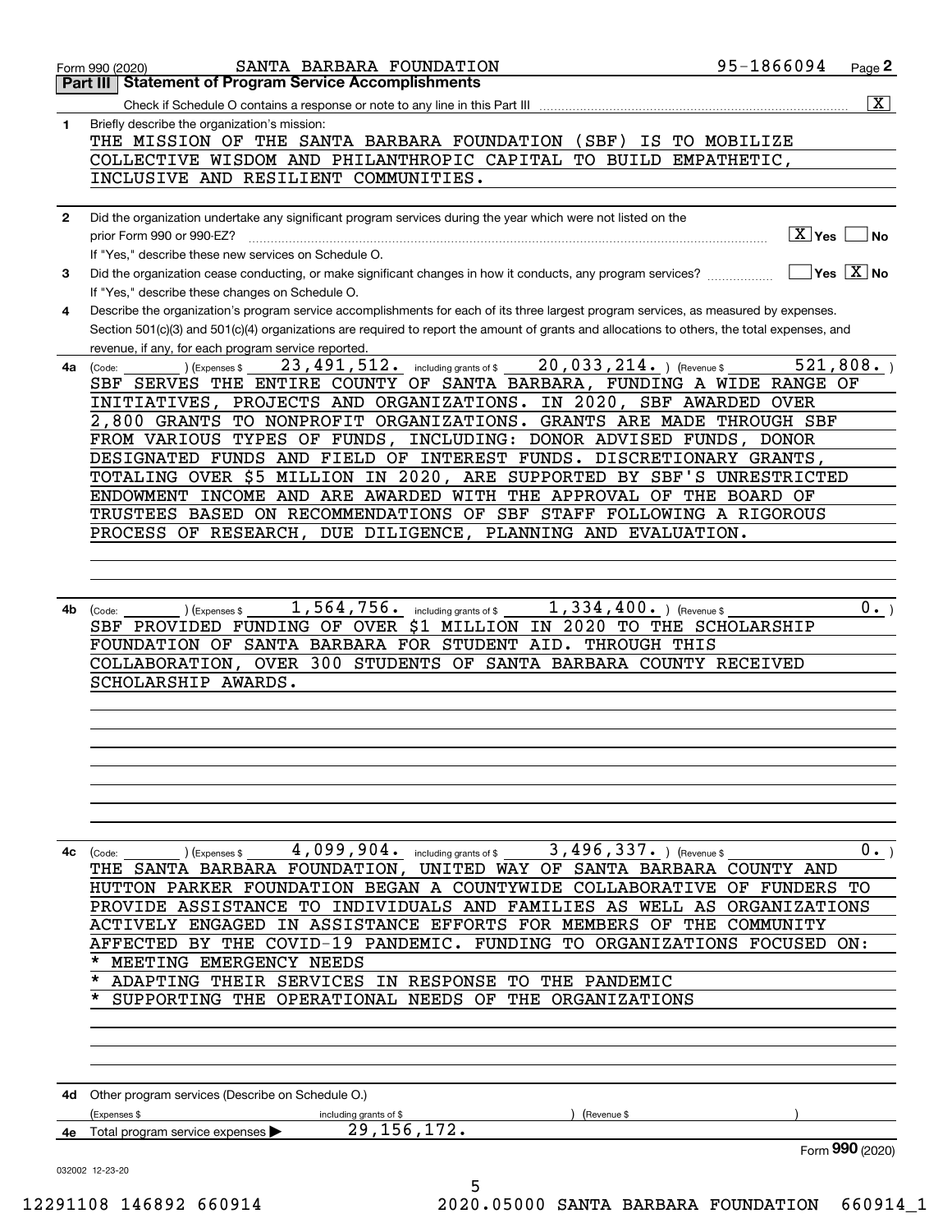Form 990 (2020) SANTA BARBARA FOUNDATION 95-1866094

## Part III Statement of Program Service Accomplishments

Check if Schedule O contains a response or note to any line in this Part III [X]

**1** Briefly describe the organization's mission:

THE MISSION OF THE SANTA BARBARA FOUNDATION (SBF) IS TO MOBILIZE COLLECTIVE WISDOM AND PHILANTHROPIC CAPITAL TO BUILD EMPATHETIC, INCLUSIVE AND RESILIENT COMMUNITIES.

**2** Did the organization undertake any significant program services during the year which were not listed on the prior Form 990 or 990-EZ? [X] Yes [ ] No

If "Yes," describe these new services on Schedule O.

**3** Did the organization cease conducting, or make significant changes in how it conducts, any program services? [ ] Yes [X] No

If "Yes," describe these changes on Schedule O.

**4** Describe the organization's program service accomplishments for each of its three largest program services, as measured by expenses. Section 501(c)(3) and 501(c)(4) organizations are required to report the amount of grants and allocations to others, the total expenses, and revenue, if any, for each program service reported.

**4a** (Code: ) (Expenses $ 23,491,512. including grants of $ 20,033,214. ) (Revenue $ 521,808. )

SBF SERVES THE ENTIRE COUNTY OF SANTA BARBARA, FUNDING A WIDE RANGE OF INITIATIVES, PROJECTS AND ORGANIZATIONS. IN 2020, SBF AWARDED OVER 2,800 GRANTS TO NONPROFIT ORGANIZATIONS. GRANTS ARE MADE THROUGH SBF FROM VARIOUS TYPES OF FUNDS, INCLUDING: DONOR ADVISED FUNDS, DONOR DESIGNATED FUNDS AND FIELD OF INTEREST FUNDS. DISCRETIONARY GRANTS, TOTALING OVER $5 MILLION IN 2020, ARE SUPPORTED BY SBF'S UNRESTRICTED ENDOWMENT INCOME AND ARE AWARDED WITH THE APPROVAL OF THE BOARD OF TRUSTEES BASED ON RECOMMENDATIONS OF SBF STAFF FOLLOWING A RIGOROUS PROCESS OF RESEARCH, DUE DILIGENCE, PLANNING AND EVALUATION.

**4b** (Code: ) (Expenses $ 1,564,756. including grants of $ 1,334,400. ) (Revenue $ 0. )

SBF PROVIDED FUNDING OF OVER $1 MILLION IN 2020 TO THE SCHOLARSHIP FOUNDATION OF SANTA BARBARA FOR STUDENT AID. THROUGH THIS COLLABORATION, OVER 300 STUDENTS OF SANTA BARBARA COUNTY RECEIVED SCHOLARSHIP AWARDS.

**4c** (Code: ) (Expenses $ 4,099,904. including grants of $ 3,496,337. ) (Revenue $ 0. )

THE SANTA BARBARA FOUNDATION, UNITED WAY OF SANTA BARBARA COUNTY AND HUTTON PARKER FOUNDATION BEGAN A COUNTYWIDE COLLABORATIVE OF FUNDERS TO PROVIDE ASSISTANCE TO INDIVIDUALS AND FAMILIES AS WELL AS ORGANIZATIONS ACTIVELY ENGAGED IN ASSISTANCE EFFORTS FOR MEMBERS OF THE COMMUNITY AFFECTED BY THE COVID-19 PANDEMIC. FUNDING TO ORGANIZATIONS FOCUSED ON:

* MEETING EMERGENCY NEEDS
* ADAPTING THEIR SERVICES IN RESPONSE TO THE PANDEMIC
* SUPPORTING THE OPERATIONAL NEEDS OF THE ORGANIZATIONS

**4d** Other program services (Describe on Schedule O.)

(Expenses $ including grants of $ ) (Revenue $ )

**4e** Total program services expenses ▶ 29,156,172.

Form **990** (2020)

032002 12-23-20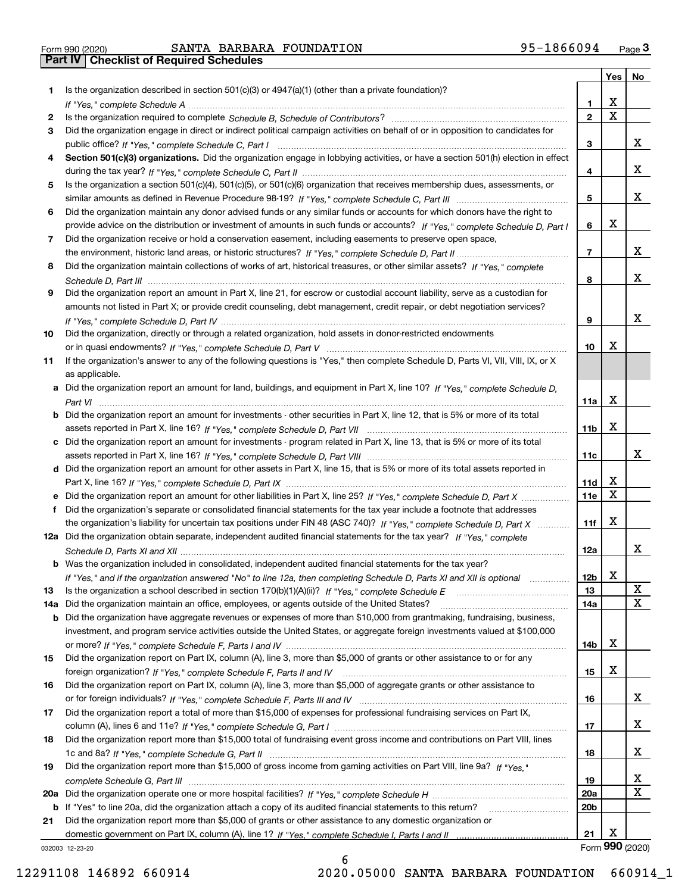Form 990 (2020) SANTA BARBARA FOUNDATION 95-1866094 Page 3

## Part IV Checklist of Required Schedules

| | | | Yes | No |
|---|---|---|---|---|
| 1 | Is the organization described in section 501(c)(3) or 4947(a)(1) (other than a private foundation)? *If "Yes," complete Schedule A* | 1 | X | |
| 2 | Is the organization required to complete *Schedule B, Schedule of Contributors*? | 2 | X | |
| 3 | Did the organization engage in direct or indirect political campaign activities on behalf of or in opposition to candidates for public office? *If "Yes," complete Schedule C, Part I* | 3 | | X |
| 4 | **Section 501(c)(3) organizations.** Did the organization engage in lobbying activities, or have a section 501(h) election in effect during the tax year? *If "Yes," complete Schedule C, Part II* | 4 | | X |
| 5 | Is the organization a section 501(c)(4), 501(c)(5), or 501(c)(6) organization that receives membership dues, assessments, or similar amounts as defined in Revenue Procedure 98-19? *If "Yes," complete Schedule C, Part III* | 5 | | X |
| 6 | Did the organization maintain any donor advised funds or any similar funds or accounts for which donors have the right to provide advice on the distribution or investment of amounts in such funds or accounts? *If "Yes," complete Schedule D, Part I* | 6 | X | |
| 7 | Did the organization receive or hold a conservation easement, including easements to preserve open space, the environment, historic land areas, or historic structures? *If "Yes," complete Schedule D, Part II* | 7 | | X |
| 8 | Did the organization maintain collections of works of art, historical treasures, or other similar assets? *If "Yes," complete Schedule D, Part III* | 8 | | X |
| 9 | Did the organization report an amount in Part X, line 21, for escrow or custodial account liability, serve as a custodian for amounts not listed in Part X; or provide credit counseling, debt management, credit repair, or debt negotiation services? *If "Yes," complete Schedule D, Part IV* | 9 | | X |
| 10 | Did the organization, directly or through a related organization, hold assets in donor-restricted endowments or in quasi endowments? *If "Yes," complete Schedule D, Part V* | 10 | X | |
| 11 | If the organization's answer to any of the following questions is "Yes," then complete Schedule D, Parts VI, VII, VIII, IX, or X as applicable. | | | |
| a | Did the organization report an amount for land, buildings, and equipment in Part X, line 10? *If "Yes," complete Schedule D, Part VI* | 11a | X | |
| b | Did the organization report an amount for investments - other securities in Part X, line 12, that is 5% or more of its total assets reported in Part X, line 16? *If "Yes," complete Schedule D, Part VII* | 11b | X | |
| c | Did the organization report an amount for investments - program related in Part X, line 13, that is 5% or more of its total assets reported in Part X, line 16? *If "Yes," complete Schedule D, Part VIII* | 11c | | X |
| d | Did the organization report an amount for other assets in Part X, line 15, that is 5% or more of its total assets reported in Part X, line 16? *If "Yes," complete Schedule D, Part IX* | 11d | X | |
| e | Did the organization report an amount for other liabilities in Part X, line 25? *If "Yes," complete Schedule D, Part X* | 11e | X | |
| f | Did the organization's separate or consolidated financial statements for the tax year include a footnote that addresses the organization's liability for uncertain tax positions under FIN 48 (ASC 740)? *If "Yes," complete Schedule D, Part X* | 11f | X | |
| 12a | Did the organization obtain separate, independent audited financial statements for the tax year? *If "Yes," complete Schedule D, Parts XI and XII* | 12a | | X |
| b | Was the organization included in consolidated, independent audited financial statements for the tax year? *If "Yes," and if the organization answered "No" to line 12a, then completing Schedule D, Parts XI and XII is optional* | 12b | X | |
| 13 | Is the organization a school described in section 170(b)(1)(A)(ii)? *If "Yes," complete Schedule E* | 13 | | X |
| 14a | Did the organization maintain an office, employees, or agents outside of the United States? | 14a | | X |
| b | Did the organization have aggregate revenues or expenses of more than $10,000 from grantmaking, fundraising, business, investment, and program service activities outside the United States, or aggregate foreign investments valued at $100,000 or more? *If "Yes," complete Schedule F, Parts I and IV* | 14b | X | |
| 15 | Did the organization report on Part IX, column (A), line 3, more than $5,000 of grants or other assistance to or for any foreign organization? *If "Yes," complete Schedule F, Parts II and IV* | 15 | X | |
| 16 | Did the organization report on Part IX, column (A), line 3, more than $5,000 of aggregate grants or other assistance to or for foreign individuals? *If "Yes," complete Schedule F, Parts III and IV* | 16 | | X |
| 17 | Did the organization report a total of more than $15,000 of expenses for professional fundraising services on Part IX, column (A), lines 6 and 11e? *If "Yes," complete Schedule G, Part I* | 17 | | X |
| 18 | Did the organization report more than $15,000 total of fundraising event gross income and contributions on Part VIII, lines 1c and 8a? *If "Yes," complete Schedule G, Part II* | 18 | | X |
| 19 | Did the organization report more than $15,000 of gross income from gaming activities on Part VIII, line 9a? *If "Yes," complete Schedule G, Part III* | 19 | | X |
| 20a | Did the organization operate one or more hospital facilities? *If "Yes," complete Schedule H* | 20a | | X |
| b | If "Yes" to line 20a, did the organization attach a copy of its audited financial statements to this return? | 20b | | |
| 21 | Did the organization report more than $5,000 of grants or other assistance to any domestic organization or domestic government on Part IX, column (A), line 1? *If "Yes," complete Schedule I, Parts I and II* | 21 | X | |

032003 12-23-20 Form **990** (2020)

12291108 146892 660914 2020.05000 SANTA BARBARA FOUNDATION 660914_1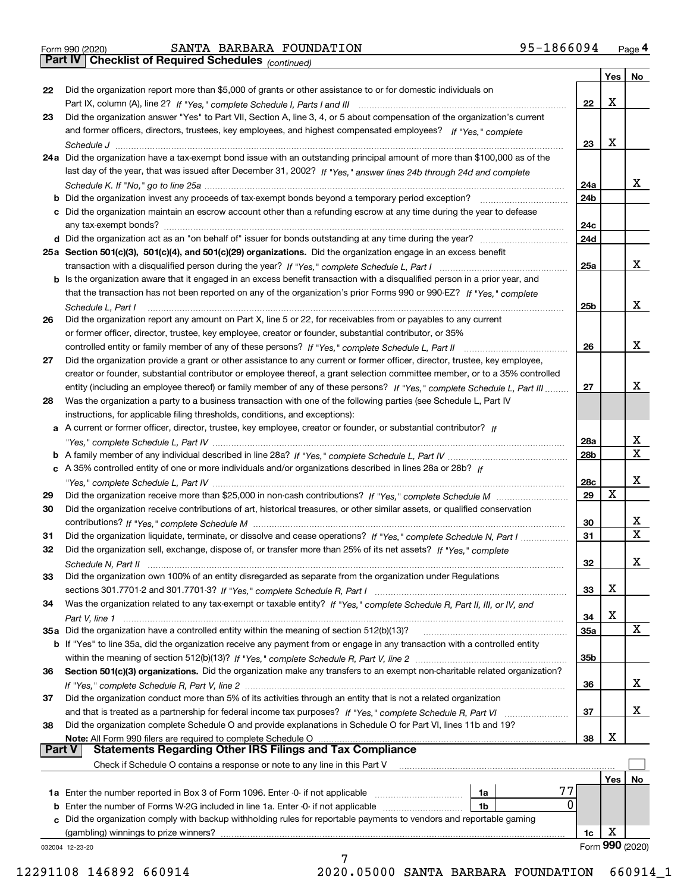Form 990 (2020) SANTA BARBARA FOUNDATION 95-1866094 Page **4**

**Part IV | Checklist of Required Schedules** *(continued)*

| | | | Yes | No |
|---|---|---|---|---|
| 22 | Did the organization report more than $5,000 of grants or other assistance to or for domestic individuals on Part IX, column (A), line 2? *If "Yes," complete Schedule I, Parts I and III* | 22 | X | |
| 23 | Did the organization answer "Yes" to Part VII, Section A, line 3, 4, or 5 about compensation of the organization's current and former officers, directors, trustees, key employees, and highest compensated employees? *If "Yes," complete Schedule J* | 23 | X | |
| 24a | Did the organization have a tax-exempt bond issue with an outstanding principal amount of more than $100,000 as of the last day of the year, that was issued after December 31, 2002? *If "Yes," answer lines 24b through 24d and complete Schedule K. If "No," go to line 25a* | 24a | | X |
| b | Did the organization invest any proceeds of tax-exempt bonds beyond a temporary period exception? | 24b | | |
| c | Did the organization maintain an escrow account other than a refunding escrow at any time during the year to defease any tax-exempt bonds? | 24c | | |
| d | Did the organization act as an "on behalf of" issuer for bonds outstanding at any time during the year? | 24d | | |
| 25a | **Section 501(c)(3), 501(c)(4), and 501(c)(29) organizations.** Did the organization engage in an excess benefit transaction with a disqualified person during the year? *If "Yes," complete Schedule L, Part I* | 25a | | X |
| b | Is the organization aware that it engaged in an excess benefit transaction with a disqualified person in a prior year, and that the transaction has not been reported on any of the organization's prior Forms 990 or 990-EZ? *If "Yes," complete Schedule L, Part I* | 25b | | X |
| 26 | Did the organization report any amount on Part X, line 5 or 22, for receivables from or payables to any current or former officer, director, trustee, key employee, creator or founder, substantial contributor, or 35% controlled entity or family member of any of these persons? *If "Yes," complete Schedule L, Part II* | 26 | | X |
| 27 | Did the organization provide a grant or other assistance to any current or former officer, director, trustee, key employee, creator or founder, substantial contributor or employee thereof, a grant selection committee member, or to a 35% controlled entity (including an employee thereof) or family member of any of these persons? *If "Yes," complete Schedule L, Part III* | 27 | | X |
| 28 | Was the organization a party to a business transaction with one of the following parties (see Schedule L, Part IV instructions, for applicable filing thresholds, conditions, and exceptions): | | | |
| a | A current or former officer, director, trustee, key employee, creator or founder, or substantial contributor? *If "Yes," complete Schedule L, Part IV* | 28a | | X |
| b | A family member of any individual described in line 28a? *If "Yes," complete Schedule L, Part IV* | 28b | | X |
| c | A 35% controlled entity of one or more individuals and/or organizations described in lines 28a or 28b? *If "Yes," complete Schedule L, Part IV* | 28c | | X |
| 29 | Did the organization receive more than $25,000 in non-cash contributions? *If "Yes," complete Schedule M* | 29 | X | |
| 30 | Did the organization receive contributions of art, historical treasures, or other similar assets, or qualified conservation contributions? *If "Yes," complete Schedule M* | 30 | | X |
| 31 | Did the organization liquidate, terminate, or dissolve and cease operations? *If "Yes," complete Schedule N, Part I* | 31 | | X |
| 32 | Did the organization sell, exchange, dispose of, or transfer more than 25% of its net assets? *If "Yes," complete Schedule N, Part II* | 32 | | X |
| 33 | Did the organization own 100% of an entity disregarded as separate from the organization under Regulations sections 301.7701-2 and 301.7701-3? *If "Yes," complete Schedule R, Part I* | 33 | X | |
| 34 | Was the organization related to any tax-exempt or taxable entity? *If "Yes," complete Schedule R, Part II, III, or IV, and Part V, line 1* | 34 | X | |
| 35a | Did the organization have a controlled entity within the meaning of section 512(b)(13)? | 35a | | X |
| b | If "Yes" to line 35a, did the organization receive any payment from or engage in any transaction with a controlled entity within the meaning of section 512(b)(13)? *If "Yes," complete Schedule R, Part V, line 2* | 35b | | |
| 36 | **Section 501(c)(3) organizations.** Did the organization make any transfers to an exempt non-charitable related organization? *If "Yes," complete Schedule R, Part V, line 2* | 36 | | X |
| 37 | Did the organization conduct more than 5% of its activities through an entity that is not a related organization and that is treated as a partnership for federal income tax purposes? *If "Yes," complete Schedule R, Part VI* | 37 | | X |
| 38 | Did the organization complete Schedule O and provide explanations in Schedule O for Part VI, lines 11b and 19? **Note:** All Form 990 filers are required to complete Schedule O | 38 | X | |

**Part V | Statements Regarding Other IRS Filings and Tax Compliance**

Check if Schedule O contains a response or note to any line in this Part V ☐

| | | | | | Yes | No |
|---|---|---|---|---|---|---|
| 1a | Enter the number reported in Box 3 of Form 1096. Enter -0- if not applicable | 1a | 77 | | | |
| b | Enter the number of Forms W-2G included in line 1a. Enter -0- if not applicable | 1b | 0 | | | |
| c | Did the organization comply with backup withholding rules for reportable payments to vendors and reportable gaming (gambling) winnings to prize winners? | | | 1c | X | |

032004 12-23-20 Form **990** (2020)

12291108 146892 660914 2020.05000 SANTA BARBARA FOUNDATION 660914_1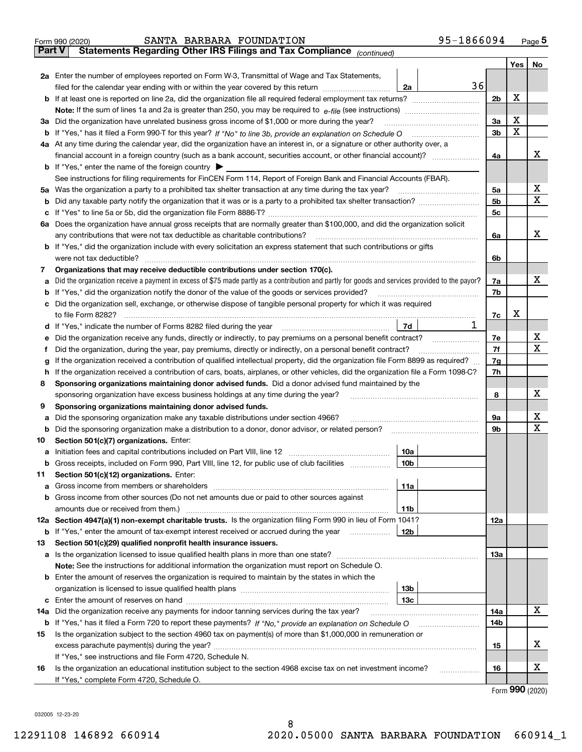Form 990 (2020) SANTA BARBARA FOUNDATION 95-1866094 Page 5

## Part V Statements Regarding Other IRS Filings and Tax Compliance *(continued)*

| | | | | | Yes | No |
|---|---|---|---|---|---|---|
| 2a | Enter the number of employees reported on Form W-3, Transmittal of Wage and Tax Statements, filed for the calendar year ending with or within the year covered by this return | 2a | 36 | | | |
| b | If at least one is reported on line 2a, did the organization file all required federal employment tax returns? | | | 2b | X | |
| | Note: If the sum of lines 1a and 2a is greater than 250, you may be required to *e-file* (see instructions) | | | | | |
| 3a | Did the organization have unrelated business gross income of $1,000 or more during the year? | | | 3a | X | |
| b | If "Yes," has it filed a Form 990-T for this year? *If "No" to line 3b, provide an explanation on Schedule O* | | | 3b | X | |
| 4a | At any time during the calendar year, did the organization have an interest in, or a signature or other authority over, a financial account in a foreign country (such as a bank account, securities account, or other financial account)? | | | 4a | | X |
| b | If "Yes," enter the name of the foreign country ▶ | | | | | |
| | See instructions for filing requirements for FinCEN Form 114, Report of Foreign Bank and Financial Accounts (FBAR). | | | | | |
| 5a | Was the organization a party to a prohibited tax shelter transaction at any time during the tax year? | | | 5a | | X |
| b | Did any taxable party notify the organization that it was or is a party to a prohibited tax shelter transaction? | | | 5b | | X |
| c | If "Yes" to line 5a or 5b, did the organization file Form 8886-T? | | | 5c | | |
| 6a | Does the organization have annual gross receipts that are normally greater than $100,000, and did the organization solicit any contributions that were not tax deductible as charitable contributions? | | | 6a | | X |
| b | If "Yes," did the organization include with every solicitation an express statement that such contributions or gifts were not tax deductible? | | | 6b | | |
| 7 | **Organizations that may receive deductible contributions under section 170(c).** | | | | | |
| a | Did the organization receive a payment in excess of $75 made partly as a contribution and partly for goods and services provided to the payor? | | | 7a | | X |
| b | If "Yes," did the organization notify the donor of the value of the goods or services provided? | | | 7b | | |
| c | Did the organization sell, exchange, or otherwise dispose of tangible personal property for which it was required to file Form 8282? | | | 7c | X | |
| d | If "Yes," indicate the number of Forms 8282 filed during the year | 7d | 1 | | | |
| e | Did the organization receive any funds, directly or indirectly, to pay premiums on a personal benefit contract? | | | 7e | | X |
| f | Did the organization, during the year, pay premiums, directly or indirectly, on a personal benefit contract? | | | 7f | | X |
| g | If the organization received a contribution of qualified intellectual property, did the organization file Form 8899 as required? | | | 7g | | |
| h | If the organization received a contribution of cars, boats, airplanes, or other vehicles, did the organization file a Form 1098-C? | | | 7h | | |
| 8 | **Sponsoring organizations maintaining donor advised funds.** Did a donor advised fund maintained by the sponsoring organization have excess business holdings at any time during the year? | | | 8 | | X |
| 9 | **Sponsoring organizations maintaining donor advised funds.** | | | | | |
| a | Did the sponsoring organization make any taxable distributions under section 4966? | | | 9a | | X |
| b | Did the sponsoring organization make a distribution to a donor, donor advisor, or related person? | | | 9b | | X |
| 10 | **Section 501(c)(7) organizations.** Enter: | | | | | |
| a | Initiation fees and capital contributions included on Part VIII, line 12 | 10a | | | | |
| b | Gross receipts, included on Form 990, Part VIII, line 12, for public use of club facilities | 10b | | | | |
| 11 | **Section 501(c)(12) organizations.** Enter: | | | | | |
| a | Gross income from members or shareholders | 11a | | | | |
| b | Gross income from other sources (Do not net amounts due or paid to other sources against amounts due or received from them.) | 11b | | | | |
| 12a | **Section 4947(a)(1) non-exempt charitable trusts.** Is the organization filing Form 990 in lieu of Form 1041? | | | 12a | | |
| b | If "Yes," enter the amount of tax-exempt interest received or accrued during the year | 12b | | | | |
| 13 | **Section 501(c)(29) qualified nonprofit health insurance issuers.** | | | | | |
| a | Is the organization licensed to issue qualified health plans in more than one state? | | | 13a | | |
| | **Note:** See the instructions for additional information the organization must report on Schedule O. | | | | | |
| b | Enter the amount of reserves the organization is required to maintain by the states in which the organization is licensed to issue qualified health plans | 13b | | | | |
| c | Enter the amount of reserves on hand | 13c | | | | |
| 14a | Did the organization receive any payments for indoor tanning services during the tax year? | | | 14a | | X |
| b | If "Yes," has it filed a Form 720 to report these payments? *If "No," provide an explanation on Schedule O* | | | 14b | | |
| 15 | Is the organization subject to the section 4960 tax on payment(s) of more than $1,000,000 in remuneration or excess parachute payment(s) during the year? | | | 15 | | X |
| | If "Yes," see instructions and file Form 4720, Schedule N. | | | | | |
| 16 | Is the organization an educational institution subject to the section 4968 excise tax on net investment income? | | | 16 | | X |
| | If "Yes," complete Form 4720, Schedule O. | | | | | |

Form **990** (2020)

032005 12-23-20

12291108 146892 660914 2020.05000 SANTA BARBARA FOUNDATION 660914_1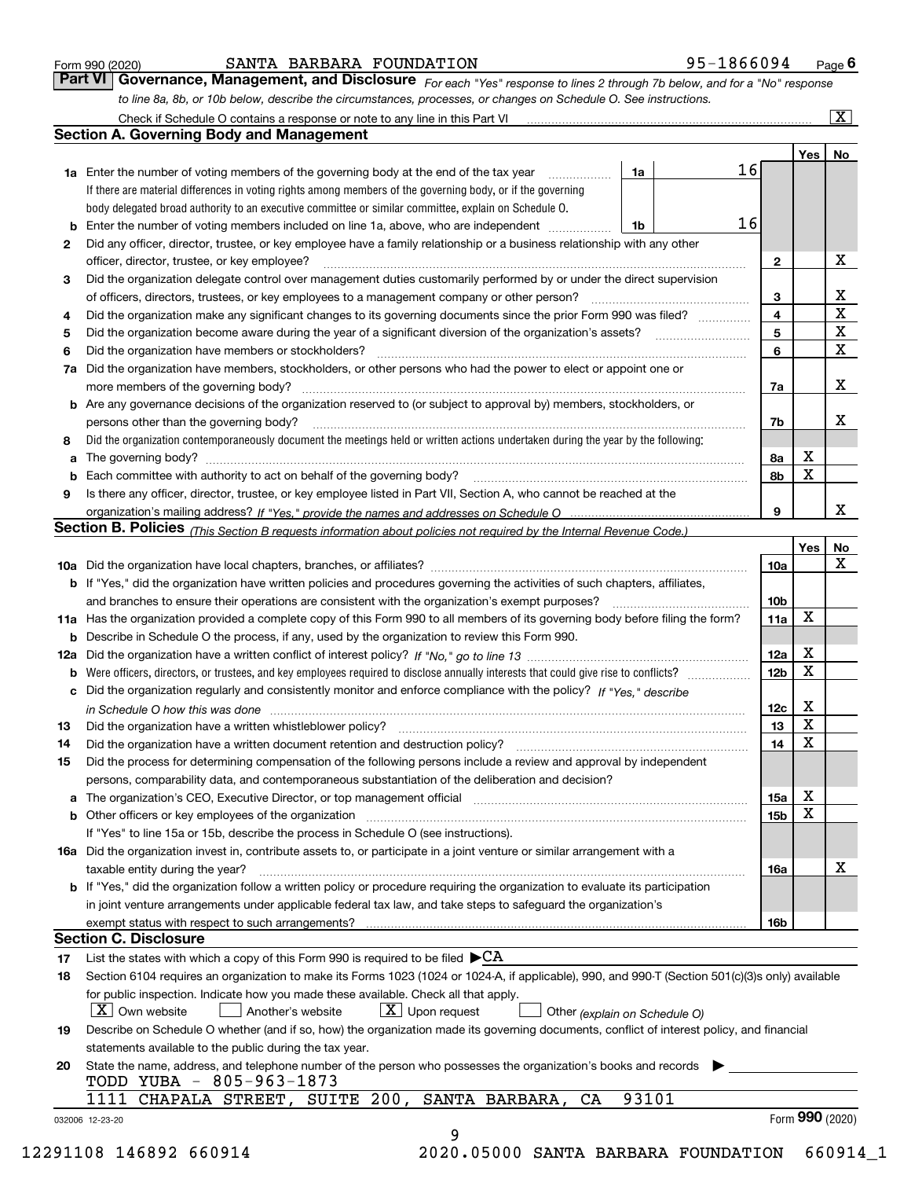Form 990 (2020) SANTA BARBARA FOUNDATION 95-1866094 Page 6

**Part VI Governance, Management, and Disclosure** *For each "Yes" response to lines 2 through 7b below, and for a "No" response to line 8a, 8b, or 10b below, describe the circumstances, processes, or changes on Schedule O. See instructions.*

Check if Schedule O contains a response or note to any line in this Part VI [X]

## Section A. Governing Body and Management

| | | | | Yes | No |
|---|---|---|---|---|---|
| **1a** | Enter the number of voting members of the governing body at the end of the tax year. If there are material differences in voting rights among members of the governing body, or if the governing body delegated broad authority to an executive committee or similar committee, explain on Schedule O. | 1a | 16 | | |
| **b** | Enter the number of voting members included on line 1a, above, who are independent | 1b | 16 | | |
| **2** | Did any officer, director, trustee, or key employee have a family relationship or a business relationship with any other officer, director, trustee, or key employee? | 2 | | | X |
| **3** | Did the organization delegate control over management duties customarily performed by or under the direct supervision of officers, directors, trustees, or key employees to a management company or other person? | 3 | | | X |
| **4** | Did the organization make any significant changes to its governing documents since the prior Form 990 was filed? | 4 | | | X |
| **5** | Did the organization become aware during the year of a significant diversion of the organization's assets? | 5 | | | X |
| **6** | Did the organization have members or stockholders? | 6 | | | X |
| **7a** | Did the organization have members, stockholders, or other persons who had the power to elect or appoint one or more members of the governing body? | 7a | | | X |
| **b** | Are any governance decisions of the organization reserved to (or subject to approval by) members, stockholders, or persons other than the governing body? | 7b | | | X |
| **8** | Did the organization contemporaneously document the meetings held or written actions undertaken during the year by the following: | | | | |
| **a** | The governing body? | 8a | | X | |
| **b** | Each committee with authority to act on behalf of the governing body? | 8b | | X | |
| **9** | Is there any officer, director, trustee, or key employee listed in Part VII, Section A, who cannot be reached at the organization's mailing address? *If "Yes," provide the names and addresses on Schedule O* | 9 | | | X |

## Section B. Policies *(This Section B requests information about policies not required by the Internal Revenue Code.)*

| | | | Yes | No |
|---|---|---|---|---|
| **10a** | Did the organization have local chapters, branches, or affiliates? | 10a | | X |
| **b** | If "Yes," did the organization have written policies and procedures governing the activities of such chapters, affiliates, and branches to ensure their operations are consistent with the organization's exempt purposes? | 10b | | |
| **11a** | Has the organization provided a complete copy of this Form 990 to all members of its governing body before filing the form? | 11a | X | |
| **b** | Describe in Schedule O the process, if any, used by the organization to review this Form 990. | | | |
| **12a** | Did the organization have a written conflict of interest policy? *If "No," go to line 13* | 12a | X | |
| **b** | Were officers, directors, or trustees, and key employees required to disclose annually interests that could give rise to conflicts? | 12b | X | |
| **c** | Did the organization regularly and consistently monitor and enforce compliance with the policy? *If "Yes," describe in Schedule O how this was done* | 12c | X | |
| **13** | Did the organization have a written whistleblower policy? | 13 | X | |
| **14** | Did the organization have a written document retention and destruction policy? | 14 | X | |
| **15** | Did the process for determining compensation of the following persons include a review and approval by independent persons, comparability data, and contemporaneous substantiation of the deliberation and decision? | | | |
| **a** | The organization's CEO, Executive Director, or top management official | 15a | X | |
| **b** | Other officers or key employees of the organization | 15b | X | |
| | If "Yes" to line 15a or 15b, describe the process in Schedule O (see instructions). | | | |
| **16a** | Did the organization invest in, contribute assets to, or participate in a joint venture or similar arrangement with a taxable entity during the year? | 16a | | X |
| **b** | If "Yes," did the organization follow a written policy or procedure requiring the organization to evaluate its participation in joint venture arrangements under applicable federal tax law, and take steps to safeguard the organization's exempt status with respect to such arrangements? | 16b | | |

## Section C. Disclosure

**17** List the states with which a copy of this Form 990 is required to be filed ▶CA

**18** Section 6104 requires an organization to make its Forms 1023 (1024 or 1024-A, if applicable), 990, and 990-T (Section 501(c)(3)s only) available for public inspection. Indicate how you made these available. Check all that apply.

[X] Own website [ ] Another's website [X] Upon request [ ] Other *(explain on Schedule O)*

**19** Describe on Schedule O whether (and if so, how) the organization made its governing documents, conflict of interest policy, and financial statements available to the public during the tax year.

**20** State the name, address, and telephone number of the person who possesses the organization's books and records ▶

TODD YUBA - 805-963-1873
1111 CHAPALA STREET, SUITE 200, SANTA BARBARA, CA 93101

032006 12-23-20 Form **990** (2020)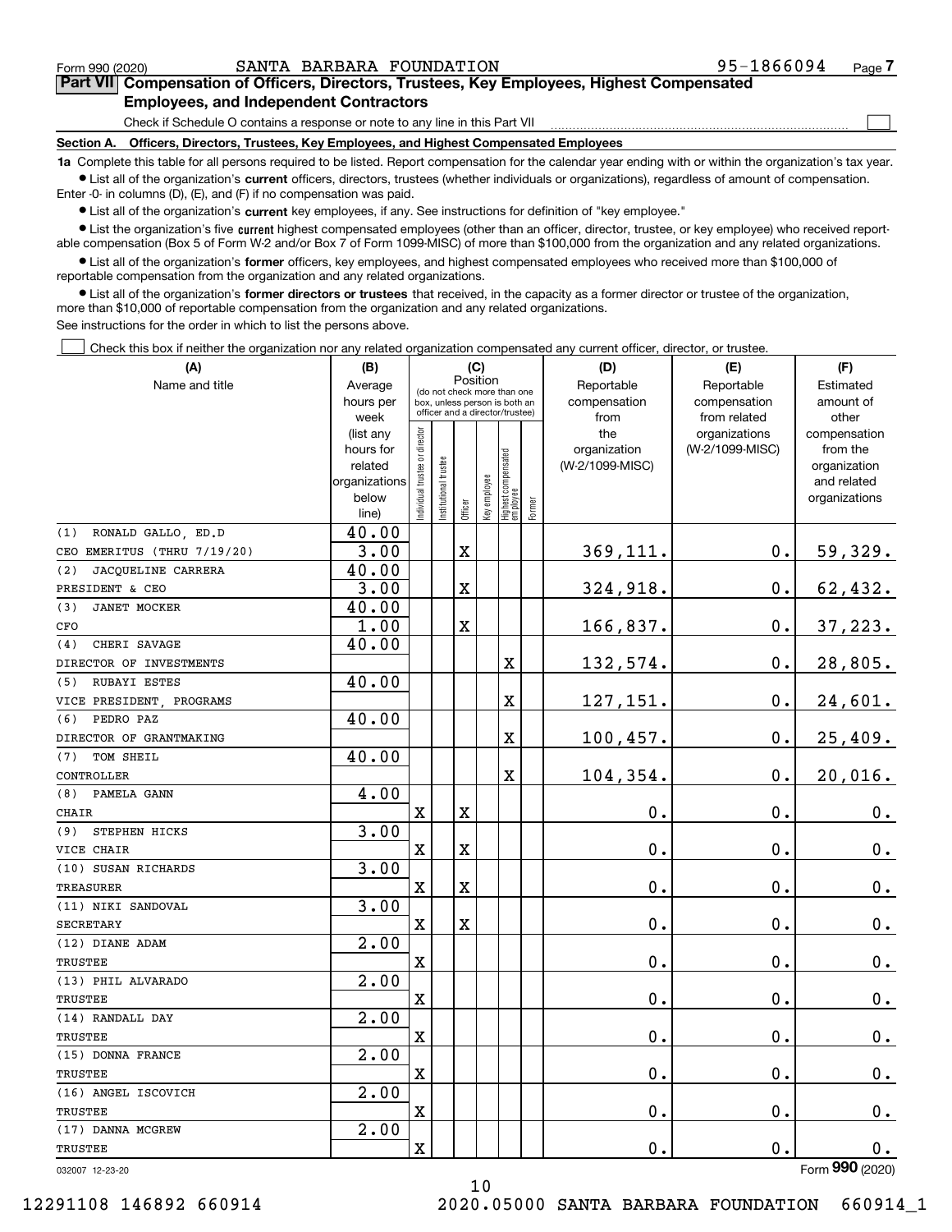Form 990 (2020) SANTA BARBARA FOUNDATION 95-1866094 Page 7

## Part VII Compensation of Officers, Directors, Trustees, Key Employees, Highest Compensated Employees, and Independent Contractors

Check if Schedule O contains a response or note to any line in this Part VII ☐

### Section A. Officers, Directors, Trustees, Key Employees, and Highest Compensated Employees

**1a** Complete this table for all persons required to be listed. Report compensation for the calendar year ending with or within the organization's tax year.

- List all of the organization's **current** officers, directors, trustees (whether individuals or organizations), regardless of amount of compensation. Enter -0- in columns (D), (E), and (F) if no compensation was paid.
- List all of the organization's **current** key employees, if any. See instructions for definition of "key employee."
- List the organization's five **current** highest compensated employees (other than an officer, director, trustee, or key employee) who received reportable compensation (Box 5 of Form W-2 and/or Box 7 of Form 1099-MISC) of more than $100,000 from the organization and any related organizations.
- List all of the organization's **former** officers, key employees, and highest compensated employees who received more than $100,000 of reportable compensation from the organization and any related organizations.
- List all of the organization's **former directors or trustees** that received, in the capacity as a former director or trustee of the organization, more than $10,000 of reportable compensation from the organization and any related organizations.

See instructions for the order in which to list the persons above.

☐ Check this box if neither the organization nor any related organization compensated any current officer, director, or trustee.

| (A) Name and title | (B) Average hours per week (list any hours for related organizations below line) | (C) Position: Individual trustee or director | Institutional trustee | Officer | Key employee | Highest compensated employee | Former | (D) Reportable compensation from the organization (W-2/1099-MISC) | (E) Reportable compensation from related organizations (W-2/1099-MISC) | (F) Estimated amount of other compensation from the organization and related organizations |
|---|---|---|---|---|---|---|---|---|---|---|
| (1) RONALD GALLO, ED.D<br>CEO EMERITUS (THRU 7/19/20) | 40.00<br>3.00 | | | X | | | | 369,111. | 0. | 59,329. |
| (2) JACQUELINE CARRERA<br>PRESIDENT & CEO | 40.00<br>3.00 | | | X | | | | 324,918. | 0. | 62,432. |
| (3) JANET MOCKER<br>CFO | 40.00<br>1.00 | | | X | | | | 166,837. | 0. | 37,223. |
| (4) CHERI SAVAGE<br>DIRECTOR OF INVESTMENTS | 40.00 | | | | | X | | 132,574. | 0. | 28,805. |
| (5) RUBAYI ESTES<br>VICE PRESIDENT, PROGRAMS | 40.00 | | | | | X | | 127,151. | 0. | 24,601. |
| (6) PEDRO PAZ<br>DIRECTOR OF GRANTMAKING | 40.00 | | | | | X | | 100,457. | 0. | 25,409. |
| (7) TOM SHEIL<br>CONTROLLER | 40.00 | | | | | X | | 104,354. | 0. | 20,016. |
| (8) PAMELA GANN<br>CHAIR | 4.00 | X | | X | | | | 0. | 0. | 0. |
| (9) STEPHEN HICKS<br>VICE CHAIR | 3.00 | X | | X | | | | 0. | 0. | 0. |
| (10) SUSAN RICHARDS<br>TREASURER | 3.00 | X | | X | | | | 0. | 0. | 0. |
| (11) NIKI SANDOVAL<br>SECRETARY | 3.00 | X | | X | | | | 0. | 0. | 0. |
| (12) DIANE ADAM<br>TRUSTEE | 2.00 | X | | | | | | 0. | 0. | 0. |
| (13) PHIL ALVARADO<br>TRUSTEE | 2.00 | X | | | | | | 0. | 0. | 0. |
| (14) RANDALL DAY<br>TRUSTEE | 2.00 | X | | | | | | 0. | 0. | 0. |
| (15) DONNA FRANCE<br>TRUSTEE | 2.00 | X | | | | | | 0. | 0. | 0. |
| (16) ANGEL ISCOVICH<br>TRUSTEE | 2.00 | X | | | | | | 0. | 0. | 0. |
| (17) DANNA MCGREW<br>TRUSTEE | 2.00 | X | | | | | | 0. | 0. | 0. |

032007 12-23-20 Form 990 (2020)

12291108 146892 660914 2020.05000 SANTA BARBARA FOUNDATION 660914_1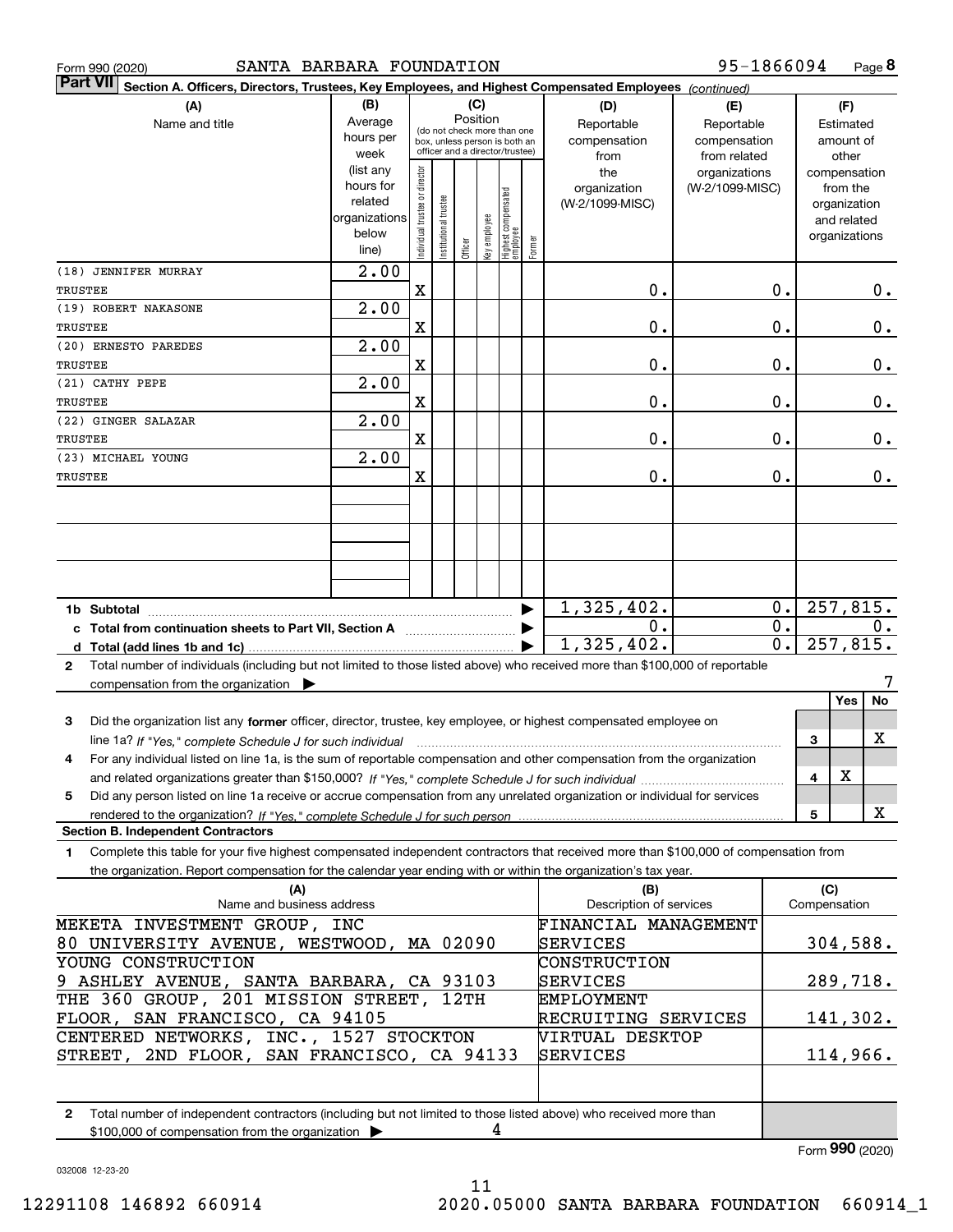Form 990 (2020) SANTA BARBARA FOUNDATION 95-1866094 Page 8

**Part VII Section A. Officers, Directors, Trustees, Key Employees, and Highest Compensated Employees** *(continued)*

| (A) Name and title | (B) Average hours per week (list any hours for related organizations below line) | (C) Position: Individual trustee or director | Institutional trustee | Officer | Key employee | Highest compensated employee | Former | (D) Reportable compensation from the organization (W-2/1099-MISC) | (E) Reportable compensation from related organizations (W-2/1099-MISC) | (F) Estimated amount of other compensation from the organization and related organizations |
|---|---|---|---|---|---|---|---|---|---|---|
| (18) JENNIFER MURRAY<br>TRUSTEE | 2.00 | X | | | | | | 0. | 0. | 0. |
| (19) ROBERT NAKASONE<br>TRUSTEE | 2.00 | X | | | | | | 0. | 0. | 0. |
| (20) ERNESTO PAREDES<br>TRUSTEE | 2.00 | X | | | | | | 0. | 0. | 0. |
| (21) CATHY PEPE<br>TRUSTEE | 2.00 | X | | | | | | 0. | 0. | 0. |
| (22) GINGER SALAZAR<br>TRUSTEE | 2.00 | X | | | | | | 0. | 0. | 0. |
| (23) MICHAEL YOUNG<br>TRUSTEE | 2.00 | X | | | | | | 0. | 0. | 0. |
| **1b Subtotal** | | | | | | | | 1,325,402. | 0. | 257,815. |
| **c Total from continuation sheets to Part VII, Section A** | | | | | | | | 0. | 0. | 0. |
| **d Total (add lines 1b and 1c)** | | | | | | | | 1,325,402. | 0. | 257,815. |

**2** Total number of individuals (including but not limited to those listed above) who received more than $100,000 of reportable compensation from the organization ▶ 7

| | | Yes | No |
|---|---|---|---|
| **3** Did the organization list any **former** officer, director, trustee, key employee, or highest compensated employee on line 1a? *If "Yes," complete Schedule J for such individual* | 3 | | X |
| **4** For any individual listed on line 1a, is the sum of reportable compensation and other compensation from the organization and related organizations greater than $150,000? *If "Yes," complete Schedule J for such individual* | 4 | X | |
| **5** Did any person listed on line 1a receive or accrue compensation from any unrelated organization or individual for services rendered to the organization? *If "Yes," complete Schedule J for such person* | 5 | | X |

**Section B. Independent Contractors**

**1** Complete this table for your five highest compensated independent contractors that received more than $100,000 of compensation from the organization. Report compensation for the calendar year ending with or within the organization's tax year.

| (A) Name and business address | (B) Description of services | (C) Compensation |
|---|---|---|
| MEKETA INVESTMENT GROUP, INC<br>80 UNIVERSITY AVENUE, WESTWOOD, MA 02090 | FINANCIAL MANAGEMENT SERVICES | 304,588. |
| YOUNG CONSTRUCTION<br>9 ASHLEY AVENUE, SANTA BARBARA, CA 93103 | CONSTRUCTION SERVICES | 289,718. |
| THE 360 GROUP, 201 MISSION STREET, 12TH FLOOR, SAN FRANCISCO, CA 94105 | EMPLOYMENT RECRUITING SERVICES | 141,302. |
| CENTERED NETWORKS, INC., 1527 STOCKTON STREET, 2ND FLOOR, SAN FRANCISCO, CA 94133 | VIRTUAL DESKTOP SERVICES | 114,966. |

**2** Total number of independent contractors (including but not limited to those listed above) who received more than $100,000 of compensation from the organization ▶ 4

Form **990** (2020)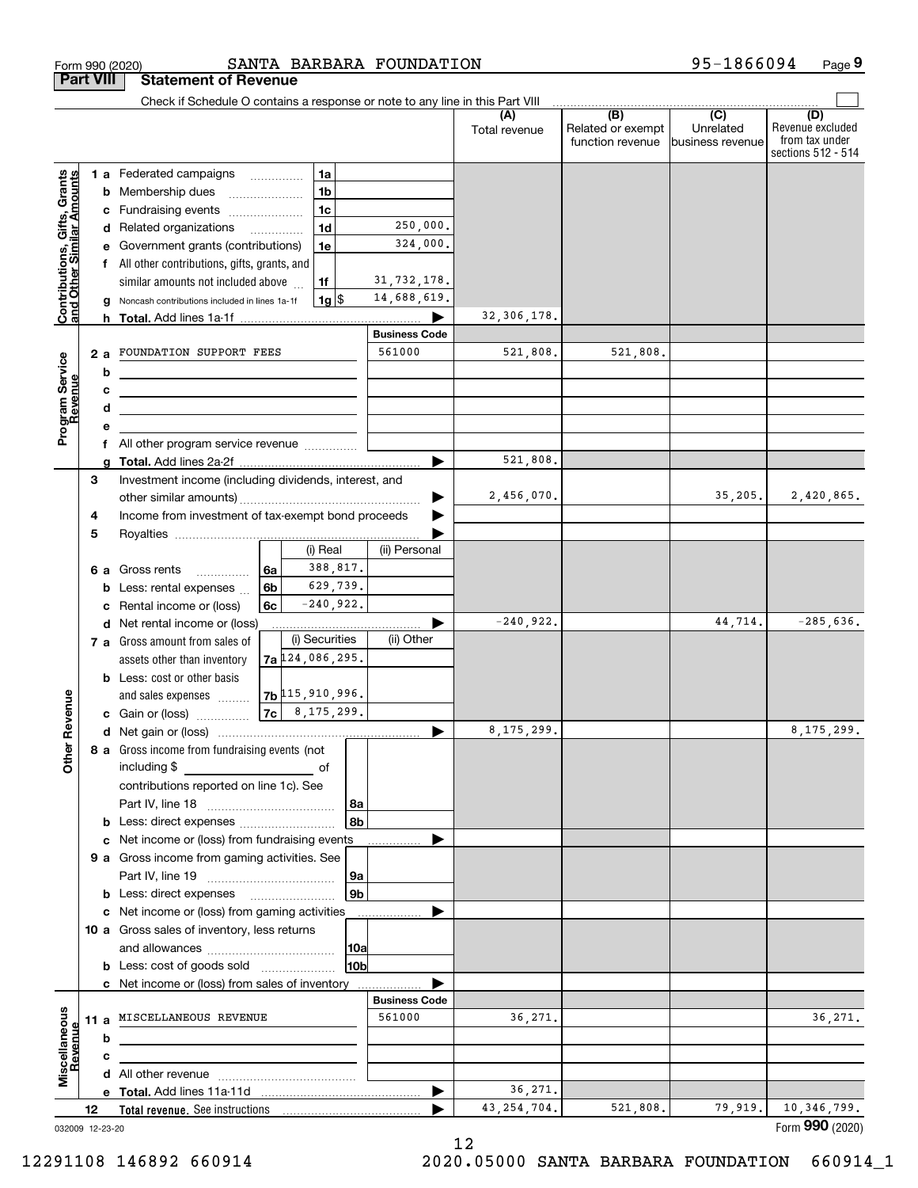Form 990 (2020) SANTA BARBARA FOUNDATION 95-1866094 Page 9

**Part VIII Statement of Revenue**

Check if Schedule O contains a response or note to any line in this Part VIII

| | | | | (A) Total revenue | (B) Related or exempt function revenue | (C) Unrelated business revenue | (D) Revenue excluded from tax under sections 512 - 514 |
|---|---|---|---|---|---|---|---|
| **Contributions, Gifts, Grants and Other Similar Amounts** | 1a Federated campaigns | 1a | | | | | |
| | b Membership dues | 1b | | | | | |
| | c Fundraising events | 1c | | | | | |
| | d Related organizations | 1d | 250,000. | | | | |
| | e Government grants (contributions) | 1e | 324,000. | | | | |
| | f All other contributions, gifts, grants, and similar amounts not included above | 1f | 31,732,178. | | | | |
| | g Noncash contributions included in lines 1a-1f | 1g $ | 14,688,619. | | | | |
| | h Total. Add lines 1a-1f | | | 32,306,178. | | | |
| **Program Service Revenue** | | | Business Code | | | | |
| | 2a FOUNDATION SUPPORT FEES | | 561000 | 521,808. | 521,808. | | |
| | b | | | | | | |
| | c | | | | | | |
| | d | | | | | | |
| | e | | | | | | |
| | f All other program service revenue | | | | | | |
| | g Total. Add lines 2a-2f | | | 521,808. | | | |
| **Other Revenue** | 3 Investment income (including dividends, interest, and other similar amounts) | | | 2,456,070. | | 35,205. | 2,420,865. |
| | 4 Income from investment of tax-exempt bond proceeds | | | | | | |
| | 5 Royalties | | | | | | |
| | | (i) Real | (ii) Personal | | | | |
| | 6a Gross rents — 6a | 388,817. | | | | | |
| | b Less: rental expenses — 6b | 629,739. | | | | | |
| | c Rental income or (loss) — 6c | -240,922. | | | | | |
| | d Net rental income or (loss) | | | -240,922. | | 44,714. | -285,636. |
| | | (i) Securities | (ii) Other | | | | |
| | 7a Gross amount from sales of assets other than inventory — 7a | 124,086,295. | | | | | |
| | b Less: cost or other basis and sales expenses — 7b | 115,910,996. | | | | | |
| | c Gain or (loss) — 7c | 8,175,299. | | | | | |
| | d Net gain or (loss) | | | 8,175,299. | | | 8,175,299. |
| | 8a Gross income from fundraising events (not including $ ____ of contributions reported on line 1c). See Part IV, line 18 | 8a | | | | | |
| | b Less: direct expenses | 8b | | | | | |
| | c Net income or (loss) from fundraising events | | | | | | |
| | 9a Gross income from gaming activities. See Part IV, line 19 | 9a | | | | | |
| | b Less: direct expenses | 9b | | | | | |
| | c Net income or (loss) from gaming activities | | | | | | |
| | 10a Gross sales of inventory, less returns and allowances | 10a | | | | | |
| | b Less: cost of goods sold | 10b | | | | | |
| | c Net income or (loss) from sales of inventory | | | | | | |
| **Miscellaneous Revenue** | | | Business Code | | | | |
| | 11a MISCELLANEOUS REVENUE | | 561000 | 36,271. | | | 36,271. |
| | b | | | | | | |
| | c | | | | | | |
| | d All other revenue | | | | | | |
| | e Total. Add lines 11a-11d | | | 36,271. | | | |
| | 12 Total revenue. See instructions | | | 43,254,704. | 521,808. | 79,919. | 10,346,799. |

032009 12-23-20 Form 990 (2020)

12291108 146892 660914 2020.05000 SANTA BARBARA FOUNDATION 660914_1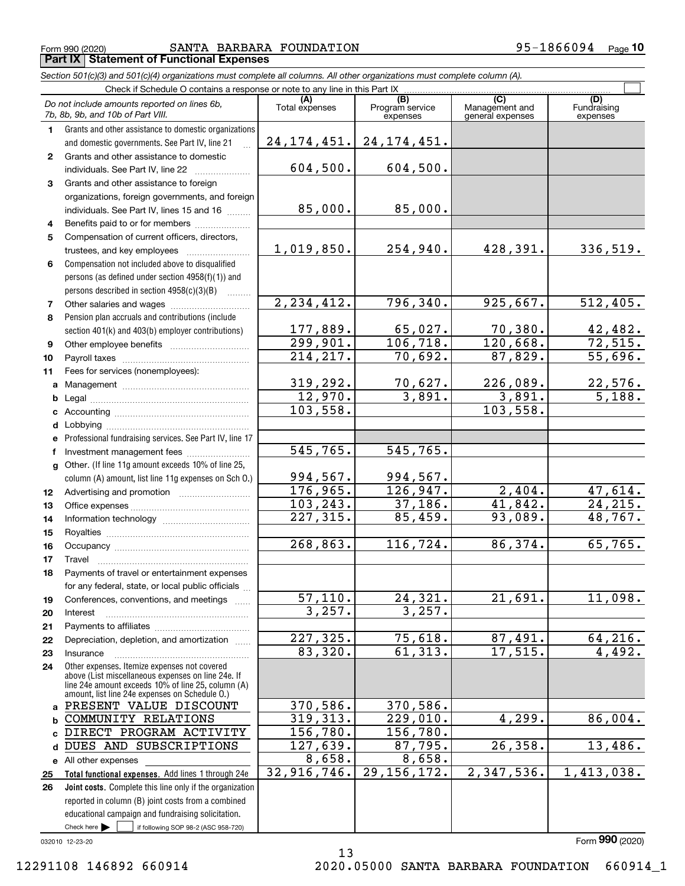Form 990 (2020) SANTA BARBARA FOUNDATION 95-1866094 Page 10

## Part IX Statement of Functional Expenses

*Section 501(c)(3) and 501(c)(4) organizations must complete all columns. All other organizations must complete column (A).*

Check if Schedule O contains a response or note to any line in this Part IX ☐

| | *Do not include amounts reported on lines 6b, 7b, 8b, 9b, and 10b of Part VIII.* | (A) Total expenses | (B) Program service expenses | (C) Management and general expenses | (D) Fundraising expenses |
|---|---|---|---|---|---|
| 1 | Grants and other assistance to domestic organizations and domestic governments. See Part IV, line 21 | 24,174,451. | 24,174,451. | | |
| 2 | Grants and other assistance to domestic individuals. See Part IV, line 22 | 604,500. | 604,500. | | |
| 3 | Grants and other assistance to foreign organizations, foreign governments, and foreign individuals. See Part IV, lines 15 and 16 | 85,000. | 85,000. | | |
| 4 | Benefits paid to or for members | | | | |
| 5 | Compensation of current officers, directors, trustees, and key employees | 1,019,850. | 254,940. | 428,391. | 336,519. |
| 6 | Compensation not included above to disqualified persons (as defined under section 4958(f)(1)) and persons described in section 4958(c)(3)(B) | | | | |
| 7 | Other salaries and wages | 2,234,412. | 796,340. | 925,667. | 512,405. |
| 8 | Pension plan accruals and contributions (include section 401(k) and 403(b) employer contributions) | 177,889. | 65,027. | 70,380. | 42,482. |
| 9 | Other employee benefits | 299,901. | 106,718. | 120,668. | 72,515. |
| 10 | Payroll taxes | 214,217. | 70,692. | 87,829. | 55,696. |
| 11 | Fees for services (nonemployees): | | | | |
| a | Management | 319,292. | 70,627. | 226,089. | 22,576. |
| b | Legal | 12,970. | 3,891. | 3,891. | 5,188. |
| c | Accounting | 103,558. | | 103,558. | |
| d | Lobbying | | | | |
| e | Professional fundraising services. See Part IV, line 17 | | | | |
| f | Investment management fees | 545,765. | 545,765. | | |
| g | Other. (If line 11g amount exceeds 10% of line 25, column (A) amount, list line 11g expenses on Sch O.) | 994,567. | 994,567. | | |
| 12 | Advertising and promotion | 176,965. | 126,947. | 2,404. | 47,614. |
| 13 | Office expenses | 103,243. | 37,186. | 41,842. | 24,215. |
| 14 | Information technology | 227,315. | 85,459. | 93,089. | 48,767. |
| 15 | Royalties | | | | |
| 16 | Occupancy | 268,863. | 116,724. | 86,374. | 65,765. |
| 17 | Travel | | | | |
| 18 | Payments of travel or entertainment expenses for any federal, state, or local public officials | | | | |
| 19 | Conferences, conventions, and meetings | 57,110. | 24,321. | 21,691. | 11,098. |
| 20 | Interest | 3,257. | 3,257. | | |
| 21 | Payments to affiliates | | | | |
| 22 | Depreciation, depletion, and amortization | 227,325. | 75,618. | 87,491. | 64,216. |
| 23 | Insurance | 83,320. | 61,313. | 17,515. | 4,492. |
| 24 | Other expenses. Itemize expenses not covered above (List miscellaneous expenses on line 24e. If line 24e amount exceeds 10% of line 25, column (A) amount, list line 24e expenses on Schedule O.) | | | | |
| a | PRESENT VALUE DISCOUNT | 370,586. | 370,586. | | |
| b | COMMUNITY RELATIONS | 319,313. | 229,010. | 4,299. | 86,004. |
| c | DIRECT PROGRAM ACTIVITY | 156,780. | 156,780. | | |
| d | DUES AND SUBSCRIPTIONS | 127,639. | 87,795. | 26,358. | 13,486. |
| e | All other expenses | 8,658. | 8,658. | | |
| 25 | **Total functional expenses.** Add lines 1 through 24e | 32,916,746. | 29,156,172. | 2,347,536. | 1,413,038. |
| 26 | **Joint costs.** Complete this line only if the organization reported in column (B) joint costs from a combined educational campaign and fundraising solicitation. Check here ☐ if following SOP 98-2 (ASC 958-720) | | | | |

032010 12-23-20

Form **990** (2020)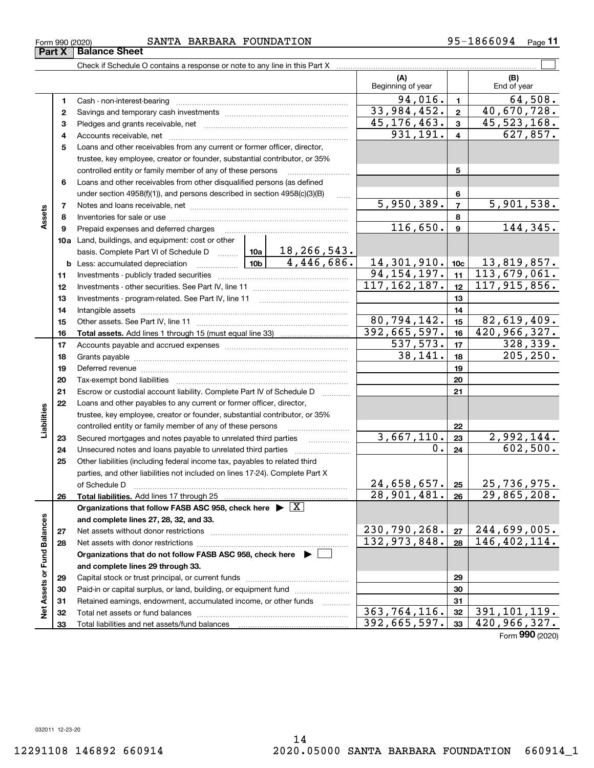Form 990 (2020) SANTA BARBARA FOUNDATION 95-1866094 Page 11

## Part X Balance Sheet

Check if Schedule O contains a response or note to any line in this Part X

| | | | | | (A) Beginning of year | | (B) End of year |
|---|---|---|---|---|---|---|---|
| **Assets** | 1 | Cash - non-interest-bearing | | | 94,016. | 1 | 64,508. |
| | 2 | Savings and temporary cash investments | | | 33,984,452. | 2 | 40,670,728. |
| | 3 | Pledges and grants receivable, net | | | 45,176,463. | 3 | 45,523,168. |
| | 4 | Accounts receivable, net | | | 931,191. | 4 | 627,857. |
| | 5 | Loans and other receivables from any current or former officer, director, trustee, key employee, creator or founder, substantial contributor, or 35% controlled entity or family member of any of these persons | | | | 5 | |
| | 6 | Loans and other receivables from other disqualified persons (as defined under section 4958(f)(1)), and persons described in section 4958(c)(3)(B) | | | | 6 | |
| | 7 | Notes and loans receivable, net | | | 5,950,389. | 7 | 5,901,538. |
| | 8 | Inventories for sale or use | | | | 8 | |
| | 9 | Prepaid expenses and deferred charges | | | 116,650. | 9 | 144,345. |
| | 10a | Land, buildings, and equipment: cost or other basis. Complete Part VI of Schedule D | 10a | 18,266,543. | | | |
| | b | Less: accumulated depreciation | 10b | 4,446,686. | 14,301,910. | 10c | 13,819,857. |
| | 11 | Investments - publicly traded securities | | | 94,154,197. | 11 | 113,679,061. |
| | 12 | Investments - other securities. See Part IV, line 11 | | | 117,162,187. | 12 | 117,915,856. |
| | 13 | Investments - program-related. See Part IV, line 11 | | | | 13 | |
| | 14 | Intangible assets | | | | 14 | |
| | 15 | Other assets. See Part IV, line 11 | | | 80,794,142. | 15 | 82,619,409. |
| | 16 | **Total assets.** Add lines 1 through 15 (must equal line 33) | | | 392,665,597. | 16 | 420,966,327. |
| **Liabilities** | 17 | Accounts payable and accrued expenses | | | 537,573. | 17 | 328,339. |
| | 18 | Grants payable | | | 38,141. | 18 | 205,250. |
| | 19 | Deferred revenue | | | | 19 | |
| | 20 | Tax-exempt bond liabilities | | | | 20 | |
| | 21 | Escrow or custodial account liability. Complete Part IV of Schedule D | | | | 21 | |
| | 22 | Loans and other payables to any current or former officer, director, trustee, key employee, creator or founder, substantial contributor, or 35% controlled entity or family member of any of these persons | | | | 22 | |
| | 23 | Secured mortgages and notes payable to unrelated third parties | | | 3,667,110. | 23 | 2,992,144. |
| | 24 | Unsecured notes and loans payable to unrelated third parties | | | 0. | 24 | 602,500. |
| | 25 | Other liabilities (including federal income tax, payables to related third parties, and other liabilities not included on lines 17-24). Complete Part X of Schedule D | | | 24,658,657. | 25 | 25,736,975. |
| | 26 | **Total liabilities.** Add lines 17 through 25 | | | 28,901,481. | 26 | 29,865,208. |
| **Net Assets or Fund Balances** | | **Organizations that follow FASB ASC 958, check here** ▶ [X] **and complete lines 27, 28, 32, and 33.** | | | | | |
| | 27 | Net assets without donor restrictions | | | 230,790,268. | 27 | 244,699,005. |
| | 28 | Net assets with donor restrictions | | | 132,973,848. | 28 | 146,402,114. |
| | | **Organizations that do not follow FASB ASC 958, check here** ▶ [ ] **and complete lines 29 through 33.** | | | | | |
| | 29 | Capital stock or trust principal, or current funds | | | | 29 | |
| | 30 | Paid-in or capital surplus, or land, building, or equipment fund | | | | 30 | |
| | 31 | Retained earnings, endowment, accumulated income, or other funds | | | | 31 | |
| | 32 | Total net assets or fund balances | | | 363,764,116. | 32 | 391,101,119. |
| | 33 | Total liabilities and net assets/fund balances | | | 392,665,597. | 33 | 420,966,327. |

Form **990** (2020)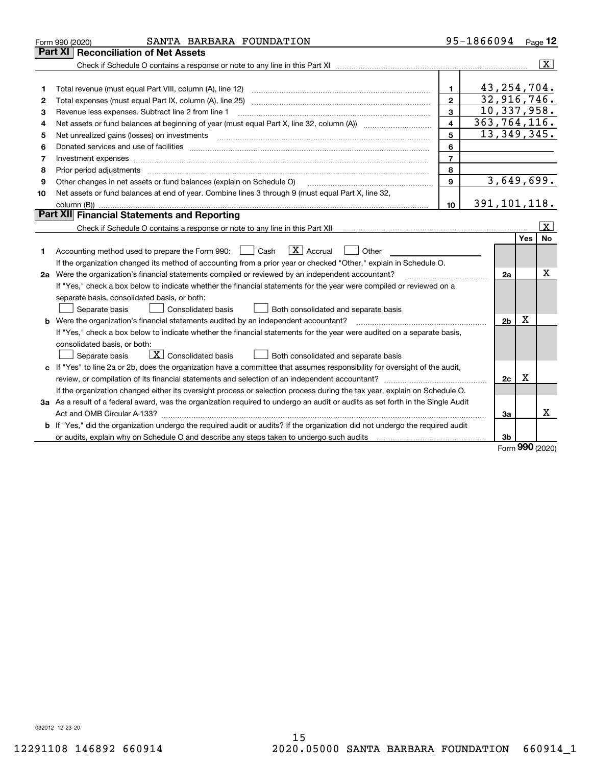Form 990 (2020) SANTA BARBARA FOUNDATION 95-1866094 Page 12

## Part XI Reconciliation of Net Assets

Check if Schedule O contains a response or note to any line in this Part XI .......... [X]

| | | | |
|---|---|---|---|
| 1 | Total revenue (must equal Part VIII, column (A), line 12) | 1 | 43,254,704. |
| 2 | Total expenses (must equal Part IX, column (A), line 25) | 2 | 32,916,746. |
| 3 | Revenue less expenses. Subtract line 2 from line 1 | 3 | 10,337,958. |
| 4 | Net assets or fund balances at beginning of year (must equal Part X, line 32, column (A)) | 4 | 363,764,116. |
| 5 | Net unrealized gains (losses) on investments | 5 | 13,349,345. |
| 6 | Donated services and use of facilities | 6 | |
| 7 | Investment expenses | 7 | |
| 8 | Prior period adjustments | 8 | |
| 9 | Other changes in net assets or fund balances (explain on Schedule O) | 9 | 3,649,699. |
| 10 | Net assets or fund balances at end of year. Combine lines 3 through 9 (must equal Part X, line 32, column (B)) | 10 | 391,101,118. |

## Part XII Financial Statements and Reporting

Check if Schedule O contains a response or note to any line in this Part XII .......... [X]

| | | | Yes | No |
|---|---|---|---|---|
| 1 | Accounting method used to prepare the Form 990: [ ] Cash [X] Accrual [ ] Other ______<br>If the organization changed its method of accounting from a prior year or checked "Other," explain in Schedule O. | | | |
| 2a | Were the organization's financial statements compiled or reviewed by an independent accountant?<br>If "Yes," check a box below to indicate whether the financial statements for the year were compiled or reviewed on a separate basis, consolidated basis, or both:<br>[ ] Separate basis [ ] Consolidated basis [ ] Both consolidated and separate basis | 2a | | X |
| b | Were the organization's financial statements audited by an independent accountant?<br>If "Yes," check a box below to indicate whether the financial statements for the year were audited on a separate basis, consolidated basis, or both:<br>[ ] Separate basis [X] Consolidated basis [ ] Both consolidated and separate basis | 2b | X | |
| c | If "Yes" to line 2a or 2b, does the organization have a committee that assumes responsibility for oversight of the audit, review, or compilation of its financial statements and selection of an independent accountant?<br>If the organization changed either its oversight process or selection process during the tax year, explain on Schedule O. | 2c | X | |
| 3a | As a result of a federal award, was the organization required to undergo an audit or audits as set forth in the Single Audit Act and OMB Circular A-133? | 3a | | X |
| b | If "Yes," did the organization undergo the required audit or audits? If the organization did not undergo the required audit or audits, explain why on Schedule O and describe any steps taken to undergo such audits | 3b | | |

Form 990 (2020)

032012 12-23-20

12291108 146892 660914 2020.05000 SANTA BARBARA FOUNDATION 660914_1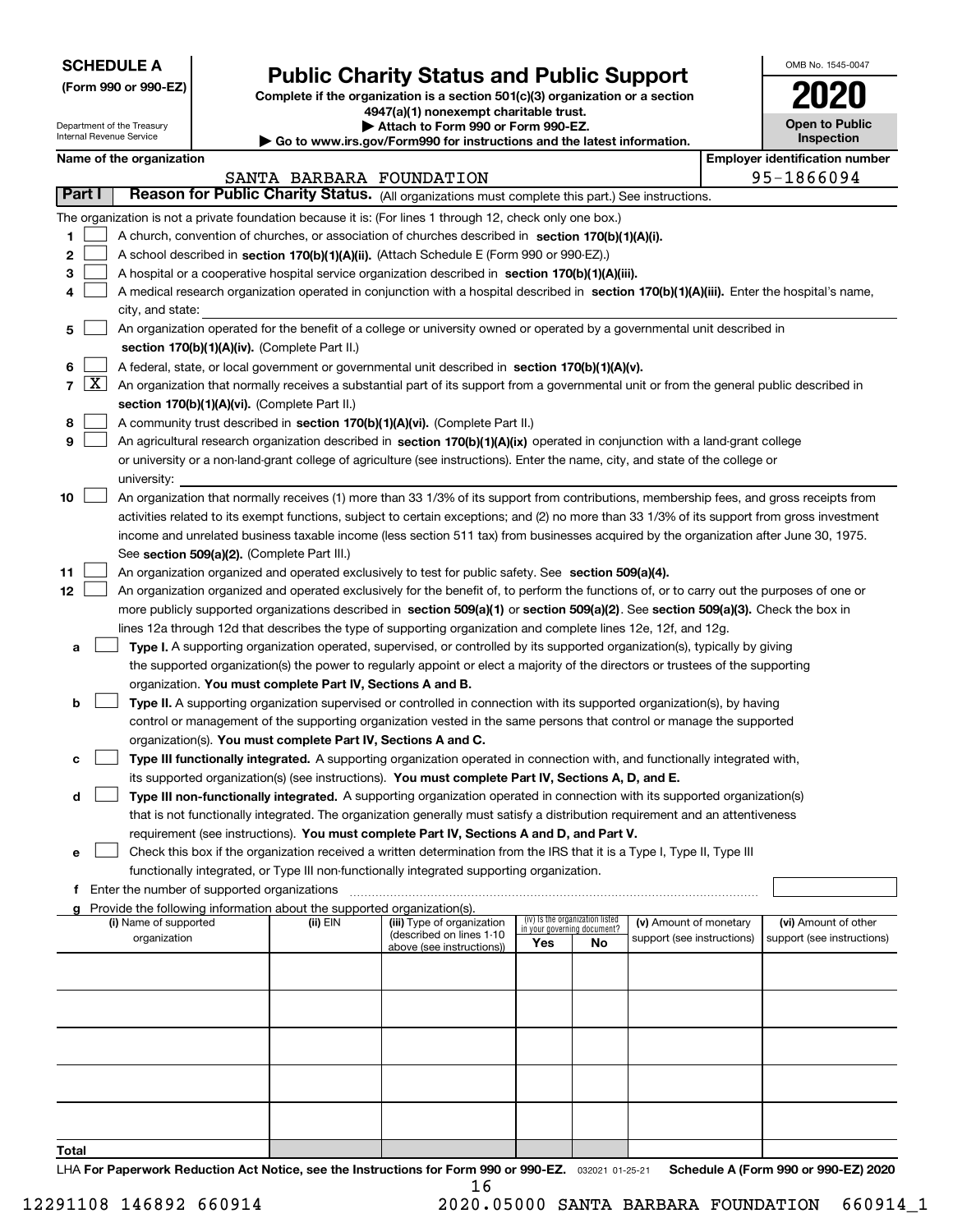**SCHEDULE A**
**(Form 990 or 990-EZ)**

Department of the Treasury
Internal Revenue Service

# Public Charity Status and Public Support

**Complete if the organization is a section 501(c)(3) organization or a section 4947(a)(1) nonexempt charitable trust.**
**▶ Attach to Form 990 or Form 990-EZ.**
**▶ Go to www.irs.gov/Form990 for instructions and the latest information.**

OMB No. 1545-0047

**2020**

**Open to Public Inspection**

**Name of the organization:** SANTA BARBARA FOUNDATION

**Employer identification number:** 95-1866094

## Part I — Reason for Public Charity Status. (All organizations must complete this part.) See instructions.

The organization is not a private foundation because it is: (For lines 1 through 12, check only one box.)

1. [ ] A church, convention of churches, or association of churches described in **section 170(b)(1)(A)(i).**
2. [ ] A school described in **section 170(b)(1)(A)(ii).** (Attach Schedule E (Form 990 or 990-EZ).)
3. [ ] A hospital or a cooperative hospital service organization described in **section 170(b)(1)(A)(iii).**
4. [ ] A medical research organization operated in conjunction with a hospital described in **section 170(b)(1)(A)(iii).** Enter the hospital's name, city, and state:
5. [ ] An organization operated for the benefit of a college or university owned or operated by a governmental unit described in **section 170(b)(1)(A)(iv).** (Complete Part II.)
6. [ ] A federal, state, or local government or governmental unit described in **section 170(b)(1)(A)(v).**
7. [X] An organization that normally receives a substantial part of its support from a governmental unit or from the general public described in **section 170(b)(1)(A)(vi).** (Complete Part II.)
8. [ ] A community trust described in **section 170(b)(1)(A)(vi).** (Complete Part II.)
9. [ ] An agricultural research organization described in **section 170(b)(1)(A)(ix)** operated in conjunction with a land-grant college or university or a non-land-grant college of agriculture (see instructions). Enter the name, city, and state of the college or university:
10. [ ] An organization that normally receives (1) more than 33 1/3% of its support from contributions, membership fees, and gross receipts from activities related to its exempt functions, subject to certain exceptions; and (2) no more than 33 1/3% of its support from gross investment income and unrelated business taxable income (less section 511 tax) from businesses acquired by the organization after June 30, 1975. See **section 509(a)(2).** (Complete Part III.)
11. [ ] An organization organized and operated exclusively to test for public safety. See **section 509(a)(4).**
12. [ ] An organization organized and operated exclusively for the benefit of, to perform the functions of, or to carry out the purposes of one or more publicly supported organizations described in **section 509(a)(1)** or **section 509(a)(2)**. See **section 509(a)(3).** Check the box in lines 12a through 12d that describes the type of supporting organization and complete lines 12e, 12f, and 12g.
   - **a** [ ] **Type I.** A supporting organization operated, supervised, or controlled by its supported organization(s), typically by giving the supported organization(s) the power to regularly appoint or elect a majority of the directors or trustees of the supporting organization. **You must complete Part IV, Sections A and B.**
   - **b** [ ] **Type II.** A supporting organization supervised or controlled in connection with its supported organization(s), by having control or management of the supporting organization vested in the same persons that control or manage the supported organization(s). **You must complete Part IV, Sections A and C.**
   - **c** [ ] **Type III functionally integrated.** A supporting organization operated in connection with, and functionally integrated with, its supported organization(s) (see instructions). **You must complete Part IV, Sections A, D, and E.**
   - **d** [ ] **Type III non-functionally integrated.** A supporting organization operated in connection with its supported organization(s) that is not functionally integrated. The organization generally must satisfy a distribution requirement and an attentiveness requirement (see instructions). **You must complete Part IV, Sections A and D, and Part V.**
   - **e** [ ] Check this box if the organization received a written determination from the IRS that it is a Type I, Type II, Type III functionally integrated, or Type III non-functionally integrated supporting organization.
   - **f** Enter the number of supported organizations
   - **g** Provide the following information about the supported organization(s).

| (i) Name of supported organization | (ii) EIN | (iii) Type of organization (described on lines 1-10 above (see instructions)) | (iv) Is the organization listed in your governing document? Yes | No | (v) Amount of monetary support (see instructions) | (vi) Amount of other support (see instructions) |
|---|---|---|---|---|---|---|
| | | | | | | |
| | | | | | | |
| | | | | | | |
| | | | | | | |
| | | | | | | |
| **Total** | | | | | | |

LHA **For Paperwork Reduction Act Notice, see the Instructions for Form 990 or 990-EZ.** 032021 01-25-21 **Schedule A (Form 990 or 990-EZ) 2020**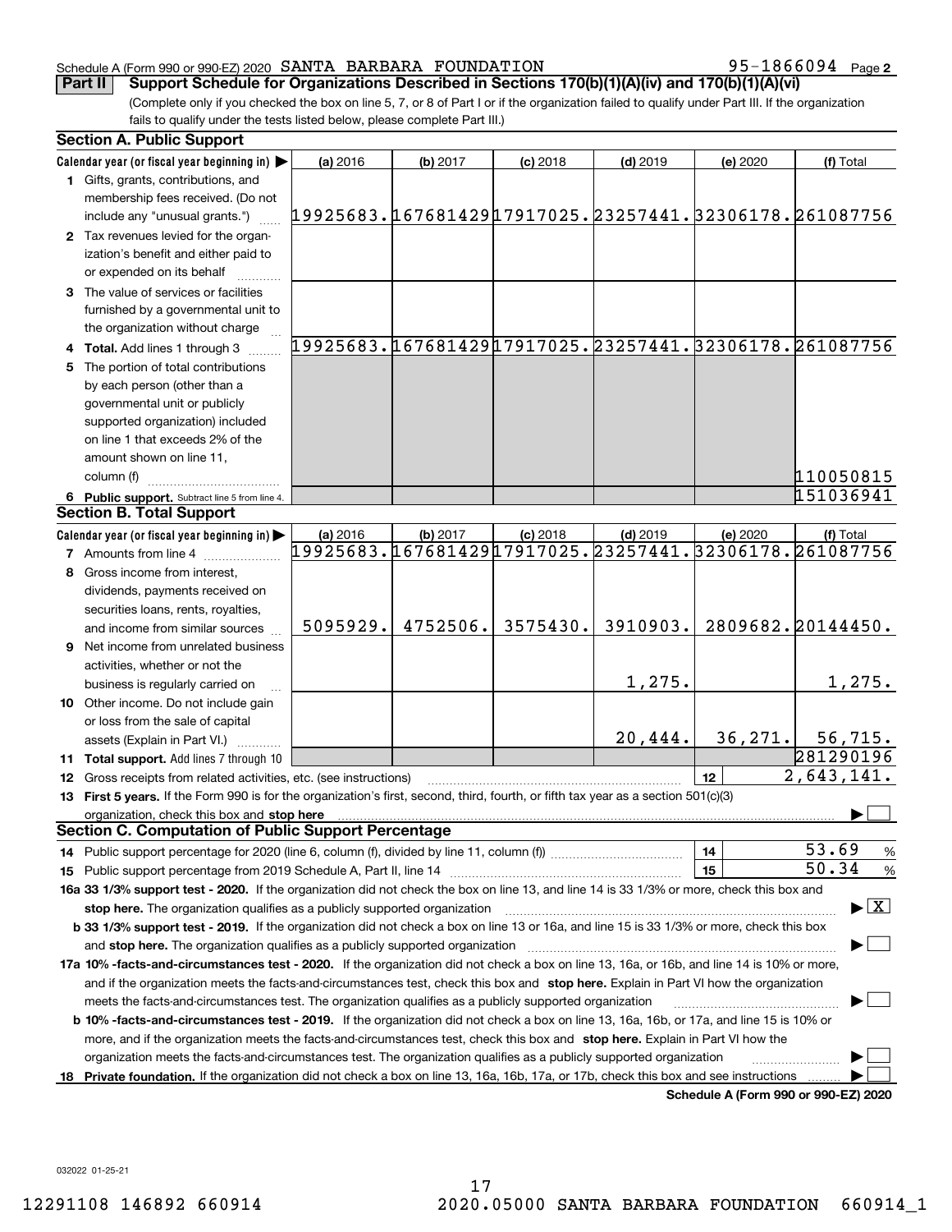Schedule A (Form 990 or 990-EZ) 2020 SANTA BARBARA FOUNDATION 95-1866094 Page 2

**Part II** **Support Schedule for Organizations Described in Sections 170(b)(1)(A)(iv) and 170(b)(1)(A)(vi)**

(Complete only if you checked the box on line 5, 7, or 8 of Part I or if the organization failed to qualify under Part III. If the organization fails to qualify under the tests listed below, please complete Part III.)

### Section A. Public Support

| Calendar year (or fiscal year beginning in) ▶ | (a) 2016 | (b) 2017 | (c) 2018 | (d) 2019 | (e) 2020 | (f) Total |
|---|---|---|---|---|---|---|
| **1** Gifts, grants, contributions, and membership fees received. (Do not include any "unusual grants.") | 19925683. | 167681429 | 17917025. | 23257441. | 32306178. | 261087756 |
| **2** Tax revenues levied for the organization's benefit and either paid to or expended on its behalf | | | | | | |
| **3** The value of services or facilities furnished by a governmental unit to the organization without charge | | | | | | |
| **4 Total.** Add lines 1 through 3 | 19925683. | 167681429 | 17917025. | 23257441. | 32306178. | 261087756 |
| **5** The portion of total contributions by each person (other than a governmental unit or publicly supported organization) included on line 1 that exceeds 2% of the amount shown on line 11, column (f) | | | | | | 110050815 |
| **6 Public support.** Subtract line 5 from line 4. | | | | | | 151036941 |

### Section B. Total Support

| Calendar year (or fiscal year beginning in) ▶ | (a) 2016 | (b) 2017 | (c) 2018 | (d) 2019 | (e) 2020 | (f) Total |
|---|---|---|---|---|---|---|
| **7** Amounts from line 4 | 19925683. | 167681429 | 17917025. | 23257441. | 32306178. | 261087756 |
| **8** Gross income from interest, dividends, payments received on securities loans, rents, royalties, and income from similar sources | 5095929. | 4752506. | 3575430. | 3910903. | 2809682. | 20144450. |
| **9** Net income from unrelated business activities, whether or not the business is regularly carried on | | | | 1,275. | | 1,275. |
| **10** Other income. Do not include gain or loss from the sale of capital assets (Explain in Part VI.) | | | | 20,444. | 36,271. | 56,715. |
| **11 Total support.** Add lines 7 through 10 | | | | | | 281290196 |
| **12** Gross receipts from related activities, etc. (see instructions) | | | | | **12** | 2,643,141. |

**13 First 5 years.** If the Form 990 is for the organization's first, second, third, fourth, or fifth tax year as a section 501(c)(3) organization, check this box and **stop here** ▶ ☐

### Section C. Computation of Public Support Percentage

| | | |
|---|---|---|
| **14** Public support percentage for 2020 (line 6, column (f), divided by line 11, column (f)) | **14** | 53.69 % |
| **15** Public support percentage from 2019 Schedule A, Part II, line 14 | **15** | 50.34 % |

**16a 33 1/3% support test - 2020.** If the organization did not check the box on line 13, and line 14 is 33 1/3% or more, check this box and **stop here.** The organization qualifies as a publicly supported organization ▶ ☒

**b 33 1/3% support test - 2019.** If the organization did not check a box on line 13 or 16a, and line 15 is 33 1/3% or more, check this box and **stop here.** The organization qualifies as a publicly supported organization ▶ ☐

**17a 10% -facts-and-circumstances test - 2020.** If the organization did not check a box on line 13, 16a, or 16b, and line 14 is 10% or more, and if the organization meets the facts-and-circumstances test, check this box and **stop here.** Explain in Part VI how the organization meets the facts-and-circumstances test. The organization qualifies as a publicly supported organization ▶ ☐

**b 10% -facts-and-circumstances test - 2019.** If the organization did not check a box on line 13, 16a, 16b, or 17a, and line 15 is 10% or more, and if the organization meets the facts-and-circumstances test, check this box and **stop here.** Explain in Part VI how the organization meets the facts-and-circumstances test. The organization qualifies as a publicly supported organization ▶ ☐

**18 Private foundation.** If the organization did not check a box on line 13, 16a, 16b, 17a, or 17b, check this box and see instructions ▶ ☐

**Schedule A (Form 990 or 990-EZ) 2020**

032022 01-25-21

12291108 146892 660914 2020.05000 SANTA BARBARA FOUNDATION 660914_1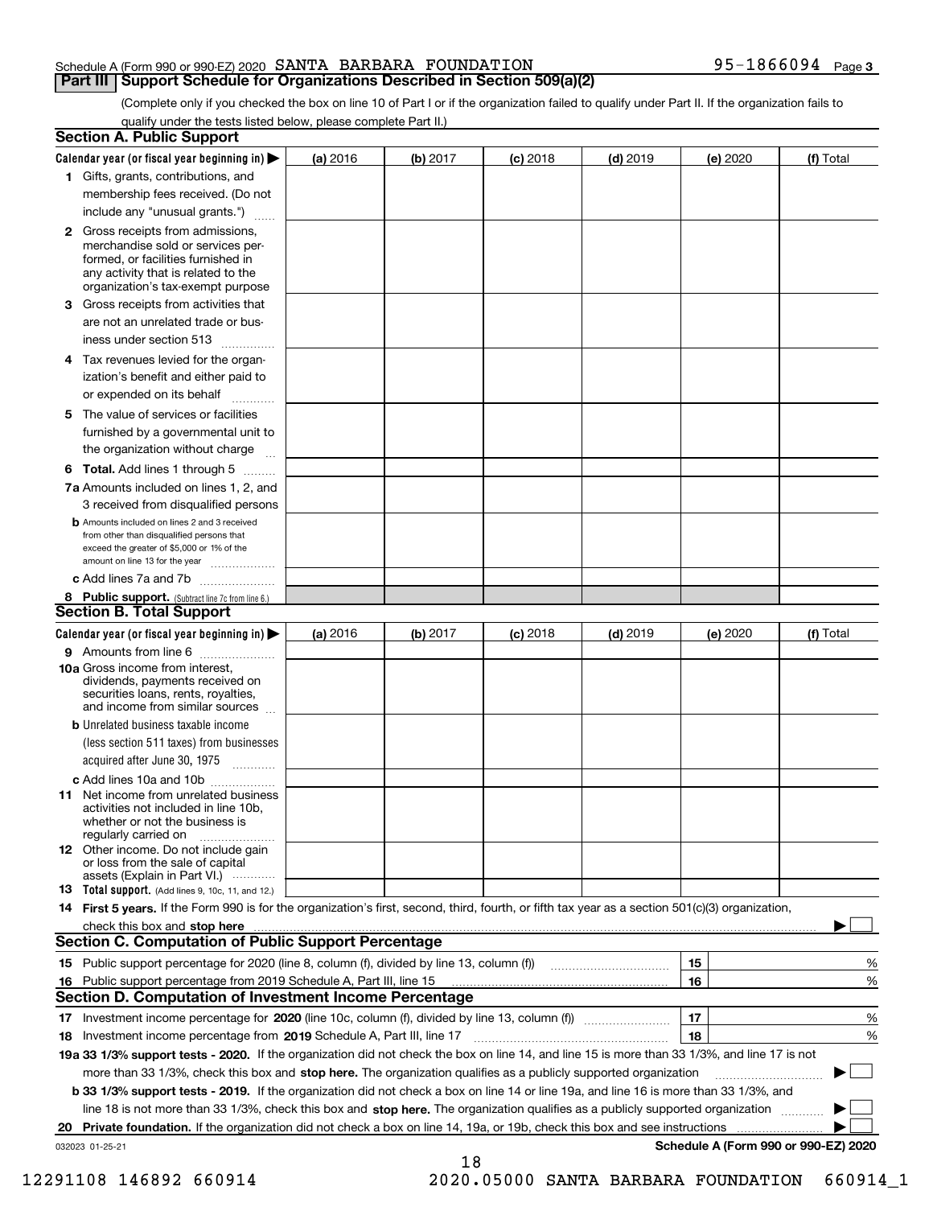Schedule A (Form 990 or 990-EZ) 2020 SANTA BARBARA FOUNDATION 95-1866094 Page 3

## Part III Support Schedule for Organizations Described in Section 509(a)(2)

(Complete only if you checked the box on line 10 of Part I or if the organization failed to qualify under Part II. If the organization fails to qualify under the tests listed below, please complete Part II.)

### Section A. Public Support

| Calendar year (or fiscal year beginning in) ▶ | (a) 2016 | (b) 2017 | (c) 2018 | (d) 2019 | (e) 2020 | (f) Total |
|---|---|---|---|---|---|---|
| 1 Gifts, grants, contributions, and membership fees received. (Do not include any "unusual grants.") | | | | | | |
| 2 Gross receipts from admissions, merchandise sold or services performed, or facilities furnished in any activity that is related to the organization's tax-exempt purpose | | | | | | |
| 3 Gross receipts from activities that are not an unrelated trade or business under section 513 | | | | | | |
| 4 Tax revenues levied for the organization's benefit and either paid to or expended on its behalf | | | | | | |
| 5 The value of services or facilities furnished by a governmental unit to the organization without charge | | | | | | |
| 6 Total. Add lines 1 through 5 | | | | | | |
| 7a Amounts included on lines 1, 2, and 3 received from disqualified persons | | | | | | |
| b Amounts included on lines 2 and 3 received from other than disqualified persons that exceed the greater of $5,000 or 1% of the amount on line 13 for the year | | | | | | |
| c Add lines 7a and 7b | | | | | | |
| 8 Public support. (Subtract line 7c from line 6.) | | | | | | |

### Section B. Total Support

| Calendar year (or fiscal year beginning in) ▶ | (a) 2016 | (b) 2017 | (c) 2018 | (d) 2019 | (e) 2020 | (f) Total |
|---|---|---|---|---|---|---|
| 9 Amounts from line 6 | | | | | | |
| 10a Gross income from interest, dividends, payments received on securities loans, rents, royalties, and income from similar sources | | | | | | |
| b Unrelated business taxable income (less section 511 taxes) from businesses acquired after June 30, 1975 | | | | | | |
| c Add lines 10a and 10b | | | | | | |
| 11 Net income from unrelated business activities not included in line 10b, whether or not the business is regularly carried on | | | | | | |
| 12 Other income. Do not include gain or loss from the sale of capital assets (Explain in Part VI.) | | | | | | |
| 13 Total support. (Add lines 9, 10c, 11, and 12.) | | | | | | |

**14 First 5 years.** If the Form 990 is for the organization's first, second, third, fourth, or fifth tax year as a section 501(c)(3) organization, check this box and **stop here** ▶ ☐

### Section C. Computation of Public Support Percentage

| | | | |
|---|---|---|---|
| 15 | Public support percentage for 2020 (line 8, column (f), divided by line 13, column (f)) | 15 | % |
| 16 | Public support percentage from 2019 Schedule A, Part III, line 15 | 16 | % |

### Section D. Computation of Investment Income Percentage

| | | | |
|---|---|---|---|
| 17 | Investment income percentage for **2020** (line 10c, column (f), divided by line 13, column (f)) | 17 | % |
| 18 | Investment income percentage from **2019** Schedule A, Part III, line 17 | 18 | % |

**19a 33 1/3% support tests - 2020.** If the organization did not check the box on line 14, and line 15 is more than 33 1/3%, and line 17 is not more than 33 1/3%, check this box and **stop here.** The organization qualifies as a publicly supported organization ▶ ☐

**b 33 1/3% support tests - 2019.** If the organization did not check a box on line 14 or line 19a, and line 16 is more than 33 1/3%, and line 18 is not more than 33 1/3%, check this box and **stop here.** The organization qualifies as a publicly supported organization ▶ ☐

**20 Private foundation.** If the organization did not check a box on line 14, 19a, or 19b, check this box and see instructions ▶ ☐

032023 01-25-21

**Schedule A (Form 990 or 990-EZ) 2020**

12291108 146892 660914 2020.05000 SANTA BARBARA FOUNDATION 660914_1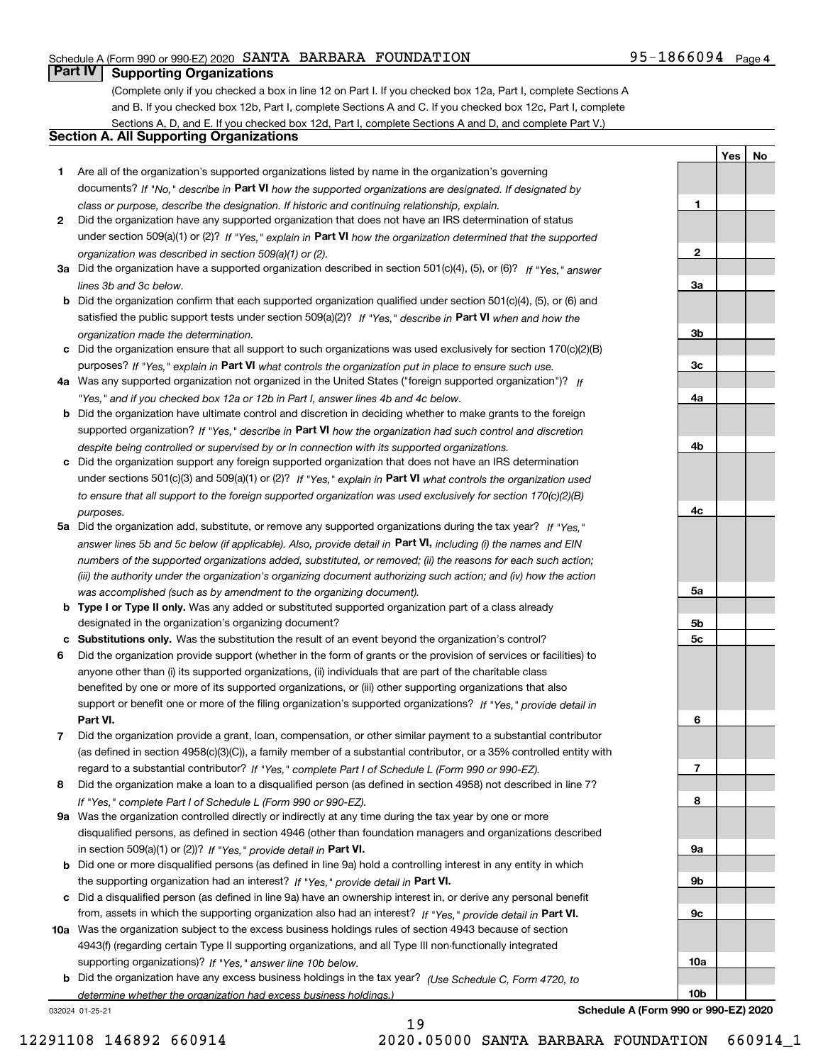Schedule A (Form 990 or 990-EZ) 2020 SANTA BARBARA FOUNDATION 95-1866094 Page 4

## Part IV Supporting Organizations

(Complete only if you checked a box in line 12 on Part I. If you checked box 12a, Part I, complete Sections A and B. If you checked box 12b, Part I, complete Sections A and C. If you checked box 12c, Part I, complete Sections A, D, and E. If you checked box 12d, Part I, complete Sections A and D, and complete Part V.)

### Section A. All Supporting Organizations

| | | Line | Yes | No |
|---|---|---|---|---|
| **1** | Are all of the organization's supported organizations listed by name in the organization's governing documents? *If "No," describe in* **Part VI** *how the supported organizations are designated. If designated by class or purpose, describe the designation. If historic and continuing relationship, explain.* | **1** | | |
| **2** | Did the organization have any supported organization that does not have an IRS determination of status under section 509(a)(1) or (2)? *If "Yes," explain in* **Part VI** *how the organization determined that the supported organization was described in section 509(a)(1) or (2).* | **2** | | |
| **3a** | Did the organization have a supported organization described in section 501(c)(4), (5), or (6)? *If "Yes," answer lines 3b and 3c below.* | **3a** | | |
| **b** | Did the organization confirm that each supported organization qualified under section 501(c)(4), (5), or (6) and satisfied the public support tests under section 509(a)(2)? *If "Yes," describe in* **Part VI** *when and how the organization made the determination.* | **3b** | | |
| **c** | Did the organization ensure that all support to such organizations was used exclusively for section 170(c)(2)(B) purposes? *If "Yes," explain in* **Part VI** *what controls the organization put in place to ensure such use.* | **3c** | | |
| **4a** | Was any supported organization not organized in the United States ("foreign supported organization")? *If "Yes," and if you checked box 12a or 12b in Part I, answer lines 4b and 4c below.* | **4a** | | |
| **b** | Did the organization have ultimate control and discretion in deciding whether to make grants to the foreign supported organization? *If "Yes," describe in* **Part VI** *how the organization had such control and discretion despite being controlled or supervised by or in connection with its supported organizations.* | **4b** | | |
| **c** | Did the organization support any foreign supported organization that does not have an IRS determination under sections 501(c)(3) and 509(a)(1) or (2)? *If "Yes," explain in* **Part VI** *what controls the organization used to ensure that all support to the foreign supported organization was used exclusively for section 170(c)(2)(B) purposes.* | **4c** | | |
| **5a** | Did the organization add, substitute, or remove any supported organizations during the tax year? *If "Yes," answer lines 5b and 5c below (if applicable). Also, provide detail in* **Part VI,** *including (i) the names and EIN numbers of the supported organizations added, substituted, or removed; (ii) the reasons for each such action; (iii) the authority under the organization's organizing document authorizing such action; and (iv) how the action was accomplished (such as by amendment to the organizing document).* | **5a** | | |
| **b** | **Type I or Type II only.** Was any added or substituted supported organization part of a class already designated in the organization's organizing document? | **5b** | | |
| **c** | **Substitutions only.** Was the substitution the result of an event beyond the organization's control? | **5c** | | |
| **6** | Did the organization provide support (whether in the form of grants or the provision of services or facilities) to anyone other than (i) its supported organizations, (ii) individuals that are part of the charitable class benefited by one or more of its supported organizations, or (iii) other supporting organizations that also support or benefit one or more of the filing organization's supported organizations? *If "Yes," provide detail in* **Part VI.** | **6** | | |
| **7** | Did the organization provide a grant, loan, compensation, or other similar payment to a substantial contributor (as defined in section 4958(c)(3)(C)), a family member of a substantial contributor, or a 35% controlled entity with regard to a substantial contributor? *If "Yes," complete Part I of Schedule L (Form 990 or 990-EZ).* | **7** | | |
| **8** | Did the organization make a loan to a disqualified person (as defined in section 4958) not described in line 7? *If "Yes," complete Part I of Schedule L (Form 990 or 990-EZ).* | **8** | | |
| **9a** | Was the organization controlled directly or indirectly at any time during the tax year by one or more disqualified persons, as defined in section 4946 (other than foundation managers and organizations described in section 509(a)(1) or (2))? *If "Yes," provide detail in* **Part VI.** | **9a** | | |
| **b** | Did one or more disqualified persons (as defined in line 9a) hold a controlling interest in any entity in which the supporting organization had an interest? *If "Yes," provide detail in* **Part VI.** | **9b** | | |
| **c** | Did a disqualified person (as defined in line 9a) have an ownership interest in, or derive any personal benefit from, assets in which the supporting organization also had an interest? *If "Yes," provide detail in* **Part VI.** | **9c** | | |
| **10a** | Was the organization subject to the excess business holdings rules of section 4943 because of section 4943(f) (regarding certain Type II supporting organizations, and all Type III non-functionally integrated supporting organizations)? *If "Yes," answer line 10b below.* | **10a** | | |
| **b** | Did the organization have any excess business holdings in the tax year? *(Use Schedule C, Form 4720, to determine whether the organization had excess business holdings.)* | **10b** | | |

032024 01-25-21 **Schedule A (Form 990 or 990-EZ) 2020**

12291108 146892 660914 2020.05000 SANTA BARBARA FOUNDATION 660914_1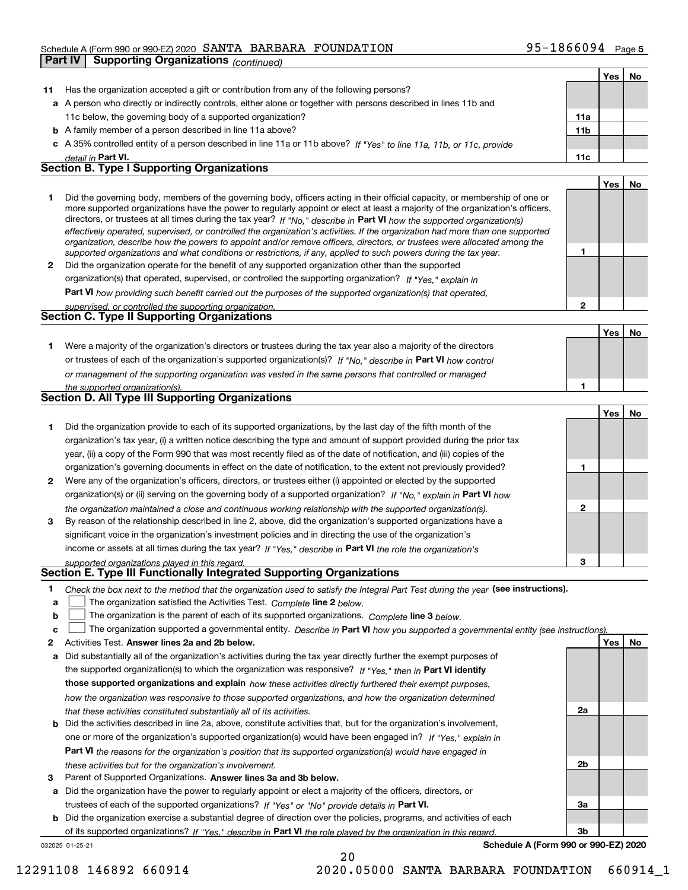Schedule A (Form 990 or 990-EZ) 2020 SANTA BARBARA FOUNDATION 95-1866094 Page **5**

**Part IV | Supporting Organizations** *(continued)*

| | | | Yes | No |
|---|---|---|---|---|
| **11** | Has the organization accepted a gift or contribution from any of the following persons? | | | |
| **a** | A person who directly or indirectly controls, either alone or together with persons described in lines 11b and 11c below, the governing body of a supported organization? | **11a** | | |
| **b** | A family member of a person described in line 11a above? | **11b** | | |
| **c** | A 35% controlled entity of a person described in line 11a or 11b above? *If "Yes" to line 11a, 11b, or 11c, provide detail in* **Part VI.** | **11c** | | |

## Section B. Type I Supporting Organizations

| | | | Yes | No |
|---|---|---|---|---|
| **1** | Did the governing body, members of the governing body, officers acting in their official capacity, or membership of one or more supported organizations have the power to regularly appoint or elect at least a majority of the organization's officers, directors, or trustees at all times during the tax year? *If "No," describe in* **Part VI** *how the supported organization(s) effectively operated, supervised, or controlled the organization's activities. If the organization had more than one supported organization, describe how the powers to appoint and/or remove officers, directors, or trustees were allocated among the supported organizations and what conditions or restrictions, if any, applied to such powers during the tax year.* | **1** | | |
| **2** | Did the organization operate for the benefit of any supported organization other than the supported organization(s) that operated, supervised, or controlled the supporting organization? *If "Yes," explain in* **Part VI** *how providing such benefit carried out the purposes of the supported organization(s) that operated, supervised, or controlled the supporting organization.* | **2** | | |

## Section C. Type II Supporting Organizations

| | | | Yes | No |
|---|---|---|---|---|
| **1** | Were a majority of the organization's directors or trustees during the tax year also a majority of the directors or trustees of each of the organization's supported organization(s)? *If "No," describe in* **Part VI** *how control or management of the supporting organization was vested in the same persons that controlled or managed the supported organization(s).* | **1** | | |

## Section D. All Type III Supporting Organizations

| | | | Yes | No |
|---|---|---|---|---|
| **1** | Did the organization provide to each of its supported organizations, by the last day of the fifth month of the organization's tax year, (i) a written notice describing the type and amount of support provided during the prior tax year, (ii) a copy of the Form 990 that was most recently filed as of the date of notification, and (iii) copies of the organization's governing documents in effect on the date of notification, to the extent not previously provided? | **1** | | |
| **2** | Were any of the organization's officers, directors, or trustees either (i) appointed or elected by the supported organization(s) or (ii) serving on the governing body of a supported organization? *If "No," explain in* **Part VI** *how the organization maintained a close and continuous working relationship with the supported organization(s).* | **2** | | |
| **3** | By reason of the relationship described in line 2, above, did the organization's supported organizations have a significant voice in the organization's investment policies and in directing the use of the organization's income or assets at all times during the tax year? *If "Yes," describe in* **Part VI** *the role the organization's supported organizations played in this regard.* | **3** | | |

## Section E. Type III Functionally Integrated Supporting Organizations

**1** *Check the box next to the method that the organization used to satisfy the Integral Part Test during the year* **(see instructions).**

- **a** ☐ The organization satisfied the Activities Test. *Complete* **line 2** *below.*
- **b** ☐ The organization is the parent of each of its supported organizations. *Complete* **line 3** *below.*
- **c** ☐ The organization supported a governmental entity. *Describe in* **Part VI** *how you supported a governmental entity (see instructions).*

| | | | Yes | No |
|---|---|---|---|---|
| **2** | Activities Test. **Answer lines 2a and 2b below.** | | | |
| **a** | Did substantially all of the organization's activities during the tax year directly further the exempt purposes of the supported organization(s) to which the organization was responsive? *If "Yes," then in* **Part VI identify those supported organizations and explain** *how these activities directly furthered their exempt purposes, how the organization was responsive to those supported organizations, and how the organization determined that these activities constituted substantially all of its activities.* | **2a** | | |
| **b** | Did the activities described in line 2a, above, constitute activities that, but for the organization's involvement, one or more of the organization's supported organization(s) would have been engaged in? *If "Yes," explain in* **Part VI** *the reasons for the organization's position that its supported organization(s) would have engaged in these activities but for the organization's involvement.* | **2b** | | |
| **3** | Parent of Supported Organizations. **Answer lines 3a and 3b below.** | | | |
| **a** | Did the organization have the power to regularly appoint or elect a majority of the officers, directors, or trustees of each of the supported organizations? *If "Yes" or "No" provide details in* **Part VI.** | **3a** | | |
| **b** | Did the organization exercise a substantial degree of direction over the policies, programs, and activities of each of its supported organizations? *If "Yes," describe in* **Part VI** *the role played by the organization in this regard.* | **3b** | | |

032025 01-25-21 **Schedule A (Form 990 or 990-EZ) 2020**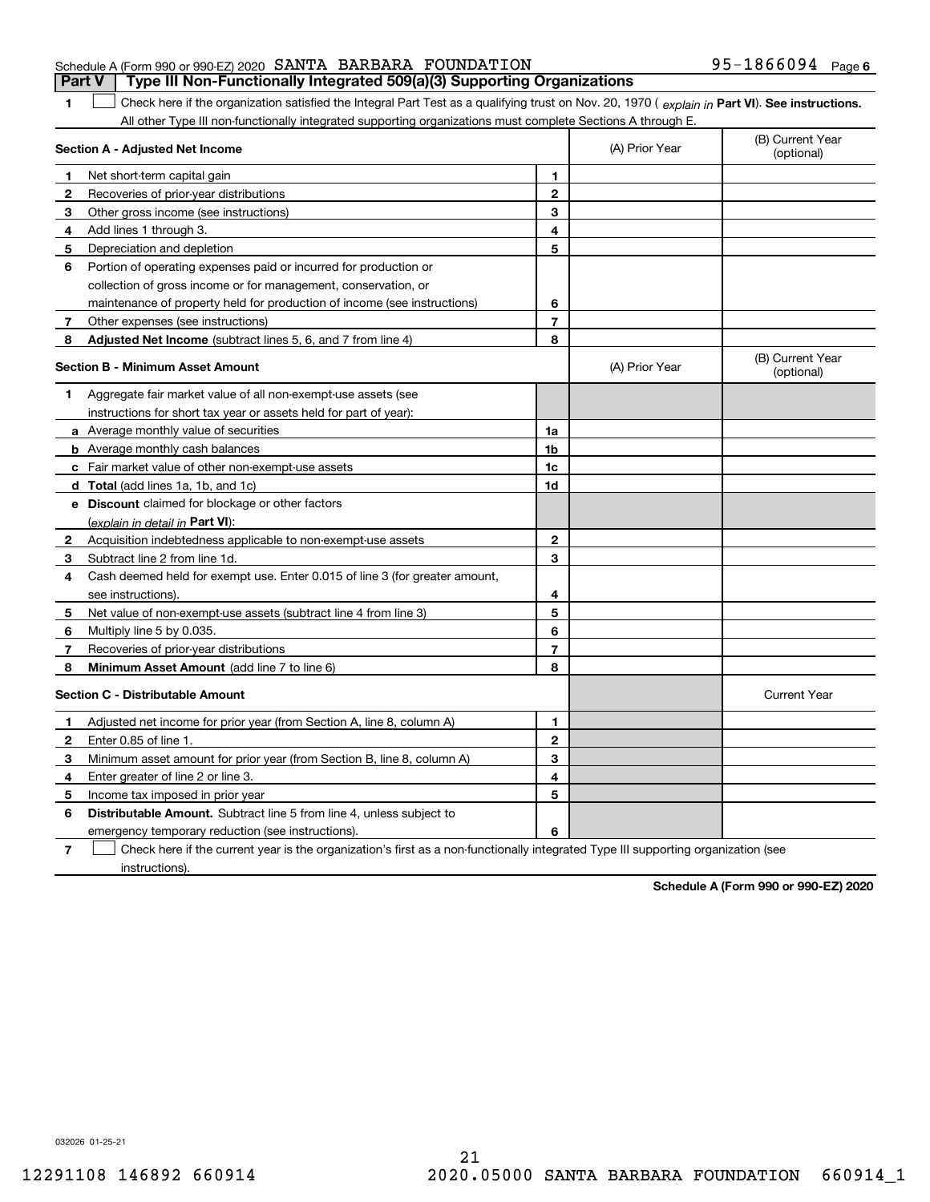Schedule A (Form 990 or 990-EZ) 2020 SANTA BARBARA FOUNDATION 95-1866094 Page 6

## Part V | Type III Non-Functionally Integrated 509(a)(3) Supporting Organizations

**1** ☐ Check here if the organization satisfied the Integral Part Test as a qualifying trust on Nov. 20, 1970 ( *explain in* **Part VI**). **See instructions.** All other Type III non-functionally integrated supporting organizations must complete Sections A through E.

| **Section A - Adjusted Net Income** | | | (A) Prior Year | (B) Current Year (optional) |
|---|---|---|---|---|
| 1 | Net short-term capital gain | 1 | | |
| 2 | Recoveries of prior-year distributions | 2 | | |
| 3 | Other gross income (see instructions) | 3 | | |
| 4 | Add lines 1 through 3. | 4 | | |
| 5 | Depreciation and depletion | 5 | | |
| 6 | Portion of operating expenses paid or incurred for production or collection of gross income or for management, conservation, or maintenance of property held for production of income (see instructions) | 6 | | |
| 7 | Other expenses (see instructions) | 7 | | |
| 8 | **Adjusted Net Income** (subtract lines 5, 6, and 7 from line 4) | 8 | | |

| **Section B - Minimum Asset Amount** | | | (A) Prior Year | (B) Current Year (optional) |
|---|---|---|---|---|
| 1 | Aggregate fair market value of all non-exempt-use assets (see instructions for short tax year or assets held for part of year): | | | |
| a | Average monthly value of securities | 1a | | |
| b | Average monthly cash balances | 1b | | |
| c | Fair market value of other non-exempt-use assets | 1c | | |
| d | **Total** (add lines 1a, 1b, and 1c) | 1d | | |
| e | **Discount** claimed for blockage or other factors (*explain in detail in* **Part VI**): | | | |
| 2 | Acquisition indebtedness applicable to non-exempt-use assets | 2 | | |
| 3 | Subtract line 2 from line 1d. | 3 | | |
| 4 | Cash deemed held for exempt use. Enter 0.015 of line 3 (for greater amount, see instructions). | 4 | | |
| 5 | Net value of non-exempt-use assets (subtract line 4 from line 3) | 5 | | |
| 6 | Multiply line 5 by 0.035. | 6 | | |
| 7 | Recoveries of prior-year distributions | 7 | | |
| 8 | **Minimum Asset Amount** (add line 7 to line 6) | 8 | | |

| **Section C - Distributable Amount** | | | | Current Year |
|---|---|---|---|---|
| 1 | Adjusted net income for prior year (from Section A, line 8, column A) | 1 | | |
| 2 | Enter 0.85 of line 1. | 2 | | |
| 3 | Minimum asset amount for prior year (from Section B, line 8, column A) | 3 | | |
| 4 | Enter greater of line 2 or line 3. | 4 | | |
| 5 | Income tax imposed in prior year | 5 | | |
| 6 | **Distributable Amount.** Subtract line 5 from line 4, unless subject to emergency temporary reduction (see instructions). | 6 | | |

**7** ☐ Check here if the current year is the organization's first as a non-functionally integrated Type III supporting organization (see instructions).

**Schedule A (Form 990 or 990-EZ) 2020**

032026 01-25-21

12291108 146892 660914 2020.05000 SANTA BARBARA FOUNDATION 660914_1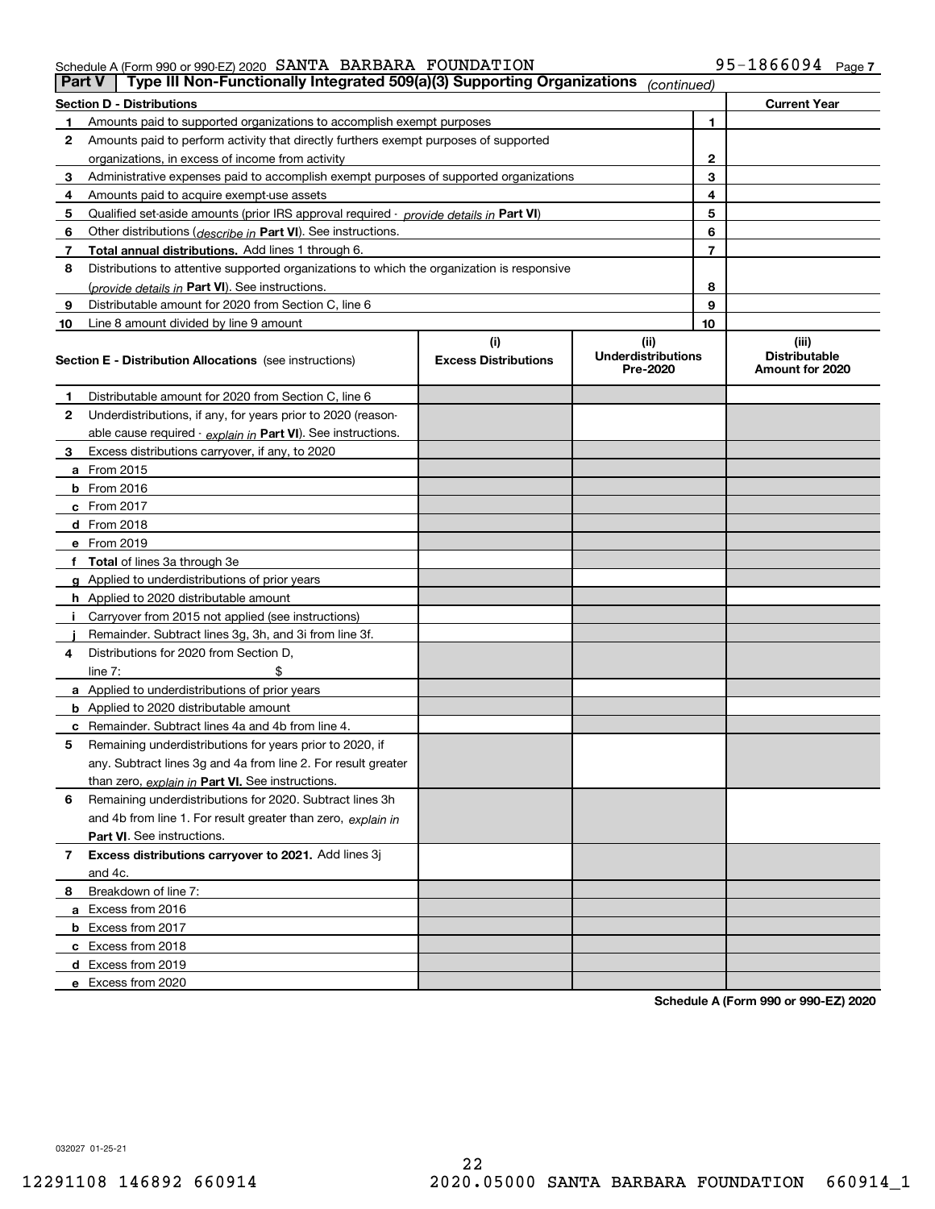Schedule A (Form 990 or 990-EZ) 2020 SANTA BARBARA FOUNDATION 95-1866094 Page 7

**Part V | Type III Non-Functionally Integrated 509(a)(3) Supporting Organizations** *(continued)*

| Section D - Distributions | | | Current Year |
|---|---|---|---|
| 1 | Amounts paid to supported organizations to accomplish exempt purposes | 1 | |
| 2 | Amounts paid to perform activity that directly furthers exempt purposes of supported organizations, in excess of income from activity | 2 | |
| 3 | Administrative expenses paid to accomplish exempt purposes of supported organizations | 3 | |
| 4 | Amounts paid to acquire exempt-use assets | 4 | |
| 5 | Qualified set-aside amounts (prior IRS approval required - *provide details in* **Part VI**) | 5 | |
| 6 | Other distributions (*describe in* **Part VI**). See instructions. | 6 | |
| 7 | **Total annual distributions.** Add lines 1 through 6. | 7 | |
| 8 | Distributions to attentive supported organizations to which the organization is responsive (*provide details in* **Part VI**). See instructions. | 8 | |
| 9 | Distributable amount for 2020 from Section C, line 6 | 9 | |
| 10 | Line 8 amount divided by line 9 amount | 10 | |

| **Section E - Distribution Allocations** (see instructions) | (i) Excess Distributions | (ii) Underdistributions Pre-2020 | (iii) Distributable Amount for 2020 |
|---|---|---|---|
| 1 Distributable amount for 2020 from Section C, line 6 | | | |
| 2 Underdistributions, if any, for years prior to 2020 (reasonable cause required - *explain in* **Part VI**). See instructions. | | | |
| 3 Excess distributions carryover, if any, to 2020 | | | |
| a From 2015 | | | |
| b From 2016 | | | |
| c From 2017 | | | |
| d From 2018 | | | |
| e From 2019 | | | |
| f **Total** of lines 3a through 3e | | | |
| g Applied to underdistributions of prior years | | | |
| h Applied to 2020 distributable amount | | | |
| i Carryover from 2015 not applied (see instructions) | | | |
| j Remainder. Subtract lines 3g, 3h, and 3i from line 3f. | | | |
| 4 Distributions for 2020 from Section D, line 7: $ | | | |
| a Applied to underdistributions of prior years | | | |
| b Applied to 2020 distributable amount | | | |
| c Remainder. Subtract lines 4a and 4b from line 4. | | | |
| 5 Remaining underdistributions for years prior to 2020, if any. Subtract lines 3g and 4a from line 2. For result greater than zero, *explain in* **Part VI.** See instructions. | | | |
| 6 Remaining underdistributions for 2020. Subtract lines 3h and 4b from line 1. For result greater than zero, *explain in* **Part VI**. See instructions. | | | |
| 7 **Excess distributions carryover to 2021.** Add lines 3j and 4c. | | | |
| 8 Breakdown of line 7: | | | |
| a Excess from 2016 | | | |
| b Excess from 2017 | | | |
| c Excess from 2018 | | | |
| d Excess from 2019 | | | |
| e Excess from 2020 | | | |

**Schedule A (Form 990 or 990-EZ) 2020**

032027 01-25-21

12291108 146892 660914 2020.05000 SANTA BARBARA FOUNDATION 660914_1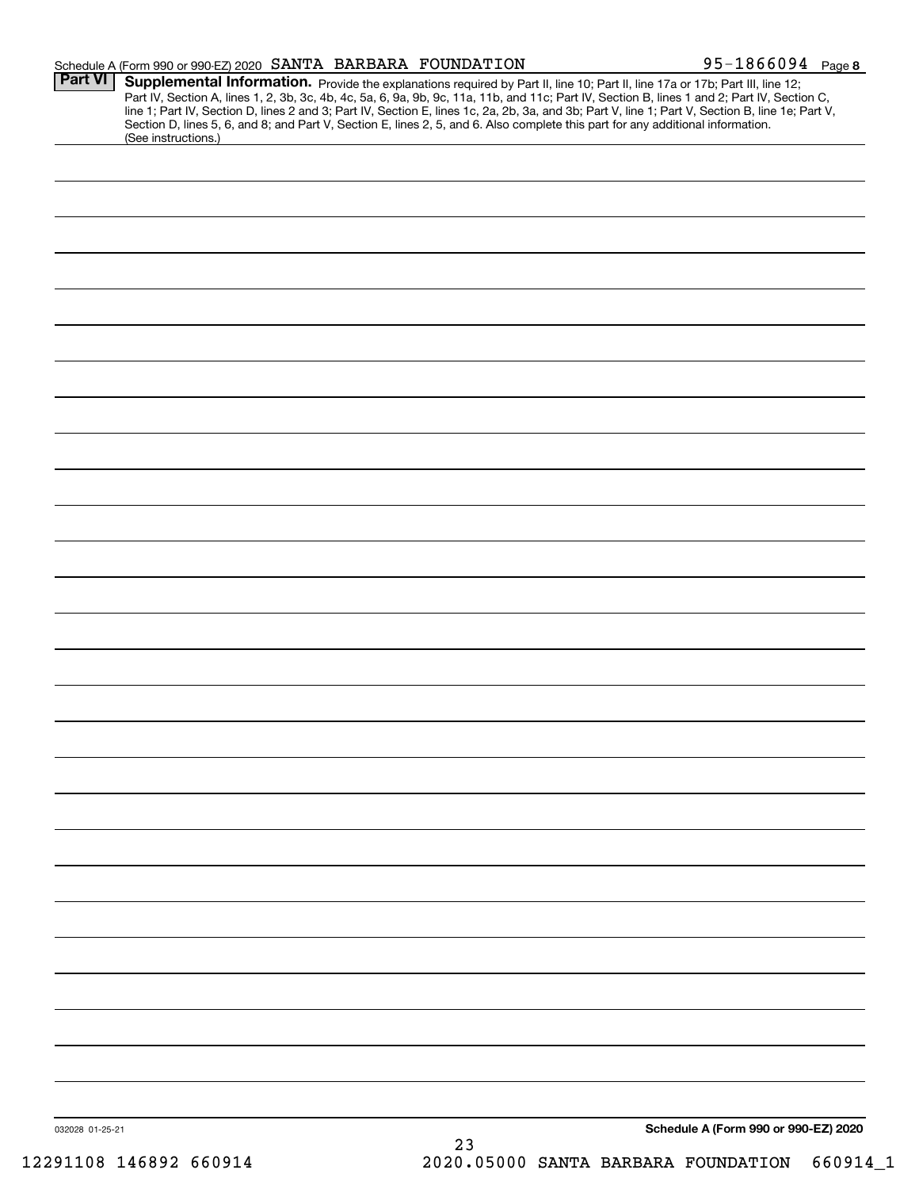Schedule A (Form 990 or 990-EZ) 2020 SANTA BARBARA FOUNDATION 95-1866094 Page 8

**Part VI** **Supplemental Information.** Provide the explanations required by Part II, line 10; Part II, line 17a or 17b; Part III, line 12; Part IV, Section A, lines 1, 2, 3b, 3c, 4b, 4c, 5a, 6, 9a, 9b, 9c, 11a, 11b, and 11c; Part IV, Section B, lines 1 and 2; Part IV, Section C, line 1; Part IV, Section D, lines 2 and 3; Part IV, Section E, lines 1c, 2a, 2b, 3a, and 3b; Part V, line 1; Part V, Section B, line 1e; Part V, Section D, lines 5, 6, and 8; and Part V, Section E, lines 2, 5, and 6. Also complete this part for any additional information. (See instructions.)

032028 01-25-21

**Schedule A (Form 990 or 990-EZ) 2020**

12291108 146892 660914 2020.05000 SANTA BARBARA FOUNDATION 660914_1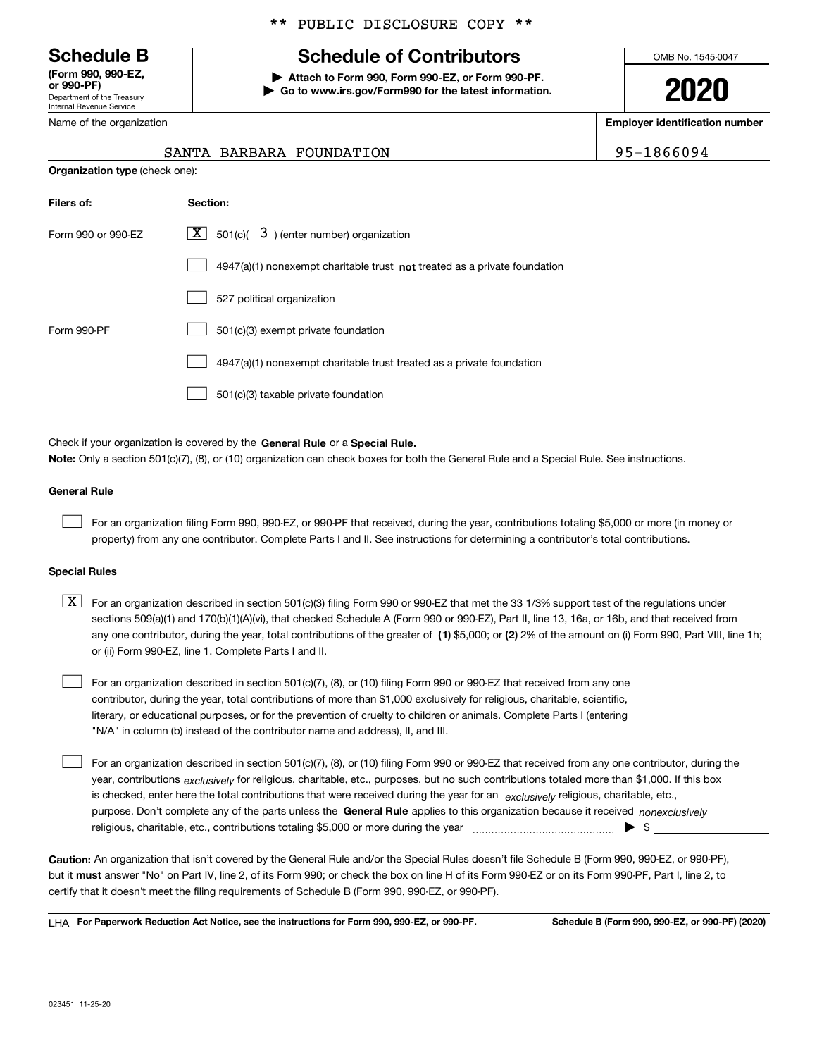** PUBLIC DISCLOSURE COPY **

# Schedule B

**(Form 990, 990-EZ, or 990-PF)**
Department of the Treasury
Internal Revenue Service

## Schedule of Contributors

**▶ Attach to Form 990, Form 990-EZ, or Form 990-PF.**
**▶ Go to www.irs.gov/Form990 for the latest information.**

OMB No. 1545-0047

**2020**

Name of the organization: SANTA BARBARA FOUNDATION

**Employer identification number**: 95-1866094

**Organization type** (check one):

| Filers of: | Section: |
|---|---|
| Form 990 or 990-EZ | [X] 501(c)( 3 ) (enter number) organization |
| | [ ] 4947(a)(1) nonexempt charitable trust **not** treated as a private foundation |
| | [ ] 527 political organization |
| Form 990-PF | [ ] 501(c)(3) exempt private foundation |
| | [ ] 4947(a)(1) nonexempt charitable trust treated as a private foundation |
| | [ ] 501(c)(3) taxable private foundation |

Check if your organization is covered by the **General Rule** or a **Special Rule.**

**Note:** Only a section 501(c)(7), (8), or (10) organization can check boxes for both the General Rule and a Special Rule. See instructions.

**General Rule**

[ ] For an organization filing Form 990, 990-EZ, or 990-PF that received, during the year, contributions totaling $5,000 or more (in money or property) from any one contributor. Complete Parts I and II. See instructions for determining a contributor's total contributions.

**Special Rules**

[X] For an organization described in section 501(c)(3) filing Form 990 or 990-EZ that met the 33 1/3% support test of the regulations under sections 509(a)(1) and 170(b)(1)(A)(vi), that checked Schedule A (Form 990 or 990-EZ), Part II, line 13, 16a, or 16b, and that received from any one contributor, during the year, total contributions of the greater of **(1)** $5,000; or **(2)** 2% of the amount on (i) Form 990, Part VIII, line 1h; or (ii) Form 990-EZ, line 1. Complete Parts I and II.

[ ] For an organization described in section 501(c)(7), (8), or (10) filing Form 990 or 990-EZ that received from any one contributor, during the year, total contributions of more than $1,000 exclusively for religious, charitable, scientific, literary, or educational purposes, or for the prevention of cruelty to children or animals. Complete Parts I (entering "N/A" in column (b) instead of the contributor name and address), II, and III.

[ ] For an organization described in section 501(c)(7), (8), or (10) filing Form 990 or 990-EZ that received from any one contributor, during the year, contributions *exclusively* for religious, charitable, etc., purposes, but no such contributions totaled more than $1,000. If this box is checked, enter here the total contributions that were received during the year for an *exclusively* religious, charitable, etc., purpose. Don't complete any of the parts unless the **General Rule** applies to this organization because it received *nonexclusively* religious, charitable, etc., contributions totaling $5,000 or more during the year ▶ $

**Caution:** An organization that isn't covered by the General Rule and/or the Special Rules doesn't file Schedule B (Form 990, 990-EZ, or 990-PF), but it **must** answer "No" on Part IV, line 2, of its Form 990; or check the box on line H of its Form 990-EZ or on its Form 990-PF, Part I, line 2, to certify that it doesn't meet the filing requirements of Schedule B (Form 990, 990-EZ, or 990-PF).

LHA **For Paperwork Reduction Act Notice, see the instructions for Form 990, 990-EZ, or 990-PF.** **Schedule B (Form 990, 990-EZ, or 990-PF) (2020)**

023451 11-25-20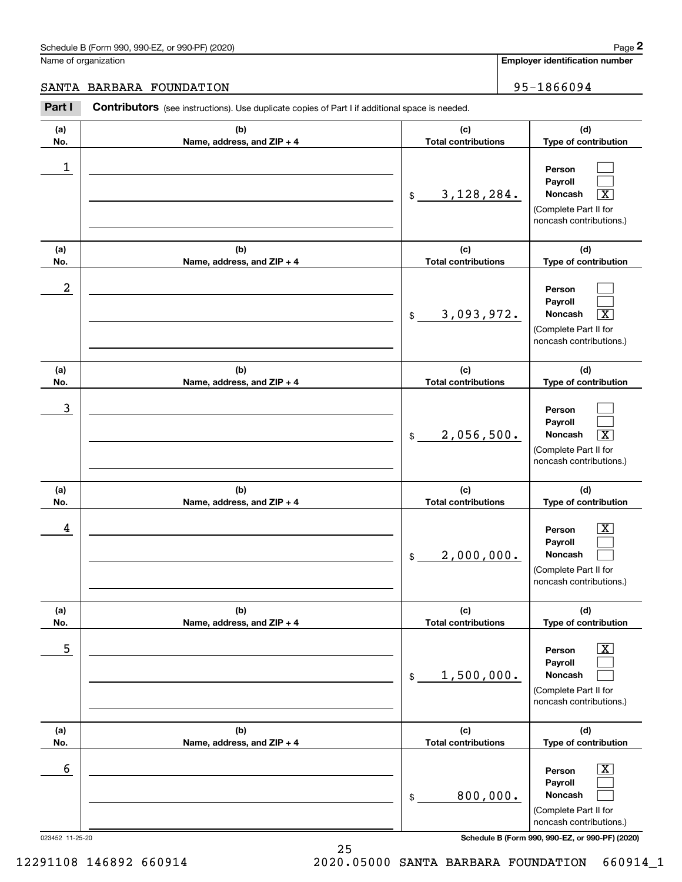Schedule B (Form 990, 990-EZ, or 990-PF) (2020)

Name of organization: SANTA BARBARA FOUNDATION

Employer identification number: 95-1866094

**Part I** **Contributors** (see instructions). Use duplicate copies of Part I if additional space is needed.

| (a) No. | (b) Name, address, and ZIP + 4 | (c) Total contributions | (d) Type of contribution |
|---|---|---|---|
| 1 | | $ 3,128,284. | Person [ ] Payroll [ ] Noncash [X] (Complete Part II for noncash contributions.) |
| 2 | | $ 3,093,972. | Person [ ] Payroll [ ] Noncash [X] (Complete Part II for noncash contributions.) |
| 3 | | $ 2,056,500. | Person [ ] Payroll [ ] Noncash [X] (Complete Part II for noncash contributions.) |
| 4 | | $ 2,000,000. | Person [X] Payroll [ ] Noncash [ ] (Complete Part II for noncash contributions.) |
| 5 | | $ 1,500,000. | Person [X] Payroll [ ] Noncash [ ] (Complete Part II for noncash contributions.) |
| 6 | | $ 800,000. | Person [X] Payroll [ ] Noncash [ ] (Complete Part II for noncash contributions.) |

023452 11-25-20

Schedule B (Form 990, 990-EZ, or 990-PF) (2020)

12291108 146892 660914 2020.05000 SANTA BARBARA FOUNDATION 660914_1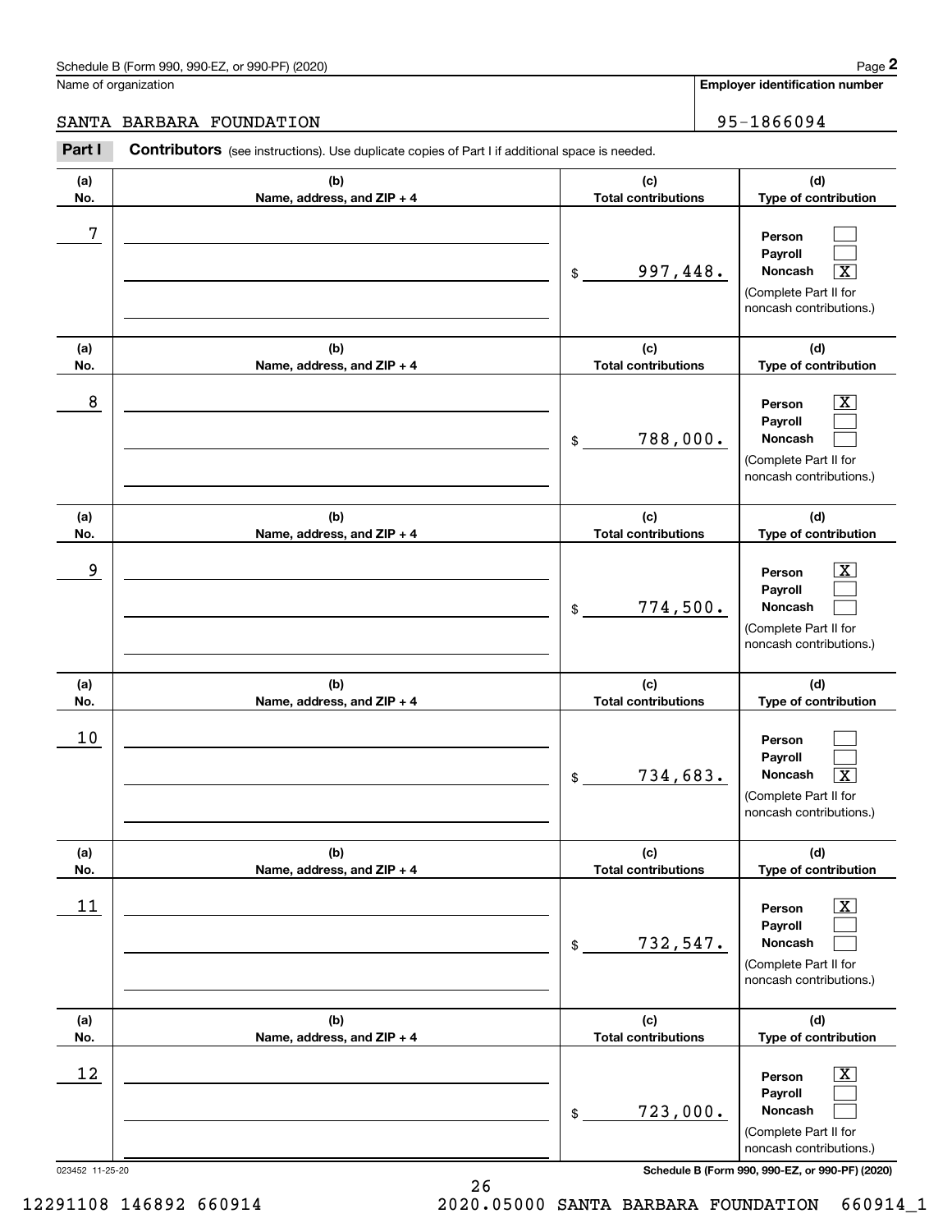Schedule B (Form 990, 990-EZ, or 990-PF) (2020)

Name of organization: SANTA BARBARA FOUNDATION

Employer identification number: 95-1866094

**Part I** **Contributors** (see instructions). Use duplicate copies of Part I if additional space is needed.

| (a) No. | (b) Name, address, and ZIP + 4 | (c) Total contributions | (d) Type of contribution |
|---|---|---|---|
| 7 | | $ 997,448. | Person [ ] Payroll [ ] Noncash [X] (Complete Part II for noncash contributions.) |
| 8 | | $ 788,000. | Person [X] Payroll [ ] Noncash [ ] (Complete Part II for noncash contributions.) |
| 9 | | $ 774,500. | Person [X] Payroll [ ] Noncash [ ] (Complete Part II for noncash contributions.) |
| 10 | | $ 734,683. | Person [ ] Payroll [ ] Noncash [X] (Complete Part II for noncash contributions.) |
| 11 | | $ 732,547. | Person [X] Payroll [ ] Noncash [ ] (Complete Part II for noncash contributions.) |
| 12 | | $ 723,000. | Person [X] Payroll [ ] Noncash [ ] (Complete Part II for noncash contributions.) |

023452 11-25-20

Schedule B (Form 990, 990-EZ, or 990-PF) (2020)

12291108 146892 660914 2020.05000 SANTA BARBARA FOUNDATION 660914_1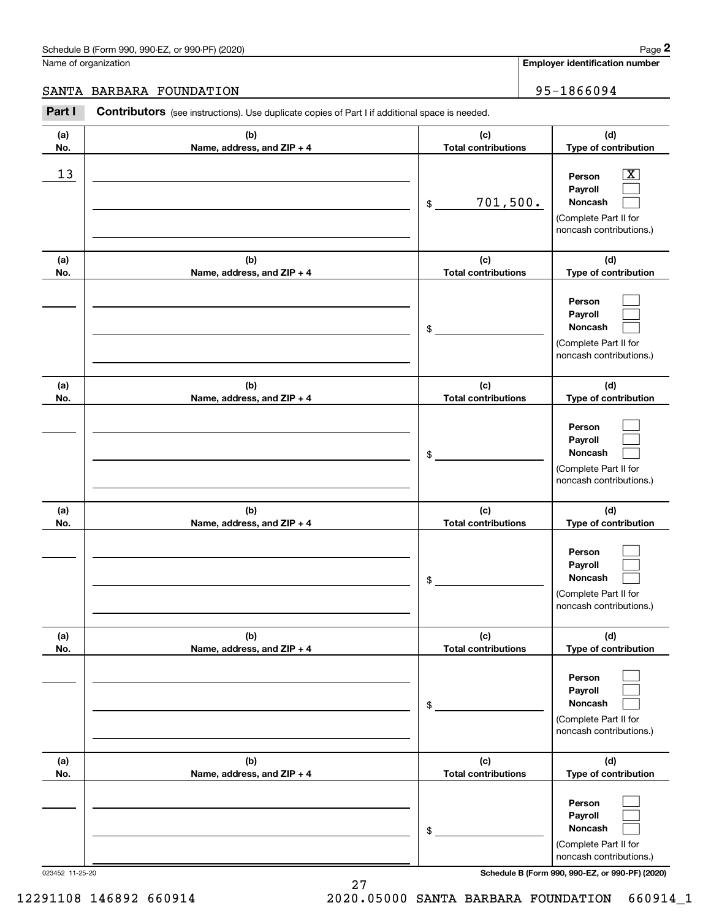Schedule B (Form 990, 990-EZ, or 990-PF) (2020)

Name of organization: SANTA BARBARA FOUNDATION

Employer identification number: 95-1866094

**Part I** **Contributors** (see instructions). Use duplicate copies of Part I if additional space is needed.

| (a) No. | (b) Name, address, and ZIP + 4 | (c) Total contributions | (d) Type of contribution |
|---|---|---|---|
| 13 | | $ 701,500. | Person [X] Payroll [ ] Noncash [ ] (Complete Part II for noncash contributions.) |
| | | $ | Person [ ] Payroll [ ] Noncash [ ] (Complete Part II for noncash contributions.) |
| | | $ | Person [ ] Payroll [ ] Noncash [ ] (Complete Part II for noncash contributions.) |
| | | $ | Person [ ] Payroll [ ] Noncash [ ] (Complete Part II for noncash contributions.) |
| | | $ | Person [ ] Payroll [ ] Noncash [ ] (Complete Part II for noncash contributions.) |
| | | $ | Person [ ] Payroll [ ] Noncash [ ] (Complete Part II for noncash contributions.) |

023452 11-25-20

12291108 146892 660914 2020.05000 SANTA BARBARA FOUNDATION 660914_1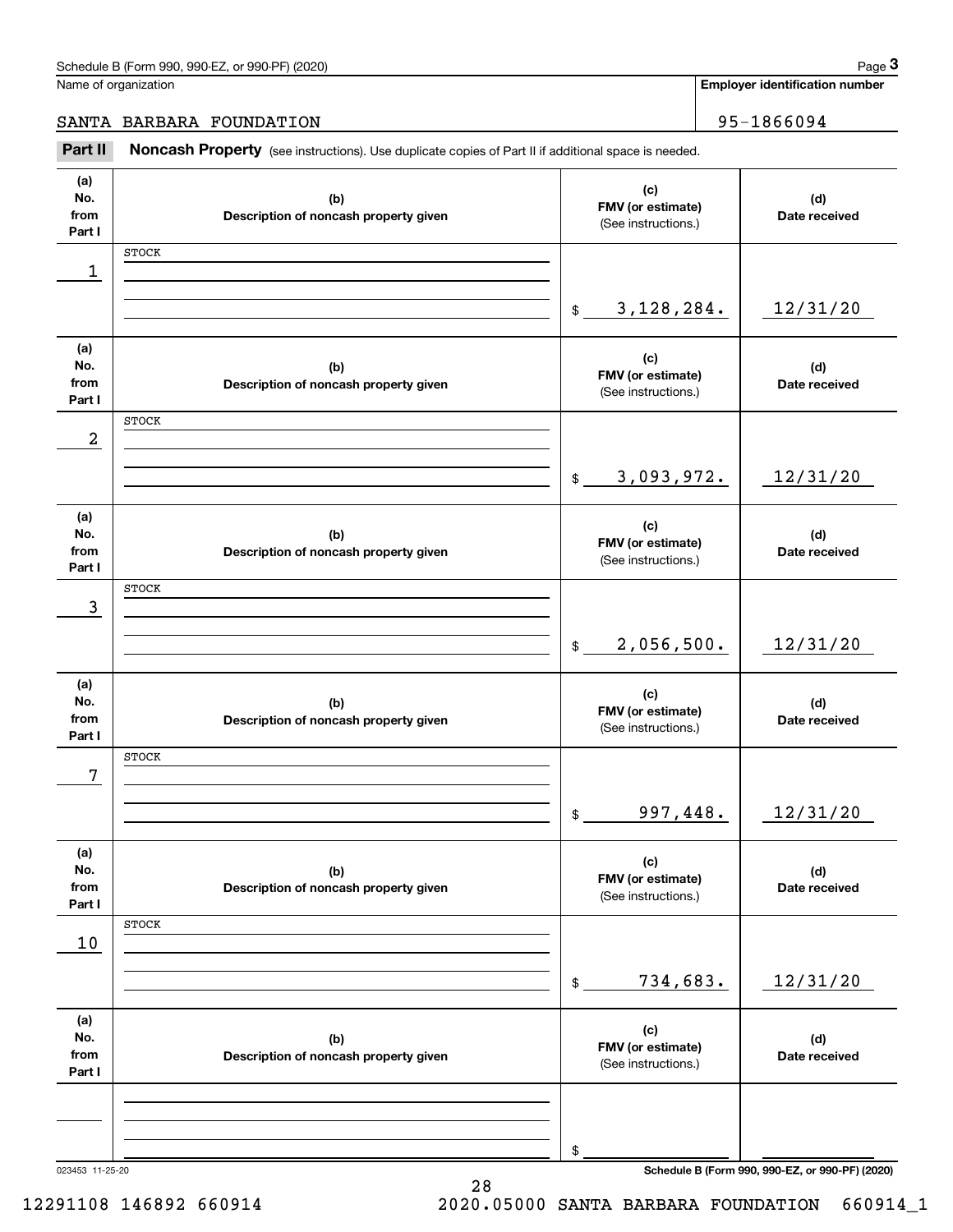Schedule B (Form 990, 990-EZ, or 990-PF) (2020)

Name of organization: SANTA BARBARA FOUNDATION

Employer identification number: 95-1866094

**Part II Noncash Property** (see instructions). Use duplicate copies of Part II if additional space is needed.

| (a) No. from Part I | (b) Description of noncash property given | (c) FMV (or estimate) (See instructions.) | (d) Date received |
|---|---|---|---|
| 1 | STOCK | $ 3,128,284. | 12/31/20 |
| 2 | STOCK | $ 3,093,972. | 12/31/20 |
| 3 | STOCK | $ 2,056,500. | 12/31/20 |
| 7 | STOCK | $ 997,448. | 12/31/20 |
| 10 | STOCK | $ 734,683. | 12/31/20 |
| | | $ | |

023453 11-25-20

Schedule B (Form 990, 990-EZ, or 990-PF) (2020)

12291108 146892 660914 2020.05000 SANTA BARBARA FOUNDATION 660914_1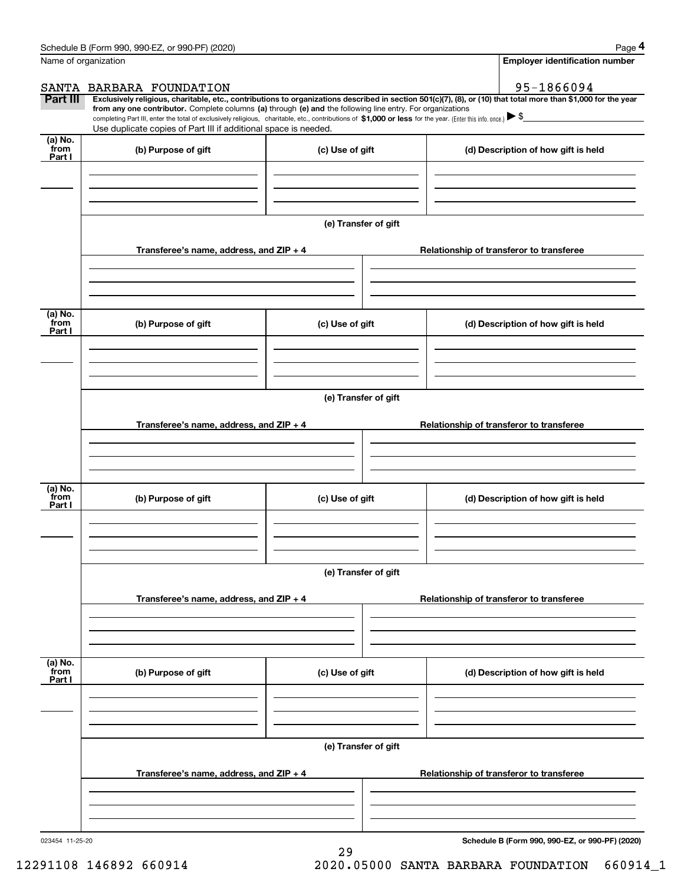Schedule B (Form 990, 990-EZ, or 990-PF) (2020)

Name of organization: SANTA BARBARA FOUNDATION

Employer identification number: 95-1866094

**Part III** **Exclusively religious, charitable, etc., contributions to organizations described in section 501(c)(7), (8), or (10) that total more than $1,000 for the year from any one contributor.** Complete columns **(a)** through **(e)** and the following line entry. For organizations completing Part III, enter the total of exclusively religious, charitable, etc., contributions of **$1,000 or less** for the year. (Enter this info. once.) ▶ $

Use duplicate copies of Part III if additional space is needed.

| (a) No. from Part I | (b) Purpose of gift | (c) Use of gift | (d) Description of how gift is held |
|---|---|---|---|
| | | | |

(e) Transfer of gift

| Transferee's name, address, and ZIP + 4 | Relationship of transferor to transferee |
|---|---|
| | |

| (a) No. from Part I | (b) Purpose of gift | (c) Use of gift | (d) Description of how gift is held |
|---|---|---|---|
| | | | |

(e) Transfer of gift

| Transferee's name, address, and ZIP + 4 | Relationship of transferor to transferee |
|---|---|
| | |

| (a) No. from Part I | (b) Purpose of gift | (c) Use of gift | (d) Description of how gift is held |
|---|---|---|---|
| | | | |

(e) Transfer of gift

| Transferee's name, address, and ZIP + 4 | Relationship of transferor to transferee |
|---|---|
| | |

| (a) No. from Part I | (b) Purpose of gift | (c) Use of gift | (d) Description of how gift is held |
|---|---|---|---|
| | | | |

(e) Transfer of gift

| Transferee's name, address, and ZIP + 4 | Relationship of transferor to transferee |
|---|---|
| | |

023454 11-25-20 **Schedule B (Form 990, 990-EZ, or 990-PF) (2020)**

12291108 146892 660914 2020.05000 SANTA BARBARA FOUNDATION 660914_1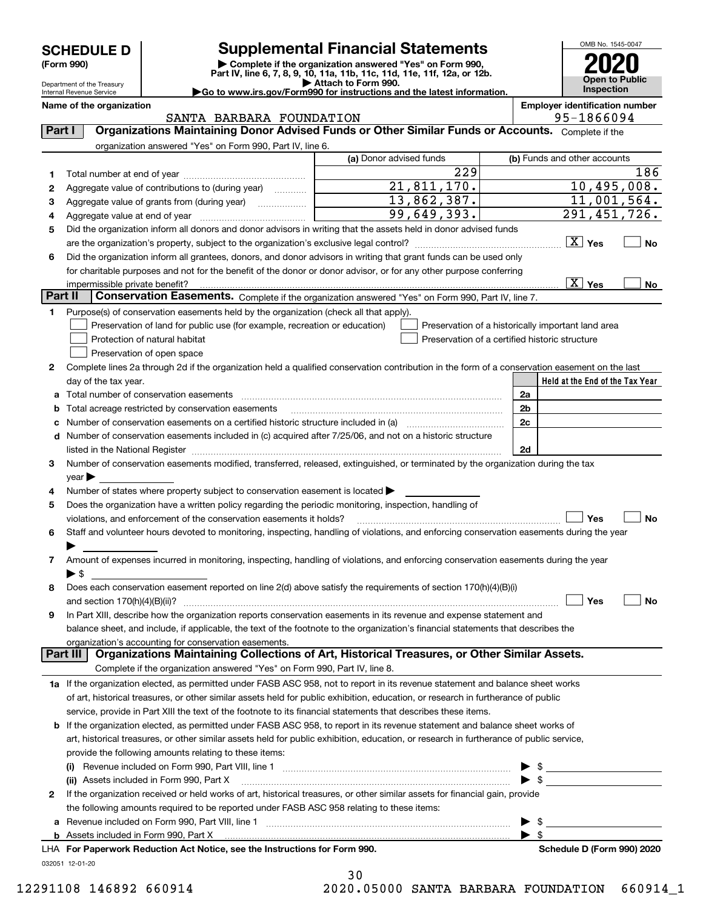# SCHEDULE D (Form 990)

Department of the Treasury
Internal Revenue Service

## Supplemental Financial Statements

▶ Complete if the organization answered "Yes" on Form 990, Part IV, line 6, 7, 8, 9, 10, 11a, 11b, 11c, 11d, 11e, 11f, 12a, or 12b.
▶ Attach to Form 990.
▶Go to www.irs.gov/Form990 for instructions and the latest information.

OMB No. 1545-0047
**2020**
**Open to Public Inspection**

**Name of the organization:** SANTA BARBARA FOUNDATION
**Employer identification number:** 95-1866094

## Part I Organizations Maintaining Donor Advised Funds or Other Similar Funds or Accounts.
Complete if the organization answered "Yes" on Form 990, Part IV, line 6.

| | | (a) Donor advised funds | (b) Funds and other accounts |
|---|---|---|---|
| 1 | Total number at end of year | 229 | 186 |
| 2 | Aggregate value of contributions to (during year) | 21,811,170. | 10,495,008. |
| 3 | Aggregate value of grants from (during year) | 13,862,387. | 11,001,564. |
| 4 | Aggregate value at end of year | 99,649,393. | 291,451,726. |

5 Did the organization inform all donors and donor advisors in writing that the assets held in donor advised funds are the organization's property, subject to the organization's exclusive legal control? [X] Yes [ ] No

6 Did the organization inform all grantees, donors, and donor advisors in writing that grant funds can be used only for charitable purposes and not for the benefit of the donor or donor advisor, or for any other purpose conferring impermissible private benefit? [X] Yes [ ] No

## Part II Conservation Easements.
Complete if the organization answered "Yes" on Form 990, Part IV, line 7.

1 Purpose(s) of conservation easements held by the organization (check all that apply).
- [ ] Preservation of land for public use (for example, recreation or education)
- [ ] Protection of natural habitat
- [ ] Preservation of open space
- [ ] Preservation of a historically important land area
- [ ] Preservation of a certified historic structure

2 Complete lines 2a through 2d if the organization held a qualified conservation contribution in the form of a conservation easement on the last day of the tax year.

| | | | Held at the End of the Tax Year |
|---|---|---|---|
| a | Total number of conservation easements | 2a | |
| b | Total acreage restricted by conservation easements | 2b | |
| c | Number of conservation easements on a certified historic structure included in (a) | 2c | |
| d | Number of conservation easements included in (c) acquired after 7/25/06, and not on a historic structure listed in the National Register | 2d | |

3 Number of conservation easements modified, transferred, released, extinguished, or terminated by the organization during the tax year ▶

4 Number of states where property subject to conservation easement is located ▶

5 Does the organization have a written policy regarding the periodic monitoring, inspection, handling of violations, and enforcement of the conservation easements it holds? [ ] Yes [ ] No

6 Staff and volunteer hours devoted to monitoring, inspecting, handling of violations, and enforcing conservation easements during the year ▶

7 Amount of expenses incurred in monitoring, inspecting, handling of violations, and enforcing conservation easements during the year ▶ $

8 Does each conservation easement reported on line 2(d) above satisfy the requirements of section 170(h)(4)(B)(i) and section 170(h)(4)(B)(ii)? [ ] Yes [ ] No

9 In Part XIII, describe how the organization reports conservation easements in its revenue and expense statement and balance sheet, and include, if applicable, the text of the footnote to the organization's financial statements that describes the organization's accounting for conservation easements.

## Part III Organizations Maintaining Collections of Art, Historical Treasures, or Other Similar Assets.
Complete if the organization answered "Yes" on Form 990, Part IV, line 8.

1a If the organization elected, as permitted under FASB ASC 958, not to report in its revenue statement and balance sheet works of art, historical treasures, or other similar assets held for public exhibition, education, or research in furtherance of public service, provide in Part XIII the text of the footnote to its financial statements that describes these items.

b If the organization elected, as permitted under FASB ASC 958, to report in its revenue statement and balance sheet works of art, historical treasures, or other similar assets held for public exhibition, education, or research in furtherance of public service, provide the following amounts relating to these items:

(i) Revenue included on Form 990, Part VIII, line 1 ▶ $

(ii) Assets included in Form 990, Part X ▶ $

2 If the organization received or held works of art, historical treasures, or other similar assets for financial gain, provide the following amounts required to be reported under FASB ASC 958 relating to these items:

a Revenue included on Form 990, Part VIII, line 1 ▶ $

b Assets included in Form 990, Part X ▶ $

LHA For Paperwork Reduction Act Notice, see the Instructions for Form 990. Schedule D (Form 990) 2020

032051 12-01-20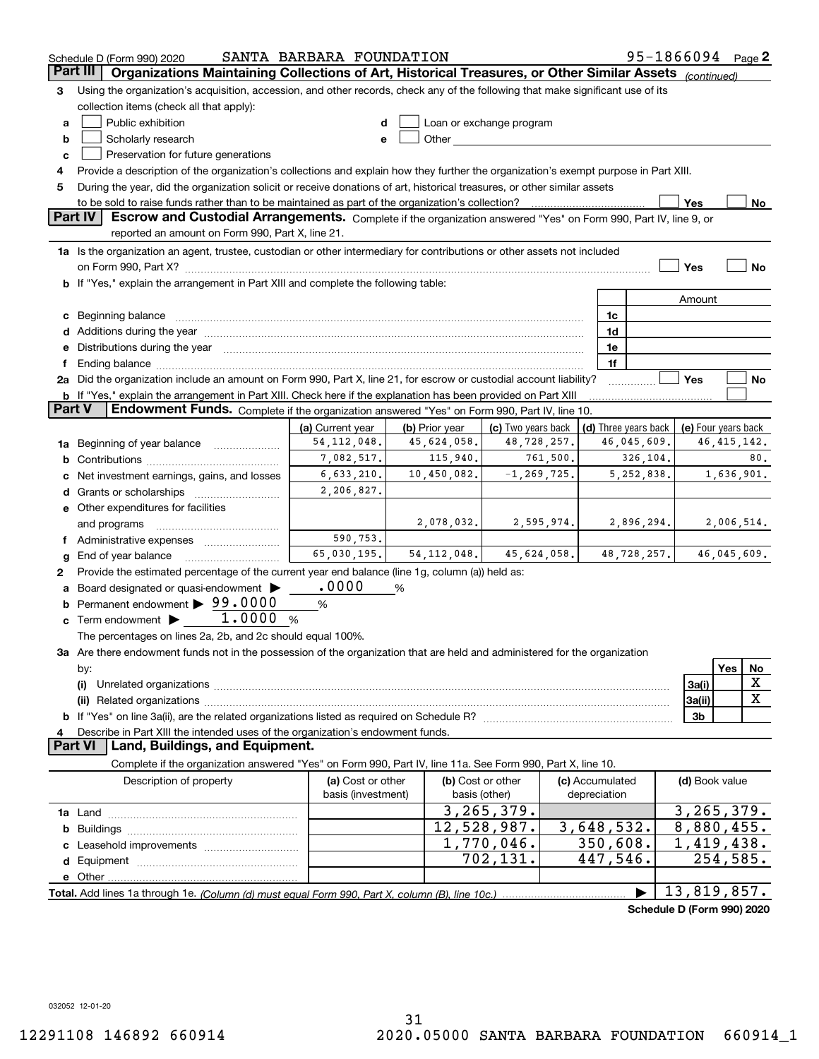Schedule D (Form 990) 2020 SANTA BARBARA FOUNDATION 95-1866094 Page 2

## Part III Organizations Maintaining Collections of Art, Historical Treasures, or Other Similar Assets *(continued)*

**3** Using the organization's acquisition, accession, and other records, check any of the following that make significant use of its collection items (check all that apply):

- **a** ☐ Public exhibition
- **b** ☐ Scholarly research
- **c** ☐ Preservation for future generations
- **d** ☐ Loan or exchange program
- **e** ☐ Other

**4** Provide a description of the organization's collections and explain how they further the organization's exempt purpose in Part XIII.

**5** During the year, did the organization solicit or receive donations of art, historical treasures, or other similar assets to be sold to raise funds rather than to be maintained as part of the organization's collection? ☐ Yes ☐ No

## Part IV Escrow and Custodial Arrangements.

Complete if the organization answered "Yes" on Form 990, Part IV, line 9, or reported an amount on Form 990, Part X, line 21.

**1a** Is the organization an agent, trustee, custodian or other intermediary for contributions or other assets not included on Form 990, Part X? ☐ Yes ☐ No

**b** If "Yes," explain the arrangement in Part XIII and complete the following table:

| | | Amount |
|---|---|---|
| **c** Beginning balance | 1c | |
| **d** Additions during the year | 1d | |
| **e** Distributions during the year | 1e | |
| **f** Ending balance | 1f | |

**2a** Did the organization include an amount on Form 990, Part X, line 21, for escrow or custodial account liability? ☐ Yes ☐ No

**b** If "Yes," explain the arrangement in Part XIII. Check here if the explanation has been provided on Part XIII ☐

## Part V Endowment Funds.

Complete if the organization answered "Yes" on Form 990, Part IV, line 10.

| | (a) Current year | (b) Prior year | (c) Two years back | (d) Three years back | (e) Four years back |
|---|---|---|---|---|---|
| **1a** Beginning of year balance | 54,112,048. | 45,624,058. | 48,728,257. | 46,045,609. | 46,415,142. |
| **b** Contributions | 7,082,517. | 115,940. | 761,500. | 326,104. | 80. |
| **c** Net investment earnings, gains, and losses | 6,633,210. | 10,450,082. | -1,269,725. | 5,252,838. | 1,636,901. |
| **d** Grants or scholarships | 2,206,827. | | | | |
| **e** Other expenditures for facilities and programs | | 2,078,032. | 2,595,974. | 2,896,294. | 2,006,514. |
| **f** Administrative expenses | 590,753. | | | | |
| **g** End of year balance | 65,030,195. | 54,112,048. | 45,624,058. | 48,728,257. | 46,045,609. |

**2** Provide the estimated percentage of the current year end balance (line 1g, column (a)) held as:

- **a** Board designated or quasi-endowment ▶ .0000 %
- **b** Permanent endowment ▶ 99.0000 %
- **c** Term endowment ▶ 1.0000 %

The percentages on lines 2a, 2b, and 2c should equal 100%.

**3a** Are there endowment funds not in the possession of the organization that are held and administered for the organization by:

| | | Yes | No |
|---|---|---|---|
| **(i)** Unrelated organizations | 3a(i) | | X |
| **(ii)** Related organizations | 3a(ii) | | X |
| **b** If "Yes" on line 3a(ii), are the related organizations listed as required on Schedule R? | 3b | | |

**4** Describe in Part XIII the intended uses of the organization's endowment funds.

## Part VI Land, Buildings, and Equipment.

Complete if the organization answered "Yes" on Form 990, Part IV, line 11a. See Form 990, Part X, line 10.

| Description of property | (a) Cost or other basis (investment) | (b) Cost or other basis (other) | (c) Accumulated depreciation | (d) Book value |
|---|---|---|---|---|
| **1a** Land | | 3,265,379. | | 3,265,379. |
| **b** Buildings | | 12,528,987. | 3,648,532. | 8,880,455. |
| **c** Leasehold improvements | | 1,770,046. | 350,608. | 1,419,438. |
| **d** Equipment | | 702,131. | 447,546. | 254,585. |
| **e** Other | | | | |
| **Total.** Add lines 1a through 1e. *(Column (d) must equal Form 990, Part X, column (B), line 10c.)* | | | ▶ | 13,819,857. |

Schedule D (Form 990) 2020

032052 12-01-20

12291108 146892 660914 2020.05000 SANTA BARBARA FOUNDATION 660914_1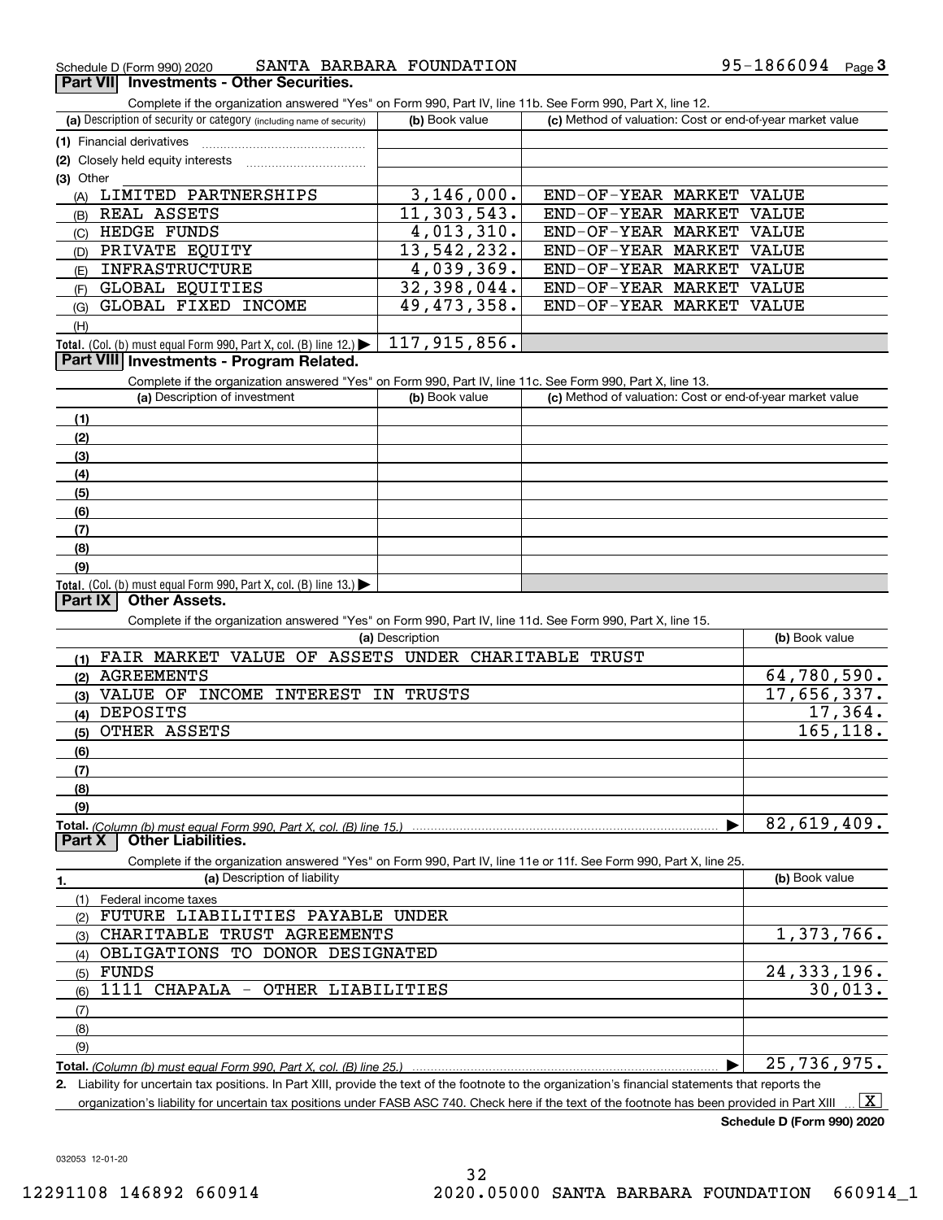Schedule D (Form 990) 2020 SANTA BARBARA FOUNDATION 95-1866094 Page 3

## Part VII Investments - Other Securities.

Complete if the organization answered "Yes" on Form 990, Part IV, line 11b. See Form 990, Part X, line 12.

| (a) Description of security or category (including name of security) | (b) Book value | (c) Method of valuation: Cost or end-of-year market value |
|---|---|---|
| (1) Financial derivatives | | |
| (2) Closely held equity interests | | |
| (3) Other | | |
| (A) LIMITED PARTNERSHIPS | 3,146,000. | END-OF-YEAR MARKET VALUE |
| (B) REAL ASSETS | 11,303,543. | END-OF-YEAR MARKET VALUE |
| (C) HEDGE FUNDS | 4,013,310. | END-OF-YEAR MARKET VALUE |
| (D) PRIVATE EQUITY | 13,542,232. | END-OF-YEAR MARKET VALUE |
| (E) INFRASTRUCTURE | 4,039,369. | END-OF-YEAR MARKET VALUE |
| (F) GLOBAL EQUITIES | 32,398,044. | END-OF-YEAR MARKET VALUE |
| (G) GLOBAL FIXED INCOME | 49,473,358. | END-OF-YEAR MARKET VALUE |
| (H) | | |
| **Total.** (Col. (b) must equal Form 990, Part X, col. (B) line 12.) ▶ | 117,915,856. | |

## Part VIII Investments - Program Related.

Complete if the organization answered "Yes" on Form 990, Part IV, line 11c. See Form 990, Part X, line 13.

| (a) Description of investment | (b) Book value | (c) Method of valuation: Cost or end-of-year market value |
|---|---|---|
| (1) | | |
| (2) | | |
| (3) | | |
| (4) | | |
| (5) | | |
| (6) | | |
| (7) | | |
| (8) | | |
| (9) | | |
| **Total.** (Col. (b) must equal Form 990, Part X, col. (B) line 13.) ▶ | | |

## Part IX Other Assets.

Complete if the organization answered "Yes" on Form 990, Part IV, line 11d. See Form 990, Part X, line 15.

| (a) Description | (b) Book value |
|---|---|
| (1) FAIR MARKET VALUE OF ASSETS UNDER CHARITABLE TRUST | |
| (2) AGREEMENTS | 64,780,590. |
| (3) VALUE OF INCOME INTEREST IN TRUSTS | 17,656,337. |
| (4) DEPOSITS | 17,364. |
| (5) OTHER ASSETS | 165,118. |
| (6) | |
| (7) | |
| (8) | |
| (9) | |
| **Total.** *(Column (b) must equal Form 990, Part X, col. (B) line 15.)* ▶ | 82,619,409. |

## Part X Other Liabilities.

Complete if the organization answered "Yes" on Form 990, Part IV, line 11e or 11f. See Form 990, Part X, line 25.

| 1. (a) Description of liability | (b) Book value |
|---|---|
| (1) Federal income taxes | |
| (2) FUTURE LIABILITIES PAYABLE UNDER | |
| (3) CHARITABLE TRUST AGREEMENTS | 1,373,766. |
| (4) OBLIGATIONS TO DONOR DESIGNATED | |
| (5) FUNDS | 24,333,196. |
| (6) 1111 CHAPALA - OTHER LIABILITIES | 30,013. |
| (7) | |
| (8) | |
| (9) | |
| **Total.** *(Column (b) must equal Form 990, Part X, col. (B) line 25.)* ▶ | 25,736,975. |

**2.** Liability for uncertain tax positions. In Part XIII, provide the text of the footnote to the organization's financial statements that reports the organization's liability for uncertain tax positions under FASB ASC 740. Check here if the text of the footnote has been provided in Part XIII ... [X]

**Schedule D (Form 990) 2020**

032053 12-01-20

12291108 146892 660914 2020.05000 SANTA BARBARA FOUNDATION 660914_1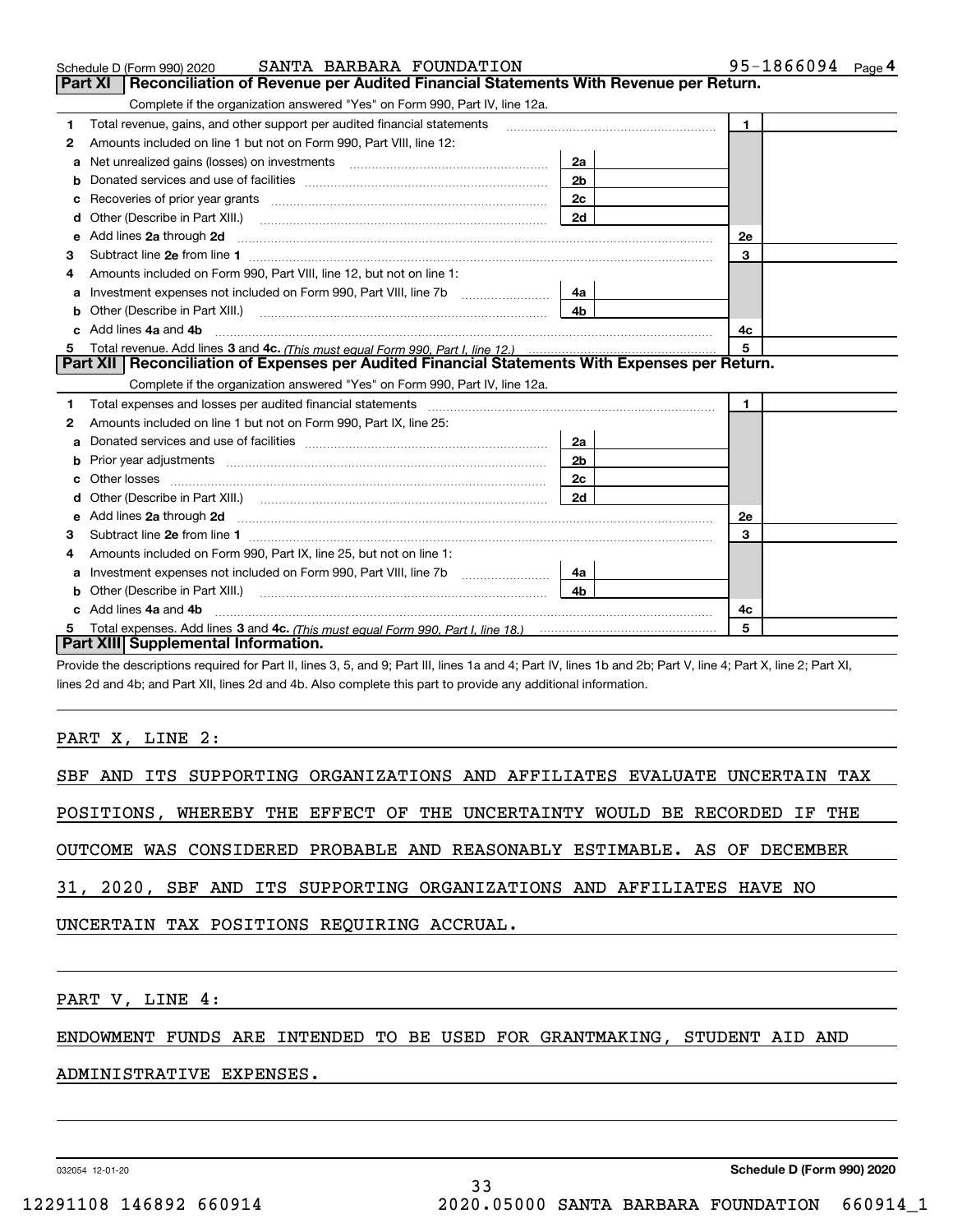Schedule D (Form 990) 2020 SANTA BARBARA FOUNDATION 95-1866094 Page 4

## Part XI Reconciliation of Revenue per Audited Financial Statements With Revenue per Return.

Complete if the organization answered "Yes" on Form 990, Part IV, line 12a.

| | | | | | |
|---|---|---|---|---|---|
| 1 | Total revenue, gains, and other support per audited financial statements | | | 1 | |
| 2 | Amounts included on line 1 but not on Form 990, Part VIII, line 12: | | | | |
| a | Net unrealized gains (losses) on investments | 2a | | | |
| b | Donated services and use of facilities | 2b | | | |
| c | Recoveries of prior year grants | 2c | | | |
| d | Other (Describe in Part XIII.) | 2d | | | |
| e | Add lines 2a through 2d | | | 2e | |
| 3 | Subtract line 2e from line 1 | | | 3 | |
| 4 | Amounts included on Form 990, Part VIII, line 12, but not on line 1: | | | | |
| a | Investment expenses not included on Form 990, Part VIII, line 7b | 4a | | | |
| b | Other (Describe in Part XIII.) | 4b | | | |
| c | Add lines 4a and 4b | | | 4c | |
| 5 | Total revenue. Add lines 3 and 4c. *(This must equal Form 990, Part I, line 12.)* | | | 5 | |

## Part XII Reconciliation of Expenses per Audited Financial Statements With Expenses per Return.

Complete if the organization answered "Yes" on Form 990, Part IV, line 12a.

| | | | | | |
|---|---|---|---|---|---|
| 1 | Total expenses and losses per audited financial statements | | | 1 | |
| 2 | Amounts included on line 1 but not on Form 990, Part IX, line 25: | | | | |
| a | Donated services and use of facilities | 2a | | | |
| b | Prior year adjustments | 2b | | | |
| c | Other losses | 2c | | | |
| d | Other (Describe in Part XIII.) | 2d | | | |
| e | Add lines 2a through 2d | | | 2e | |
| 3 | Subtract line 2e from line 1 | | | 3 | |
| 4 | Amounts included on Form 990, Part IX, line 25, but not on line 1: | | | | |
| a | Investment expenses not included on Form 990, Part VIII, line 7b | 4a | | | |
| b | Other (Describe in Part XIII.) | 4b | | | |
| c | Add lines 4a and 4b | | | 4c | |
| 5 | Total expenses. Add lines 3 and 4c. *(This must equal Form 990, Part I, line 18.)* | | | 5 | |

## Part XIII Supplemental Information.

Provide the descriptions required for Part II, lines 3, 5, and 9; Part III, lines 1a and 4; Part IV, lines 1b and 2b; Part V, line 4; Part X, line 2; Part XI, lines 2d and 4b; and Part XII, lines 2d and 4b. Also complete this part to provide any additional information.

PART X, LINE 2:

SBF AND ITS SUPPORTING ORGANIZATIONS AND AFFILIATES EVALUATE UNCERTAIN TAX POSITIONS, WHEREBY THE EFFECT OF THE UNCERTAINTY WOULD BE RECORDED IF THE OUTCOME WAS CONSIDERED PROBABLE AND REASONABLY ESTIMABLE. AS OF DECEMBER 31, 2020, SBF AND ITS SUPPORTING ORGANIZATIONS AND AFFILIATES HAVE NO UNCERTAIN TAX POSITIONS REQUIRING ACCRUAL.

PART V, LINE 4:

ENDOWMENT FUNDS ARE INTENDED TO BE USED FOR GRANTMAKING, STUDENT AID AND ADMINISTRATIVE EXPENSES.

032054 12-01-20 **Schedule D (Form 990) 2020**

12291108 146892 660914 2020.05000 SANTA BARBARA FOUNDATION 660914_1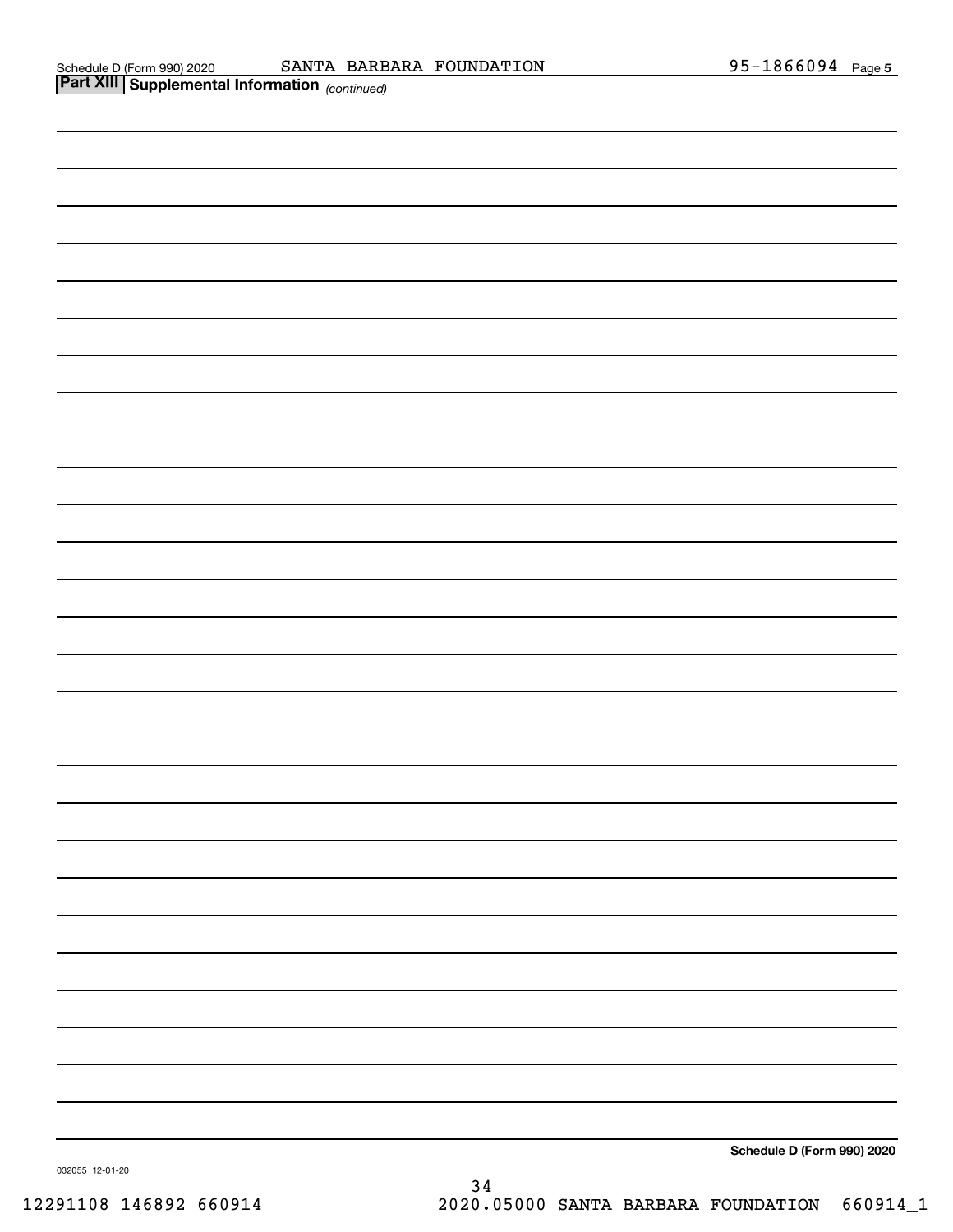Schedule D (Form 990) 2020 SANTA BARBARA FOUNDATION 95-1866094 Page 5

**Part XIII | Supplemental Information** *(continued)*

**Schedule D (Form 990) 2020**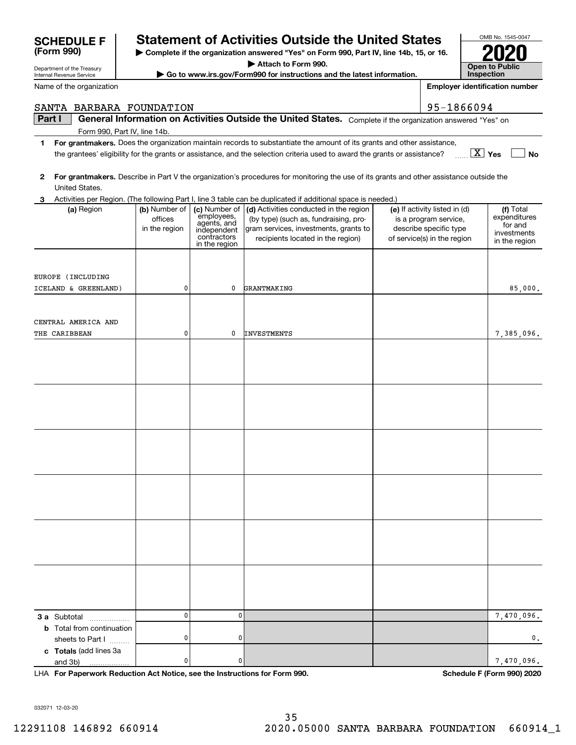# SCHEDULE F (Form 990)

Department of the Treasury
Internal Revenue Service

# Statement of Activities Outside the United States

▶ Complete if the organization answered "Yes" on Form 990, Part IV, line 14b, 15, or 16.
▶ Attach to Form 990.
▶ Go to www.irs.gov/Form990 for instructions and the latest information.

OMB No. 1545-0047

**2020**

**Open to Public Inspection**

Name of the organization: SANTA BARBARA FOUNDATION

Employer identification number: 95-1866094

**Part I** **General Information on Activities Outside the United States.** Complete if the organization answered "Yes" on Form 990, Part IV, line 14b.

1 **For grantmakers.** Does the organization maintain records to substantiate the amount of its grants and other assistance, the grantees' eligibility for the grants or assistance, and the selection criteria used to award the grants or assistance? [X] Yes [ ] No

2 **For grantmakers.** Describe in Part V the organization's procedures for monitoring the use of its grants and other assistance outside the United States.

3 Activities per Region. (The following Part I, line 3 table can be duplicated if additional space is needed.)

| (a) Region | (b) Number of offices in the region | (c) Number of employees, agents, and independent contractors in the region | (d) Activities conducted in the region (by type) (such as, fundraising, program services, investments, grants to recipients located in the region) | (e) If activity listed in (d) is a program service, describe specific type of service(s) in the region | (f) Total expenditures for and investments in the region |
|---|---|---|---|---|---|
| EUROPE (INCLUDING ICELAND & GREENLAND) | 0 | 0 | GRANTMAKING | | 85,000. |
| CENTRAL AMERICA AND THE CARIBBEAN | 0 | 0 | INVESTMENTS | | 7,385,096. |
| | | | | | |
| | | | | | |
| | | | | | |
| | | | | | |
| | | | | | |
| | | | | | |
| **3 a** Subtotal | 0 | 0 | | | 7,470,096. |
| **b** Total from continuation sheets to Part I | 0 | 0 | | | 0. |
| **c Totals** (add lines 3a and 3b) | 0 | 0 | | | 7,470,096. |

LHA **For Paperwork Reduction Act Notice, see the Instructions for Form 990.** **Schedule F (Form 990) 2020**

032071 12-03-20

12291108 146892 660914 2020.05000 SANTA BARBARA FOUNDATION 660914_1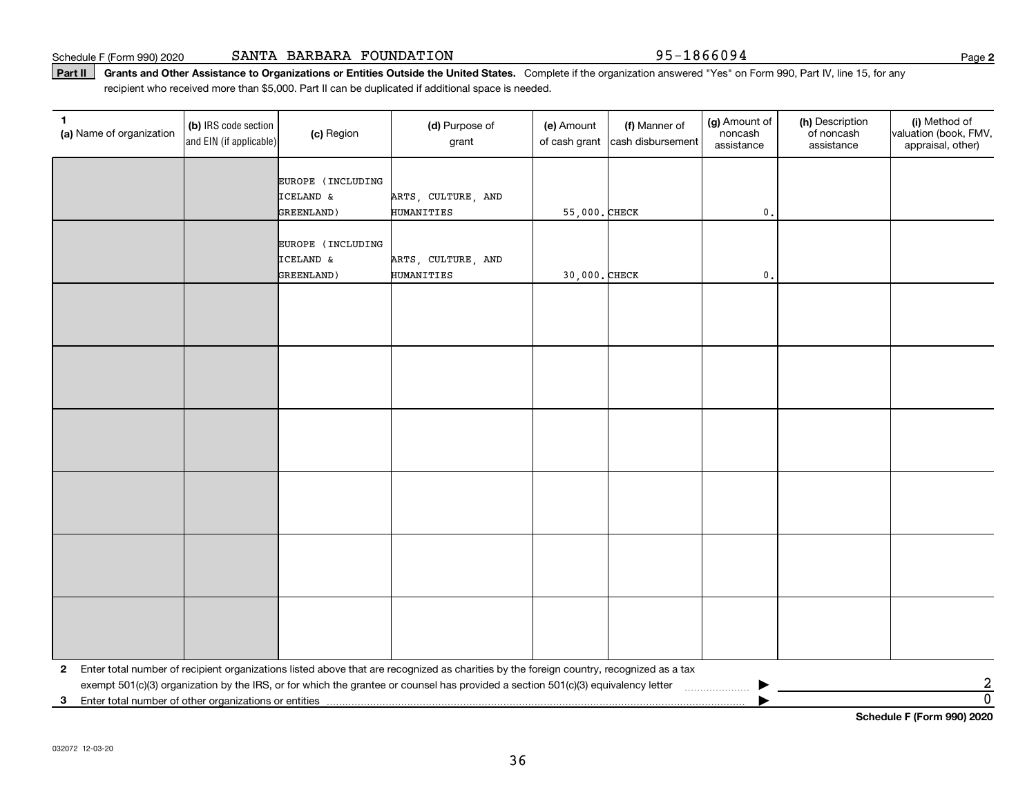Schedule F (Form 990) 2020 SANTA BARBARA FOUNDATION 95-1866094 Page **2**

**Part II** **Grants and Other Assistance to Organizations or Entities Outside the United States.** Complete if the organization answered "Yes" on Form 990, Part IV, line 15, for any recipient who received more than $5,000. Part II can be duplicated if additional space is needed.

| 1 (a) Name of organization | (b) IRS code section and EIN (if applicable) | (c) Region | (d) Purpose of grant | (e) Amount of cash grant | (f) Manner of cash disbursement | (g) Amount of noncash assistance | (h) Description of noncash assistance | (i) Method of valuation (book, FMV, appraisal, other) |
|---|---|---|---|---|---|---|---|---|
| | | EUROPE (INCLUDING ICELAND & GREENLAND) | ARTS, CULTURE, AND HUMANITIES | 55,000. | CHECK | 0. | | |
| | | EUROPE (INCLUDING ICELAND & GREENLAND) | ARTS, CULTURE, AND HUMANITIES | 30,000. | CHECK | 0. | | |
| | | | | | | | | |
| | | | | | | | | |
| | | | | | | | | |
| | | | | | | | | |
| | | | | | | | | |
| | | | | | | | | |

**2** Enter total number of recipient organizations listed above that are recognized as charities by the foreign country, recognized as a tax exempt 501(c)(3) organization by the IRS, or for which the grantee or counsel has provided a section 501(c)(3) equivalency letter ▶ 2

**3** Enter total number of other organizations or entities ▶ 0

**Schedule F (Form 990) 2020**

032072 12-03-20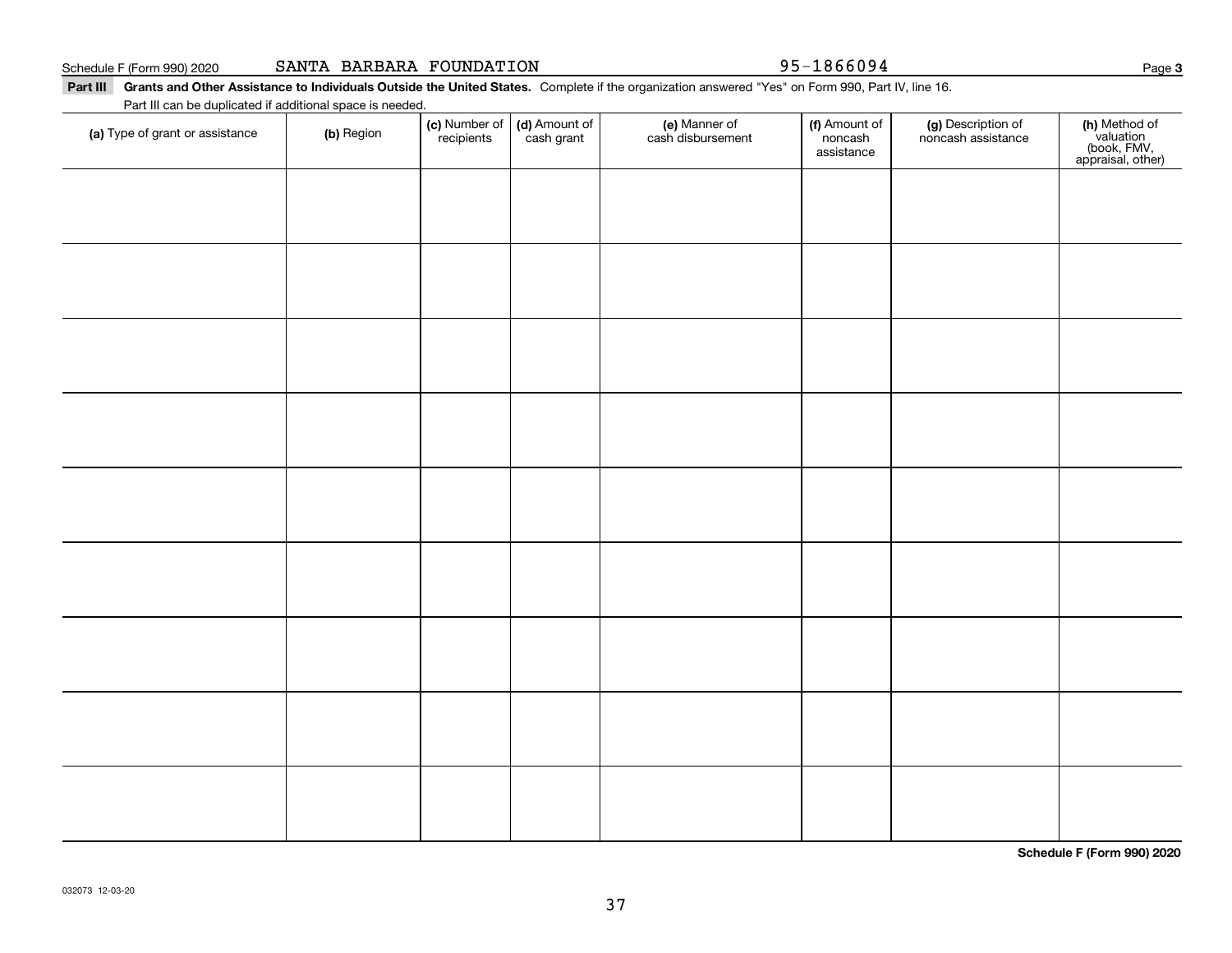Schedule F (Form 990) 2020 SANTA BARBARA FOUNDATION 95-1866094

**Part III** **Grants and Other Assistance to Individuals Outside the United States.** Complete if the organization answered "Yes" on Form 990, Part IV, line 16.

Part III can be duplicated if additional space is needed.

| (a) Type of grant or assistance | (b) Region | (c) Number of recipients | (d) Amount of cash grant | (e) Manner of cash disbursement | (f) Amount of noncash assistance | (g) Description of noncash assistance | (h) Method of valuation (book, FMV, appraisal, other) |
|---|---|---|---|---|---|---|---|
| | | | | | | | |
| | | | | | | | |
| | | | | | | | |
| | | | | | | | |
| | | | | | | | |
| | | | | | | | |
| | | | | | | | |
| | | | | | | | |
| | | | | | | | |

**Schedule F (Form 990) 2020**

032073 12-03-20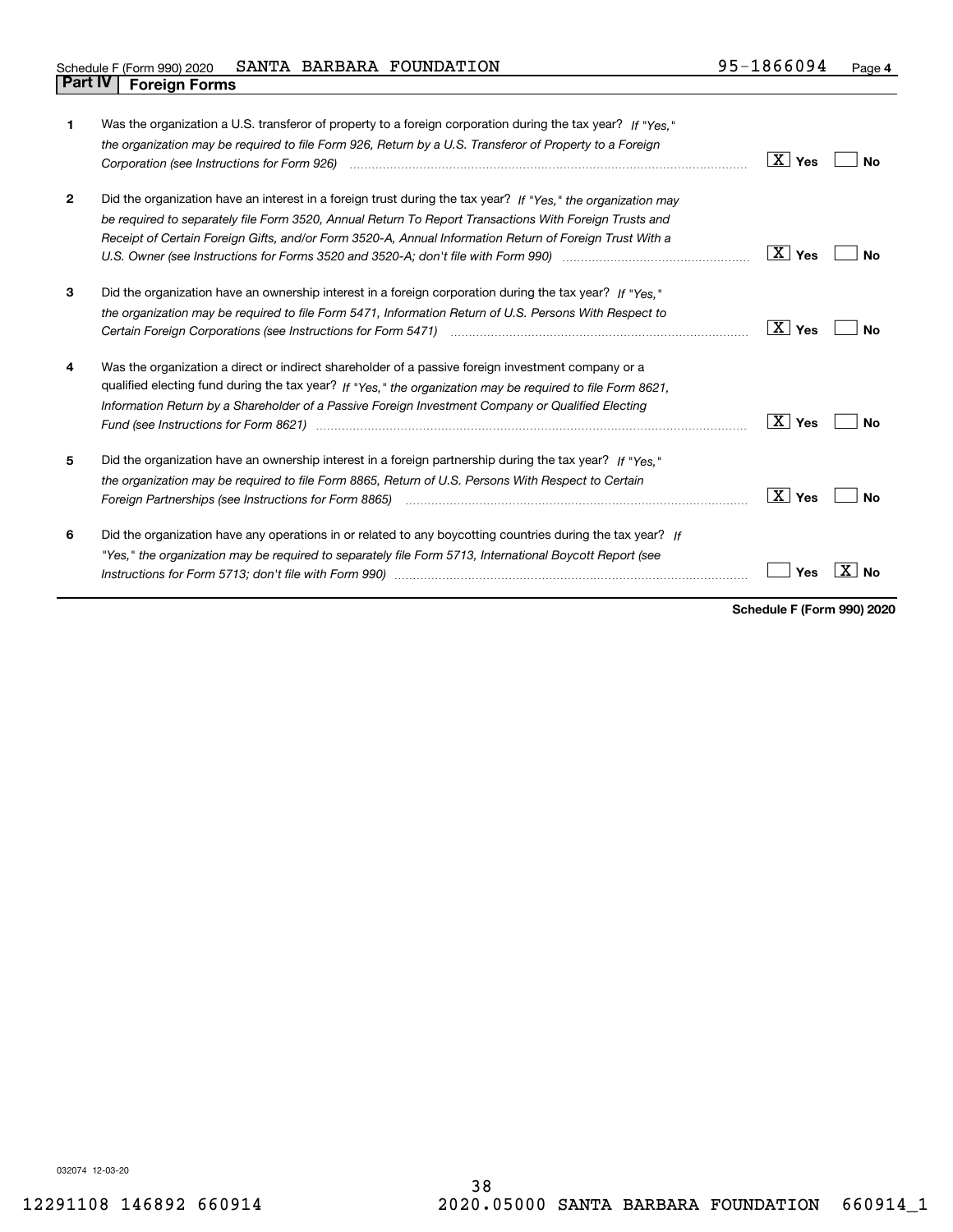Schedule F (Form 990) 2020 SANTA BARBARA FOUNDATION 95-1866094

## Part IV Foreign Forms

| | | | |
|---|---|---|---|
| **1** | Was the organization a U.S. transferor of property to a foreign corporation during the tax year? *If "Yes," the organization may be required to file Form 926, Return by a U.S. Transferor of Property to a Foreign Corporation (see Instructions for Form 926)* | [X] Yes | [ ] No |
| **2** | Did the organization have an interest in a foreign trust during the tax year? *If "Yes," the organization may be required to separately file Form 3520, Annual Return To Report Transactions With Foreign Trusts and Receipt of Certain Foreign Gifts, and/or Form 3520-A, Annual Information Return of Foreign Trust With a U.S. Owner (see Instructions for Forms 3520 and 3520-A; don't file with Form 990)* | [X] Yes | [ ] No |
| **3** | Did the organization have an ownership interest in a foreign corporation during the tax year? *If "Yes," the organization may be required to file Form 5471, Information Return of U.S. Persons With Respect to Certain Foreign Corporations (see Instructions for Form 5471)* | [X] Yes | [ ] No |
| **4** | Was the organization a direct or indirect shareholder of a passive foreign investment company or a qualified electing fund during the tax year? *If "Yes," the organization may be required to file Form 8621, Information Return by a Shareholder of a Passive Foreign Investment Company or Qualified Electing Fund (see Instructions for Form 8621)* | [X] Yes | [ ] No |
| **5** | Did the organization have an ownership interest in a foreign partnership during the tax year? *If "Yes," the organization may be required to file Form 8865, Return of U.S. Persons With Respect to Certain Foreign Partnerships (see Instructions for Form 8865)* | [X] Yes | [ ] No |
| **6** | Did the organization have any operations in or related to any boycotting countries during the tax year? *If "Yes," the organization may be required to separately file Form 5713, International Boycott Report (see Instructions for Form 5713; don't file with Form 990)* | [ ] Yes | [X] No |

**Schedule F (Form 990) 2020**

032074 12-03-20

12291108 146892 660914 2020.05000 SANTA BARBARA FOUNDATION 660914_1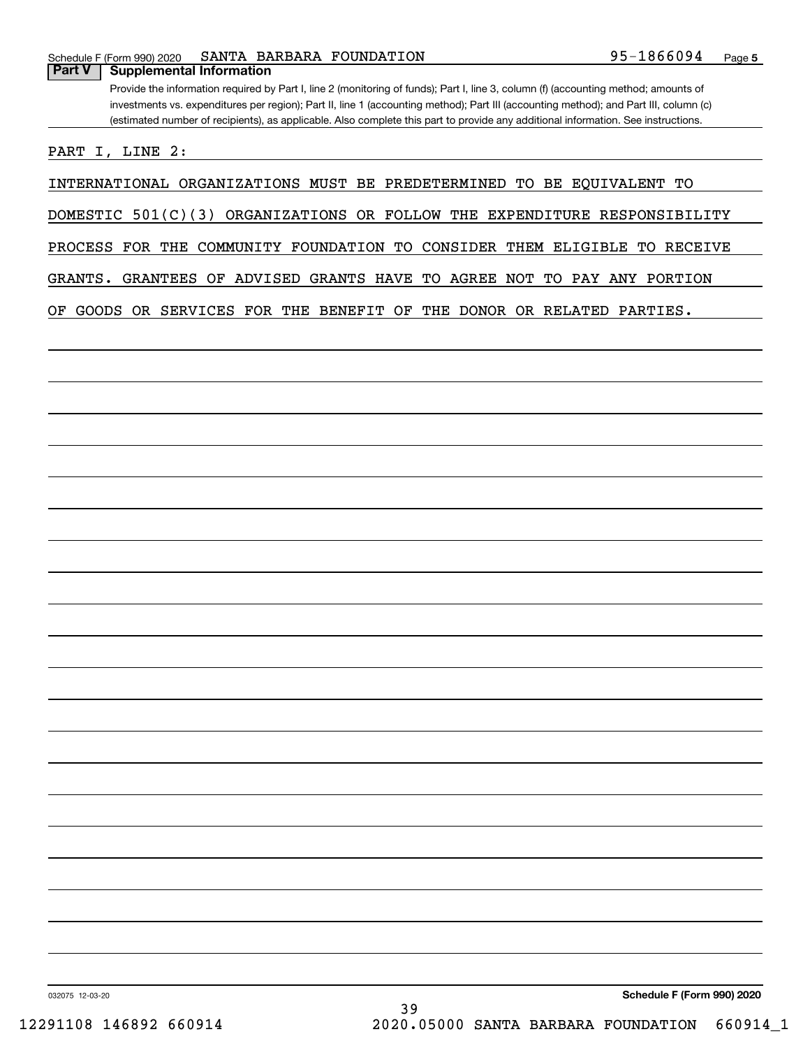Schedule F (Form 990) 2020 SANTA BARBARA FOUNDATION 95-1866094 Page 5

## Part V Supplemental Information

Provide the information required by Part I, line 2 (monitoring of funds); Part I, line 3, column (f) (accounting method; amounts of investments vs. expenditures per region); Part II, line 1 (accounting method); Part III (accounting method); and Part III, column (c) (estimated number of recipients), as applicable. Also complete this part to provide any additional information. See instructions.

PART I, LINE 2:

INTERNATIONAL ORGANIZATIONS MUST BE PREDETERMINED TO BE EQUIVALENT TO DOMESTIC 501(C)(3) ORGANIZATIONS OR FOLLOW THE EXPENDITURE RESPONSIBILITY PROCESS FOR THE COMMUNITY FOUNDATION TO CONSIDER THEM ELIGIBLE TO RECEIVE GRANTS. GRANTEES OF ADVISED GRANTS HAVE TO AGREE NOT TO PAY ANY PORTION OF GOODS OR SERVICES FOR THE BENEFIT OF THE DONOR OR RELATED PARTIES.

032075 12-03-20 **Schedule F (Form 990) 2020**

12291108 146892 660914 2020.05000 SANTA BARBARA FOUNDATION 660914_1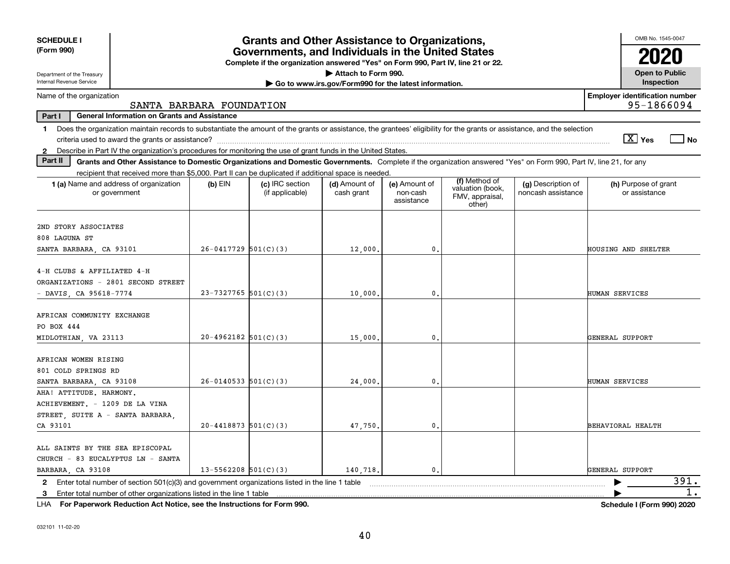**SCHEDULE I (Form 990)**

Department of the Treasury
Internal Revenue Service

# Grants and Other Assistance to Organizations, Governments, and Individuals in the United States

**Complete if the organization answered "Yes" on Form 990, Part IV, line 21 or 22.**

**▶ Attach to Form 990.**

**▶ Go to www.irs.gov/Form990 for the latest information.**

OMB No. 1545-0047

**2020**

**Open to Public Inspection**

Name of the organization: SANTA BARBARA FOUNDATION

**Employer identification number** 95-1866094

**Part I General Information on Grants and Assistance**

1 Does the organization maintain records to substantiate the amount of the grants or assistance, the grantees' eligibility for the grants or assistance, and the selection criteria used to award the grants or assistance? [X] Yes [ ] No

2 Describe in Part IV the organization's procedures for monitoring the use of grant funds in the United States.

**Part II Grants and Other Assistance to Domestic Organizations and Domestic Governments.** Complete if the organization answered "Yes" on Form 990, Part IV, line 21, for any recipient that received more than $5,000. Part II can be duplicated if additional space is needed.

| 1 (a) Name and address of organization or government | (b) EIN | (c) IRC section (if applicable) | (d) Amount of cash grant | (e) Amount of non-cash assistance | (f) Method of valuation (book, FMV, appraisal, other) | (g) Description of noncash assistance | (h) Purpose of grant or assistance |
|---|---|---|---|---|---|---|---|
| 2ND STORY ASSOCIATES<br>808 LAGUNA ST<br>SANTA BARBARA, CA 93101 | 26-0417729 | 501(C)(3) | 12,000. | 0. | | | HOUSING AND SHELTER |
| 4-H CLUBS & AFFILIATED 4-H ORGANIZATIONS - 2801 SECOND STREET - DAVIS, CA 95618-7774 | 23-7327765 | 501(C)(3) | 10,000. | 0. | | | HUMAN SERVICES |
| AFRICAN COMMUNITY EXCHANGE<br>PO BOX 444<br>MIDLOTHIAN, VA 23113 | 20-4962182 | 501(C)(3) | 15,000. | 0. | | | GENERAL SUPPORT |
| AFRICAN WOMEN RISING<br>801 COLD SPRINGS RD<br>SANTA BARBARA, CA 93108 | 26-0140533 | 501(C)(3) | 24,000. | 0. | | | HUMAN SERVICES |
| AHA! ATTITUDE. HARMONY. ACHIEVEMENT. - 1209 DE LA VINA STREET, SUITE A - SANTA BARBARA, CA 93101 | 20-4418873 | 501(C)(3) | 47,750. | 0. | | | BEHAVIORAL HEALTH |
| ALL SAINTS BY THE SEA EPISCOPAL CHURCH - 83 EUCALYPTUS LN - SANTA BARBARA, CA 93108 | 13-5562208 | 501(C)(3) | 140,718. | 0. | | | GENERAL SUPPORT |

2 Enter total number of section 501(c)(3) and government organizations listed in the line 1 table ▶ 391.

3 Enter total number of other organizations listed in the line 1 table ▶ 1.

LHA **For Paperwork Reduction Act Notice, see the Instructions for Form 990.** **Schedule I (Form 990) 2020**

032101 11-02-20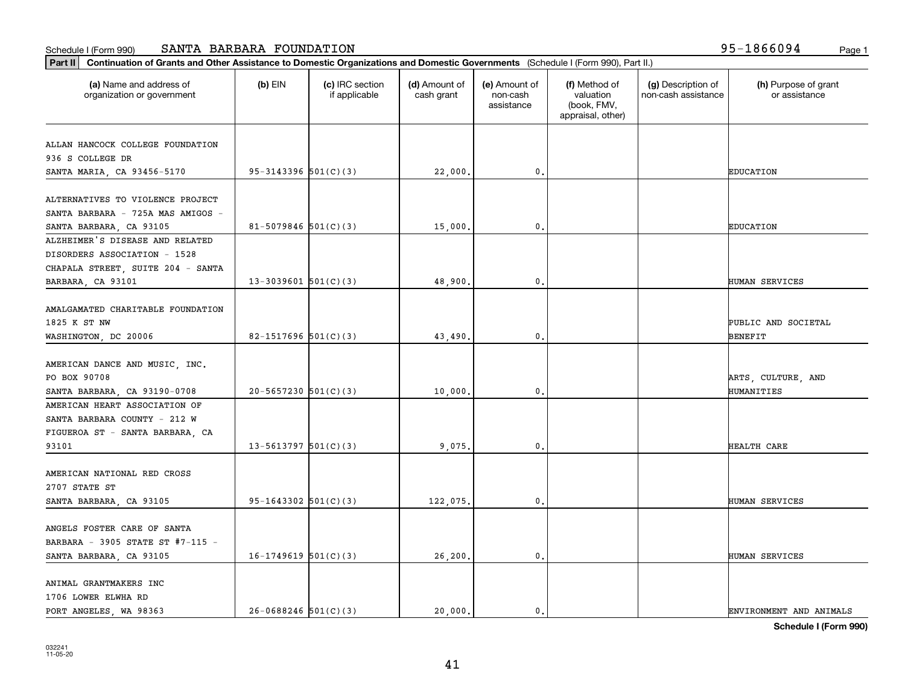Schedule I (Form 990) SANTA BARBARA FOUNDATION 95-1866094

**Part II Continuation of Grants and Other Assistance to Domestic Organizations and Domestic Governments** (Schedule I (Form 990), Part II.)

| (a) Name and address of organization or government | (b) EIN | (c) IRC section if applicable | (d) Amount of cash grant | (e) Amount of non-cash assistance | (f) Method of valuation (book, FMV, appraisal, other) | (g) Description of non-cash assistance | (h) Purpose of grant or assistance |
|---|---|---|---|---|---|---|---|
| ALLAN HANCOCK COLLEGE FOUNDATION 936 S COLLEGE DR SANTA MARIA, CA 93456-5170 | 95-3143396 | 501(C)(3) | 22,000. | 0. | | | EDUCATION |
| ALTERNATIVES TO VIOLENCE PROJECT SANTA BARBARA - 725A MAS AMIGOS - SANTA BARBARA, CA 93105 | 81-5079846 | 501(C)(3) | 15,000. | 0. | | | EDUCATION |
| ALZHEIMER'S DISEASE AND RELATED DISORDERS ASSOCIATION - 1528 CHAPALA STREET, SUITE 204 - SANTA BARBARA, CA 93101 | 13-3039601 | 501(C)(3) | 48,900. | 0. | | | HUMAN SERVICES |
| AMALGAMATED CHARITABLE FOUNDATION 1825 K ST NW WASHINGTON, DC 20006 | 82-1517696 | 501(C)(3) | 43,490. | 0. | | | PUBLIC AND SOCIETAL BENEFIT |
| AMERICAN DANCE AND MUSIC, INC. PO BOX 90708 SANTA BARBARA, CA 93190-0708 | 20-5657230 | 501(C)(3) | 10,000. | 0. | | | ARTS, CULTURE, AND HUMANITIES |
| AMERICAN HEART ASSOCIATION OF SANTA BARBARA COUNTY - 212 W FIGUEROA ST - SANTA BARBARA, CA 93101 | 13-5613797 | 501(C)(3) | 9,075. | 0. | | | HEALTH CARE |
| AMERICAN NATIONAL RED CROSS 2707 STATE ST SANTA BARBARA, CA 93105 | 95-1643302 | 501(C)(3) | 122,075. | 0. | | | HUMAN SERVICES |
| ANGELS FOSTER CARE OF SANTA BARBARA - 3905 STATE ST #7-115 - SANTA BARBARA, CA 93105 | 16-1749619 | 501(C)(3) | 26,200. | 0. | | | HUMAN SERVICES |
| ANIMAL GRANTMAKERS INC 1706 LOWER ELWHA RD PORT ANGELES, WA 98363 | 26-0688246 | 501(C)(3) | 20,000. | 0. | | | ENVIRONMENT AND ANIMALS |

**Schedule I (Form 990)**

032241 11-05-20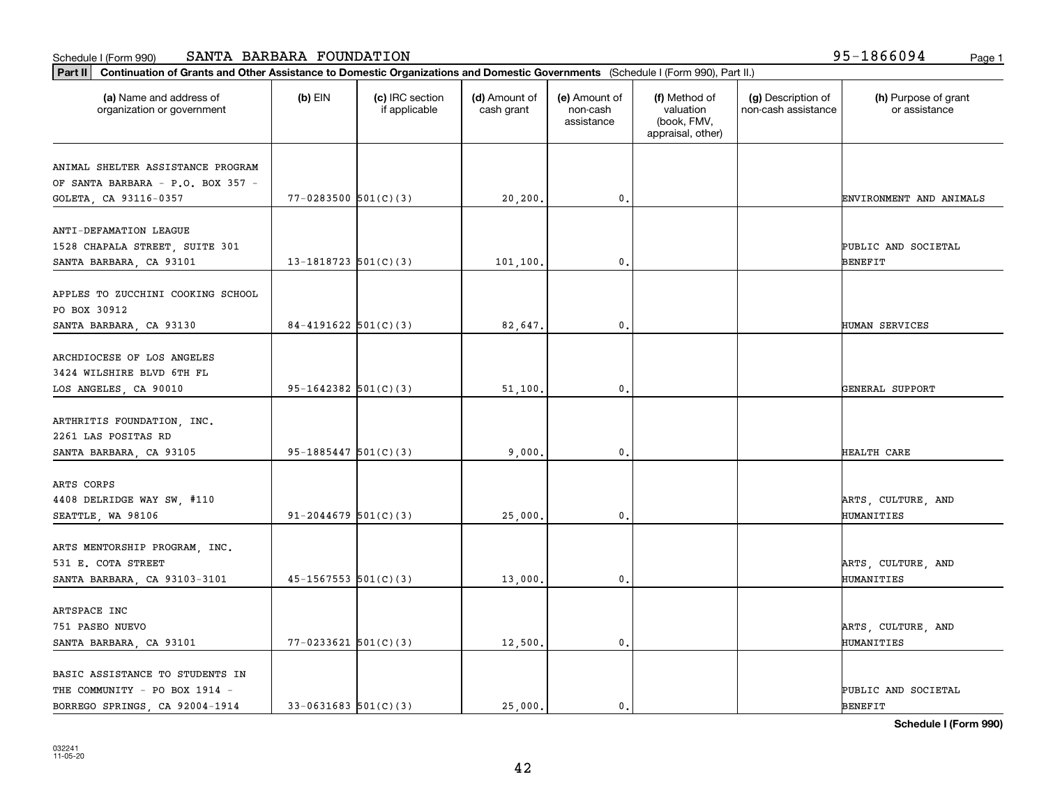Schedule I (Form 990) SANTA BARBARA FOUNDATION 95-1866094

**Part II** **Continuation of Grants and Other Assistance to Domestic Organizations and Domestic Governments** (Schedule I (Form 990), Part II.)

| (a) Name and address of organization or government | (b) EIN | (c) IRC section if applicable | (d) Amount of cash grant | (e) Amount of non-cash assistance | (f) Method of valuation (book, FMV, appraisal, other) | (g) Description of non-cash assistance | (h) Purpose of grant or assistance |
|---|---|---|---|---|---|---|---|
| ANIMAL SHELTER ASSISTANCE PROGRAM OF SANTA BARBARA - P.O. BOX 357 - GOLETA, CA 93116-0357 | 77-0283500 | 501(C)(3) | 20,200. | 0. | | | ENVIRONMENT AND ANIMALS |
| ANTI-DEFAMATION LEAGUE 1528 CHAPALA STREET, SUITE 301 SANTA BARBARA, CA 93101 | 13-1818723 | 501(C)(3) | 101,100. | 0. | | | PUBLIC AND SOCIETAL BENEFIT |
| APPLES TO ZUCCHINI COOKING SCHOOL PO BOX 30912 SANTA BARBARA, CA 93130 | 84-4191622 | 501(C)(3) | 82,647. | 0. | | | HUMAN SERVICES |
| ARCHDIOCESE OF LOS ANGELES 3424 WILSHIRE BLVD 6TH FL LOS ANGELES, CA 90010 | 95-1642382 | 501(C)(3) | 51,100. | 0. | | | GENERAL SUPPORT |
| ARTHRITIS FOUNDATION, INC. 2261 LAS POSITAS RD SANTA BARBARA, CA 93105 | 95-1885447 | 501(C)(3) | 9,000. | 0. | | | HEALTH CARE |
| ARTS CORPS 4408 DELRIDGE WAY SW, #110 SEATTLE, WA 98106 | 91-2044679 | 501(C)(3) | 25,000. | 0. | | | ARTS, CULTURE, AND HUMANITIES |
| ARTS MENTORSHIP PROGRAM, INC. 531 E. COTA STREET SANTA BARBARA, CA 93103-3101 | 45-1567553 | 501(C)(3) | 13,000. | 0. | | | ARTS, CULTURE, AND HUMANITIES |
| ARTSPACE INC 751 PASEO NUEVO SANTA BARBARA, CA 93101 | 77-0233621 | 501(C)(3) | 12,500. | 0. | | | ARTS, CULTURE, AND HUMANITIES |
| BASIC ASSISTANCE TO STUDENTS IN THE COMMUNITY - PO BOX 1914 - BORREGO SPRINGS, CA 92004-1914 | 33-0631683 | 501(C)(3) | 25,000. | 0. | | | PUBLIC AND SOCIETAL BENEFIT |

**Schedule I (Form 990)**

032241
11-05-20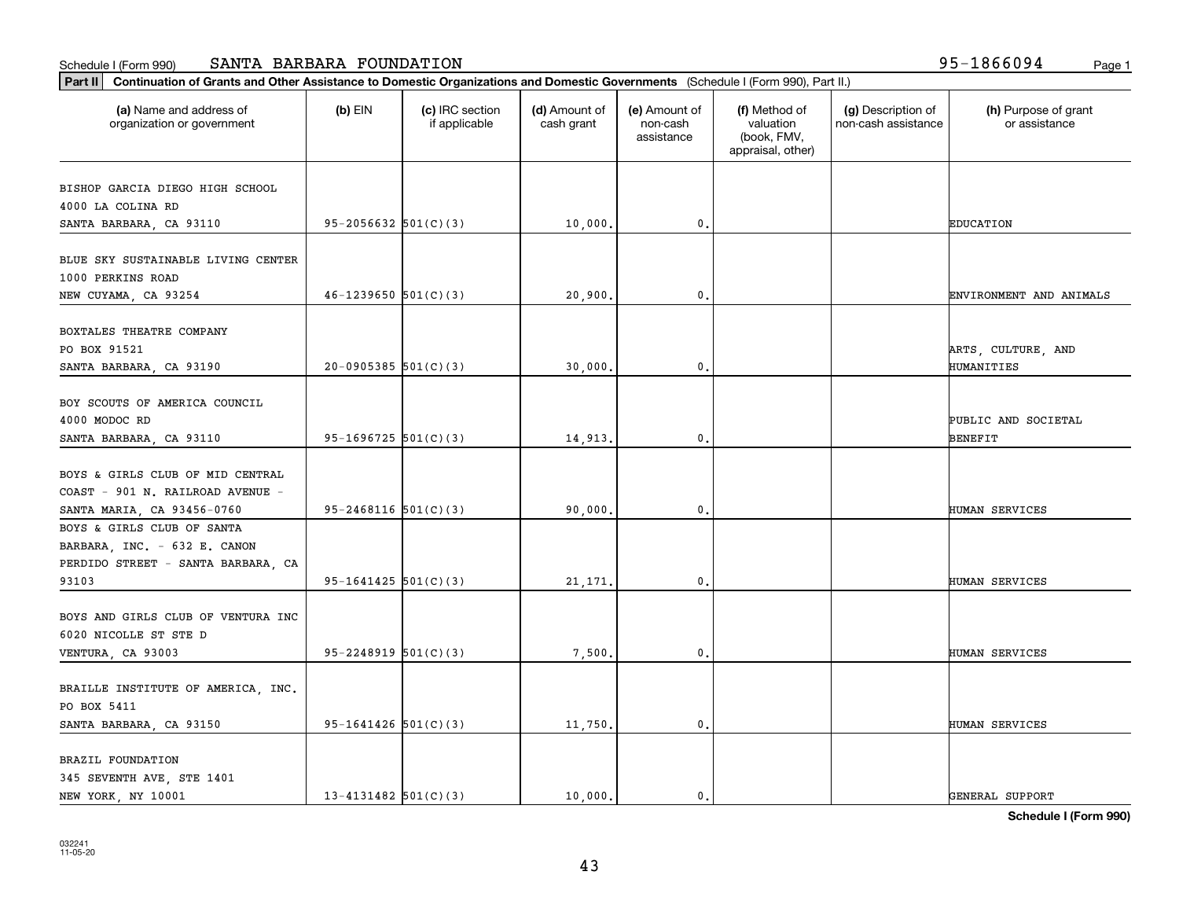Schedule I (Form 990) SANTA BARBARA FOUNDATION 95-1866094

**Part II Continuation of Grants and Other Assistance to Domestic Organizations and Domestic Governments** (Schedule I (Form 990), Part II.)

| (a) Name and address of organization or government | (b) EIN | (c) IRC section if applicable | (d) Amount of cash grant | (e) Amount of non-cash assistance | (f) Method of valuation (book, FMV, appraisal, other) | (g) Description of non-cash assistance | (h) Purpose of grant or assistance |
|---|---|---|---|---|---|---|---|
| BISHOP GARCIA DIEGO HIGH SCHOOL 4000 LA COLINA RD SANTA BARBARA, CA 93110 | 95-2056632 | 501(C)(3) | 10,000. | 0. | | | EDUCATION |
| BLUE SKY SUSTAINABLE LIVING CENTER 1000 PERKINS ROAD NEW CUYAMA, CA 93254 | 46-1239650 | 501(C)(3) | 20,900. | 0. | | | ENVIRONMENT AND ANIMALS |
| BOXTALES THEATRE COMPANY PO BOX 91521 SANTA BARBARA, CA 93190 | 20-0905385 | 501(C)(3) | 30,000. | 0. | | | ARTS, CULTURE, AND HUMANITIES |
| BOY SCOUTS OF AMERICA COUNCIL 4000 MODOC RD SANTA BARBARA, CA 93110 | 95-1696725 | 501(C)(3) | 14,913. | 0. | | | PUBLIC AND SOCIETAL BENEFIT |
| BOYS & GIRLS CLUB OF MID CENTRAL COAST - 901 N. RAILROAD AVENUE - SANTA MARIA, CA 93456-0760 | 95-2468116 | 501(C)(3) | 90,000. | 0. | | | HUMAN SERVICES |
| BOYS & GIRLS CLUB OF SANTA BARBARA, INC. - 632 E. CANON PERDIDO STREET - SANTA BARBARA, CA 93103 | 95-1641425 | 501(C)(3) | 21,171. | 0. | | | HUMAN SERVICES |
| BOYS AND GIRLS CLUB OF VENTURA INC 6020 NICOLLE ST STE D VENTURA, CA 93003 | 95-2248919 | 501(C)(3) | 7,500. | 0. | | | HUMAN SERVICES |
| BRAILLE INSTITUTE OF AMERICA, INC. PO BOX 5411 SANTA BARBARA, CA 93150 | 95-1641426 | 501(C)(3) | 11,750. | 0. | | | HUMAN SERVICES |
| BRAZIL FOUNDATION 345 SEVENTH AVE, STE 1401 NEW YORK, NY 10001 | 13-4131482 | 501(C)(3) | 10,000. | 0. | | | GENERAL SUPPORT |

**Schedule I (Form 990)**

032241 11-05-20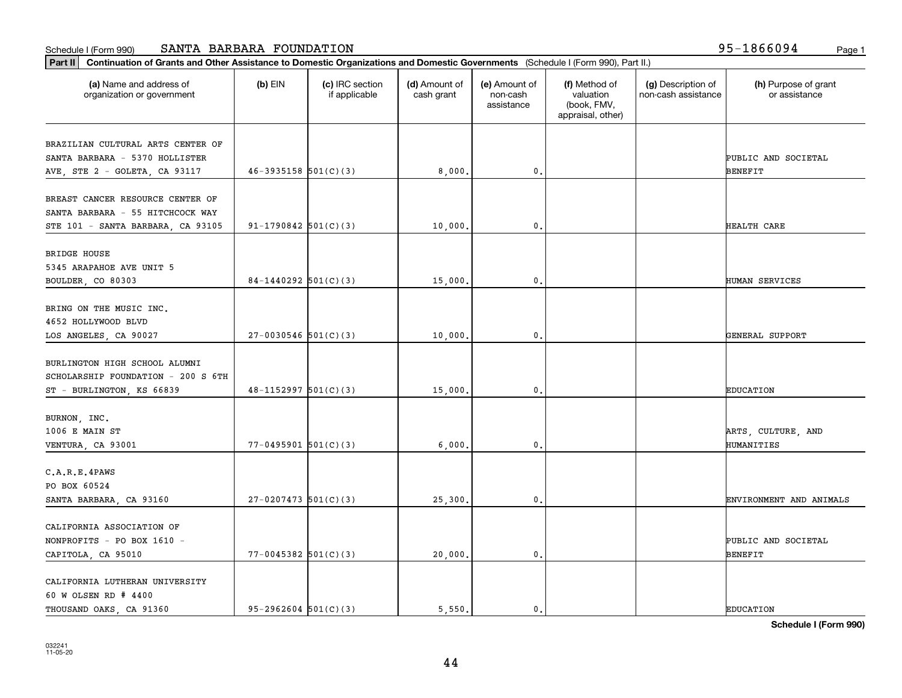Schedule I (Form 990) SANTA BARBARA FOUNDATION 95-1866094

**Part II** **Continuation of Grants and Other Assistance to Domestic Organizations and Domestic Governments** (Schedule I (Form 990), Part II.)

| (a) Name and address of organization or government | (b) EIN | (c) IRC section if applicable | (d) Amount of cash grant | (e) Amount of non-cash assistance | (f) Method of valuation (book, FMV, appraisal, other) | (g) Description of non-cash assistance | (h) Purpose of grant or assistance |
|---|---|---|---|---|---|---|---|
| BRAZILIAN CULTURAL ARTS CENTER OF SANTA BARBARA - 5370 HOLLISTER AVE, STE 2 - GOLETA, CA 93117 | 46-3935158 | 501(C)(3) | 8,000. | 0. | | | PUBLIC AND SOCIETAL BENEFIT |
| BREAST CANCER RESOURCE CENTER OF SANTA BARBARA - 55 HITCHCOCK WAY STE 101 - SANTA BARBARA, CA 93105 | 91-1790842 | 501(C)(3) | 10,000. | 0. | | | HEALTH CARE |
| BRIDGE HOUSE 5345 ARAPAHOE AVE UNIT 5 BOULDER, CO 80303 | 84-1440292 | 501(C)(3) | 15,000. | 0. | | | HUMAN SERVICES |
| BRING ON THE MUSIC INC. 4652 HOLLYWOOD BLVD LOS ANGELES, CA 90027 | 27-0030546 | 501(C)(3) | 10,000. | 0. | | | GENERAL SUPPORT |
| BURLINGTON HIGH SCHOOL ALUMNI SCHOLARSHIP FOUNDATION - 200 S 6TH ST - BURLINGTON, KS 66839 | 48-1152997 | 501(C)(3) | 15,000. | 0. | | | EDUCATION |
| BURNON, INC. 1006 E MAIN ST VENTURA, CA 93001 | 77-0495901 | 501(C)(3) | 6,000. | 0. | | | ARTS, CULTURE, AND HUMANITIES |
| C.A.R.E.4PAWS PO BOX 60524 SANTA BARBARA, CA 93160 | 27-0207473 | 501(C)(3) | 25,300. | 0. | | | ENVIRONMENT AND ANIMALS |
| CALIFORNIA ASSOCIATION OF NONPROFITS - PO BOX 1610 - CAPITOLA, CA 95010 | 77-0045382 | 501(C)(3) | 20,000. | 0. | | | PUBLIC AND SOCIETAL BENEFIT |
| CALIFORNIA LUTHERAN UNIVERSITY 60 W OLSEN RD # 4400 THOUSAND OAKS, CA 91360 | 95-2962604 | 501(C)(3) | 5,550. | 0. | | | EDUCATION |

**Schedule I (Form 990)**

032241 11-05-20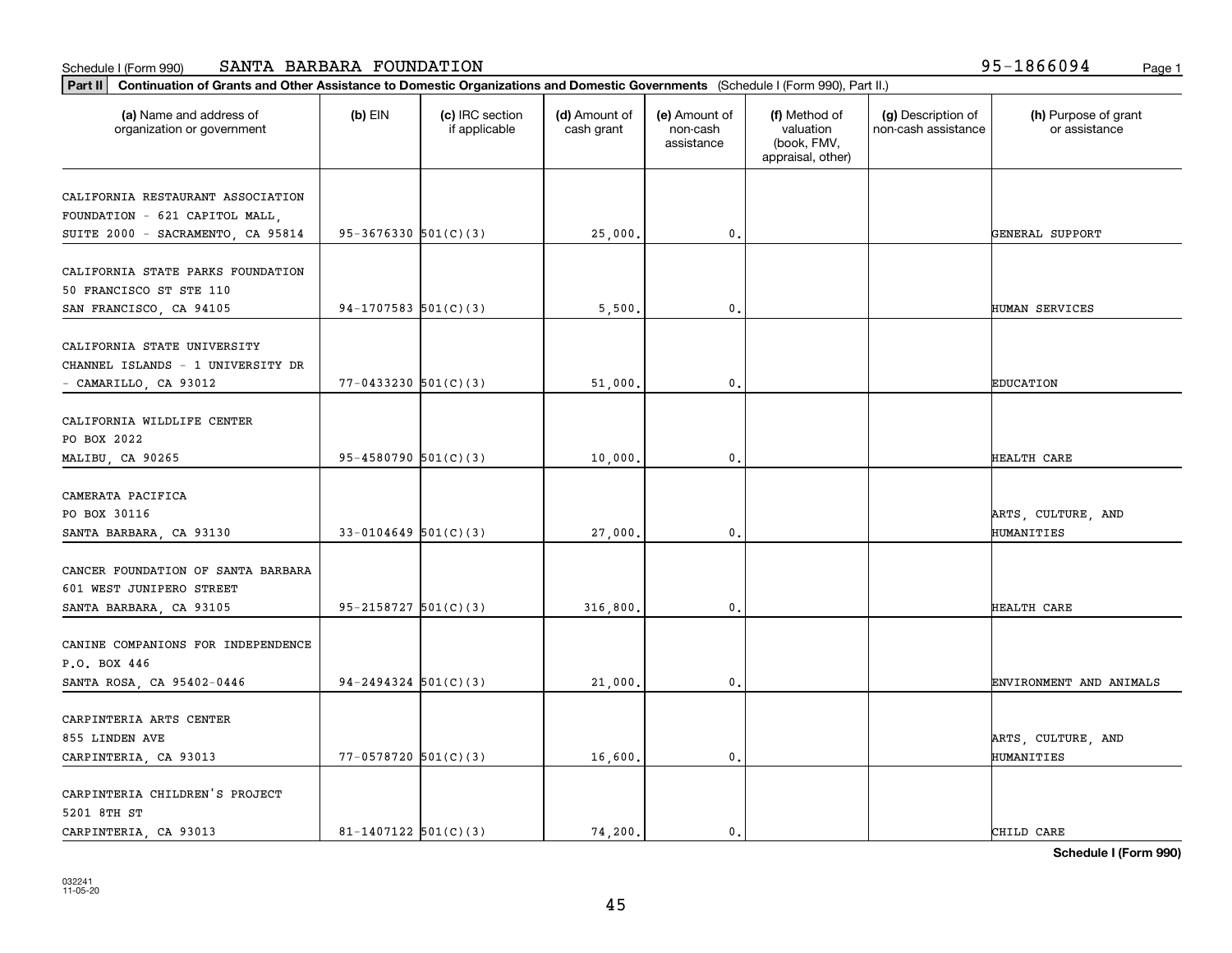Schedule I (Form 990) SANTA BARBARA FOUNDATION 95-1866094

**Part II** **Continuation of Grants and Other Assistance to Domestic Organizations and Domestic Governments** (Schedule I (Form 990), Part II.)

| (a) Name and address of organization or government | (b) EIN | (c) IRC section if applicable | (d) Amount of cash grant | (e) Amount of non-cash assistance | (f) Method of valuation (book, FMV, appraisal, other) | (g) Description of non-cash assistance | (h) Purpose of grant or assistance |
|---|---|---|---|---|---|---|---|
| CALIFORNIA RESTAURANT ASSOCIATION FOUNDATION - 621 CAPITOL MALL, SUITE 2000 - SACRAMENTO, CA 95814 | 95-3676330 | 501(C)(3) | 25,000. | 0. | | | GENERAL SUPPORT |
| CALIFORNIA STATE PARKS FOUNDATION 50 FRANCISCO ST STE 110 SAN FRANCISCO, CA 94105 | 94-1707583 | 501(C)(3) | 5,500. | 0. | | | HUMAN SERVICES |
| CALIFORNIA STATE UNIVERSITY CHANNEL ISLANDS - 1 UNIVERSITY DR - CAMARILLO, CA 93012 | 77-0433230 | 501(C)(3) | 51,000. | 0. | | | EDUCATION |
| CALIFORNIA WILDLIFE CENTER PO BOX 2022 MALIBU, CA 90265 | 95-4580790 | 501(C)(3) | 10,000. | 0. | | | HEALTH CARE |
| CAMERATA PACIFICA PO BOX 30116 SANTA BARBARA, CA 93130 | 33-0104649 | 501(C)(3) | 27,000. | 0. | | | ARTS, CULTURE, AND HUMANITIES |
| CANCER FOUNDATION OF SANTA BARBARA 601 WEST JUNIPERO STREET SANTA BARBARA, CA 93105 | 95-2158727 | 501(C)(3) | 316,800. | 0. | | | HEALTH CARE |
| CANINE COMPANIONS FOR INDEPENDENCE P.O. BOX 446 SANTA ROSA, CA 95402-0446 | 94-2494324 | 501(C)(3) | 21,000. | 0. | | | ENVIRONMENT AND ANIMALS |
| CARPINTERIA ARTS CENTER 855 LINDEN AVE CARPINTERIA, CA 93013 | 77-0578720 | 501(C)(3) | 16,600. | 0. | | | ARTS, CULTURE, AND HUMANITIES |
| CARPINTERIA CHILDREN'S PROJECT 5201 8TH ST CARPINTERIA, CA 93013 | 81-1407122 | 501(C)(3) | 74,200. | 0. | | | CHILD CARE |

**Schedule I (Form 990)**

032241
11-05-20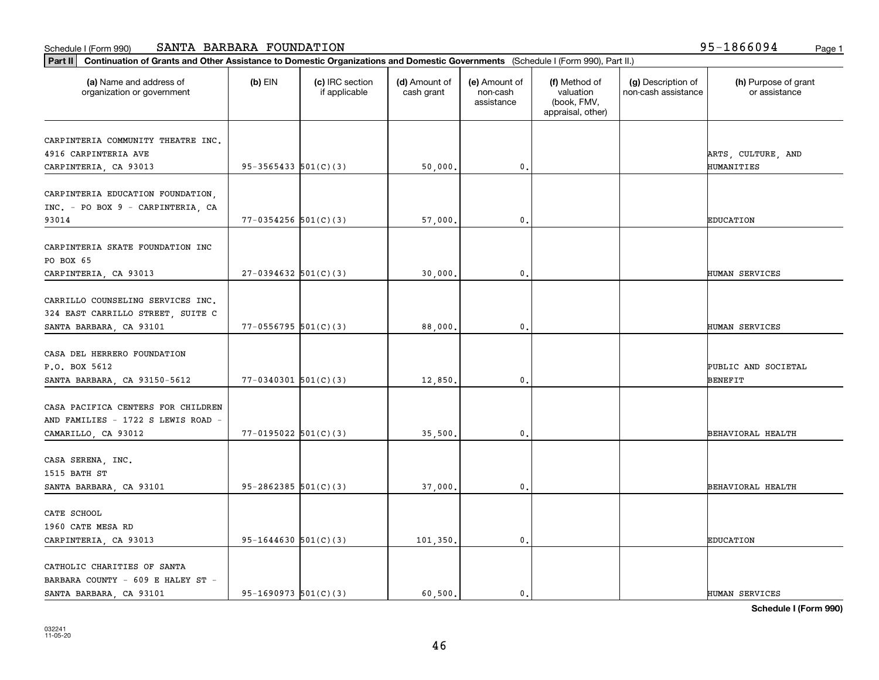Schedule I (Form 990) SANTA BARBARA FOUNDATION 95-1866094

**Part II** **Continuation of Grants and Other Assistance to Domestic Organizations and Domestic Governments** (Schedule I (Form 990), Part II.)

| (a) Name and address of organization or government | (b) EIN | (c) IRC section if applicable | (d) Amount of cash grant | (e) Amount of non-cash assistance | (f) Method of valuation (book, FMV, appraisal, other) | (g) Description of non-cash assistance | (h) Purpose of grant or assistance |
|---|---|---|---|---|---|---|---|
| CARPINTERIA COMMUNITY THEATRE INC. 4916 CARPINTERIA AVE CARPINTERIA, CA 93013 | 95-3565433 | 501(C)(3) | 50,000. | 0. | | | ARTS, CULTURE, AND HUMANITIES |
| CARPINTERIA EDUCATION FOUNDATION, INC. - PO BOX 9 - CARPINTERIA, CA 93014 | 77-0354256 | 501(C)(3) | 57,000. | 0. | | | EDUCATION |
| CARPINTERIA SKATE FOUNDATION INC PO BOX 65 CARPINTERIA, CA 93013 | 27-0394632 | 501(C)(3) | 30,000. | 0. | | | HUMAN SERVICES |
| CARRILLO COUNSELING SERVICES INC. 324 EAST CARRILLO STREET, SUITE C SANTA BARBARA, CA 93101 | 77-0556795 | 501(C)(3) | 88,000. | 0. | | | HUMAN SERVICES |
| CASA DEL HERRERO FOUNDATION P.O. BOX 5612 SANTA BARBARA, CA 93150-5612 | 77-0340301 | 501(C)(3) | 12,850. | 0. | | | PUBLIC AND SOCIETAL BENEFIT |
| CASA PACIFICA CENTERS FOR CHILDREN AND FAMILIES - 1722 S LEWIS ROAD - CAMARILLO, CA 93012 | 77-0195022 | 501(C)(3) | 35,500. | 0. | | | BEHAVIORAL HEALTH |
| CASA SERENA, INC. 1515 BATH ST SANTA BARBARA, CA 93101 | 95-2862385 | 501(C)(3) | 37,000. | 0. | | | BEHAVIORAL HEALTH |
| CATE SCHOOL 1960 CATE MESA RD CARPINTERIA, CA 93013 | 95-1644630 | 501(C)(3) | 101,350. | 0. | | | EDUCATION |
| CATHOLIC CHARITIES OF SANTA BARBARA COUNTY - 609 E HALEY ST - SANTA BARBARA, CA 93101 | 95-1690973 | 501(C)(3) | 60,500. | 0. | | | HUMAN SERVICES |

**Schedule I (Form 990)**

032241
11-05-20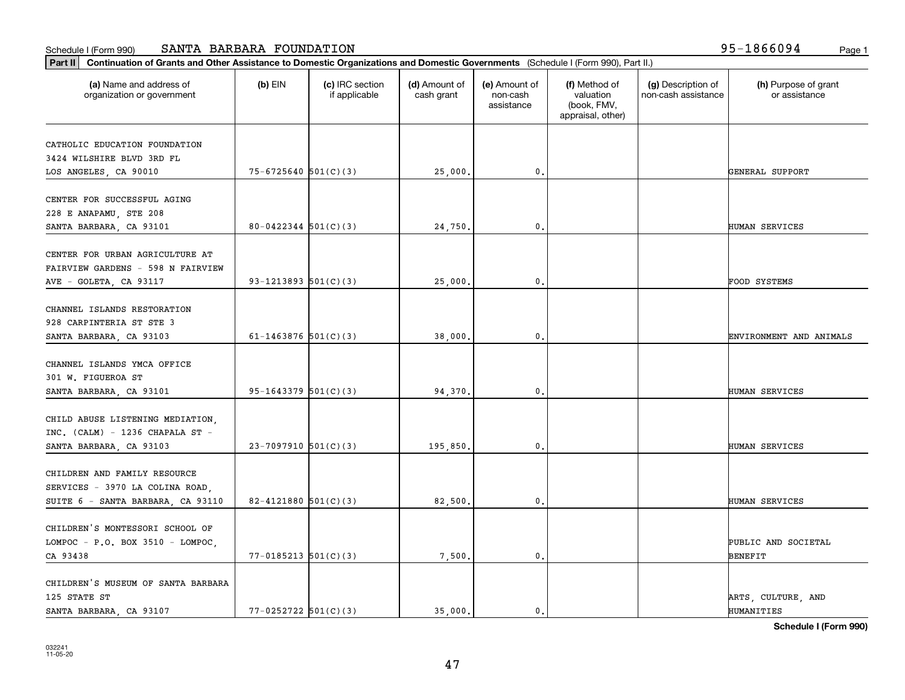Schedule I (Form 990) SANTA BARBARA FOUNDATION 95-1866094

**Part II** **Continuation of Grants and Other Assistance to Domestic Organizations and Domestic Governments** (Schedule I (Form 990), Part II.)

| (a) Name and address of organization or government | (b) EIN | (c) IRC section if applicable | (d) Amount of cash grant | (e) Amount of non-cash assistance | (f) Method of valuation (book, FMV, appraisal, other) | (g) Description of non-cash assistance | (h) Purpose of grant or assistance |
|---|---|---|---|---|---|---|---|
| CATHOLIC EDUCATION FOUNDATION 3424 WILSHIRE BLVD 3RD FL LOS ANGELES, CA 90010 | 75-6725640 | 501(C)(3) | 25,000. | 0. | | | GENERAL SUPPORT |
| CENTER FOR SUCCESSFUL AGING 228 E ANAPAMU, STE 208 SANTA BARBARA, CA 93101 | 80-0422344 | 501(C)(3) | 24,750. | 0. | | | HUMAN SERVICES |
| CENTER FOR URBAN AGRICULTURE AT FAIRVIEW GARDENS - 598 N FAIRVIEW AVE - GOLETA, CA 93117 | 93-1213893 | 501(C)(3) | 25,000. | 0. | | | FOOD SYSTEMS |
| CHANNEL ISLANDS RESTORATION 928 CARPINTERIA ST STE 3 SANTA BARBARA, CA 93103 | 61-1463876 | 501(C)(3) | 38,000. | 0. | | | ENVIRONMENT AND ANIMALS |
| CHANNEL ISLANDS YMCA OFFICE 301 W. FIGUEROA ST SANTA BARBARA, CA 93101 | 95-1643379 | 501(C)(3) | 94,370. | 0. | | | HUMAN SERVICES |
| CHILD ABUSE LISTENING MEDIATION, INC. (CALM) - 1236 CHAPALA ST - SANTA BARBARA, CA 93103 | 23-7097910 | 501(C)(3) | 195,850. | 0. | | | HUMAN SERVICES |
| CHILDREN AND FAMILY RESOURCE SERVICES - 3970 LA COLINA ROAD, SUITE 6 - SANTA BARBARA, CA 93110 | 82-4121880 | 501(C)(3) | 82,500. | 0. | | | HUMAN SERVICES |
| CHILDREN'S MONTESSORI SCHOOL OF LOMPOC - P.O. BOX 3510 - LOMPOC, CA 93438 | 77-0185213 | 501(C)(3) | 7,500. | 0. | | | PUBLIC AND SOCIETAL BENEFIT |
| CHILDREN'S MUSEUM OF SANTA BARBARA 125 STATE ST SANTA BARBARA, CA 93107 | 77-0252722 | 501(C)(3) | 35,000. | 0. | | | ARTS, CULTURE, AND HUMANITIES |

**Schedule I (Form 990)**

032241 11-05-20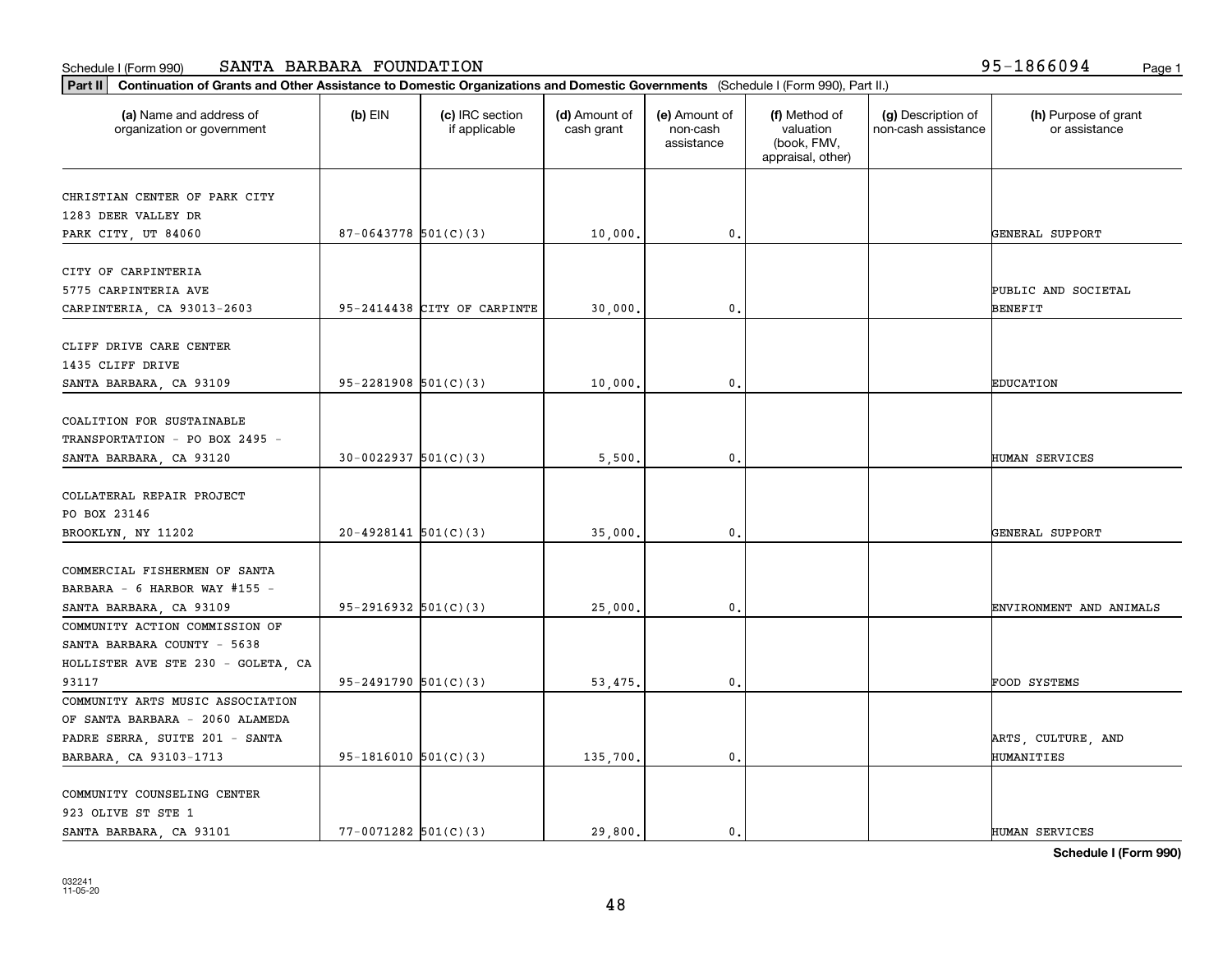Schedule I (Form 990) SANTA BARBARA FOUNDATION 95-1866094

**Part II** **Continuation of Grants and Other Assistance to Domestic Organizations and Domestic Governments** (Schedule I (Form 990), Part II.)

| (a) Name and address of organization or government | (b) EIN | (c) IRC section if applicable | (d) Amount of cash grant | (e) Amount of non-cash assistance | (f) Method of valuation (book, FMV, appraisal, other) | (g) Description of non-cash assistance | (h) Purpose of grant or assistance |
|---|---|---|---|---|---|---|---|
| CHRISTIAN CENTER OF PARK CITY 1283 DEER VALLEY DR PARK CITY, UT 84060 | 87-0643778 | 501(C)(3) | 10,000. | 0. | | | GENERAL SUPPORT |
| CITY OF CARPINTERIA 5775 CARPINTERIA AVE CARPINTERIA, CA 93013-2603 | 95-2414438 | CITY OF CARPINTE | 30,000. | 0. | | | PUBLIC AND SOCIETAL BENEFIT |
| CLIFF DRIVE CARE CENTER 1435 CLIFF DRIVE SANTA BARBARA, CA 93109 | 95-2281908 | 501(C)(3) | 10,000. | 0. | | | EDUCATION |
| COALITION FOR SUSTAINABLE TRANSPORTATION - PO BOX 2495 - SANTA BARBARA, CA 93120 | 30-0022937 | 501(C)(3) | 5,500. | 0. | | | HUMAN SERVICES |
| COLLATERAL REPAIR PROJECT PO BOX 23146 BROOKLYN, NY 11202 | 20-4928141 | 501(C)(3) | 35,000. | 0. | | | GENERAL SUPPORT |
| COMMERCIAL FISHERMEN OF SANTA BARBARA - 6 HARBOR WAY #155 - SANTA BARBARA, CA 93109 | 95-2916932 | 501(C)(3) | 25,000. | 0. | | | ENVIRONMENT AND ANIMALS |
| COMMUNITY ACTION COMMISSION OF SANTA BARBARA COUNTY - 5638 HOLLISTER AVE STE 230 - GOLETA, CA 93117 | 95-2491790 | 501(C)(3) | 53,475. | 0. | | | FOOD SYSTEMS |
| COMMUNITY ARTS MUSIC ASSOCIATION OF SANTA BARBARA - 2060 ALAMEDA PADRE SERRA, SUITE 201 - SANTA BARBARA, CA 93103-1713 | 95-1816010 | 501(C)(3) | 135,700. | 0. | | | ARTS, CULTURE, AND HUMANITIES |
| COMMUNITY COUNSELING CENTER 923 OLIVE ST STE 1 SANTA BARBARA, CA 93101 | 77-0071282 | 501(C)(3) | 29,800. | 0. | | | HUMAN SERVICES |

**Schedule I (Form 990)**

032241 11-05-20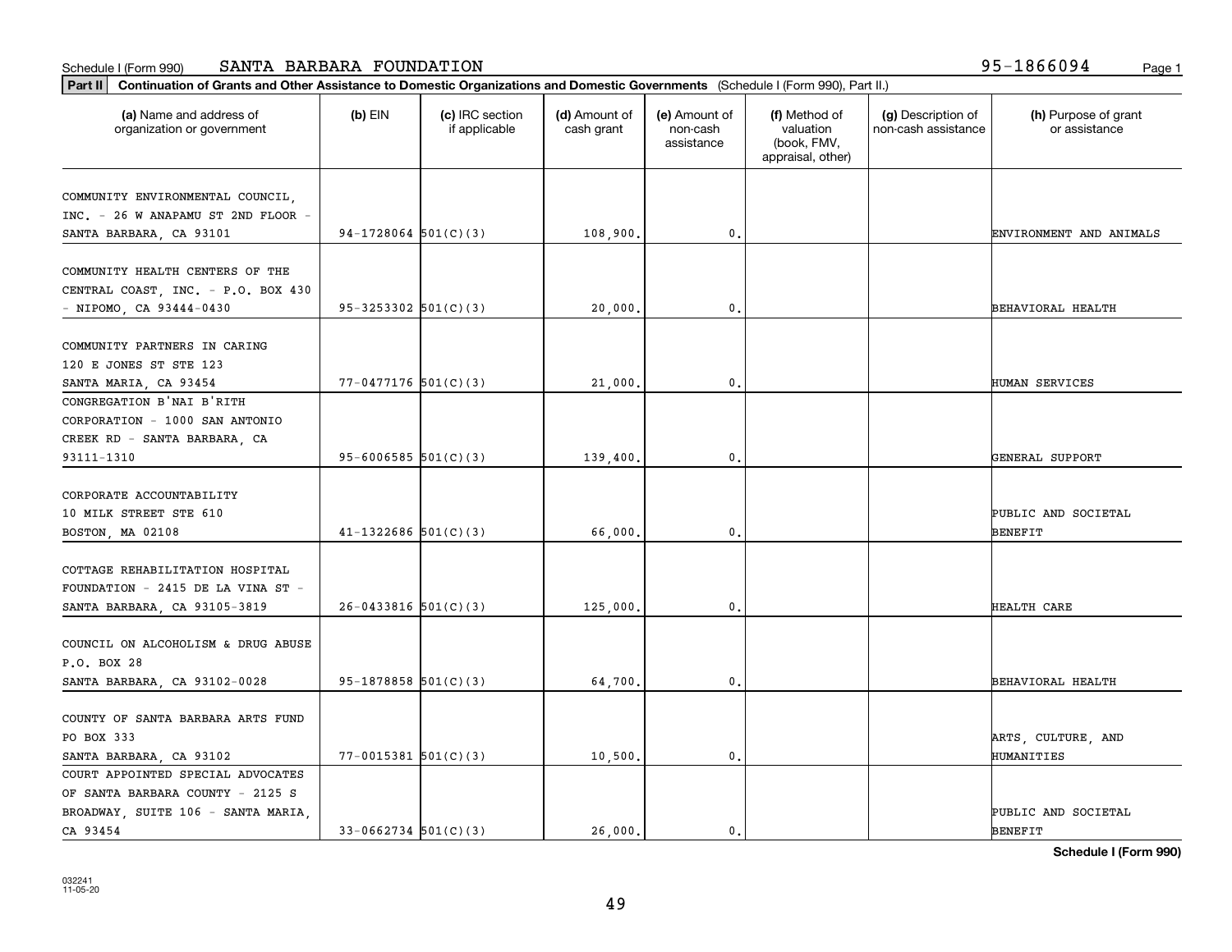Schedule I (Form 990) SANTA BARBARA FOUNDATION 95-1866094

**Part II** Continuation of Grants and Other Assistance to Domestic Organizations and Domestic Governments (Schedule I (Form 990), Part II.)

| (a) Name and address of organization or government | (b) EIN | (c) IRC section if applicable | (d) Amount of cash grant | (e) Amount of non-cash assistance | (f) Method of valuation (book, FMV, appraisal, other) | (g) Description of non-cash assistance | (h) Purpose of grant or assistance |
|---|---|---|---|---|---|---|---|
| COMMUNITY ENVIRONMENTAL COUNCIL, INC. - 26 W ANAPAMU ST 2ND FLOOR - SANTA BARBARA, CA 93101 | 94-1728064 | 501(C)(3) | 108,900. | 0. | | | ENVIRONMENT AND ANIMALS |
| COMMUNITY HEALTH CENTERS OF THE CENTRAL COAST, INC. - P.O. BOX 430 - NIPOMO, CA 93444-0430 | 95-3253302 | 501(C)(3) | 20,000. | 0. | | | BEHAVIORAL HEALTH |
| COMMUNITY PARTNERS IN CARING 120 E JONES ST STE 123 SANTA MARIA, CA 93454 | 77-0477176 | 501(C)(3) | 21,000. | 0. | | | HUMAN SERVICES |
| CONGREGATION B'NAI B'RITH CORPORATION - 1000 SAN ANTONIO CREEK RD - SANTA BARBARA, CA 93111-1310 | 95-6006585 | 501(C)(3) | 139,400. | 0. | | | GENERAL SUPPORT |
| CORPORATE ACCOUNTABILITY 10 MILK STREET STE 610 BOSTON, MA 02108 | 41-1322686 | 501(C)(3) | 66,000. | 0. | | | PUBLIC AND SOCIETAL BENEFIT |
| COTTAGE REHABILITATION HOSPITAL FOUNDATION - 2415 DE LA VINA ST - SANTA BARBARA, CA 93105-3819 | 26-0433816 | 501(C)(3) | 125,000. | 0. | | | HEALTH CARE |
| COUNCIL ON ALCOHOLISM & DRUG ABUSE P.O. BOX 28 SANTA BARBARA, CA 93102-0028 | 95-1878858 | 501(C)(3) | 64,700. | 0. | | | BEHAVIORAL HEALTH |
| COUNTY OF SANTA BARBARA ARTS FUND PO BOX 333 SANTA BARBARA, CA 93102 | 77-0015381 | 501(C)(3) | 10,500. | 0. | | | ARTS, CULTURE, AND HUMANITIES |
| COURT APPOINTED SPECIAL ADVOCATES OF SANTA BARBARA COUNTY - 2125 S BROADWAY, SUITE 106 - SANTA MARIA, CA 93454 | 33-0662734 | 501(C)(3) | 26,000. | 0. | | | PUBLIC AND SOCIETAL BENEFIT |

Schedule I (Form 990)

032241 11-05-20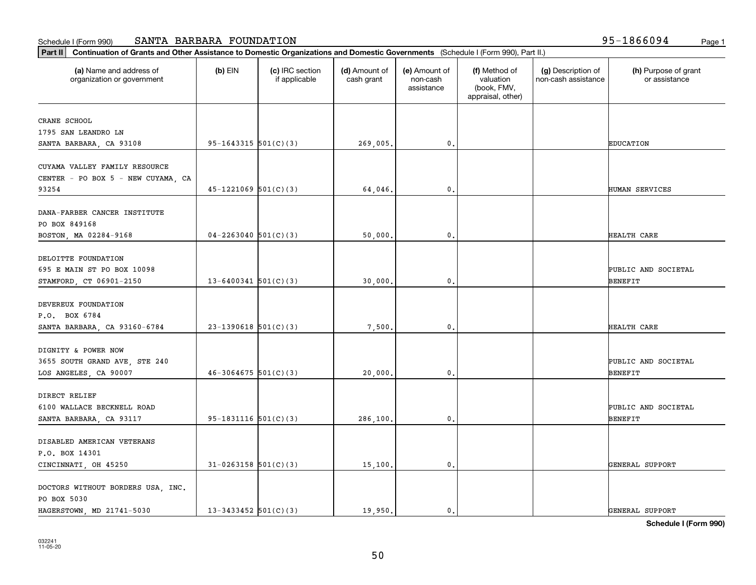Schedule I (Form 990) SANTA BARBARA FOUNDATION 95-1866094

**Part II** **Continuation of Grants and Other Assistance to Domestic Organizations and Domestic Governments** (Schedule I (Form 990), Part II.)

| (a) Name and address of organization or government | (b) EIN | (c) IRC section if applicable | (d) Amount of cash grant | (e) Amount of non-cash assistance | (f) Method of valuation (book, FMV, appraisal, other) | (g) Description of non-cash assistance | (h) Purpose of grant or assistance |
|---|---|---|---|---|---|---|---|
| CRANE SCHOOL 1795 SAN LEANDRO LN SANTA BARBARA, CA 93108 | 95-1643315 | 501(C)(3) | 269,005. | 0. | | | EDUCATION |
| CUYAMA VALLEY FAMILY RESOURCE CENTER - PO BOX 5 - NEW CUYAMA, CA 93254 | 45-1221069 | 501(C)(3) | 64,046. | 0. | | | HUMAN SERVICES |
| DANA-FARBER CANCER INSTITUTE PO BOX 849168 BOSTON, MA 02284-9168 | 04-2263040 | 501(C)(3) | 50,000. | 0. | | | HEALTH CARE |
| DELOITTE FOUNDATION 695 E MAIN ST PO BOX 10098 STAMFORD, CT 06901-2150 | 13-6400341 | 501(C)(3) | 30,000. | 0. | | | PUBLIC AND SOCIETAL BENEFIT |
| DEVEREUX FOUNDATION P.O. BOX 6784 SANTA BARBARA, CA 93160-6784 | 23-1390618 | 501(C)(3) | 7,500. | 0. | | | HEALTH CARE |
| DIGNITY & POWER NOW 3655 SOUTH GRAND AVE, STE 240 LOS ANGELES, CA 90007 | 46-3064675 | 501(C)(3) | 20,000. | 0. | | | PUBLIC AND SOCIETAL BENEFIT |
| DIRECT RELIEF 6100 WALLACE BECKNELL ROAD SANTA BARBARA, CA 93117 | 95-1831116 | 501(C)(3) | 286,100. | 0. | | | PUBLIC AND SOCIETAL BENEFIT |
| DISABLED AMERICAN VETERANS P.O. BOX 14301 CINCINNATI, OH 45250 | 31-0263158 | 501(C)(3) | 15,100. | 0. | | | GENERAL SUPPORT |
| DOCTORS WITHOUT BORDERS USA, INC. PO BOX 5030 HAGERSTOWN, MD 21741-5030 | 13-3433452 | 501(C)(3) | 19,950. | 0. | | | GENERAL SUPPORT |

**Schedule I (Form 990)**

032241 11-05-20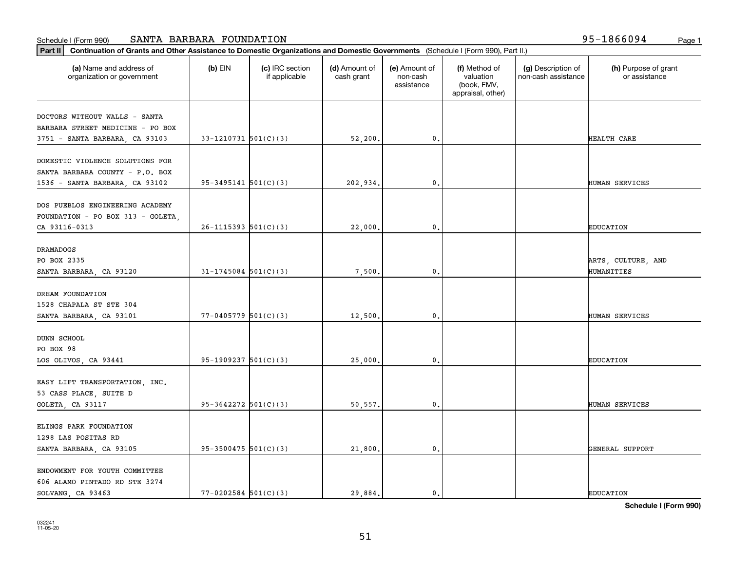Schedule I (Form 990) SANTA BARBARA FOUNDATION 95-1866094

**Part II** **Continuation of Grants and Other Assistance to Domestic Organizations and Domestic Governments** (Schedule I (Form 990), Part II.)

| (a) Name and address of organization or government | (b) EIN | (c) IRC section if applicable | (d) Amount of cash grant | (e) Amount of non-cash assistance | (f) Method of valuation (book, FMV, appraisal, other) | (g) Description of non-cash assistance | (h) Purpose of grant or assistance |
|---|---|---|---|---|---|---|---|
| DOCTORS WITHOUT WALLS - SANTA BARBARA STREET MEDICINE - PO BOX 3751 - SANTA BARBARA, CA 93103 | 33-1210731 | 501(C)(3) | 52,200. | 0. | | | HEALTH CARE |
| DOMESTIC VIOLENCE SOLUTIONS FOR SANTA BARBARA COUNTY - P.O. BOX 1536 - SANTA BARBARA, CA 93102 | 95-3495141 | 501(C)(3) | 202,934. | 0. | | | HUMAN SERVICES |
| DOS PUEBLOS ENGINEERING ACADEMY FOUNDATION - PO BOX 313 - GOLETA, CA 93116-0313 | 26-1115393 | 501(C)(3) | 22,000. | 0. | | | EDUCATION |
| DRAMADOGS PO BOX 2335 SANTA BARBARA, CA 93120 | 31-1745084 | 501(C)(3) | 7,500. | 0. | | | ARTS, CULTURE, AND HUMANITIES |
| DREAM FOUNDATION 1528 CHAPALA ST STE 304 SANTA BARBARA, CA 93101 | 77-0405779 | 501(C)(3) | 12,500. | 0. | | | HUMAN SERVICES |
| DUNN SCHOOL PO BOX 98 LOS OLIVOS, CA 93441 | 95-1909237 | 501(C)(3) | 25,000. | 0. | | | EDUCATION |
| EASY LIFT TRANSPORTATION, INC. 53 CASS PLACE, SUITE D GOLETA, CA 93117 | 95-3642272 | 501(C)(3) | 50,557. | 0. | | | HUMAN SERVICES |
| ELINGS PARK FOUNDATION 1298 LAS POSITAS RD SANTA BARBARA, CA 93105 | 95-3500475 | 501(C)(3) | 21,800. | 0. | | | GENERAL SUPPORT |
| ENDOWMENT FOR YOUTH COMMITTEE 606 ALAMO PINTADO RD STE 3274 SOLVANG, CA 93463 | 77-0202584 | 501(C)(3) | 29,884. | 0. | | | EDUCATION |

**Schedule I (Form 990)**

032241 11-05-20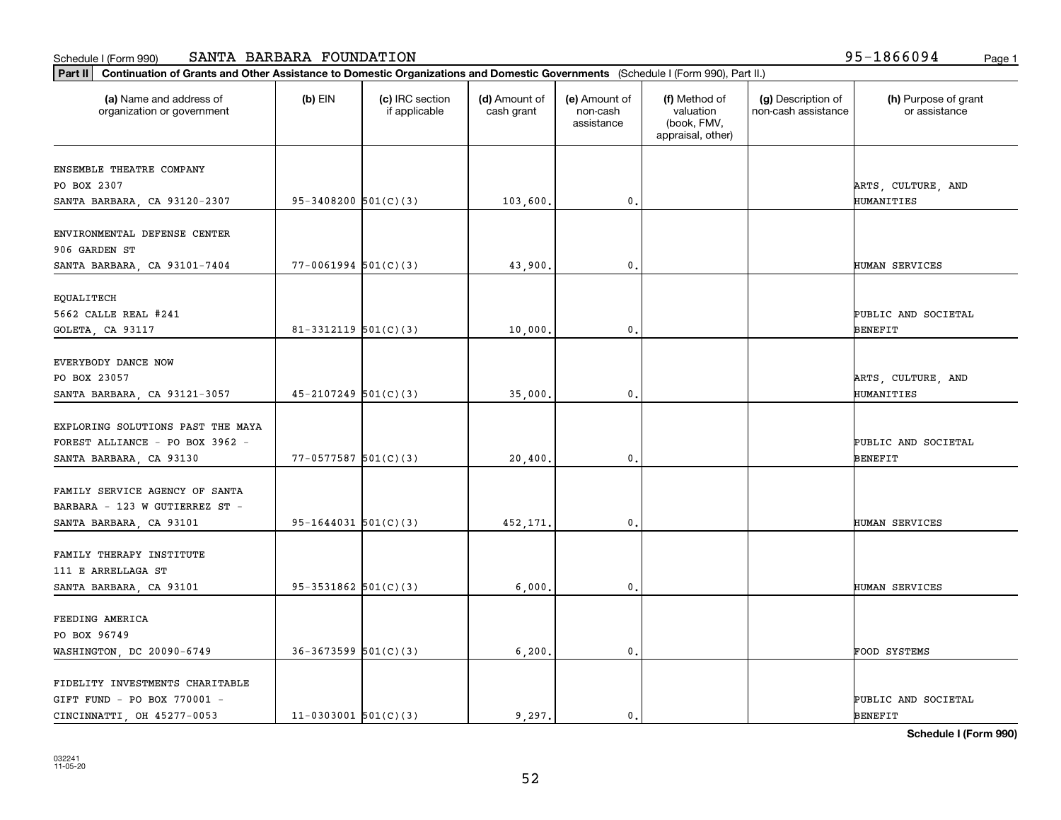Schedule I (Form 990) SANTA BARBARA FOUNDATION 95-1866094

**Part II** **Continuation of Grants and Other Assistance to Domestic Organizations and Domestic Governments** (Schedule I (Form 990), Part II.)

| (a) Name and address of organization or government | (b) EIN | (c) IRC section if applicable | (d) Amount of cash grant | (e) Amount of non-cash assistance | (f) Method of valuation (book, FMV, appraisal, other) | (g) Description of non-cash assistance | (h) Purpose of grant or assistance |
|---|---|---|---|---|---|---|---|
| ENSEMBLE THEATRE COMPANY<br>PO BOX 2307<br>SANTA BARBARA, CA 93120-2307 | 95-3408200 | 501(C)(3) | 103,600. | 0. | | | ARTS, CULTURE, AND HUMANITIES |
| ENVIRONMENTAL DEFENSE CENTER<br>906 GARDEN ST<br>SANTA BARBARA, CA 93101-7404 | 77-0061994 | 501(C)(3) | 43,900. | 0. | | | HUMAN SERVICES |
| EQUALITECH<br>5662 CALLE REAL #241<br>GOLETA, CA 93117 | 81-3312119 | 501(C)(3) | 10,000. | 0. | | | PUBLIC AND SOCIETAL BENEFIT |
| EVERYBODY DANCE NOW<br>PO BOX 23057<br>SANTA BARBARA, CA 93121-3057 | 45-2107249 | 501(C)(3) | 35,000. | 0. | | | ARTS, CULTURE, AND HUMANITIES |
| EXPLORING SOLUTIONS PAST THE MAYA FOREST ALLIANCE - PO BOX 3962 -<br>SANTA BARBARA, CA 93130 | 77-0577587 | 501(C)(3) | 20,400. | 0. | | | PUBLIC AND SOCIETAL BENEFIT |
| FAMILY SERVICE AGENCY OF SANTA BARBARA - 123 W GUTIERREZ ST -<br>SANTA BARBARA, CA 93101 | 95-1644031 | 501(C)(3) | 452,171. | 0. | | | HUMAN SERVICES |
| FAMILY THERAPY INSTITUTE<br>111 E ARRELLAGA ST<br>SANTA BARBARA, CA 93101 | 95-3531862 | 501(C)(3) | 6,000. | 0. | | | HUMAN SERVICES |
| FEEDING AMERICA<br>PO BOX 96749<br>WASHINGTON, DC 20090-6749 | 36-3673599 | 501(C)(3) | 6,200. | 0. | | | FOOD SYSTEMS |
| FIDELITY INVESTMENTS CHARITABLE GIFT FUND - PO BOX 770001 -<br>CINCINNATTI, OH 45277-0053 | 11-0303001 | 501(C)(3) | 9,297. | 0. | | | PUBLIC AND SOCIETAL BENEFIT |

**Schedule I (Form 990)**

032241
11-05-20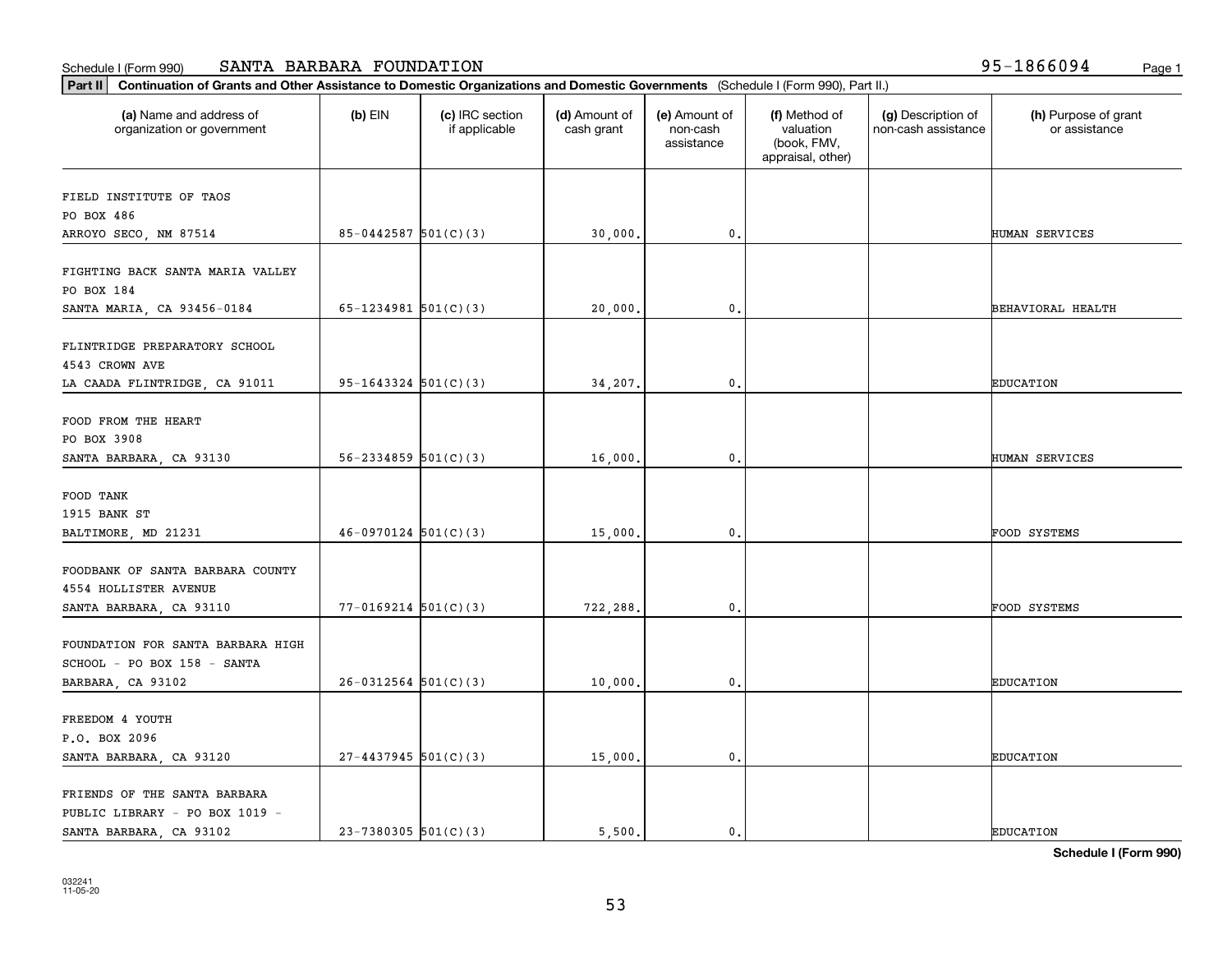Schedule I (Form 990) SANTA BARBARA FOUNDATION 95-1866094

**Part II** **Continuation of Grants and Other Assistance to Domestic Organizations and Domestic Governments** (Schedule I (Form 990), Part II.)

| (a) Name and address of organization or government | (b) EIN | (c) IRC section if applicable | (d) Amount of cash grant | (e) Amount of non-cash assistance | (f) Method of valuation (book, FMV, appraisal, other) | (g) Description of non-cash assistance | (h) Purpose of grant or assistance |
|---|---|---|---|---|---|---|---|
| FIELD INSTITUTE OF TAOS<br>PO BOX 486<br>ARROYO SECO, NM 87514 | 85-0442587 | 501(C)(3) | 30,000. | 0. | | | HUMAN SERVICES |
| FIGHTING BACK SANTA MARIA VALLEY<br>PO BOX 184<br>SANTA MARIA, CA 93456-0184 | 65-1234981 | 501(C)(3) | 20,000. | 0. | | | BEHAVIORAL HEALTH |
| FLINTRIDGE PREPARATORY SCHOOL<br>4543 CROWN AVE<br>LA CAADA FLINTRIDGE, CA 91011 | 95-1643324 | 501(C)(3) | 34,207. | 0. | | | EDUCATION |
| FOOD FROM THE HEART<br>PO BOX 3908<br>SANTA BARBARA, CA 93130 | 56-2334859 | 501(C)(3) | 16,000. | 0. | | | HUMAN SERVICES |
| FOOD TANK<br>1915 BANK ST<br>BALTIMORE, MD 21231 | 46-0970124 | 501(C)(3) | 15,000. | 0. | | | FOOD SYSTEMS |
| FOODBANK OF SANTA BARBARA COUNTY<br>4554 HOLLISTER AVENUE<br>SANTA BARBARA, CA 93110 | 77-0169214 | 501(C)(3) | 722,288. | 0. | | | FOOD SYSTEMS |
| FOUNDATION FOR SANTA BARBARA HIGH SCHOOL - PO BOX 158 - SANTA BARBARA, CA 93102 | 26-0312564 | 501(C)(3) | 10,000. | 0. | | | EDUCATION |
| FREEDOM 4 YOUTH<br>P.O. BOX 2096<br>SANTA BARBARA, CA 93120 | 27-4437945 | 501(C)(3) | 15,000. | 0. | | | EDUCATION |
| FRIENDS OF THE SANTA BARBARA PUBLIC LIBRARY - PO BOX 1019 - SANTA BARBARA, CA 93102 | 23-7380305 | 501(C)(3) | 5,500. | 0. | | | EDUCATION |

**Schedule I (Form 990)**

032241
11-05-20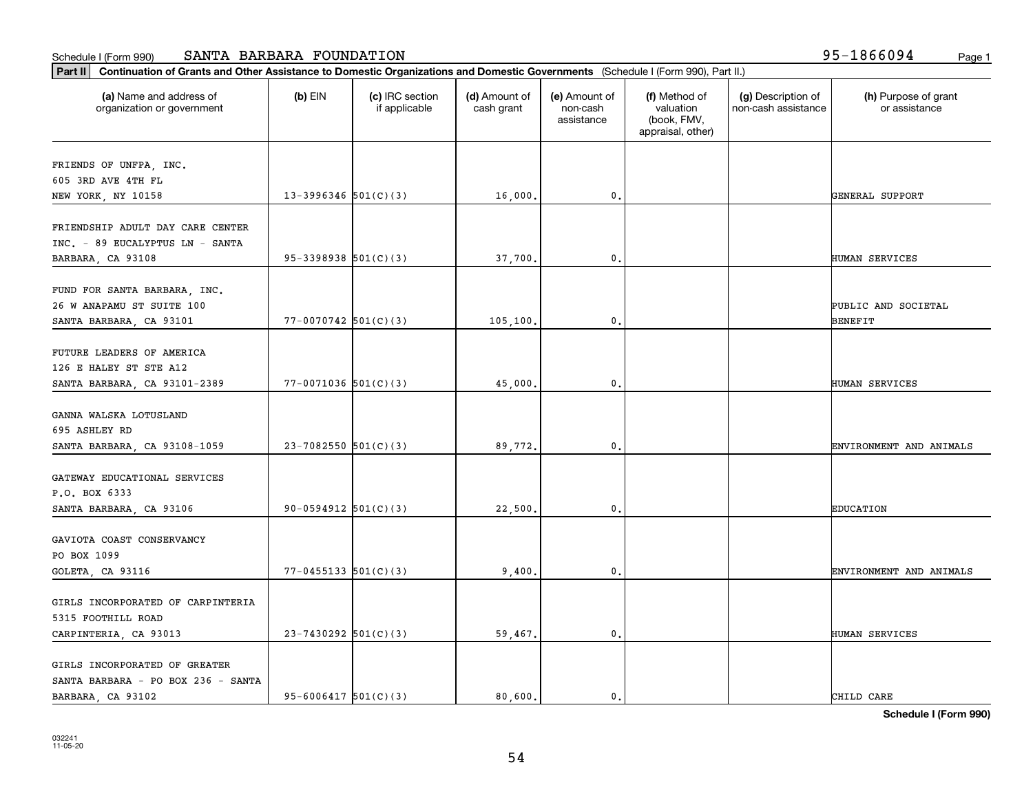Schedule I (Form 990) SANTA BARBARA FOUNDATION 95-1866094

**Part II Continuation of Grants and Other Assistance to Domestic Organizations and Domestic Governments** (Schedule I (Form 990), Part II.)

| (a) Name and address of organization or government | (b) EIN | (c) IRC section if applicable | (d) Amount of cash grant | (e) Amount of non-cash assistance | (f) Method of valuation (book, FMV, appraisal, other) | (g) Description of non-cash assistance | (h) Purpose of grant or assistance |
|---|---|---|---|---|---|---|---|
| FRIENDS OF UNFPA, INC. 605 3RD AVE 4TH FL NEW YORK, NY 10158 | 13-3996346 | 501(C)(3) | 16,000. | 0. | | | GENERAL SUPPORT |
| FRIENDSHIP ADULT DAY CARE CENTER INC. - 89 EUCALYPTUS LN - SANTA BARBARA, CA 93108 | 95-3398938 | 501(C)(3) | 37,700. | 0. | | | HUMAN SERVICES |
| FUND FOR SANTA BARBARA, INC. 26 W ANAPAMU ST SUITE 100 SANTA BARBARA, CA 93101 | 77-0070742 | 501(C)(3) | 105,100. | 0. | | | PUBLIC AND SOCIETAL BENEFIT |
| FUTURE LEADERS OF AMERICA 126 E HALEY ST STE A12 SANTA BARBARA, CA 93101-2389 | 77-0071036 | 501(C)(3) | 45,000. | 0. | | | HUMAN SERVICES |
| GANNA WALSKA LOTUSLAND 695 ASHLEY RD SANTA BARBARA, CA 93108-1059 | 23-7082550 | 501(C)(3) | 89,772. | 0. | | | ENVIRONMENT AND ANIMALS |
| GATEWAY EDUCATIONAL SERVICES P.O. BOX 6333 SANTA BARBARA, CA 93106 | 90-0594912 | 501(C)(3) | 22,500. | 0. | | | EDUCATION |
| GAVIOTA COAST CONSERVANCY PO BOX 1099 GOLETA, CA 93116 | 77-0455133 | 501(C)(3) | 9,400. | 0. | | | ENVIRONMENT AND ANIMALS |
| GIRLS INCORPORATED OF CARPINTERIA 5315 FOOTHILL ROAD CARPINTERIA, CA 93013 | 23-7430292 | 501(C)(3) | 59,467. | 0. | | | HUMAN SERVICES |
| GIRLS INCORPORATED OF GREATER SANTA BARBARA - PO BOX 236 - SANTA BARBARA, CA 93102 | 95-6006417 | 501(C)(3) | 80,600. | 0. | | | CHILD CARE |

**Schedule I (Form 990)**

032241 11-05-20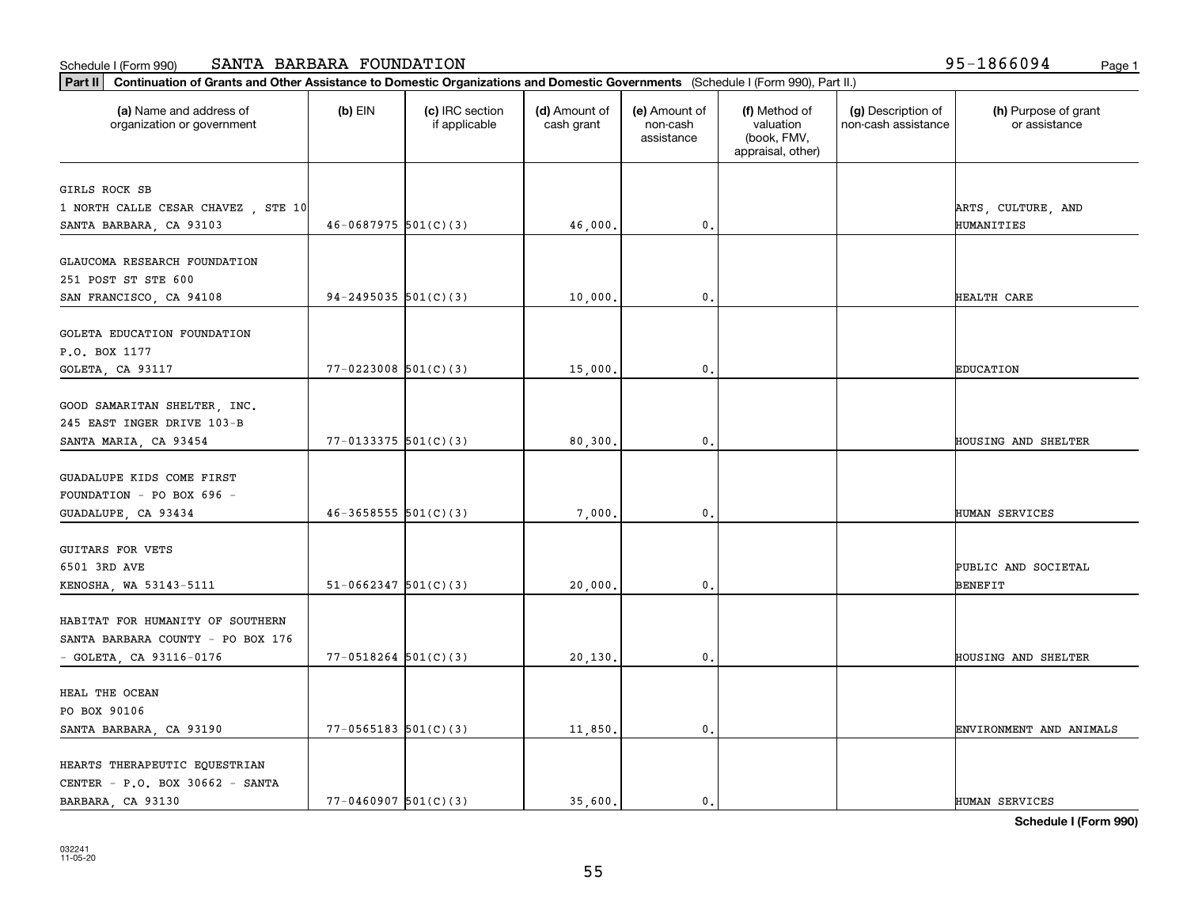Schedule I (Form 990) SANTA BARBARA FOUNDATION 95-1866094

**Part II** **Continuation of Grants and Other Assistance to Domestic Organizations and Domestic Governments** (Schedule I (Form 990), Part II.)

| (a) Name and address of organization or government | (b) EIN | (c) IRC section if applicable | (d) Amount of cash grant | (e) Amount of non-cash assistance | (f) Method of valuation (book, FMV, appraisal, other) | (g) Description of non-cash assistance | (h) Purpose of grant or assistance |
|---|---|---|---|---|---|---|---|
| GIRLS ROCK SB<br>1 NORTH CALLE CESAR CHAVEZ , STE 10<br>SANTA BARBARA, CA 93103 | 46-0687975 | 501(C)(3) | 46,000. | 0. | | | ARTS, CULTURE, AND HUMANITIES |
| GLAUCOMA RESEARCH FOUNDATION<br>251 POST ST STE 600<br>SAN FRANCISCO, CA 94108 | 94-2495035 | 501(C)(3) | 10,000. | 0. | | | HEALTH CARE |
| GOLETA EDUCATION FOUNDATION<br>P.O. BOX 1177<br>GOLETA, CA 93117 | 77-0223008 | 501(C)(3) | 15,000. | 0. | | | EDUCATION |
| GOOD SAMARITAN SHELTER, INC.<br>245 EAST INGER DRIVE 103-B<br>SANTA MARIA, CA 93454 | 77-0133375 | 501(C)(3) | 80,300. | 0. | | | HOUSING AND SHELTER |
| GUADALUPE KIDS COME FIRST<br>FOUNDATION - PO BOX 696 -<br>GUADALUPE, CA 93434 | 46-3658555 | 501(C)(3) | 7,000. | 0. | | | HUMAN SERVICES |
| GUITARS FOR VETS<br>6501 3RD AVE<br>KENOSHA, WA 53143-5111 | 51-0662347 | 501(C)(3) | 20,000. | 0. | | | PUBLIC AND SOCIETAL BENEFIT |
| HABITAT FOR HUMANITY OF SOUTHERN<br>SANTA BARBARA COUNTY - PO BOX 176<br>- GOLETA, CA 93116-0176 | 77-0518264 | 501(C)(3) | 20,130. | 0. | | | HOUSING AND SHELTER |
| HEAL THE OCEAN<br>PO BOX 90106<br>SANTA BARBARA, CA 93190 | 77-0565183 | 501(C)(3) | 11,850. | 0. | | | ENVIRONMENT AND ANIMALS |
| HEARTS THERAPEUTIC EQUESTRIAN<br>CENTER - P.O. BOX 30662 - SANTA<br>BARBARA, CA 93130 | 77-0460907 | 501(C)(3) | 35,600. | 0. | | | HUMAN SERVICES |

**Schedule I (Form 990)**

032241
11-05-20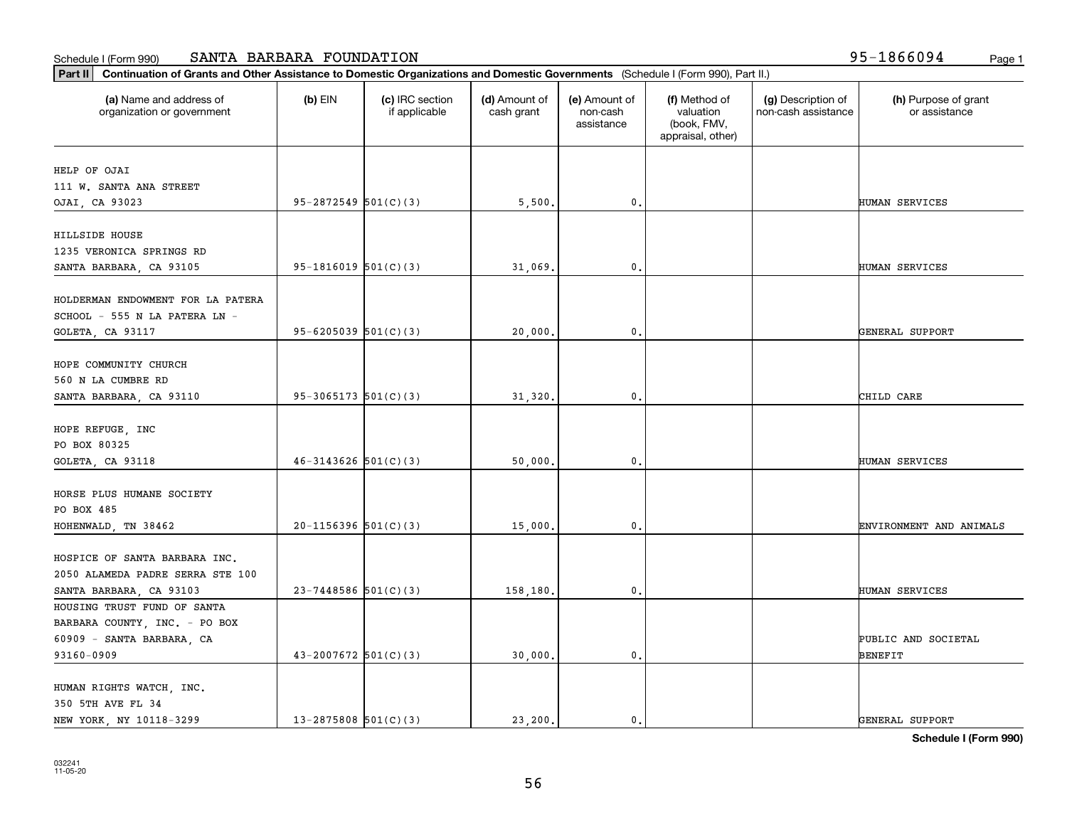Schedule I (Form 990) SANTA BARBARA FOUNDATION 95-1866094

**Part II** **Continuation of Grants and Other Assistance to Domestic Organizations and Domestic Governments** (Schedule I (Form 990), Part II.)

| (a) Name and address of organization or government | (b) EIN | (c) IRC section if applicable | (d) Amount of cash grant | (e) Amount of non-cash assistance | (f) Method of valuation (book, FMV, appraisal, other) | (g) Description of non-cash assistance | (h) Purpose of grant or assistance |
|---|---|---|---|---|---|---|---|
| HELP OF OJAI<br>111 W. SANTA ANA STREET<br>OJAI, CA 93023 | 95-2872549 | 501(C)(3) | 5,500. | 0. | | | HUMAN SERVICES |
| HILLSIDE HOUSE<br>1235 VERONICA SPRINGS RD<br>SANTA BARBARA, CA 93105 | 95-1816019 | 501(C)(3) | 31,069. | 0. | | | HUMAN SERVICES |
| HOLDERMAN ENDOWMENT FOR LA PATERA SCHOOL - 555 N LA PATERA LN - GOLETA, CA 93117 | 95-6205039 | 501(C)(3) | 20,000. | 0. | | | GENERAL SUPPORT |
| HOPE COMMUNITY CHURCH<br>560 N LA CUMBRE RD<br>SANTA BARBARA, CA 93110 | 95-3065173 | 501(C)(3) | 31,320. | 0. | | | CHILD CARE |
| HOPE REFUGE, INC<br>PO BOX 80325<br>GOLETA, CA 93118 | 46-3143626 | 501(C)(3) | 50,000. | 0. | | | HUMAN SERVICES |
| HORSE PLUS HUMANE SOCIETY<br>PO BOX 485<br>HOHENWALD, TN 38462 | 20-1156396 | 501(C)(3) | 15,000. | 0. | | | ENVIRONMENT AND ANIMALS |
| HOSPICE OF SANTA BARBARA INC.<br>2050 ALAMEDA PADRE SERRA STE 100<br>SANTA BARBARA, CA 93103 | 23-7448586 | 501(C)(3) | 158,180. | 0. | | | HUMAN SERVICES |
| HOUSING TRUST FUND OF SANTA BARBARA COUNTY, INC. - PO BOX 60909 - SANTA BARBARA, CA 93160-0909 | 43-2007672 | 501(C)(3) | 30,000. | 0. | | | PUBLIC AND SOCIETAL BENEFIT |
| HUMAN RIGHTS WATCH, INC.<br>350 5TH AVE FL 34<br>NEW YORK, NY 10118-3299 | 13-2875808 | 501(C)(3) | 23,200. | 0. | | | GENERAL SUPPORT |

**Schedule I (Form 990)**

032241
11-05-20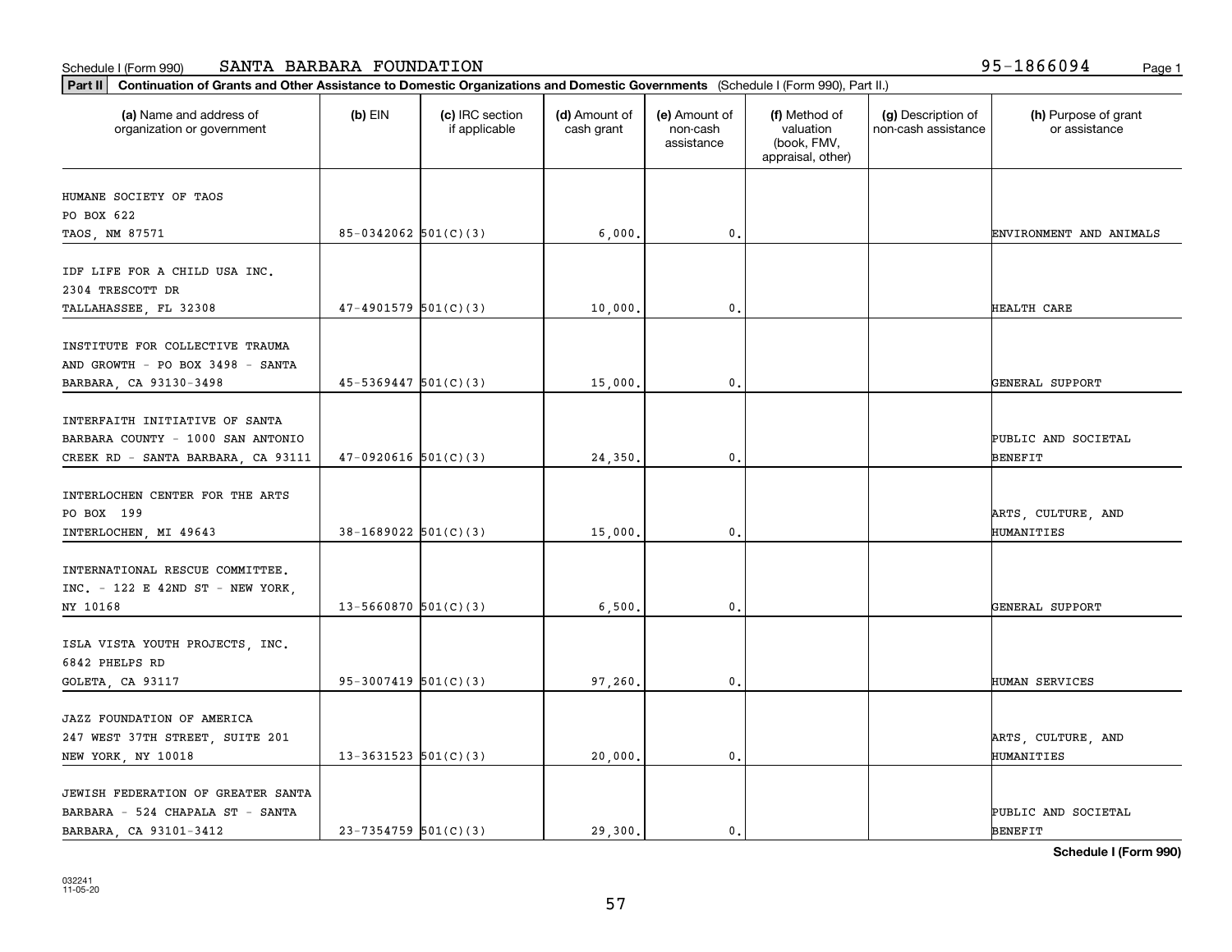Schedule I (Form 990) SANTA BARBARA FOUNDATION 95-1866094

**Part II** **Continuation of Grants and Other Assistance to Domestic Organizations and Domestic Governments** (Schedule I (Form 990), Part II.)

| (a) Name and address of organization or government | (b) EIN | (c) IRC section if applicable | (d) Amount of cash grant | (e) Amount of non-cash assistance | (f) Method of valuation (book, FMV, appraisal, other) | (g) Description of non-cash assistance | (h) Purpose of grant or assistance |
|---|---|---|---|---|---|---|---|
| HUMANE SOCIETY OF TAOS PO BOX 622 TAOS, NM 87571 | 85-0342062 | 501(C)(3) | 6,000. | 0. | | | ENVIRONMENT AND ANIMALS |
| IDF LIFE FOR A CHILD USA INC. 2304 TRESCOTT DR TALLAHASSEE, FL 32308 | 47-4901579 | 501(C)(3) | 10,000. | 0. | | | HEALTH CARE |
| INSTITUTE FOR COLLECTIVE TRAUMA AND GROWTH - PO BOX 3498 - SANTA BARBARA, CA 93130-3498 | 45-5369447 | 501(C)(3) | 15,000. | 0. | | | GENERAL SUPPORT |
| INTERFAITH INITIATIVE OF SANTA BARBARA COUNTY - 1000 SAN ANTONIO CREEK RD - SANTA BARBARA, CA 93111 | 47-0920616 | 501(C)(3) | 24,350. | 0. | | | PUBLIC AND SOCIETAL BENEFIT |
| INTERLOCHEN CENTER FOR THE ARTS PO BOX 199 INTERLOCHEN, MI 49643 | 38-1689022 | 501(C)(3) | 15,000. | 0. | | | ARTS, CULTURE, AND HUMANITIES |
| INTERNATIONAL RESCUE COMMITTEE. INC. - 122 E 42ND ST - NEW YORK, NY 10168 | 13-5660870 | 501(C)(3) | 6,500. | 0. | | | GENERAL SUPPORT |
| ISLA VISTA YOUTH PROJECTS, INC. 6842 PHELPS RD GOLETA, CA 93117 | 95-3007419 | 501(C)(3) | 97,260. | 0. | | | HUMAN SERVICES |
| JAZZ FOUNDATION OF AMERICA 247 WEST 37TH STREET, SUITE 201 NEW YORK, NY 10018 | 13-3631523 | 501(C)(3) | 20,000. | 0. | | | ARTS, CULTURE, AND HUMANITIES |
| JEWISH FEDERATION OF GREATER SANTA BARBARA - 524 CHAPALA ST - SANTA BARBARA, CA 93101-3412 | 23-7354759 | 501(C)(3) | 29,300. | 0. | | | PUBLIC AND SOCIETAL BENEFIT |

**Schedule I (Form 990)**

032241 11-05-20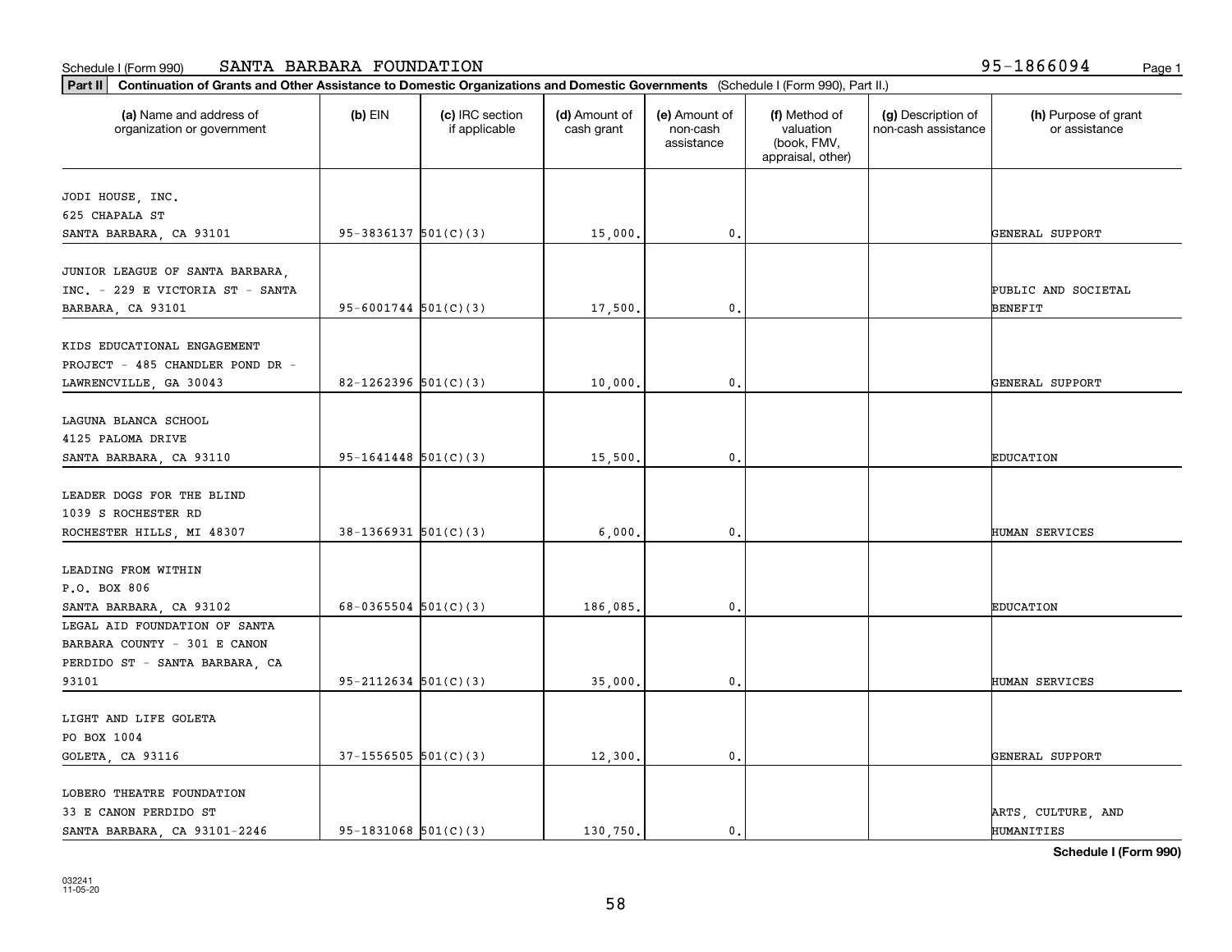Schedule I (Form 990) SANTA BARBARA FOUNDATION 95-1866094

**Part II** **Continuation of Grants and Other Assistance to Domestic Organizations and Domestic Governments** (Schedule I (Form 990), Part II.)

| (a) Name and address of organization or government | (b) EIN | (c) IRC section if applicable | (d) Amount of cash grant | (e) Amount of non-cash assistance | (f) Method of valuation (book, FMV, appraisal, other) | (g) Description of non-cash assistance | (h) Purpose of grant or assistance |
|---|---|---|---|---|---|---|---|
| JODI HOUSE, INC. 625 CHAPALA ST SANTA BARBARA, CA 93101 | 95-3836137 | 501(C)(3) | 15,000. | 0. | | | GENERAL SUPPORT |
| JUNIOR LEAGUE OF SANTA BARBARA, INC. - 229 E VICTORIA ST - SANTA BARBARA, CA 93101 | 95-6001744 | 501(C)(3) | 17,500. | 0. | | | PUBLIC AND SOCIETAL BENEFIT |
| KIDS EDUCATIONAL ENGAGEMENT PROJECT - 485 CHANDLER POND DR - LAWRENCVILLE, GA 30043 | 82-1262396 | 501(C)(3) | 10,000. | 0. | | | GENERAL SUPPORT |
| LAGUNA BLANCA SCHOOL 4125 PALOMA DRIVE SANTA BARBARA, CA 93110 | 95-1641448 | 501(C)(3) | 15,500. | 0. | | | EDUCATION |
| LEADER DOGS FOR THE BLIND 1039 S ROCHESTER RD ROCHESTER HILLS, MI 48307 | 38-1366931 | 501(C)(3) | 6,000. | 0. | | | HUMAN SERVICES |
| LEADING FROM WITHIN P.O. BOX 806 SANTA BARBARA, CA 93102 | 68-0365504 | 501(C)(3) | 186,085. | 0. | | | EDUCATION |
| LEGAL AID FOUNDATION OF SANTA BARBARA COUNTY - 301 E CANON PERDIDO ST - SANTA BARBARA, CA 93101 | 95-2112634 | 501(C)(3) | 35,000. | 0. | | | HUMAN SERVICES |
| LIGHT AND LIFE GOLETA PO BOX 1004 GOLETA, CA 93116 | 37-1556505 | 501(C)(3) | 12,300. | 0. | | | GENERAL SUPPORT |
| LOBERO THEATRE FOUNDATION 33 E CANON PERDIDO ST SANTA BARBARA, CA 93101-2246 | 95-1831068 | 501(C)(3) | 130,750. | 0. | | | ARTS, CULTURE, AND HUMANITIES |

**Schedule I (Form 990)**

032241 11-05-20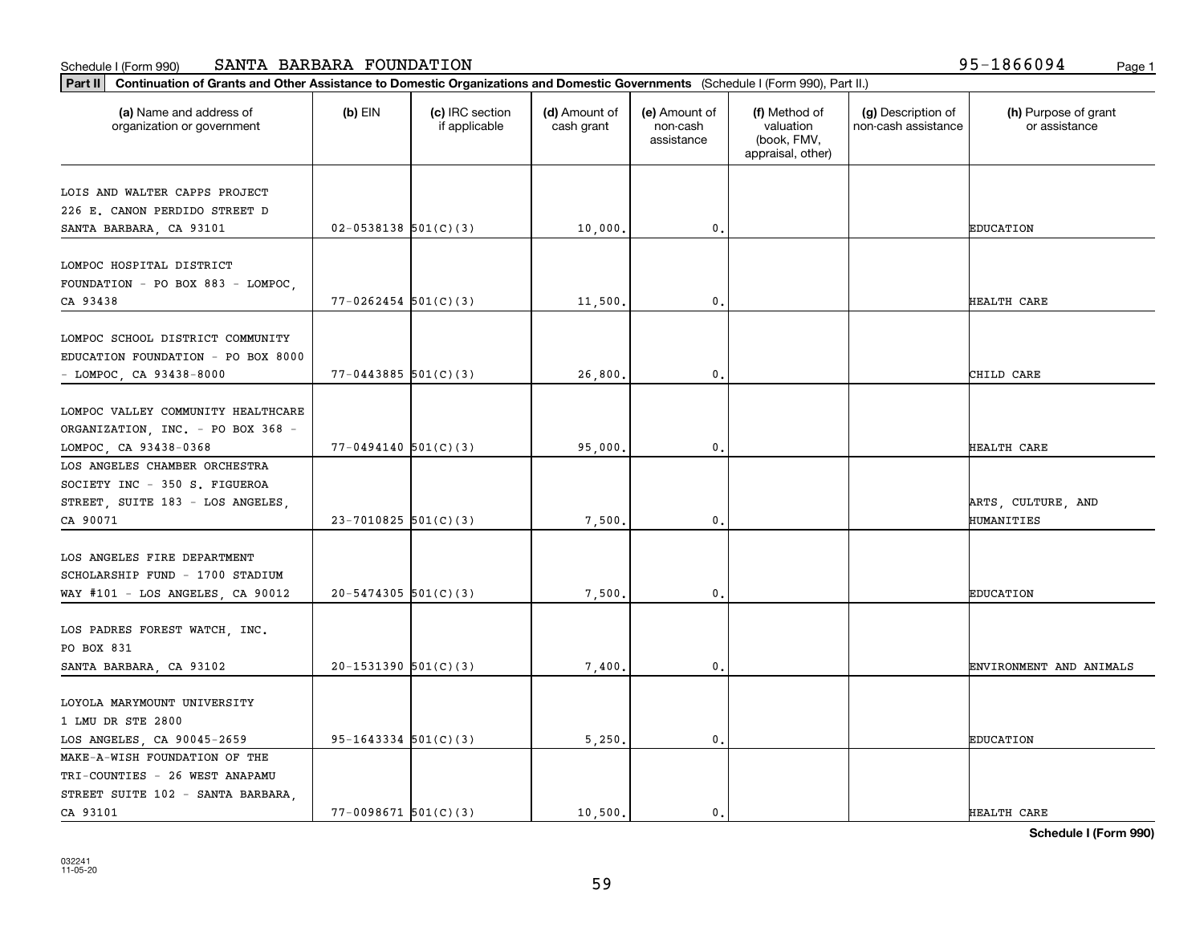Schedule I (Form 990) SANTA BARBARA FOUNDATION 95-1866094

**Part II** **Continuation of Grants and Other Assistance to Domestic Organizations and Domestic Governments** (Schedule I (Form 990), Part II.)

| (a) Name and address of organization or government | (b) EIN | (c) IRC section if applicable | (d) Amount of cash grant | (e) Amount of non-cash assistance | (f) Method of valuation (book, FMV, appraisal, other) | (g) Description of non-cash assistance | (h) Purpose of grant or assistance |
|---|---|---|---|---|---|---|---|
| LOIS AND WALTER CAPPS PROJECT 226 E. CANON PERDIDO STREET D SANTA BARBARA, CA 93101 | 02-0538138 | 501(C)(3) | 10,000. | 0. | | | EDUCATION |
| LOMPOC HOSPITAL DISTRICT FOUNDATION - PO BOX 883 - LOMPOC, CA 93438 | 77-0262454 | 501(C)(3) | 11,500. | 0. | | | HEALTH CARE |
| LOMPOC SCHOOL DISTRICT COMMUNITY EDUCATION FOUNDATION - PO BOX 8000 - LOMPOC, CA 93438-8000 | 77-0443885 | 501(C)(3) | 26,800. | 0. | | | CHILD CARE |
| LOMPOC VALLEY COMMUNITY HEALTHCARE ORGANIZATION, INC. - PO BOX 368 - LOMPOC, CA 93438-0368 | 77-0494140 | 501(C)(3) | 95,000. | 0. | | | HEALTH CARE |
| LOS ANGELES CHAMBER ORCHESTRA SOCIETY INC - 350 S. FIGUEROA STREET, SUITE 183 - LOS ANGELES, CA 90071 | 23-7010825 | 501(C)(3) | 7,500. | 0. | | | ARTS, CULTURE, AND HUMANITIES |
| LOS ANGELES FIRE DEPARTMENT SCHOLARSHIP FUND - 1700 STADIUM WAY #101 - LOS ANGELES, CA 90012 | 20-5474305 | 501(C)(3) | 7,500. | 0. | | | EDUCATION |
| LOS PADRES FOREST WATCH, INC. PO BOX 831 SANTA BARBARA, CA 93102 | 20-1531390 | 501(C)(3) | 7,400. | 0. | | | ENVIRONMENT AND ANIMALS |
| LOYOLA MARYMOUNT UNIVERSITY 1 LMU DR STE 2800 LOS ANGELES, CA 90045-2659 | 95-1643334 | 501(C)(3) | 5,250. | 0. | | | EDUCATION |
| MAKE-A-WISH FOUNDATION OF THE TRI-COUNTIES - 26 WEST ANAPAMU STREET SUITE 102 - SANTA BARBARA, CA 93101 | 77-0098671 | 501(C)(3) | 10,500. | 0. | | | HEALTH CARE |

**Schedule I (Form 990)**

032241 11-05-20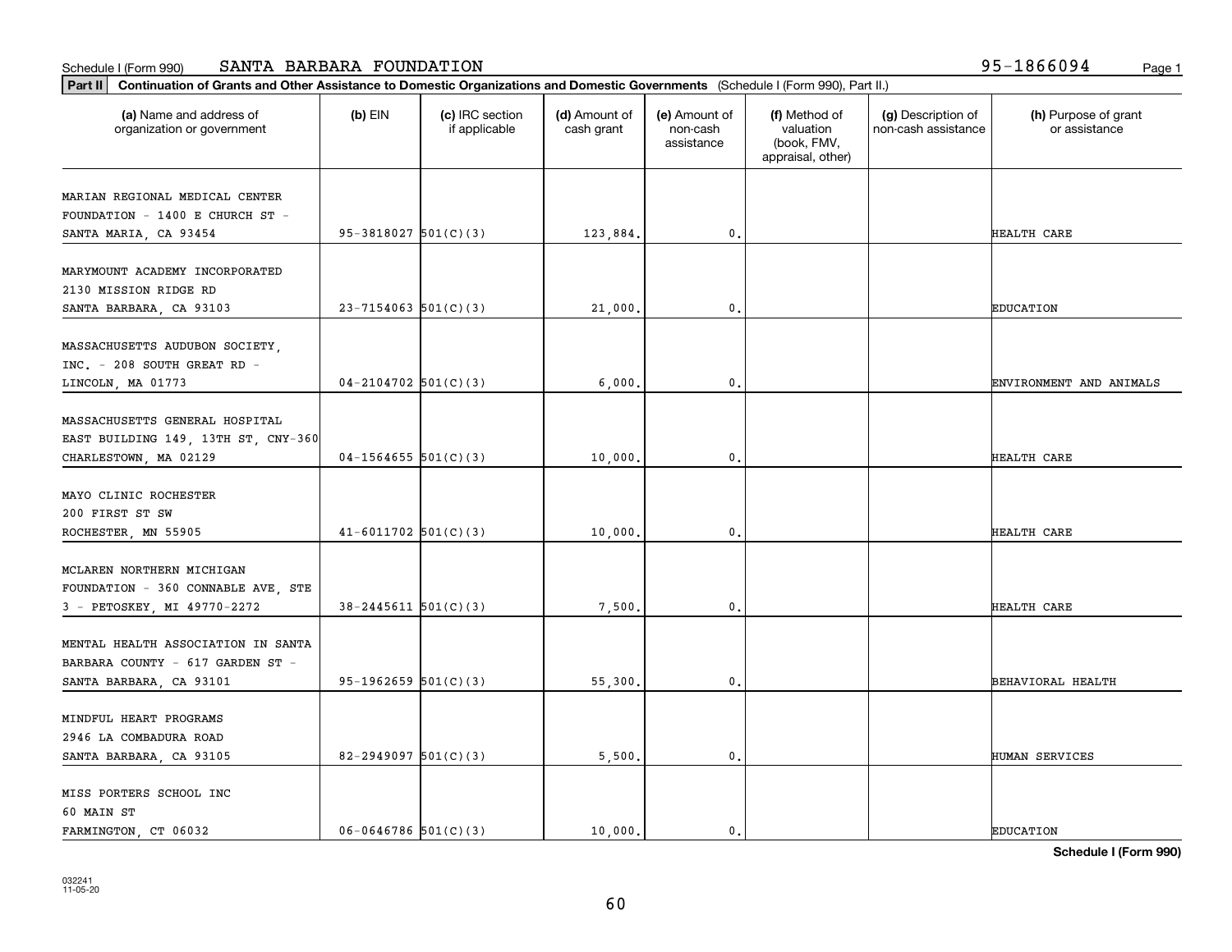Schedule I (Form 990) SANTA BARBARA FOUNDATION 95-1866094

**Part II** **Continuation of Grants and Other Assistance to Domestic Organizations and Domestic Governments** (Schedule I (Form 990), Part II.)

| (a) Name and address of organization or government | (b) EIN | (c) IRC section if applicable | (d) Amount of cash grant | (e) Amount of non-cash assistance | (f) Method of valuation (book, FMV, appraisal, other) | (g) Description of non-cash assistance | (h) Purpose of grant or assistance |
|---|---|---|---|---|---|---|---|
| MARIAN REGIONAL MEDICAL CENTER FOUNDATION - 1400 E CHURCH ST - SANTA MARIA, CA 93454 | 95-3818027 | 501(C)(3) | 123,884. | 0. | | | HEALTH CARE |
| MARYMOUNT ACADEMY INCORPORATED 2130 MISSION RIDGE RD SANTA BARBARA, CA 93103 | 23-7154063 | 501(C)(3) | 21,000. | 0. | | | EDUCATION |
| MASSACHUSETTS AUDUBON SOCIETY, INC. - 208 SOUTH GREAT RD - LINCOLN, MA 01773 | 04-2104702 | 501(C)(3) | 6,000. | 0. | | | ENVIRONMENT AND ANIMALS |
| MASSACHUSETTS GENERAL HOSPITAL EAST BUILDING 149, 13TH ST, CNY-360 CHARLESTOWN, MA 02129 | 04-1564655 | 501(C)(3) | 10,000. | 0. | | | HEALTH CARE |
| MAYO CLINIC ROCHESTER 200 FIRST ST SW ROCHESTER, MN 55905 | 41-6011702 | 501(C)(3) | 10,000. | 0. | | | HEALTH CARE |
| MCLAREN NORTHERN MICHIGAN FOUNDATION - 360 CONNABLE AVE, STE 3 - PETOSKEY, MI 49770-2272 | 38-2445611 | 501(C)(3) | 7,500. | 0. | | | HEALTH CARE |
| MENTAL HEALTH ASSOCIATION IN SANTA BARBARA COUNTY - 617 GARDEN ST - SANTA BARBARA, CA 93101 | 95-1962659 | 501(C)(3) | 55,300. | 0. | | | BEHAVIORAL HEALTH |
| MINDFUL HEART PROGRAMS 2946 LA COMBADURA ROAD SANTA BARBARA, CA 93105 | 82-2949097 | 501(C)(3) | 5,500. | 0. | | | HUMAN SERVICES |
| MISS PORTERS SCHOOL INC 60 MAIN ST FARMINGTON, CT 06032 | 06-0646786 | 501(C)(3) | 10,000. | 0. | | | EDUCATION |

**Schedule I (Form 990)**

032241 11-05-20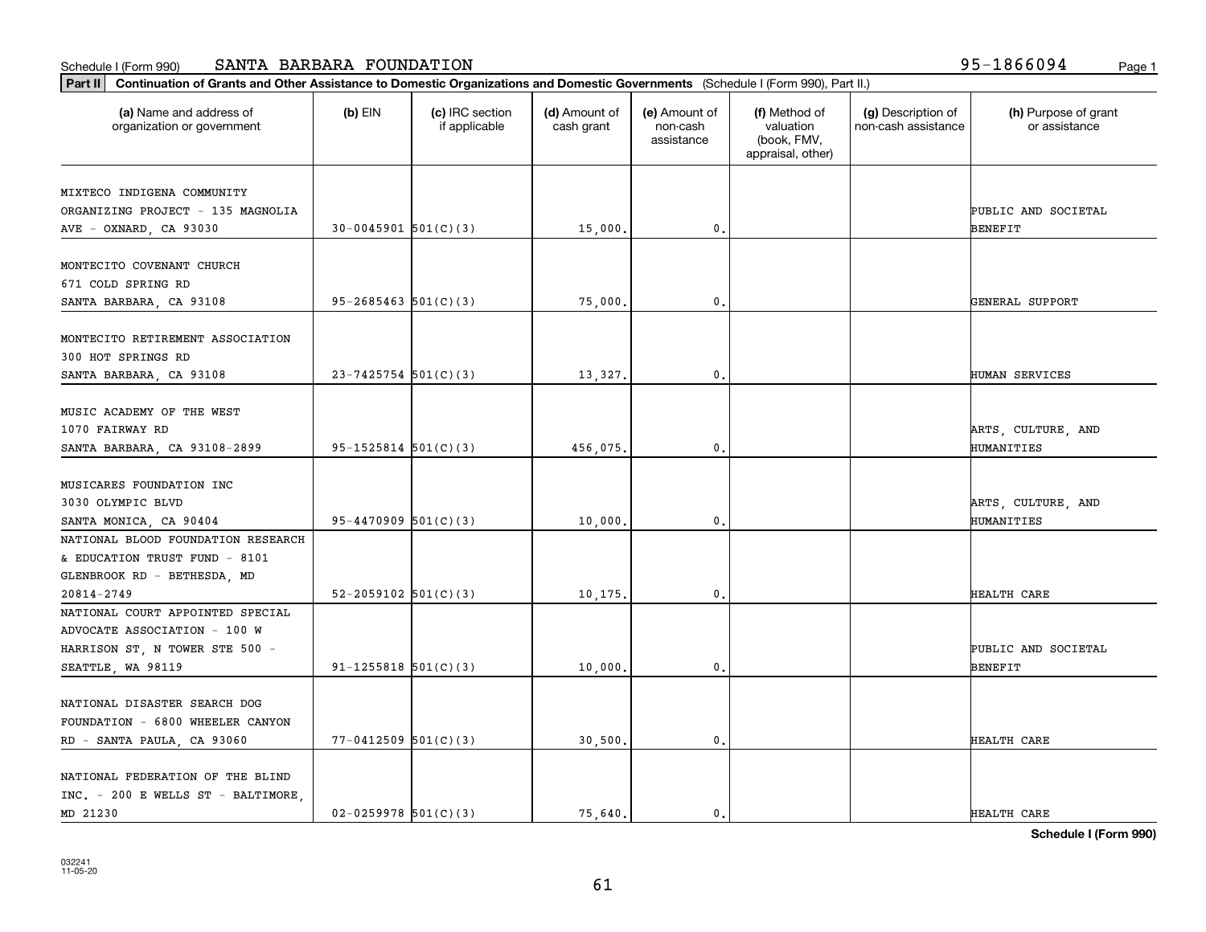Schedule I (Form 990) SANTA BARBARA FOUNDATION 95-1866094

**Part II** **Continuation of Grants and Other Assistance to Domestic Organizations and Domestic Governments** (Schedule I (Form 990), Part II.)

| (a) Name and address of organization or government | (b) EIN | (c) IRC section if applicable | (d) Amount of cash grant | (e) Amount of non-cash assistance | (f) Method of valuation (book, FMV, appraisal, other) | (g) Description of non-cash assistance | (h) Purpose of grant or assistance |
|---|---|---|---|---|---|---|---|
| MIXTECO INDIGENA COMMUNITY ORGANIZING PROJECT - 135 MAGNOLIA AVE - OXNARD, CA 93030 | 30-0045901 | 501(C)(3) | 15,000. | 0. | | | PUBLIC AND SOCIETAL BENEFIT |
| MONTECITO COVENANT CHURCH 671 COLD SPRING RD SANTA BARBARA, CA 93108 | 95-2685463 | 501(C)(3) | 75,000. | 0. | | | GENERAL SUPPORT |
| MONTECITO RETIREMENT ASSOCIATION 300 HOT SPRINGS RD SANTA BARBARA, CA 93108 | 23-7425754 | 501(C)(3) | 13,327. | 0. | | | HUMAN SERVICES |
| MUSIC ACADEMY OF THE WEST 1070 FAIRWAY RD SANTA BARBARA, CA 93108-2899 | 95-1525814 | 501(C)(3) | 456,075. | 0. | | | ARTS, CULTURE, AND HUMANITIES |
| MUSICARES FOUNDATION INC 3030 OLYMPIC BLVD SANTA MONICA, CA 90404 | 95-4470909 | 501(C)(3) | 10,000. | 0. | | | ARTS, CULTURE, AND HUMANITIES |
| NATIONAL BLOOD FOUNDATION RESEARCH & EDUCATION TRUST FUND - 8101 GLENBROOK RD - BETHESDA, MD 20814-2749 | 52-2059102 | 501(C)(3) | 10,175. | 0. | | | HEALTH CARE |
| NATIONAL COURT APPOINTED SPECIAL ADVOCATE ASSOCIATION - 100 W HARRISON ST, N TOWER STE 500 - SEATTLE, WA 98119 | 91-1255818 | 501(C)(3) | 10,000. | 0. | | | PUBLIC AND SOCIETAL BENEFIT |
| NATIONAL DISASTER SEARCH DOG FOUNDATION - 6800 WHEELER CANYON RD - SANTA PAULA, CA 93060 | 77-0412509 | 501(C)(3) | 30,500. | 0. | | | HEALTH CARE |
| NATIONAL FEDERATION OF THE BLIND INC. - 200 E WELLS ST - BALTIMORE, MD 21230 | 02-0259978 | 501(C)(3) | 75,640. | 0. | | | HEALTH CARE |

032241 11-05-20

**Schedule I (Form 990)**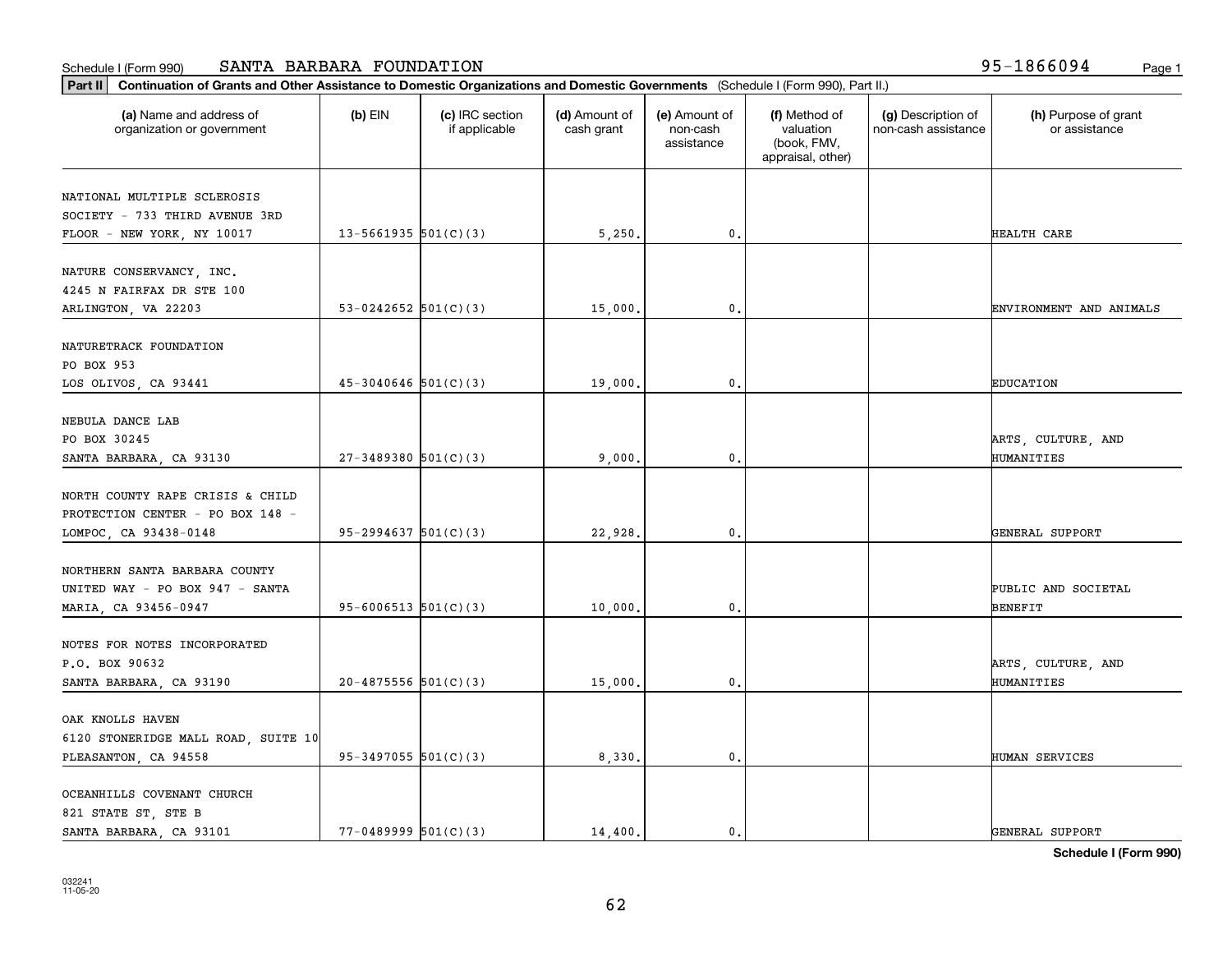Schedule I (Form 990) SANTA BARBARA FOUNDATION 95-1866094

**Part II** **Continuation of Grants and Other Assistance to Domestic Organizations and Domestic Governments** (Schedule I (Form 990), Part II.)

| (a) Name and address of organization or government | (b) EIN | (c) IRC section if applicable | (d) Amount of cash grant | (e) Amount of non-cash assistance | (f) Method of valuation (book, FMV, appraisal, other) | (g) Description of non-cash assistance | (h) Purpose of grant or assistance |
|---|---|---|---|---|---|---|---|
| NATIONAL MULTIPLE SCLEROSIS SOCIETY - 733 THIRD AVENUE 3RD FLOOR - NEW YORK, NY 10017 | 13-5661935 | 501(C)(3) | 5,250. | 0. | | | HEALTH CARE |
| NATURE CONSERVANCY, INC. 4245 N FAIRFAX DR STE 100 ARLINGTON, VA 22203 | 53-0242652 | 501(C)(3) | 15,000. | 0. | | | ENVIRONMENT AND ANIMALS |
| NATURETRACK FOUNDATION PO BOX 953 LOS OLIVOS, CA 93441 | 45-3040646 | 501(C)(3) | 19,000. | 0. | | | EDUCATION |
| NEBULA DANCE LAB PO BOX 30245 SANTA BARBARA, CA 93130 | 27-3489380 | 501(C)(3) | 9,000. | 0. | | | ARTS, CULTURE, AND HUMANITIES |
| NORTH COUNTY RAPE CRISIS & CHILD PROTECTION CENTER - PO BOX 148 - LOMPOC, CA 93438-0148 | 95-2994637 | 501(C)(3) | 22,928. | 0. | | | GENERAL SUPPORT |
| NORTHERN SANTA BARBARA COUNTY UNITED WAY - PO BOX 947 - SANTA MARIA, CA 93456-0947 | 95-6006513 | 501(C)(3) | 10,000. | 0. | | | PUBLIC AND SOCIETAL BENEFIT |
| NOTES FOR NOTES INCORPORATED P.O. BOX 90632 SANTA BARBARA, CA 93190 | 20-4875556 | 501(C)(3) | 15,000. | 0. | | | ARTS, CULTURE, AND HUMANITIES |
| OAK KNOLLS HAVEN 6120 STONERIDGE MALL ROAD, SUITE 10 PLEASANTON, CA 94558 | 95-3497055 | 501(C)(3) | 8,330. | 0. | | | HUMAN SERVICES |
| OCEANHILLS COVENANT CHURCH 821 STATE ST, STE B SANTA BARBARA, CA 93101 | 77-0489999 | 501(C)(3) | 14,400. | 0. | | | GENERAL SUPPORT |

**Schedule I (Form 990)**

032241 11-05-20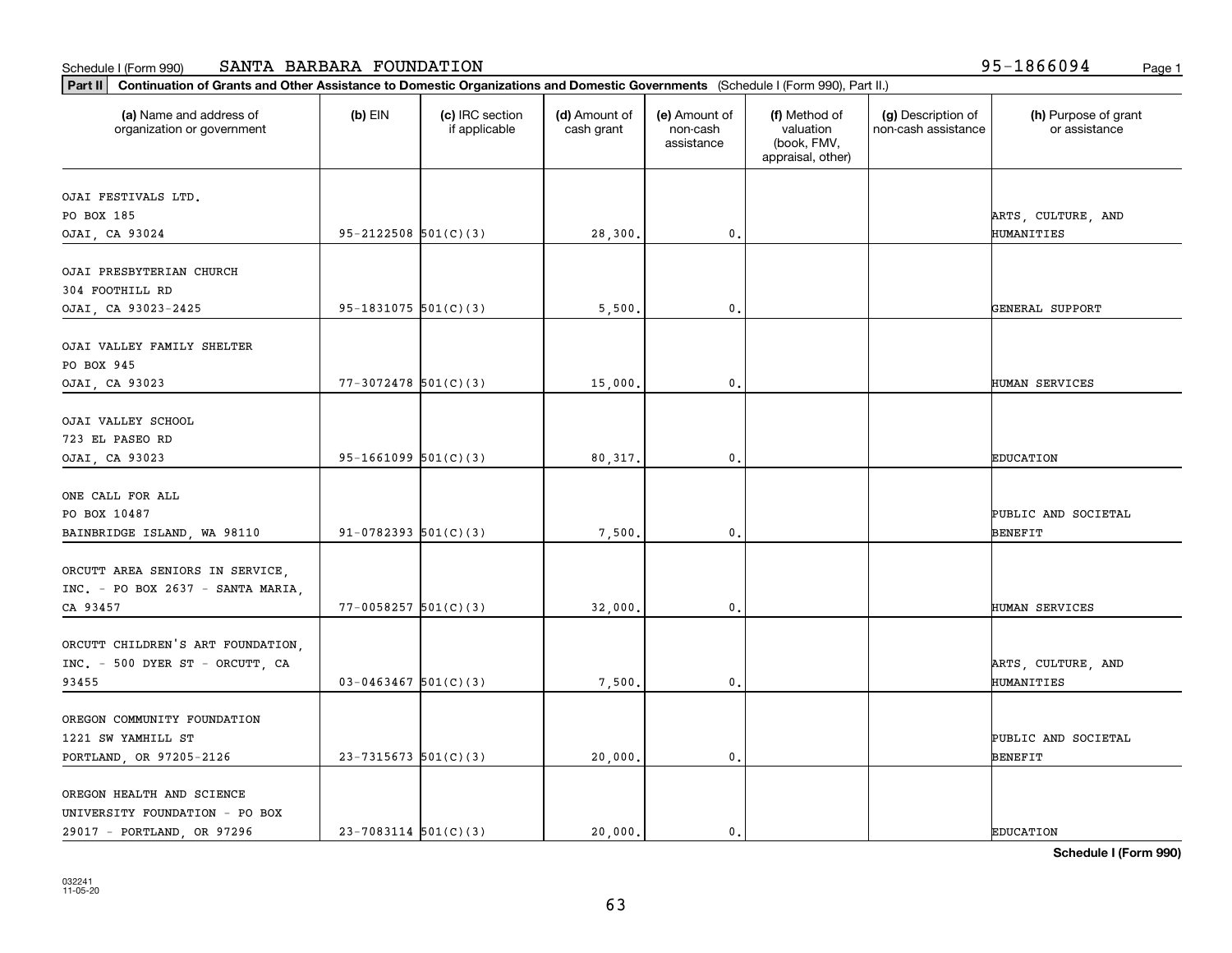Schedule I (Form 990) SANTA BARBARA FOUNDATION 95-1866094

**Part II** **Continuation of Grants and Other Assistance to Domestic Organizations and Domestic Governments** (Schedule I (Form 990), Part II.)

| (a) Name and address of organization or government | (b) EIN | (c) IRC section if applicable | (d) Amount of cash grant | (e) Amount of non-cash assistance | (f) Method of valuation (book, FMV, appraisal, other) | (g) Description of non-cash assistance | (h) Purpose of grant or assistance |
|---|---|---|---|---|---|---|---|
| OJAI FESTIVALS LTD. PO BOX 185 OJAI, CA 93024 | 95-2122508 | 501(C)(3) | 28,300. | 0. | | | ARTS, CULTURE, AND HUMANITIES |
| OJAI PRESBYTERIAN CHURCH 304 FOOTHILL RD OJAI, CA 93023-2425 | 95-1831075 | 501(C)(3) | 5,500. | 0. | | | GENERAL SUPPORT |
| OJAI VALLEY FAMILY SHELTER PO BOX 945 OJAI, CA 93023 | 77-3072478 | 501(C)(3) | 15,000. | 0. | | | HUMAN SERVICES |
| OJAI VALLEY SCHOOL 723 EL PASEO RD OJAI, CA 93023 | 95-1661099 | 501(C)(3) | 80,317. | 0. | | | EDUCATION |
| ONE CALL FOR ALL PO BOX 10487 BAINBRIDGE ISLAND, WA 98110 | 91-0782393 | 501(C)(3) | 7,500. | 0. | | | PUBLIC AND SOCIETAL BENEFIT |
| ORCUTT AREA SENIORS IN SERVICE, INC. - PO BOX 2637 - SANTA MARIA, CA 93457 | 77-0058257 | 501(C)(3) | 32,000. | 0. | | | HUMAN SERVICES |
| ORCUTT CHILDREN'S ART FOUNDATION, INC. - 500 DYER ST - ORCUTT, CA 93455 | 03-0463467 | 501(C)(3) | 7,500. | 0. | | | ARTS, CULTURE, AND HUMANITIES |
| OREGON COMMUNITY FOUNDATION 1221 SW YAMHILL ST PORTLAND, OR 97205-2126 | 23-7315673 | 501(C)(3) | 20,000. | 0. | | | PUBLIC AND SOCIETAL BENEFIT |
| OREGON HEALTH AND SCIENCE UNIVERSITY FOUNDATION - PO BOX 29017 - PORTLAND, OR 97296 | 23-7083114 | 501(C)(3) | 20,000. | 0. | | | EDUCATION |

**Schedule I (Form 990)**

032241
11-05-20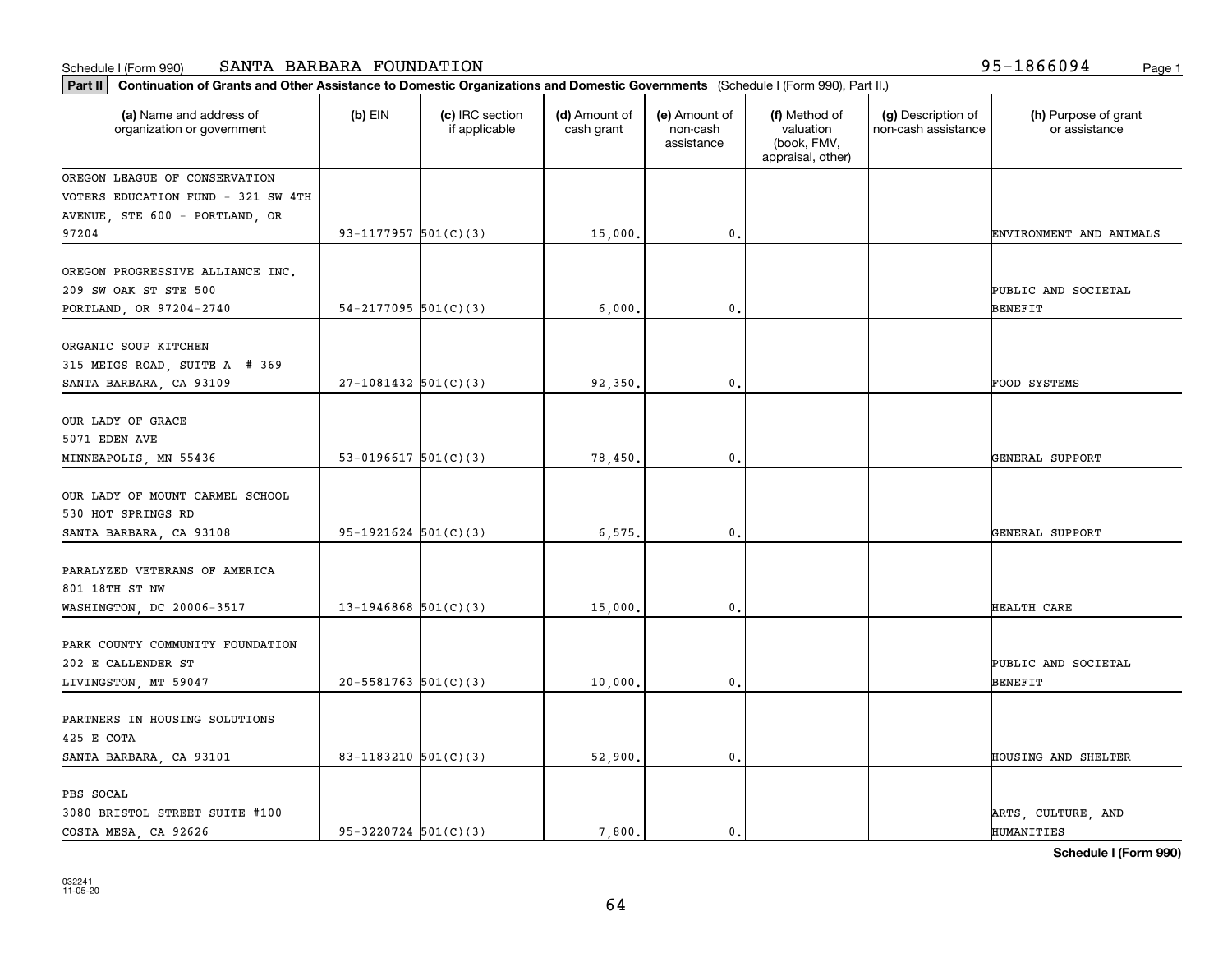Schedule I (Form 990) SANTA BARBARA FOUNDATION 95-1866094

**Part II** **Continuation of Grants and Other Assistance to Domestic Organizations and Domestic Governments** (Schedule I (Form 990), Part II.)

| (a) Name and address of organization or government | (b) EIN | (c) IRC section if applicable | (d) Amount of cash grant | (e) Amount of non-cash assistance | (f) Method of valuation (book, FMV, appraisal, other) | (g) Description of non-cash assistance | (h) Purpose of grant or assistance |
|---|---|---|---|---|---|---|---|
| OREGON LEAGUE OF CONSERVATION VOTERS EDUCATION FUND - 321 SW 4TH AVENUE, STE 600 - PORTLAND, OR 97204 | 93-1177957 | 501(C)(3) | 15,000. | 0. | | | ENVIRONMENT AND ANIMALS |
| OREGON PROGRESSIVE ALLIANCE INC. 209 SW OAK ST STE 500 PORTLAND, OR 97204-2740 | 54-2177095 | 501(C)(3) | 6,000. | 0. | | | PUBLIC AND SOCIETAL BENEFIT |
| ORGANIC SOUP KITCHEN 315 MEIGS ROAD, SUITE A # 369 SANTA BARBARA, CA 93109 | 27-1081432 | 501(C)(3) | 92,350. | 0. | | | FOOD SYSTEMS |
| OUR LADY OF GRACE 5071 EDEN AVE MINNEAPOLIS, MN 55436 | 53-0196617 | 501(C)(3) | 78,450. | 0. | | | GENERAL SUPPORT |
| OUR LADY OF MOUNT CARMEL SCHOOL 530 HOT SPRINGS RD SANTA BARBARA, CA 93108 | 95-1921624 | 501(C)(3) | 6,575. | 0. | | | GENERAL SUPPORT |
| PARALYZED VETERANS OF AMERICA 801 18TH ST NW WASHINGTON, DC 20006-3517 | 13-1946868 | 501(C)(3) | 15,000. | 0. | | | HEALTH CARE |
| PARK COUNTY COMMUNITY FOUNDATION 202 E CALLENDER ST LIVINGSTON, MT 59047 | 20-5581763 | 501(C)(3) | 10,000. | 0. | | | PUBLIC AND SOCIETAL BENEFIT |
| PARTNERS IN HOUSING SOLUTIONS 425 E COTA SANTA BARBARA, CA 93101 | 83-1183210 | 501(C)(3) | 52,900. | 0. | | | HOUSING AND SHELTER |
| PBS SOCAL 3080 BRISTOL STREET SUITE #100 COSTA MESA, CA 92626 | 95-3220724 | 501(C)(3) | 7,800. | 0. | | | ARTS, CULTURE, AND HUMANITIES |

**Schedule I (Form 990)**

032241 11-05-20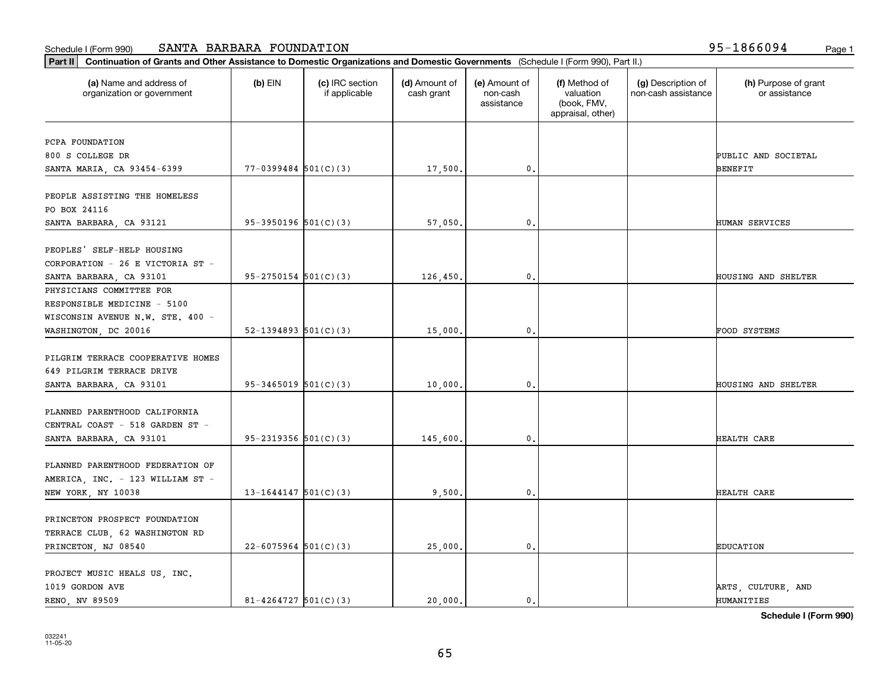Schedule I (Form 990) SANTA BARBARA FOUNDATION 95-1866094

**Part II Continuation of Grants and Other Assistance to Domestic Organizations and Domestic Governments** (Schedule I (Form 990), Part II.)

| (a) Name and address of organization or government | (b) EIN | (c) IRC section if applicable | (d) Amount of cash grant | (e) Amount of non-cash assistance | (f) Method of valuation (book, FMV, appraisal, other) | (g) Description of non-cash assistance | (h) Purpose of grant or assistance |
|---|---|---|---|---|---|---|---|
| PCPA FOUNDATION 800 S COLLEGE DR SANTA MARIA, CA 93454-6399 | 77-0399484 | 501(C)(3) | 17,500. | 0. | | | PUBLIC AND SOCIETAL BENEFIT |
| PEOPLE ASSISTING THE HOMELESS PO BOX 24116 SANTA BARBARA, CA 93121 | 95-3950196 | 501(C)(3) | 57,050. | 0. | | | HUMAN SERVICES |
| PEOPLES' SELF-HELP HOUSING CORPORATION - 26 E VICTORIA ST - SANTA BARBARA, CA 93101 | 95-2750154 | 501(C)(3) | 126,450. | 0. | | | HOUSING AND SHELTER |
| PHYSICIANS COMMITTEE FOR RESPONSIBLE MEDICINE - 5100 WISCONSIN AVENUE N.W. STE. 400 - WASHINGTON, DC 20016 | 52-1394893 | 501(C)(3) | 15,000. | 0. | | | FOOD SYSTEMS |
| PILGRIM TERRACE COOPERATIVE HOMES 649 PILGRIM TERRACE DRIVE SANTA BARBARA, CA 93101 | 95-3465019 | 501(C)(3) | 10,000. | 0. | | | HOUSING AND SHELTER |
| PLANNED PARENTHOOD CALIFORNIA CENTRAL COAST - 518 GARDEN ST - SANTA BARBARA, CA 93101 | 95-2319356 | 501(C)(3) | 145,600. | 0. | | | HEALTH CARE |
| PLANNED PARENTHOOD FEDERATION OF AMERICA, INC. - 123 WILLIAM ST - NEW YORK, NY 10038 | 13-1644147 | 501(C)(3) | 9,500. | 0. | | | HEALTH CARE |
| PRINCETON PROSPECT FOUNDATION TERRACE CLUB, 62 WASHINGTON RD PRINCETON, NJ 08540 | 22-6075964 | 501(C)(3) | 25,000. | 0. | | | EDUCATION |
| PROJECT MUSIC HEALS US, INC. 1019 GORDON AVE RENO, NV 89509 | 81-4264727 | 501(C)(3) | 20,000. | 0. | | | ARTS, CULTURE, AND HUMANITIES |

**Schedule I (Form 990)**

032241 11-05-20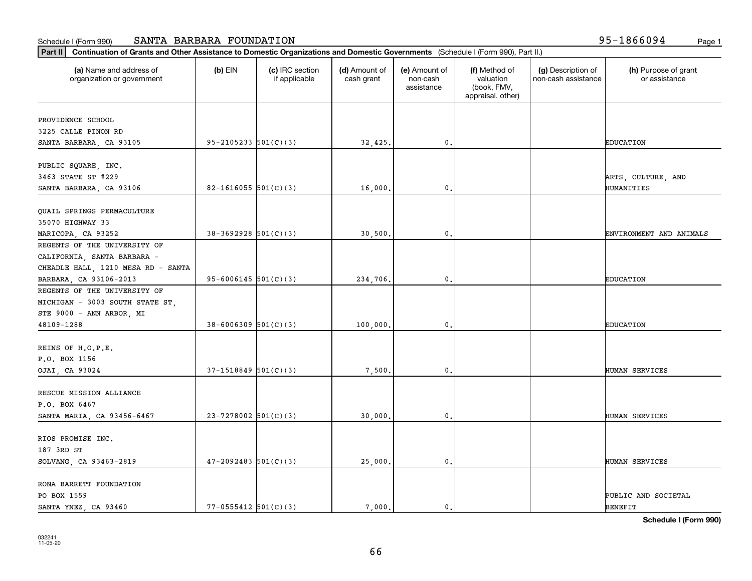Schedule I (Form 990) SANTA BARBARA FOUNDATION 95-1866094

**Part II** **Continuation of Grants and Other Assistance to Domestic Organizations and Domestic Governments** (Schedule I (Form 990), Part II.)

| (a) Name and address of organization or government | (b) EIN | (c) IRC section if applicable | (d) Amount of cash grant | (e) Amount of non-cash assistance | (f) Method of valuation (book, FMV, appraisal, other) | (g) Description of non-cash assistance | (h) Purpose of grant or assistance |
|---|---|---|---|---|---|---|---|
| PROVIDENCE SCHOOL 3225 CALLE PINON RD SANTA BARBARA, CA 93105 | 95-2105233 | 501(C)(3) | 32,425. | 0. | | | EDUCATION |
| PUBLIC SQUARE, INC. 3463 STATE ST #229 SANTA BARBARA, CA 93106 | 82-1616055 | 501(C)(3) | 16,000. | 0. | | | ARTS, CULTURE, AND HUMANITIES |
| QUAIL SPRINGS PERMACULTURE 35070 HIGHWAY 33 MARICOPA, CA 93252 | 38-3692928 | 501(C)(3) | 30,500. | 0. | | | ENVIRONMENT AND ANIMALS |
| REGENTS OF THE UNIVERSITY OF CALIFORNIA, SANTA BARBARA - CHEADLE HALL, 1210 MESA RD - SANTA BARBARA, CA 93106-2013 | 95-6006145 | 501(C)(3) | 234,706. | 0. | | | EDUCATION |
| REGENTS OF THE UNIVERSITY OF MICHIGAN - 3003 SOUTH STATE ST, STE 9000 - ANN ARBOR, MI 48109-1288 | 38-6006309 | 501(C)(3) | 100,000. | 0. | | | EDUCATION |
| REINS OF H.O.P.E. P.O. BOX 1156 OJAI, CA 93024 | 37-1518849 | 501(C)(3) | 7,500. | 0. | | | HUMAN SERVICES |
| RESCUE MISSION ALLIANCE P.O. BOX 6467 SANTA MARIA, CA 93456-6467 | 23-7278002 | 501(C)(3) | 30,000. | 0. | | | HUMAN SERVICES |
| RIOS PROMISE INC. 187 3RD ST SOLVANG, CA 93463-2819 | 47-2092483 | 501(C)(3) | 25,000. | 0. | | | HUMAN SERVICES |
| RONA BARRETT FOUNDATION PO BOX 1559 SANTA YNEZ, CA 93460 | 77-0555412 | 501(C)(3) | 7,000. | 0. | | | PUBLIC AND SOCIETAL BENEFIT |

**Schedule I (Form 990)**

032241 11-05-20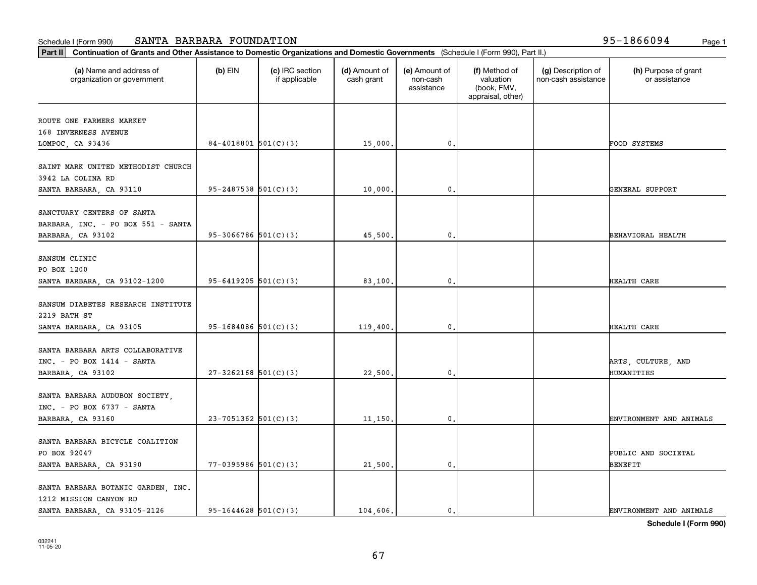Schedule I (Form 990) SANTA BARBARA FOUNDATION 95-1866094

**Part II** **Continuation of Grants and Other Assistance to Domestic Organizations and Domestic Governments** (Schedule I (Form 990), Part II.)

| (a) Name and address of organization or government | (b) EIN | (c) IRC section if applicable | (d) Amount of cash grant | (e) Amount of non-cash assistance | (f) Method of valuation (book, FMV, appraisal, other) | (g) Description of non-cash assistance | (h) Purpose of grant or assistance |
|---|---|---|---|---|---|---|---|
| ROUTE ONE FARMERS MARKET<br>168 INVERNESS AVENUE<br>LOMPOC, CA 93436 | 84-4018801 | 501(C)(3) | 15,000. | 0. | | | FOOD SYSTEMS |
| SAINT MARK UNITED METHODIST CHURCH<br>3942 LA COLINA RD<br>SANTA BARBARA, CA 93110 | 95-2487538 | 501(C)(3) | 10,000. | 0. | | | GENERAL SUPPORT |
| SANCTUARY CENTERS OF SANTA BARBARA, INC. - PO BOX 551 - SANTA BARBARA, CA 93102 | 95-3066786 | 501(C)(3) | 45,500. | 0. | | | BEHAVIORAL HEALTH |
| SANSUM CLINIC<br>PO BOX 1200<br>SANTA BARBARA, CA 93102-1200 | 95-6419205 | 501(C)(3) | 83,100. | 0. | | | HEALTH CARE |
| SANSUM DIABETES RESEARCH INSTITUTE<br>2219 BATH ST<br>SANTA BARBARA, CA 93105 | 95-1684086 | 501(C)(3) | 119,400. | 0. | | | HEALTH CARE |
| SANTA BARBARA ARTS COLLABORATIVE INC. - PO BOX 1414 - SANTA BARBARA, CA 93102 | 27-3262168 | 501(C)(3) | 22,500. | 0. | | | ARTS, CULTURE, AND HUMANITIES |
| SANTA BARBARA AUDUBON SOCIETY, INC. - PO BOX 6737 - SANTA BARBARA, CA 93160 | 23-7051362 | 501(C)(3) | 11,150. | 0. | | | ENVIRONMENT AND ANIMALS |
| SANTA BARBARA BICYCLE COALITION<br>PO BOX 92047<br>SANTA BARBARA, CA 93190 | 77-0395986 | 501(C)(3) | 21,500. | 0. | | | PUBLIC AND SOCIETAL BENEFIT |
| SANTA BARBARA BOTANIC GARDEN, INC.<br>1212 MISSION CANYON RD<br>SANTA BARBARA, CA 93105-2126 | 95-1644628 | 501(C)(3) | 104,606. | 0. | | | ENVIRONMENT AND ANIMALS |

**Schedule I (Form 990)**

032241
11-05-20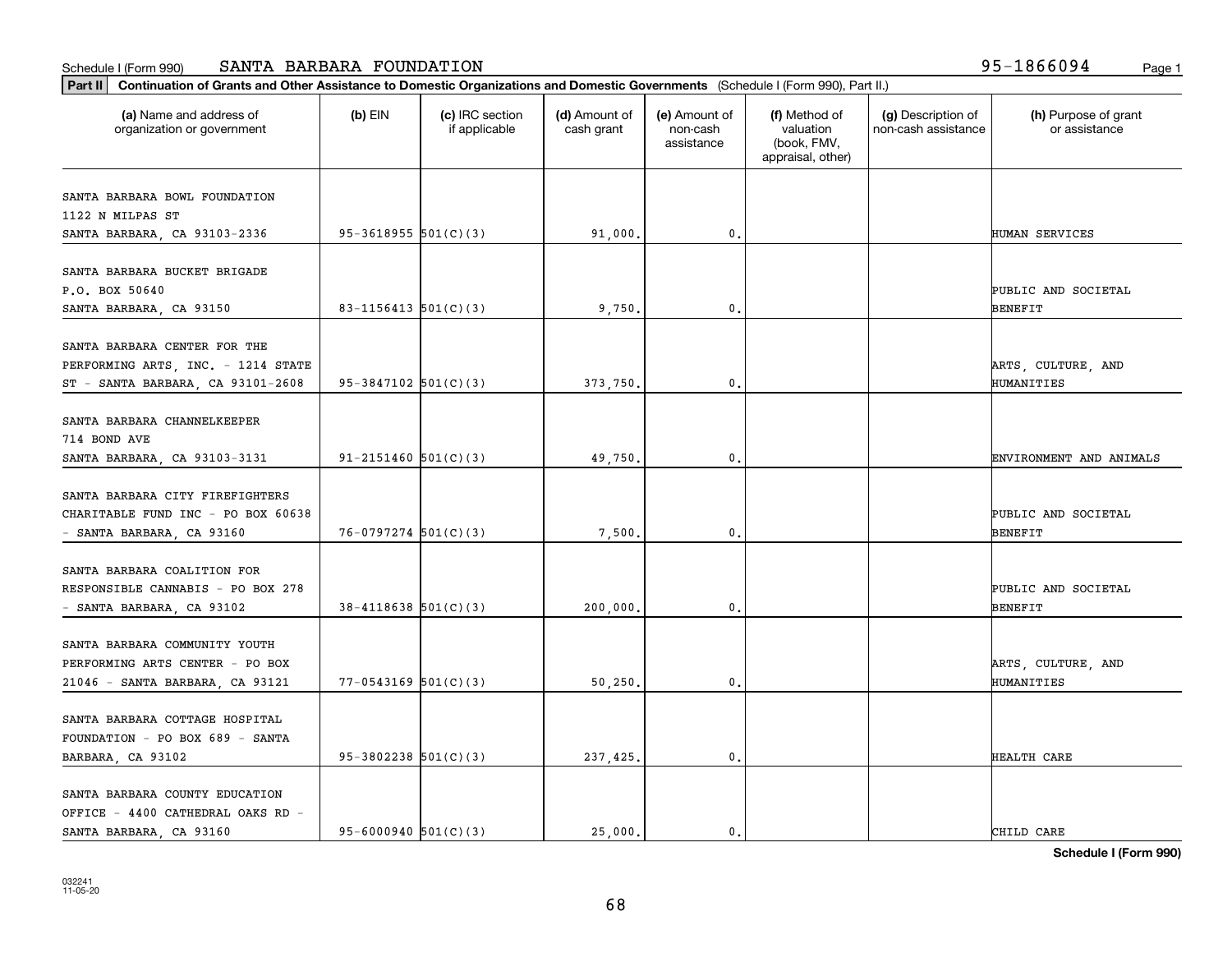Schedule I (Form 990) SANTA BARBARA FOUNDATION 95-1866094

**Part II** **Continuation of Grants and Other Assistance to Domestic Organizations and Domestic Governments** (Schedule I (Form 990), Part II.)

| (a) Name and address of organization or government | (b) EIN | (c) IRC section if applicable | (d) Amount of cash grant | (e) Amount of non-cash assistance | (f) Method of valuation (book, FMV, appraisal, other) | (g) Description of non-cash assistance | (h) Purpose of grant or assistance |
|---|---|---|---|---|---|---|---|
| SANTA BARBARA BOWL FOUNDATION 1122 N MILPAS ST SANTA BARBARA, CA 93103-2336 | 95-3618955 | 501(C)(3) | 91,000. | 0. | | | HUMAN SERVICES |
| SANTA BARBARA BUCKET BRIGADE P.O. BOX 50640 SANTA BARBARA, CA 93150 | 83-1156413 | 501(C)(3) | 9,750. | 0. | | | PUBLIC AND SOCIETAL BENEFIT |
| SANTA BARBARA CENTER FOR THE PERFORMING ARTS, INC. - 1214 STATE ST - SANTA BARBARA, CA 93101-2608 | 95-3847102 | 501(C)(3) | 373,750. | 0. | | | ARTS, CULTURE, AND HUMANITIES |
| SANTA BARBARA CHANNELKEEPER 714 BOND AVE SANTA BARBARA, CA 93103-3131 | 91-2151460 | 501(C)(3) | 49,750. | 0. | | | ENVIRONMENT AND ANIMALS |
| SANTA BARBARA CITY FIREFIGHTERS CHARITABLE FUND INC - PO BOX 60638 - SANTA BARBARA, CA 93160 | 76-0797274 | 501(C)(3) | 7,500. | 0. | | | PUBLIC AND SOCIETAL BENEFIT |
| SANTA BARBARA COALITION FOR RESPONSIBLE CANNABIS - PO BOX 278 - SANTA BARBARA, CA 93102 | 38-4118638 | 501(C)(3) | 200,000. | 0. | | | PUBLIC AND SOCIETAL BENEFIT |
| SANTA BARBARA COMMUNITY YOUTH PERFORMING ARTS CENTER - PO BOX 21046 - SANTA BARBARA, CA 93121 | 77-0543169 | 501(C)(3) | 50,250. | 0. | | | ARTS, CULTURE, AND HUMANITIES |
| SANTA BARBARA COTTAGE HOSPITAL FOUNDATION - PO BOX 689 - SANTA BARBARA, CA 93102 | 95-3802238 | 501(C)(3) | 237,425. | 0. | | | HEALTH CARE |
| SANTA BARBARA COUNTY EDUCATION OFFICE - 4400 CATHEDRAL OAKS RD - SANTA BARBARA, CA 93160 | 95-6000940 | 501(C)(3) | 25,000. | 0. | | | CHILD CARE |

**Schedule I (Form 990)**

032241
11-05-20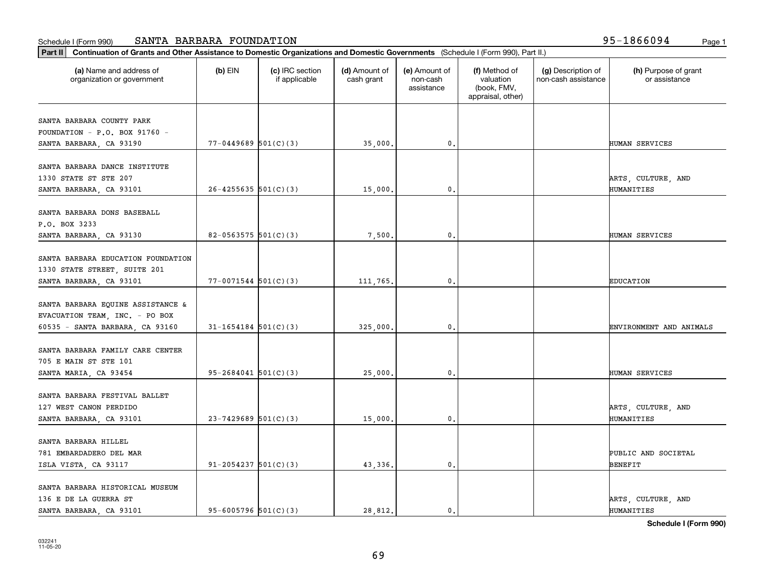Schedule I (Form 990) SANTA BARBARA FOUNDATION 95-1866094

**Part II Continuation of Grants and Other Assistance to Domestic Organizations and Domestic Governments** (Schedule I (Form 990), Part II.)

| (a) Name and address of organization or government | (b) EIN | (c) IRC section if applicable | (d) Amount of cash grant | (e) Amount of non-cash assistance | (f) Method of valuation (book, FMV, appraisal, other) | (g) Description of non-cash assistance | (h) Purpose of grant or assistance |
|---|---|---|---|---|---|---|---|
| SANTA BARBARA COUNTY PARK FOUNDATION - P.O. BOX 91760 - SANTA BARBARA, CA 93190 | 77-0449689 | 501(C)(3) | 35,000. | 0. | | | HUMAN SERVICES |
| SANTA BARBARA DANCE INSTITUTE 1330 STATE ST STE 207 SANTA BARBARA, CA 93101 | 26-4255635 | 501(C)(3) | 15,000. | 0. | | | ARTS, CULTURE, AND HUMANITIES |
| SANTA BARBARA DONS BASEBALL P.O. BOX 3233 SANTA BARBARA, CA 93130 | 82-0563575 | 501(C)(3) | 7,500. | 0. | | | HUMAN SERVICES |
| SANTA BARBARA EDUCATION FOUNDATION 1330 STATE STREET, SUITE 201 SANTA BARBARA, CA 93101 | 77-0071544 | 501(C)(3) | 111,765. | 0. | | | EDUCATION |
| SANTA BARBARA EQUINE ASSISTANCE & EVACUATION TEAM, INC. - PO BOX 60535 - SANTA BARBARA, CA 93160 | 31-1654184 | 501(C)(3) | 325,000. | 0. | | | ENVIRONMENT AND ANIMALS |
| SANTA BARBARA FAMILY CARE CENTER 705 E MAIN ST STE 101 SANTA MARIA, CA 93454 | 95-2684041 | 501(C)(3) | 25,000. | 0. | | | HUMAN SERVICES |
| SANTA BARBARA FESTIVAL BALLET 127 WEST CANON PERDIDO SANTA BARBARA, CA 93101 | 23-7429689 | 501(C)(3) | 15,000. | 0. | | | ARTS, CULTURE, AND HUMANITIES |
| SANTA BARBARA HILLEL 781 EMBARDADERO DEL MAR ISLA VISTA, CA 93117 | 91-2054237 | 501(C)(3) | 43,336. | 0. | | | PUBLIC AND SOCIETAL BENEFIT |
| SANTA BARBARA HISTORICAL MUSEUM 136 E DE LA GUERRA ST SANTA BARBARA, CA 93101 | 95-6005796 | 501(C)(3) | 28,812. | 0. | | | ARTS, CULTURE, AND HUMANITIES |

**Schedule I (Form 990)**

032241
11-05-20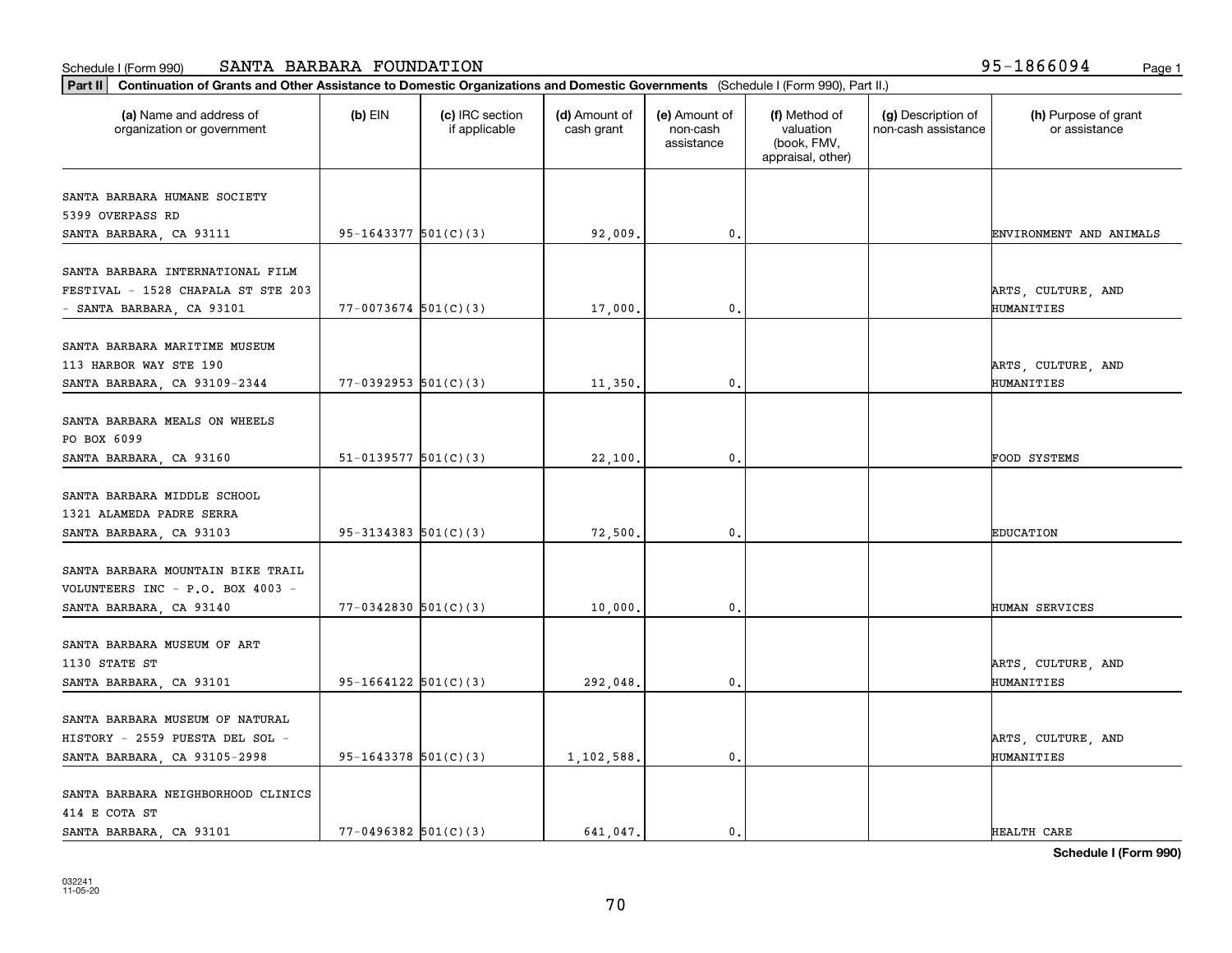Schedule I (Form 990) SANTA BARBARA FOUNDATION 95-1866094

**Part II** **Continuation of Grants and Other Assistance to Domestic Organizations and Domestic Governments** (Schedule I (Form 990), Part II.)

| (a) Name and address of organization or government | (b) EIN | (c) IRC section if applicable | (d) Amount of cash grant | (e) Amount of non-cash assistance | (f) Method of valuation (book, FMV, appraisal, other) | (g) Description of non-cash assistance | (h) Purpose of grant or assistance |
|---|---|---|---|---|---|---|---|
| SANTA BARBARA HUMANE SOCIETY 5399 OVERPASS RD SANTA BARBARA, CA 93111 | 95-1643377 | 501(C)(3) | 92,009. | 0. | | | ENVIRONMENT AND ANIMALS |
| SANTA BARBARA INTERNATIONAL FILM FESTIVAL - 1528 CHAPALA ST STE 203 - SANTA BARBARA, CA 93101 | 77-0073674 | 501(C)(3) | 17,000. | 0. | | | ARTS, CULTURE, AND HUMANITIES |
| SANTA BARBARA MARITIME MUSEUM 113 HARBOR WAY STE 190 SANTA BARBARA, CA 93109-2344 | 77-0392953 | 501(C)(3) | 11,350. | 0. | | | ARTS, CULTURE, AND HUMANITIES |
| SANTA BARBARA MEALS ON WHEELS PO BOX 6099 SANTA BARBARA, CA 93160 | 51-0139577 | 501(C)(3) | 22,100. | 0. | | | FOOD SYSTEMS |
| SANTA BARBARA MIDDLE SCHOOL 1321 ALAMEDA PADRE SERRA SANTA BARBARA, CA 93103 | 95-3134383 | 501(C)(3) | 72,500. | 0. | | | EDUCATION |
| SANTA BARBARA MOUNTAIN BIKE TRAIL VOLUNTEERS INC - P.O. BOX 4003 - SANTA BARBARA, CA 93140 | 77-0342830 | 501(C)(3) | 10,000. | 0. | | | HUMAN SERVICES |
| SANTA BARBARA MUSEUM OF ART 1130 STATE ST SANTA BARBARA, CA 93101 | 95-1664122 | 501(C)(3) | 292,048. | 0. | | | ARTS, CULTURE, AND HUMANITIES |
| SANTA BARBARA MUSEUM OF NATURAL HISTORY - 2559 PUESTA DEL SOL - SANTA BARBARA, CA 93105-2998 | 95-1643378 | 501(C)(3) | 1,102,588. | 0. | | | ARTS, CULTURE, AND HUMANITIES |
| SANTA BARBARA NEIGHBORHOOD CLINICS 414 E COTA ST SANTA BARBARA, CA 93101 | 77-0496382 | 501(C)(3) | 641,047. | 0. | | | HEALTH CARE |

**Schedule I (Form 990)**

032241 11-05-20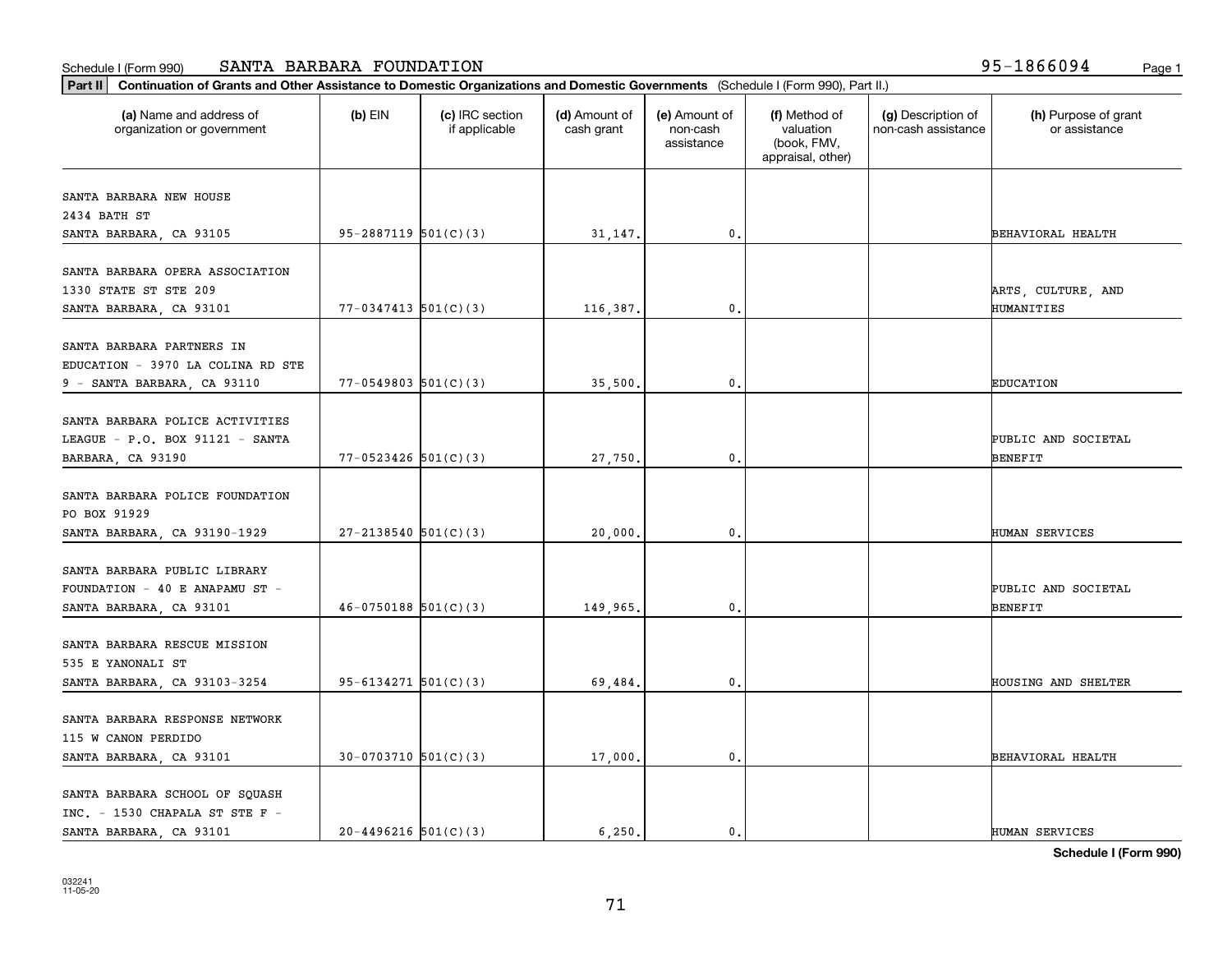Schedule I (Form 990) SANTA BARBARA FOUNDATION 95-1866094

**Part II** **Continuation of Grants and Other Assistance to Domestic Organizations and Domestic Governments** (Schedule I (Form 990), Part II.)

| (a) Name and address of organization or government | (b) EIN | (c) IRC section if applicable | (d) Amount of cash grant | (e) Amount of non-cash assistance | (f) Method of valuation (book, FMV, appraisal, other) | (g) Description of non-cash assistance | (h) Purpose of grant or assistance |
|---|---|---|---|---|---|---|---|
| SANTA BARBARA NEW HOUSE 2434 BATH ST SANTA BARBARA, CA 93105 | 95-2887119 | 501(C)(3) | 31,147. | 0. | | | BEHAVIORAL HEALTH |
| SANTA BARBARA OPERA ASSOCIATION 1330 STATE ST STE 209 SANTA BARBARA, CA 93101 | 77-0347413 | 501(C)(3) | 116,387. | 0. | | | ARTS, CULTURE, AND HUMANITIES |
| SANTA BARBARA PARTNERS IN EDUCATION - 3970 LA COLINA RD STE 9 - SANTA BARBARA, CA 93110 | 77-0549803 | 501(C)(3) | 35,500. | 0. | | | EDUCATION |
| SANTA BARBARA POLICE ACTIVITIES LEAGUE - P.O. BOX 91121 - SANTA BARBARA, CA 93190 | 77-0523426 | 501(C)(3) | 27,750. | 0. | | | PUBLIC AND SOCIETAL BENEFIT |
| SANTA BARBARA POLICE FOUNDATION PO BOX 91929 SANTA BARBARA, CA 93190-1929 | 27-2138540 | 501(C)(3) | 20,000. | 0. | | | HUMAN SERVICES |
| SANTA BARBARA PUBLIC LIBRARY FOUNDATION - 40 E ANAPAMU ST - SANTA BARBARA, CA 93101 | 46-0750188 | 501(C)(3) | 149,965. | 0. | | | PUBLIC AND SOCIETAL BENEFIT |
| SANTA BARBARA RESCUE MISSION 535 E YANONALI ST SANTA BARBARA, CA 93103-3254 | 95-6134271 | 501(C)(3) | 69,484. | 0. | | | HOUSING AND SHELTER |
| SANTA BARBARA RESPONSE NETWORK 115 W CANON PERDIDO SANTA BARBARA, CA 93101 | 30-0703710 | 501(C)(3) | 17,000. | 0. | | | BEHAVIORAL HEALTH |
| SANTA BARBARA SCHOOL OF SQUASH INC. - 1530 CHAPALA ST STE F - SANTA BARBARA, CA 93101 | 20-4496216 | 501(C)(3) | 6,250. | 0. | | | HUMAN SERVICES |

**Schedule I (Form 990)**

032241
11-05-20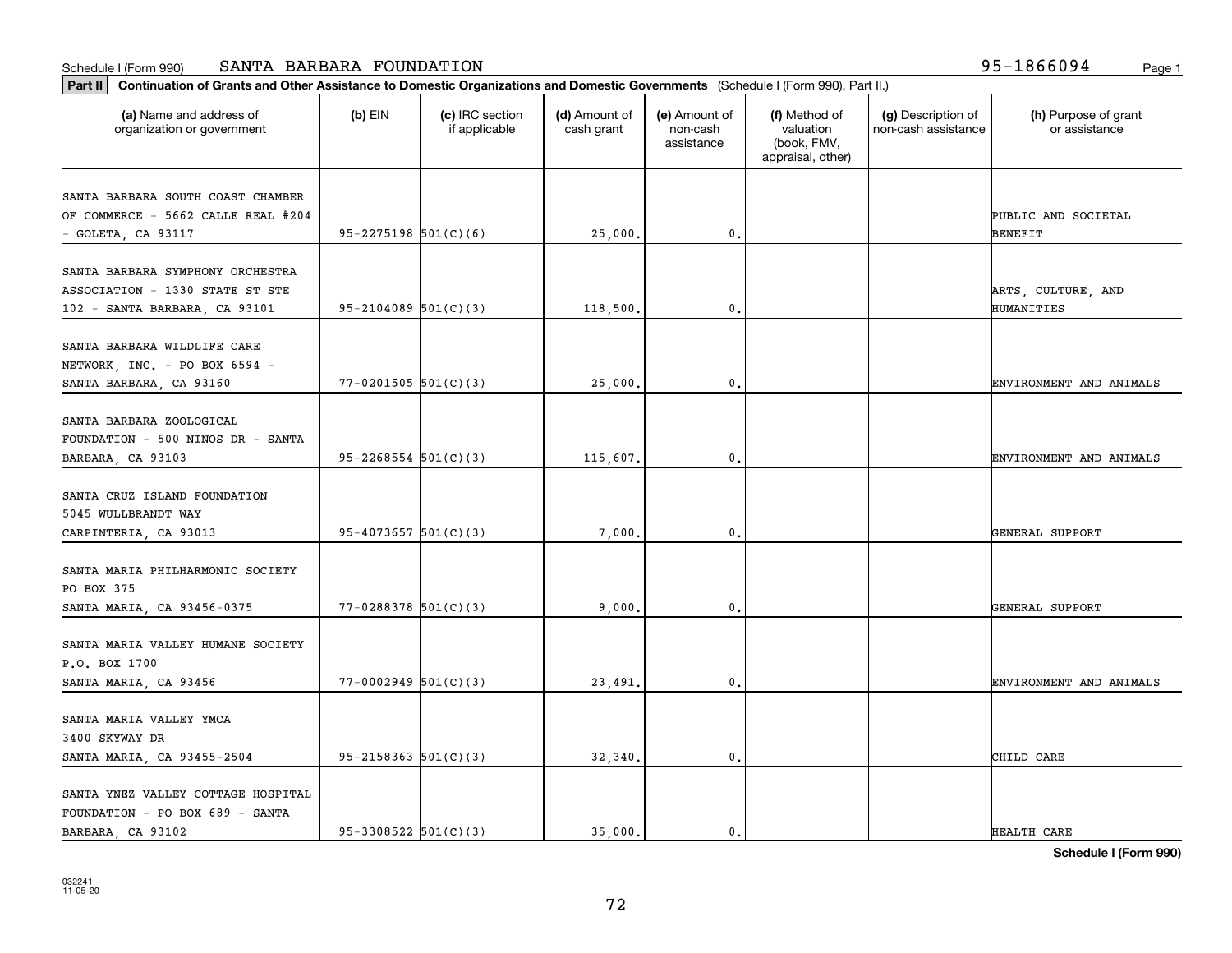Schedule I (Form 990) SANTA BARBARA FOUNDATION 95-1866094

**Part II** **Continuation of Grants and Other Assistance to Domestic Organizations and Domestic Governments** (Schedule I (Form 990), Part II.)

| (a) Name and address of organization or government | (b) EIN | (c) IRC section if applicable | (d) Amount of cash grant | (e) Amount of non-cash assistance | (f) Method of valuation (book, FMV, appraisal, other) | (g) Description of non-cash assistance | (h) Purpose of grant or assistance |
|---|---|---|---|---|---|---|---|
| SANTA BARBARA SOUTH COAST CHAMBER OF COMMERCE - 5662 CALLE REAL #204 - GOLETA, CA 93117 | 95-2275198 | 501(C)(6) | 25,000. | 0. | | | PUBLIC AND SOCIETAL BENEFIT |
| SANTA BARBARA SYMPHONY ORCHESTRA ASSOCIATION - 1330 STATE ST STE 102 - SANTA BARBARA, CA 93101 | 95-2104089 | 501(C)(3) | 118,500. | 0. | | | ARTS, CULTURE, AND HUMANITIES |
| SANTA BARBARA WILDLIFE CARE NETWORK, INC. - PO BOX 6594 - SANTA BARBARA, CA 93160 | 77-0201505 | 501(C)(3) | 25,000. | 0. | | | ENVIRONMENT AND ANIMALS |
| SANTA BARBARA ZOOLOGICAL FOUNDATION - 500 NINOS DR - SANTA BARBARA, CA 93103 | 95-2268554 | 501(C)(3) | 115,607. | 0. | | | ENVIRONMENT AND ANIMALS |
| SANTA CRUZ ISLAND FOUNDATION 5045 WULLBRANDT WAY CARPINTERIA, CA 93013 | 95-4073657 | 501(C)(3) | 7,000. | 0. | | | GENERAL SUPPORT |
| SANTA MARIA PHILHARMONIC SOCIETY PO BOX 375 SANTA MARIA, CA 93456-0375 | 77-0288378 | 501(C)(3) | 9,000. | 0. | | | GENERAL SUPPORT |
| SANTA MARIA VALLEY HUMANE SOCIETY P.O. BOX 1700 SANTA MARIA, CA 93456 | 77-0002949 | 501(C)(3) | 23,491. | 0. | | | ENVIRONMENT AND ANIMALS |
| SANTA MARIA VALLEY YMCA 3400 SKYWAY DR SANTA MARIA, CA 93455-2504 | 95-2158363 | 501(C)(3) | 32,340. | 0. | | | CHILD CARE |
| SANTA YNEZ VALLEY COTTAGE HOSPITAL FOUNDATION - PO BOX 689 - SANTA BARBARA, CA 93102 | 95-3308522 | 501(C)(3) | 35,000. | 0. | | | HEALTH CARE |

**Schedule I (Form 990)**

032241
11-05-20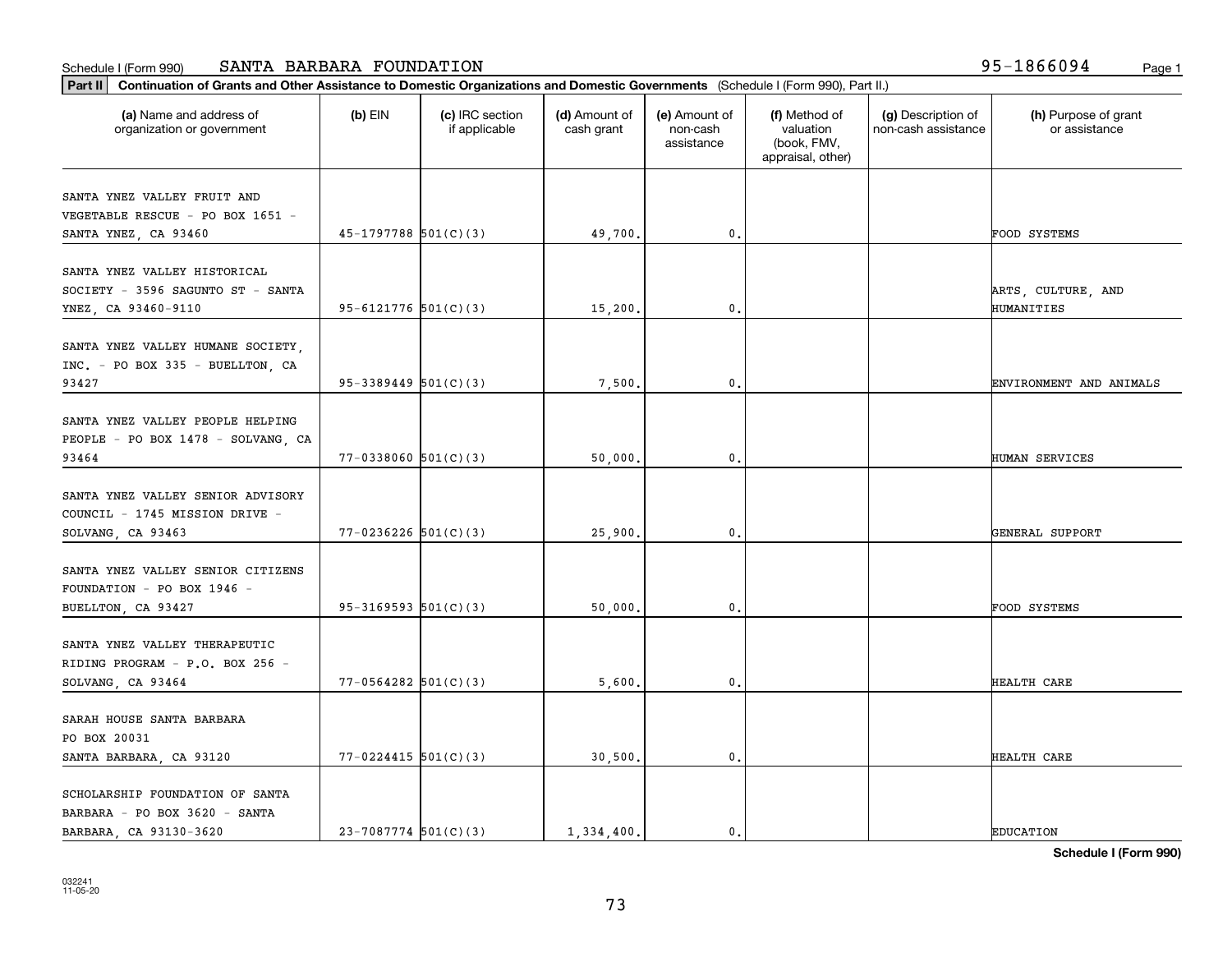Schedule I (Form 990) SANTA BARBARA FOUNDATION 95-1866094

**Part II** **Continuation of Grants and Other Assistance to Domestic Organizations and Domestic Governments** (Schedule I (Form 990), Part II.)

| (a) Name and address of organization or government | (b) EIN | (c) IRC section if applicable | (d) Amount of cash grant | (e) Amount of non-cash assistance | (f) Method of valuation (book, FMV, appraisal, other) | (g) Description of non-cash assistance | (h) Purpose of grant or assistance |
|---|---|---|---|---|---|---|---|
| SANTA YNEZ VALLEY FRUIT AND VEGETABLE RESCUE - PO BOX 1651 - SANTA YNEZ, CA 93460 | 45-1797788 | 501(C)(3) | 49,700. | 0. | | | FOOD SYSTEMS |
| SANTA YNEZ VALLEY HISTORICAL SOCIETY - 3596 SAGUNTO ST - SANTA YNEZ, CA 93460-9110 | 95-6121776 | 501(C)(3) | 15,200. | 0. | | | ARTS, CULTURE, AND HUMANITIES |
| SANTA YNEZ VALLEY HUMANE SOCIETY, INC. - PO BOX 335 - BUELLTON, CA 93427 | 95-3389449 | 501(C)(3) | 7,500. | 0. | | | ENVIRONMENT AND ANIMALS |
| SANTA YNEZ VALLEY PEOPLE HELPING PEOPLE - PO BOX 1478 - SOLVANG, CA 93464 | 77-0338060 | 501(C)(3) | 50,000. | 0. | | | HUMAN SERVICES |
| SANTA YNEZ VALLEY SENIOR ADVISORY COUNCIL - 1745 MISSION DRIVE - SOLVANG, CA 93463 | 77-0236226 | 501(C)(3) | 25,900. | 0. | | | GENERAL SUPPORT |
| SANTA YNEZ VALLEY SENIOR CITIZENS FOUNDATION - PO BOX 1946 - BUELLTON, CA 93427 | 95-3169593 | 501(C)(3) | 50,000. | 0. | | | FOOD SYSTEMS |
| SANTA YNEZ VALLEY THERAPEUTIC RIDING PROGRAM - P.O. BOX 256 - SOLVANG, CA 93464 | 77-0564282 | 501(C)(3) | 5,600. | 0. | | | HEALTH CARE |
| SARAH HOUSE SANTA BARBARA PO BOX 20031 SANTA BARBARA, CA 93120 | 77-0224415 | 501(C)(3) | 30,500. | 0. | | | HEALTH CARE |
| SCHOLARSHIP FOUNDATION OF SANTA BARBARA - PO BOX 3620 - SANTA BARBARA, CA 93130-3620 | 23-7087774 | 501(C)(3) | 1,334,400. | 0. | | | EDUCATION |

**Schedule I (Form 990)**

032241
11-05-20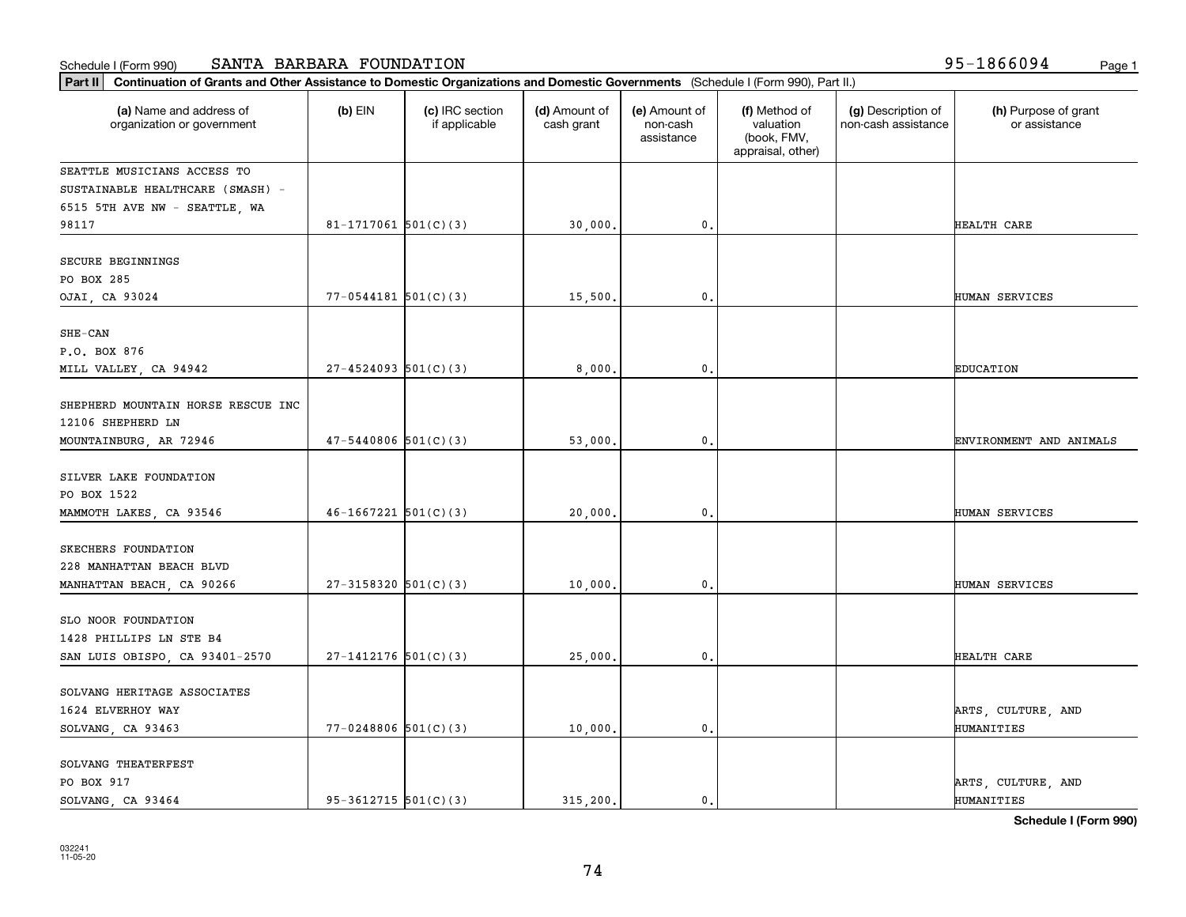Schedule I (Form 990) SANTA BARBARA FOUNDATION 95-1866094

**Part II** Continuation of Grants and Other Assistance to Domestic Organizations and Domestic Governments (Schedule I (Form 990), Part II.)

| (a) Name and address of organization or government | (b) EIN | (c) IRC section if applicable | (d) Amount of cash grant | (e) Amount of non-cash assistance | (f) Method of valuation (book, FMV, appraisal, other) | (g) Description of non-cash assistance | (h) Purpose of grant or assistance |
|---|---|---|---|---|---|---|---|
| SEATTLE MUSICIANS ACCESS TO SUSTAINABLE HEALTHCARE (SMASH) - 6515 5TH AVE NW - SEATTLE, WA 98117 | 81-1717061 | 501(C)(3) | 30,000. | 0. | | | HEALTH CARE |
| SECURE BEGINNINGS PO BOX 285 OJAI, CA 93024 | 77-0544181 | 501(C)(3) | 15,500. | 0. | | | HUMAN SERVICES |
| SHE-CAN P.O. BOX 876 MILL VALLEY, CA 94942 | 27-4524093 | 501(C)(3) | 8,000. | 0. | | | EDUCATION |
| SHEPHERD MOUNTAIN HORSE RESCUE INC 12106 SHEPHERD LN MOUNTAINBURG, AR 72946 | 47-5440806 | 501(C)(3) | 53,000. | 0. | | | ENVIRONMENT AND ANIMALS |
| SILVER LAKE FOUNDATION PO BOX 1522 MAMMOTH LAKES, CA 93546 | 46-1667221 | 501(C)(3) | 20,000. | 0. | | | HUMAN SERVICES |
| SKECHERS FOUNDATION 228 MANHATTAN BEACH BLVD MANHATTAN BEACH, CA 90266 | 27-3158320 | 501(C)(3) | 10,000. | 0. | | | HUMAN SERVICES |
| SLO NOOR FOUNDATION 1428 PHILLIPS LN STE B4 SAN LUIS OBISPO, CA 93401-2570 | 27-1412176 | 501(C)(3) | 25,000. | 0. | | | HEALTH CARE |
| SOLVANG HERITAGE ASSOCIATES 1624 ELVERHOY WAY SOLVANG, CA 93463 | 77-0248806 | 501(C)(3) | 10,000. | 0. | | | ARTS, CULTURE, AND HUMANITIES |
| SOLVANG THEATERFEST PO BOX 917 SOLVANG, CA 93464 | 95-3612715 | 501(C)(3) | 315,200. | 0. | | | ARTS, CULTURE, AND HUMANITIES |

Schedule I (Form 990)

032241 11-05-20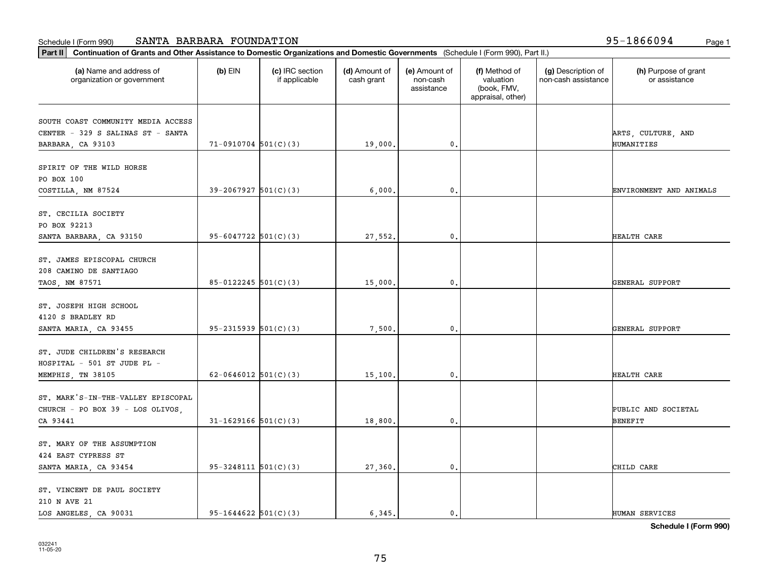Schedule I (Form 990) SANTA BARBARA FOUNDATION 95-1866094

**Part II** **Continuation of Grants and Other Assistance to Domestic Organizations and Domestic Governments** (Schedule I (Form 990), Part II.)

| (a) Name and address of organization or government | (b) EIN | (c) IRC section if applicable | (d) Amount of cash grant | (e) Amount of non-cash assistance | (f) Method of valuation (book, FMV, appraisal, other) | (g) Description of non-cash assistance | (h) Purpose of grant or assistance |
|---|---|---|---|---|---|---|---|
| SOUTH COAST COMMUNITY MEDIA ACCESS CENTER - 329 S SALINAS ST - SANTA BARBARA, CA 93103 | 71-0910704 | 501(C)(3) | 19,000. | 0. | | | ARTS, CULTURE, AND HUMANITIES |
| SPIRIT OF THE WILD HORSE PO BOX 100 COSTILLA, NM 87524 | 39-2067927 | 501(C)(3) | 6,000. | 0. | | | ENVIRONMENT AND ANIMALS |
| ST. CECILIA SOCIETY PO BOX 92213 SANTA BARBARA, CA 93150 | 95-6047722 | 501(C)(3) | 27,552. | 0. | | | HEALTH CARE |
| ST. JAMES EPISCOPAL CHURCH 208 CAMINO DE SANTIAGO TAOS, NM 87571 | 85-0122245 | 501(C)(3) | 15,000. | 0. | | | GENERAL SUPPORT |
| ST. JOSEPH HIGH SCHOOL 4120 S BRADLEY RD SANTA MARIA, CA 93455 | 95-2315939 | 501(C)(3) | 7,500. | 0. | | | GENERAL SUPPORT |
| ST. JUDE CHILDREN'S RESEARCH HOSPITAL - 501 ST JUDE PL - MEMPHIS, TN 38105 | 62-0646012 | 501(C)(3) | 15,100. | 0. | | | HEALTH CARE |
| ST. MARK'S-IN-THE-VALLEY EPISCOPAL CHURCH - PO BOX 39 - LOS OLIVOS, CA 93441 | 31-1629166 | 501(C)(3) | 18,800. | 0. | | | PUBLIC AND SOCIETAL BENEFIT |
| ST. MARY OF THE ASSUMPTION 424 EAST CYPRESS ST SANTA MARIA, CA 93454 | 95-3248111 | 501(C)(3) | 27,360. | 0. | | | CHILD CARE |
| ST. VINCENT DE PAUL SOCIETY 210 N AVE 21 LOS ANGELES, CA 90031 | 95-1644622 | 501(C)(3) | 6,345. | 0. | | | HUMAN SERVICES |

**Schedule I (Form 990)**

032241 11-05-20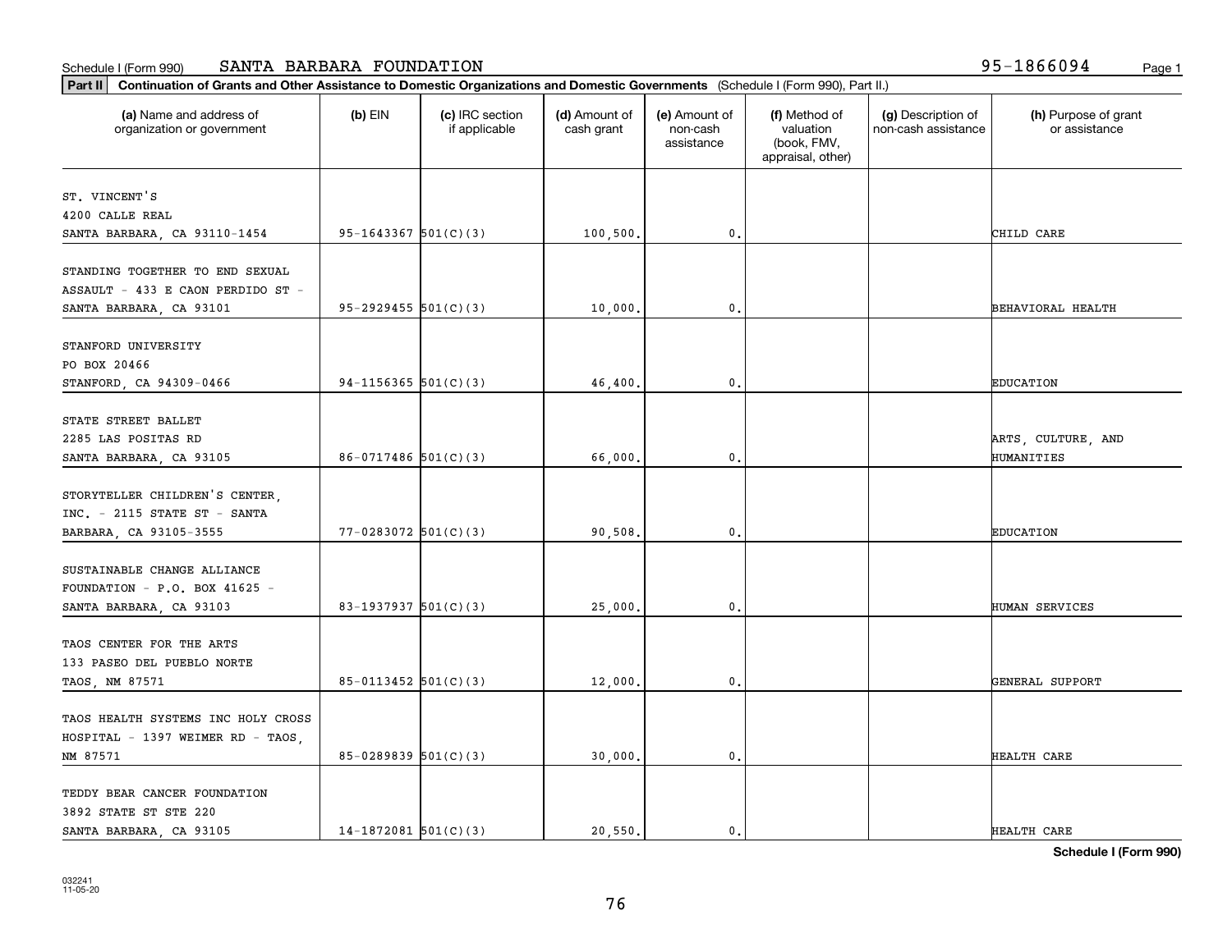Schedule I (Form 990) SANTA BARBARA FOUNDATION 95-1866094

**Part II** **Continuation of Grants and Other Assistance to Domestic Organizations and Domestic Governments** (Schedule I (Form 990), Part II.)

| (a) Name and address of organization or government | (b) EIN | (c) IRC section if applicable | (d) Amount of cash grant | (e) Amount of non-cash assistance | (f) Method of valuation (book, FMV, appraisal, other) | (g) Description of non-cash assistance | (h) Purpose of grant or assistance |
|---|---|---|---|---|---|---|---|
| ST. VINCENT'S 4200 CALLE REAL SANTA BARBARA, CA 93110-1454 | 95-1643367 | 501(C)(3) | 100,500. | 0. | | | CHILD CARE |
| STANDING TOGETHER TO END SEXUAL ASSAULT - 433 E CAON PERDIDO ST - SANTA BARBARA, CA 93101 | 95-2929455 | 501(C)(3) | 10,000. | 0. | | | BEHAVIORAL HEALTH |
| STANFORD UNIVERSITY PO BOX 20466 STANFORD, CA 94309-0466 | 94-1156365 | 501(C)(3) | 46,400. | 0. | | | EDUCATION |
| STATE STREET BALLET 2285 LAS POSITAS RD SANTA BARBARA, CA 93105 | 86-0717486 | 501(C)(3) | 66,000. | 0. | | | ARTS, CULTURE, AND HUMANITIES |
| STORYTELLER CHILDREN'S CENTER, INC. - 2115 STATE ST - SANTA BARBARA, CA 93105-3555 | 77-0283072 | 501(C)(3) | 90,508. | 0. | | | EDUCATION |
| SUSTAINABLE CHANGE ALLIANCE FOUNDATION - P.O. BOX 41625 - SANTA BARBARA, CA 93103 | 83-1937937 | 501(C)(3) | 25,000. | 0. | | | HUMAN SERVICES |
| TAOS CENTER FOR THE ARTS 133 PASEO DEL PUEBLO NORTE TAOS, NM 87571 | 85-0113452 | 501(C)(3) | 12,000. | 0. | | | GENERAL SUPPORT |
| TAOS HEALTH SYSTEMS INC HOLY CROSS HOSPITAL - 1397 WEIMER RD - TAOS, NM 87571 | 85-0289839 | 501(C)(3) | 30,000. | 0. | | | HEALTH CARE |
| TEDDY BEAR CANCER FOUNDATION 3892 STATE ST STE 220 SANTA BARBARA, CA 93105 | 14-1872081 | 501(C)(3) | 20,550. | 0. | | | HEALTH CARE |

**Schedule I (Form 990)**

032241 11-05-20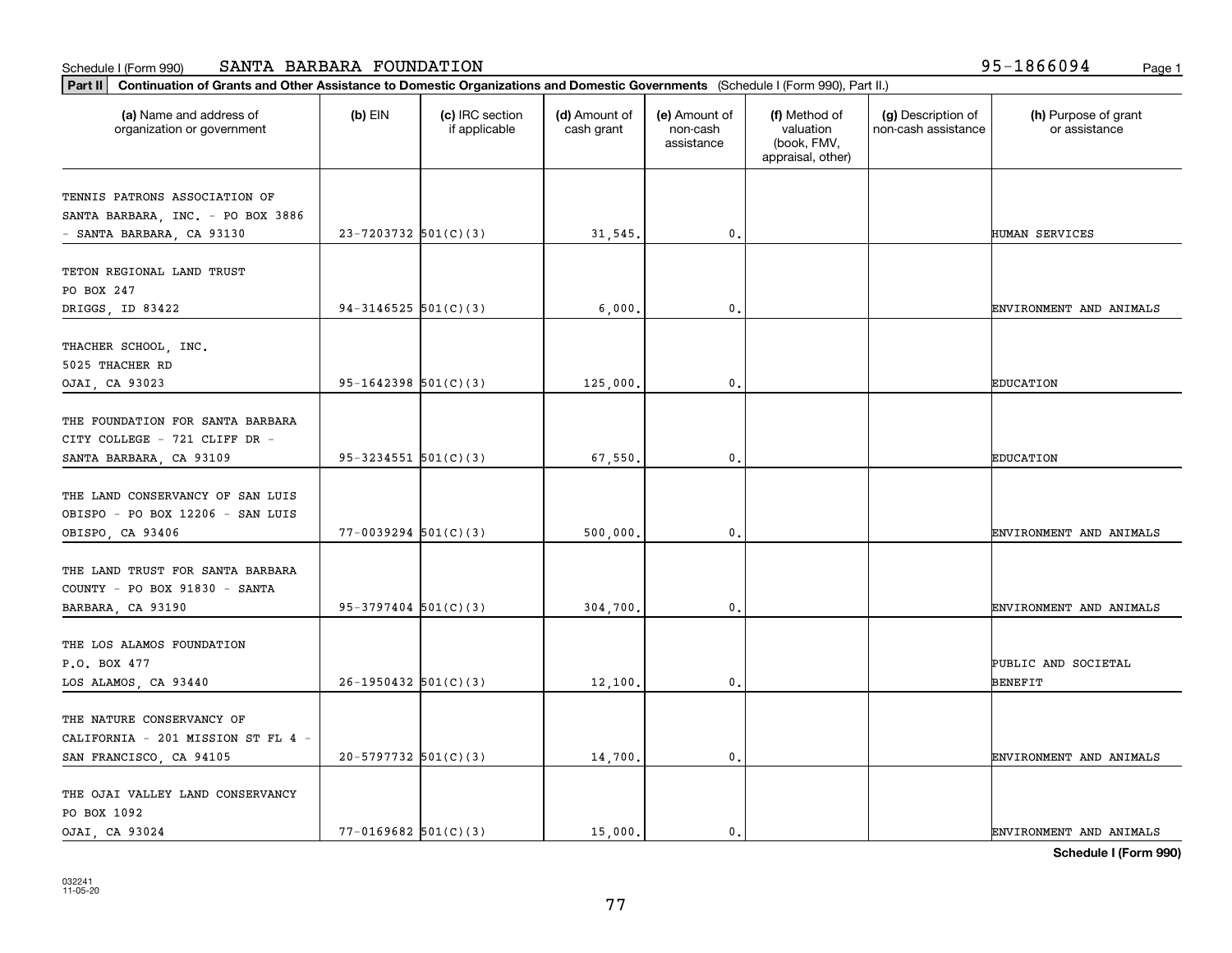Schedule I (Form 990) SANTA BARBARA FOUNDATION 95-1866094

**Part II** **Continuation of Grants and Other Assistance to Domestic Organizations and Domestic Governments** (Schedule I (Form 990), Part II.)

| (a) Name and address of organization or government | (b) EIN | (c) IRC section if applicable | (d) Amount of cash grant | (e) Amount of non-cash assistance | (f) Method of valuation (book, FMV, appraisal, other) | (g) Description of non-cash assistance | (h) Purpose of grant or assistance |
|---|---|---|---|---|---|---|---|
| TENNIS PATRONS ASSOCIATION OF SANTA BARBARA, INC. - PO BOX 3886 - SANTA BARBARA, CA 93130 | 23-7203732 | 501(C)(3) | 31,545. | 0. | | | HUMAN SERVICES |
| TETON REGIONAL LAND TRUST PO BOX 247 DRIGGS, ID 83422 | 94-3146525 | 501(C)(3) | 6,000. | 0. | | | ENVIRONMENT AND ANIMALS |
| THACHER SCHOOL, INC. 5025 THACHER RD OJAI, CA 93023 | 95-1642398 | 501(C)(3) | 125,000. | 0. | | | EDUCATION |
| THE FOUNDATION FOR SANTA BARBARA CITY COLLEGE - 721 CLIFF DR - SANTA BARBARA, CA 93109 | 95-3234551 | 501(C)(3) | 67,550. | 0. | | | EDUCATION |
| THE LAND CONSERVANCY OF SAN LUIS OBISPO - PO BOX 12206 - SAN LUIS OBISPO, CA 93406 | 77-0039294 | 501(C)(3) | 500,000. | 0. | | | ENVIRONMENT AND ANIMALS |
| THE LAND TRUST FOR SANTA BARBARA COUNTY - PO BOX 91830 - SANTA BARBARA, CA 93190 | 95-3797404 | 501(C)(3) | 304,700. | 0. | | | ENVIRONMENT AND ANIMALS |
| THE LOS ALAMOS FOUNDATION P.O. BOX 477 LOS ALAMOS, CA 93440 | 26-1950432 | 501(C)(3) | 12,100. | 0. | | | PUBLIC AND SOCIETAL BENEFIT |
| THE NATURE CONSERVANCY OF CALIFORNIA - 201 MISSION ST FL 4 - SAN FRANCISCO, CA 94105 | 20-5797732 | 501(C)(3) | 14,700. | 0. | | | ENVIRONMENT AND ANIMALS |
| THE OJAI VALLEY LAND CONSERVANCY PO BOX 1092 OJAI, CA 93024 | 77-0169682 | 501(C)(3) | 15,000. | 0. | | | ENVIRONMENT AND ANIMALS |

**Schedule I (Form 990)**

032241
11-05-20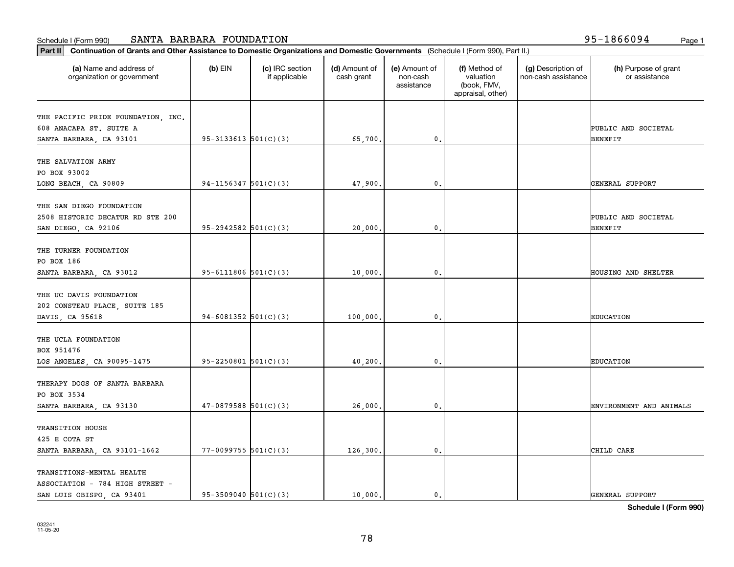Schedule I (Form 990) SANTA BARBARA FOUNDATION 95-1866094

**Part II** **Continuation of Grants and Other Assistance to Domestic Organizations and Domestic Governments** (Schedule I (Form 990), Part II.)

| (a) Name and address of organization or government | (b) EIN | (c) IRC section if applicable | (d) Amount of cash grant | (e) Amount of non-cash assistance | (f) Method of valuation (book, FMV, appraisal, other) | (g) Description of non-cash assistance | (h) Purpose of grant or assistance |
|---|---|---|---|---|---|---|---|
| THE PACIFIC PRIDE FOUNDATION, INC. 608 ANACAPA ST. SUITE A SANTA BARBARA, CA 93101 | 95-3133613 | 501(C)(3) | 65,700. | 0. | | | PUBLIC AND SOCIETAL BENEFIT |
| THE SALVATION ARMY PO BOX 93002 LONG BEACH, CA 90809 | 94-1156347 | 501(C)(3) | 47,900. | 0. | | | GENERAL SUPPORT |
| THE SAN DIEGO FOUNDATION 2508 HISTORIC DECATUR RD STE 200 SAN DIEGO, CA 92106 | 95-2942582 | 501(C)(3) | 20,000. | 0. | | | PUBLIC AND SOCIETAL BENEFIT |
| THE TURNER FOUNDATION PO BOX 186 SANTA BARBARA, CA 93012 | 95-6111806 | 501(C)(3) | 10,000. | 0. | | | HOUSING AND SHELTER |
| THE UC DAVIS FOUNDATION 202 CONSTEAU PLACE, SUITE 185 DAVIS, CA 95618 | 94-6081352 | 501(C)(3) | 100,000. | 0. | | | EDUCATION |
| THE UCLA FOUNDATION BOX 951476 LOS ANGELES, CA 90095-1475 | 95-2250801 | 501(C)(3) | 40,200. | 0. | | | EDUCATION |
| THERAPY DOGS OF SANTA BARBARA PO BOX 3534 SANTA BARBARA, CA 93130 | 47-0879588 | 501(C)(3) | 26,000. | 0. | | | ENVIRONMENT AND ANIMALS |
| TRANSITION HOUSE 425 E COTA ST SANTA BARBARA, CA 93101-1662 | 77-0099755 | 501(C)(3) | 126,300. | 0. | | | CHILD CARE |
| TRANSITIONS-MENTAL HEALTH ASSOCIATION - 784 HIGH STREET - SAN LUIS OBISPO, CA 93401 | 95-3509040 | 501(C)(3) | 10,000. | 0. | | | GENERAL SUPPORT |

**Schedule I (Form 990)**

032241 11-05-20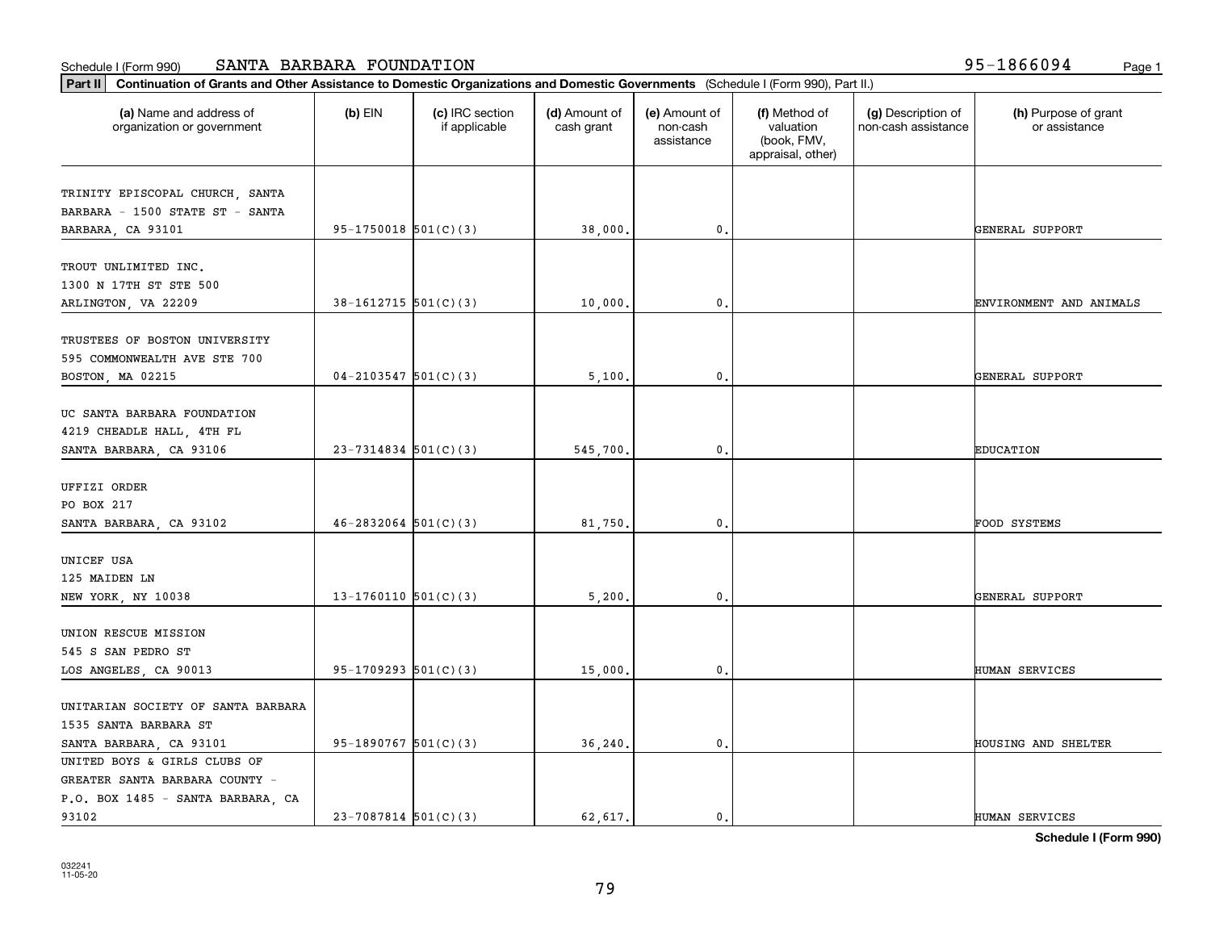Schedule I (Form 990) SANTA BARBARA FOUNDATION 95-1866094

**Part II** **Continuation of Grants and Other Assistance to Domestic Organizations and Domestic Governments** (Schedule I (Form 990), Part II.)

| (a) Name and address of organization or government | (b) EIN | (c) IRC section if applicable | (d) Amount of cash grant | (e) Amount of non-cash assistance | (f) Method of valuation (book, FMV, appraisal, other) | (g) Description of non-cash assistance | (h) Purpose of grant or assistance |
|---|---|---|---|---|---|---|---|
| TRINITY EPISCOPAL CHURCH, SANTA BARBARA - 1500 STATE ST - SANTA BARBARA, CA 93101 | 95-1750018 | 501(C)(3) | 38,000. | 0. | | | GENERAL SUPPORT |
| TROUT UNLIMITED INC. 1300 N 17TH ST STE 500 ARLINGTON, VA 22209 | 38-1612715 | 501(C)(3) | 10,000. | 0. | | | ENVIRONMENT AND ANIMALS |
| TRUSTEES OF BOSTON UNIVERSITY 595 COMMONWEALTH AVE STE 700 BOSTON, MA 02215 | 04-2103547 | 501(C)(3) | 5,100. | 0. | | | GENERAL SUPPORT |
| UC SANTA BARBARA FOUNDATION 4219 CHEADLE HALL, 4TH FL SANTA BARBARA, CA 93106 | 23-7314834 | 501(C)(3) | 545,700. | 0. | | | EDUCATION |
| UFFIZI ORDER PO BOX 217 SANTA BARBARA, CA 93102 | 46-2832064 | 501(C)(3) | 81,750. | 0. | | | FOOD SYSTEMS |
| UNICEF USA 125 MAIDEN LN NEW YORK, NY 10038 | 13-1760110 | 501(C)(3) | 5,200. | 0. | | | GENERAL SUPPORT |
| UNION RESCUE MISSION 545 S SAN PEDRO ST LOS ANGELES, CA 90013 | 95-1709293 | 501(C)(3) | 15,000. | 0. | | | HUMAN SERVICES |
| UNITARIAN SOCIETY OF SANTA BARBARA 1535 SANTA BARBARA ST SANTA BARBARA, CA 93101 | 95-1890767 | 501(C)(3) | 36,240. | 0. | | | HOUSING AND SHELTER |
| UNITED BOYS & GIRLS CLUBS OF GREATER SANTA BARBARA COUNTY - P.O. BOX 1485 - SANTA BARBARA, CA 93102 | 23-7087814 | 501(C)(3) | 62,617. | 0. | | | HUMAN SERVICES |

**Schedule I (Form 990)**

032241
11-05-20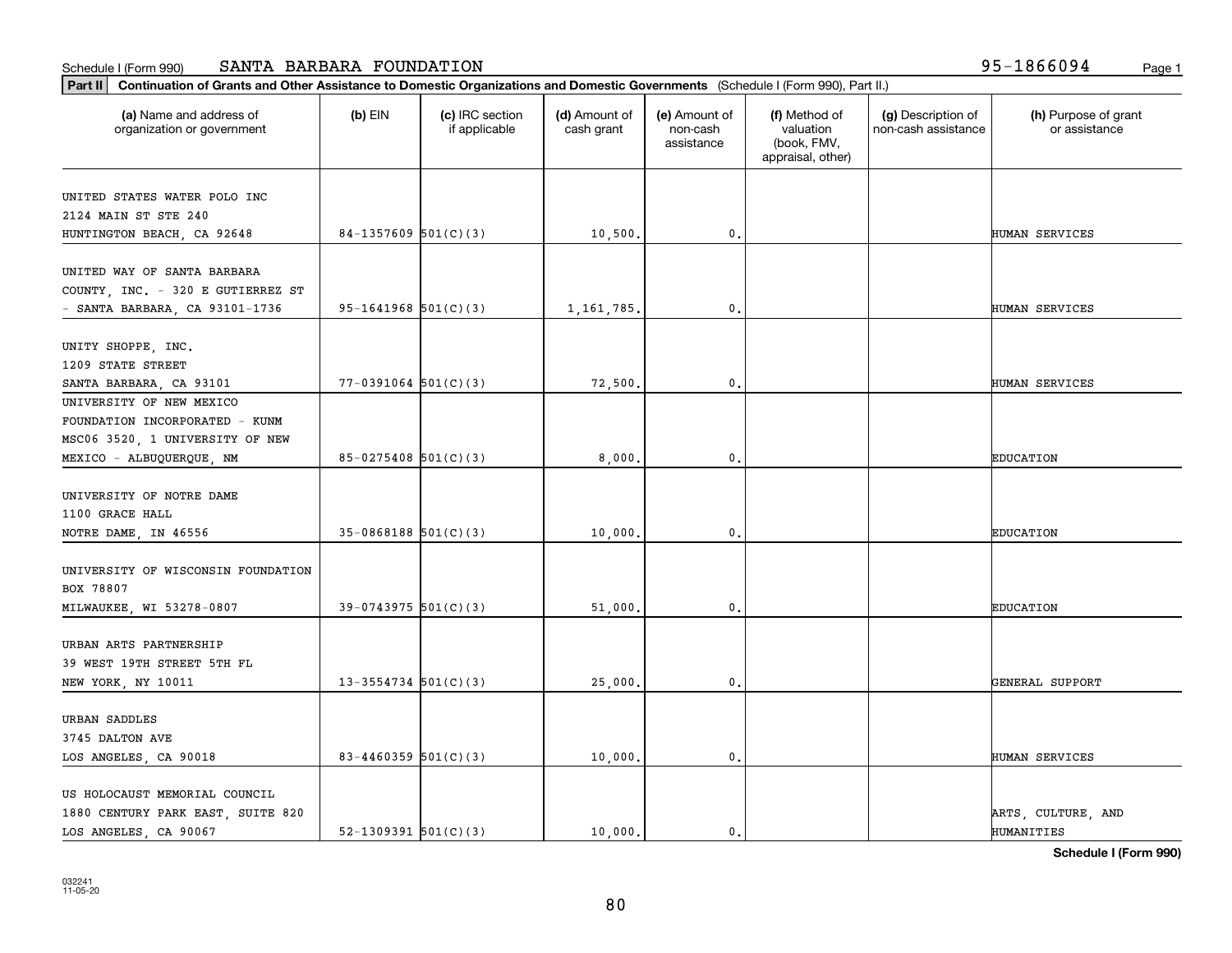Schedule I (Form 990) SANTA BARBARA FOUNDATION 95-1866094

**Part II** **Continuation of Grants and Other Assistance to Domestic Organizations and Domestic Governments** (Schedule I (Form 990), Part II.)

| (a) Name and address of organization or government | (b) EIN | (c) IRC section if applicable | (d) Amount of cash grant | (e) Amount of non-cash assistance | (f) Method of valuation (book, FMV, appraisal, other) | (g) Description of non-cash assistance | (h) Purpose of grant or assistance |
|---|---|---|---|---|---|---|---|
| UNITED STATES WATER POLO INC 2124 MAIN ST STE 240 HUNTINGTON BEACH, CA 92648 | 84-1357609 | 501(C)(3) | 10,500. | 0. | | | HUMAN SERVICES |
| UNITED WAY OF SANTA BARBARA COUNTY, INC. - 320 E GUTIERREZ ST - SANTA BARBARA, CA 93101-1736 | 95-1641968 | 501(C)(3) | 1,161,785. | 0. | | | HUMAN SERVICES |
| UNITY SHOPPE, INC. 1209 STATE STREET SANTA BARBARA, CA 93101 | 77-0391064 | 501(C)(3) | 72,500. | 0. | | | HUMAN SERVICES |
| UNIVERSITY OF NEW MEXICO FOUNDATION INCORPORATED - KUNM MSC06 3520, 1 UNIVERSITY OF NEW MEXICO - ALBUQUERQUE, NM | 85-0275408 | 501(C)(3) | 8,000. | 0. | | | EDUCATION |
| UNIVERSITY OF NOTRE DAME 1100 GRACE HALL NOTRE DAME, IN 46556 | 35-0868188 | 501(C)(3) | 10,000. | 0. | | | EDUCATION |
| UNIVERSITY OF WISCONSIN FOUNDATION BOX 78807 MILWAUKEE, WI 53278-0807 | 39-0743975 | 501(C)(3) | 51,000. | 0. | | | EDUCATION |
| URBAN ARTS PARTNERSHIP 39 WEST 19TH STREET 5TH FL NEW YORK, NY 10011 | 13-3554734 | 501(C)(3) | 25,000. | 0. | | | GENERAL SUPPORT |
| URBAN SADDLES 3745 DALTON AVE LOS ANGELES, CA 90018 | 83-4460359 | 501(C)(3) | 10,000. | 0. | | | HUMAN SERVICES |
| US HOLOCAUST MEMORIAL COUNCIL 1880 CENTURY PARK EAST, SUITE 820 LOS ANGELES, CA 90067 | 52-1309391 | 501(C)(3) | 10,000. | 0. | | | ARTS, CULTURE, AND HUMANITIES |

**Schedule I (Form 990)**

032241 11-05-20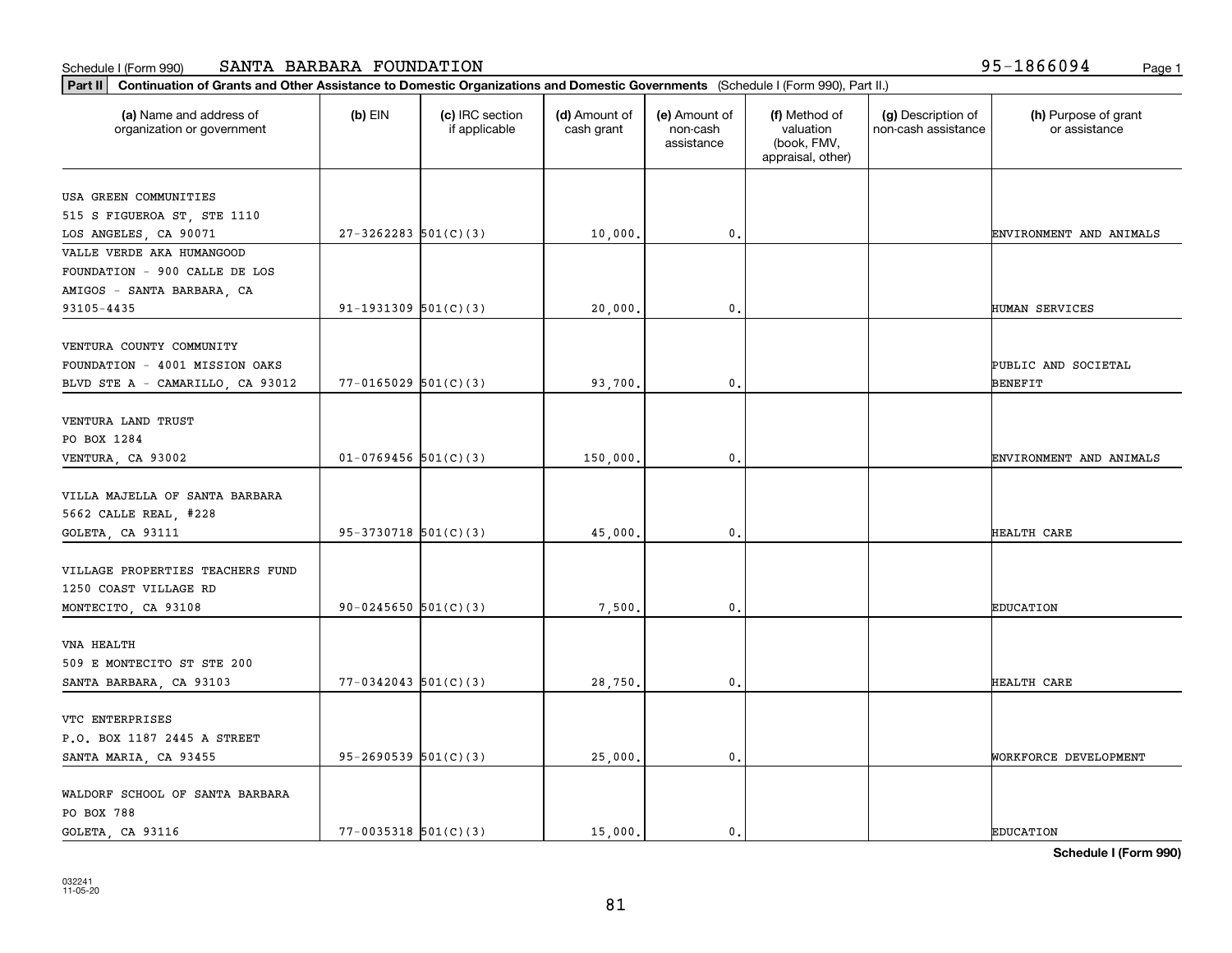Schedule I (Form 990) SANTA BARBARA FOUNDATION 95-1866094

**Part II** **Continuation of Grants and Other Assistance to Domestic Organizations and Domestic Governments** (Schedule I (Form 990), Part II.)

| (a) Name and address of organization or government | (b) EIN | (c) IRC section if applicable | (d) Amount of cash grant | (e) Amount of non-cash assistance | (f) Method of valuation (book, FMV, appraisal, other) | (g) Description of non-cash assistance | (h) Purpose of grant or assistance |
|---|---|---|---|---|---|---|---|
| USA GREEN COMMUNITIES 515 S FIGUEROA ST, STE 1110 LOS ANGELES, CA 90071 | 27-3262283 | 501(C)(3) | 10,000. | 0. | | | ENVIRONMENT AND ANIMALS |
| VALLE VERDE AKA HUMANGOOD FOUNDATION - 900 CALLE DE LOS AMIGOS - SANTA BARBARA, CA 93105-4435 | 91-1931309 | 501(C)(3) | 20,000. | 0. | | | HUMAN SERVICES |
| VENTURA COUNTY COMMUNITY FOUNDATION - 4001 MISSION OAKS BLVD STE A - CAMARILLO, CA 93012 | 77-0165029 | 501(C)(3) | 93,700. | 0. | | | PUBLIC AND SOCIETAL BENEFIT |
| VENTURA LAND TRUST PO BOX 1284 VENTURA, CA 93002 | 01-0769456 | 501(C)(3) | 150,000. | 0. | | | ENVIRONMENT AND ANIMALS |
| VILLA MAJELLA OF SANTA BARBARA 5662 CALLE REAL, #228 GOLETA, CA 93111 | 95-3730718 | 501(C)(3) | 45,000. | 0. | | | HEALTH CARE |
| VILLAGE PROPERTIES TEACHERS FUND 1250 COAST VILLAGE RD MONTECITO, CA 93108 | 90-0245650 | 501(C)(3) | 7,500. | 0. | | | EDUCATION |
| VNA HEALTH 509 E MONTECITO ST STE 200 SANTA BARBARA, CA 93103 | 77-0342043 | 501(C)(3) | 28,750. | 0. | | | HEALTH CARE |
| VTC ENTERPRISES P.O. BOX 1187 2445 A STREET SANTA MARIA, CA 93455 | 95-2690539 | 501(C)(3) | 25,000. | 0. | | | WORKFORCE DEVELOPMENT |
| WALDORF SCHOOL OF SANTA BARBARA PO BOX 788 GOLETA, CA 93116 | 77-0035318 | 501(C)(3) | 15,000. | 0. | | | EDUCATION |

**Schedule I (Form 990)**

032241 11-05-20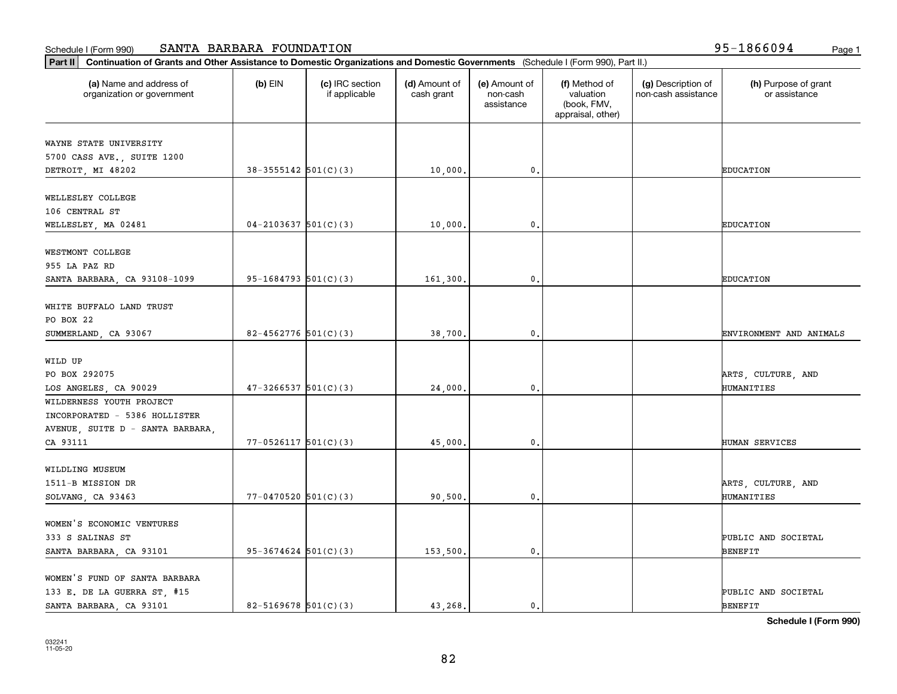Schedule I (Form 990) SANTA BARBARA FOUNDATION 95-1866094

**Part II** **Continuation of Grants and Other Assistance to Domestic Organizations and Domestic Governments** (Schedule I (Form 990), Part II.)

| (a) Name and address of organization or government | (b) EIN | (c) IRC section if applicable | (d) Amount of cash grant | (e) Amount of non-cash assistance | (f) Method of valuation (book, FMV, appraisal, other) | (g) Description of non-cash assistance | (h) Purpose of grant or assistance |
|---|---|---|---|---|---|---|---|
| WAYNE STATE UNIVERSITY 5700 CASS AVE., SUITE 1200 DETROIT, MI 48202 | 38-3555142 | 501(C)(3) | 10,000. | 0. | | | EDUCATION |
| WELLESLEY COLLEGE 106 CENTRAL ST WELLESLEY, MA 02481 | 04-2103637 | 501(C)(3) | 10,000. | 0. | | | EDUCATION |
| WESTMONT COLLEGE 955 LA PAZ RD SANTA BARBARA, CA 93108-1099 | 95-1684793 | 501(C)(3) | 161,300. | 0. | | | EDUCATION |
| WHITE BUFFALO LAND TRUST PO BOX 22 SUMMERLAND, CA 93067 | 82-4562776 | 501(C)(3) | 38,700. | 0. | | | ENVIRONMENT AND ANIMALS |
| WILD UP PO BOX 292075 LOS ANGELES, CA 90029 | 47-3266537 | 501(C)(3) | 24,000. | 0. | | | ARTS, CULTURE, AND HUMANITIES |
| WILDERNESS YOUTH PROJECT INCORPORATED - 5386 HOLLISTER AVENUE, SUITE D - SANTA BARBARA, CA 93111 | 77-0526117 | 501(C)(3) | 45,000. | 0. | | | HUMAN SERVICES |
| WILDLING MUSEUM 1511-B MISSION DR SOLVANG, CA 93463 | 77-0470520 | 501(C)(3) | 90,500. | 0. | | | ARTS, CULTURE, AND HUMANITIES |
| WOMEN'S ECONOMIC VENTURES 333 S SALINAS ST SANTA BARBARA, CA 93101 | 95-3674624 | 501(C)(3) | 153,500. | 0. | | | PUBLIC AND SOCIETAL BENEFIT |
| WOMEN'S FUND OF SANTA BARBARA 133 E. DE LA GUERRA ST, #15 SANTA BARBARA, CA 93101 | 82-5169678 | 501(C)(3) | 43,268. | 0. | | | PUBLIC AND SOCIETAL BENEFIT |

**Schedule I (Form 990)**

032241 11-05-20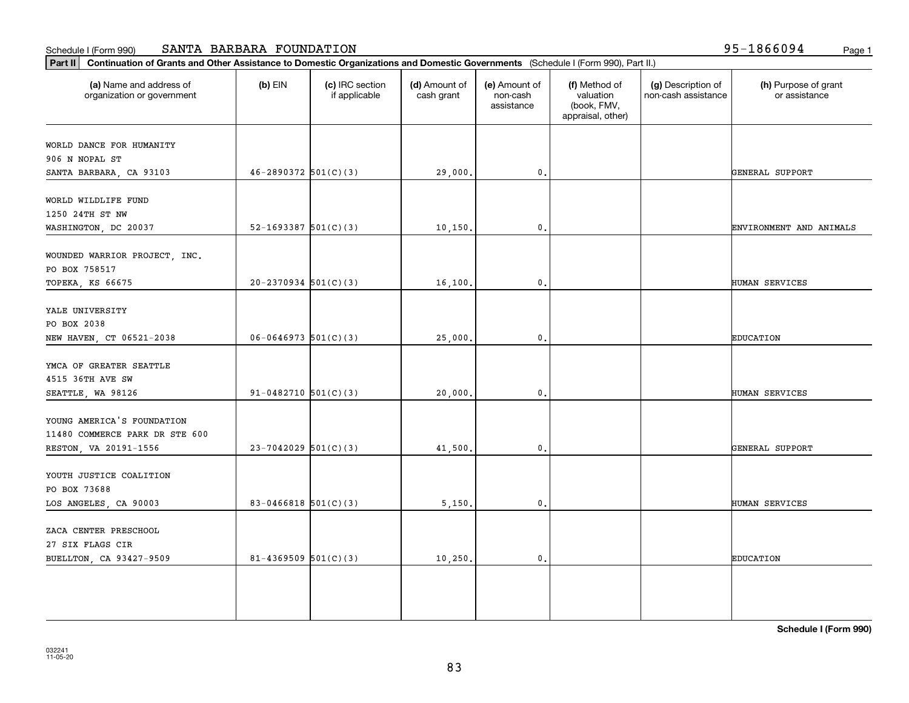Schedule I (Form 990) SANTA BARBARA FOUNDATION 95-1866094

**Part II** **Continuation of Grants and Other Assistance to Domestic Organizations and Domestic Governments** (Schedule I (Form 990), Part II.)

| (a) Name and address of organization or government | (b) EIN | (c) IRC section if applicable | (d) Amount of cash grant | (e) Amount of non-cash assistance | (f) Method of valuation (book, FMV, appraisal, other) | (g) Description of non-cash assistance | (h) Purpose of grant or assistance |
|---|---|---|---|---|---|---|---|
| WORLD DANCE FOR HUMANITY<br>906 N NOPAL ST<br>SANTA BARBARA, CA 93103 | 46-2890372 | 501(C)(3) | 29,000. | 0. | | | GENERAL SUPPORT |
| WORLD WILDLIFE FUND<br>1250 24TH ST NW<br>WASHINGTON, DC 20037 | 52-1693387 | 501(C)(3) | 10,150. | 0. | | | ENVIRONMENT AND ANIMALS |
| WOUNDED WARRIOR PROJECT, INC.<br>PO BOX 758517<br>TOPEKA, KS 66675 | 20-2370934 | 501(C)(3) | 16,100. | 0. | | | HUMAN SERVICES |
| YALE UNIVERSITY<br>PO BOX 2038<br>NEW HAVEN, CT 06521-2038 | 06-0646973 | 501(C)(3) | 25,000. | 0. | | | EDUCATION |
| YMCA OF GREATER SEATTLE<br>4515 36TH AVE SW<br>SEATTLE, WA 98126 | 91-0482710 | 501(C)(3) | 20,000. | 0. | | | HUMAN SERVICES |
| YOUNG AMERICA'S FOUNDATION<br>11480 COMMERCE PARK DR STE 600<br>RESTON, VA 20191-1556 | 23-7042029 | 501(C)(3) | 41,500. | 0. | | | GENERAL SUPPORT |
| YOUTH JUSTICE COALITION<br>PO BOX 73688<br>LOS ANGELES, CA 90003 | 83-0466818 | 501(C)(3) | 5,150. | 0. | | | HUMAN SERVICES |
| ZACA CENTER PRESCHOOL<br>27 SIX FLAGS CIR<br>BUELLTON, CA 93427-9509 | 81-4369509 | 501(C)(3) | 10,250. | 0. | | | EDUCATION |

032241
11-05-20

**Schedule I (Form 990)**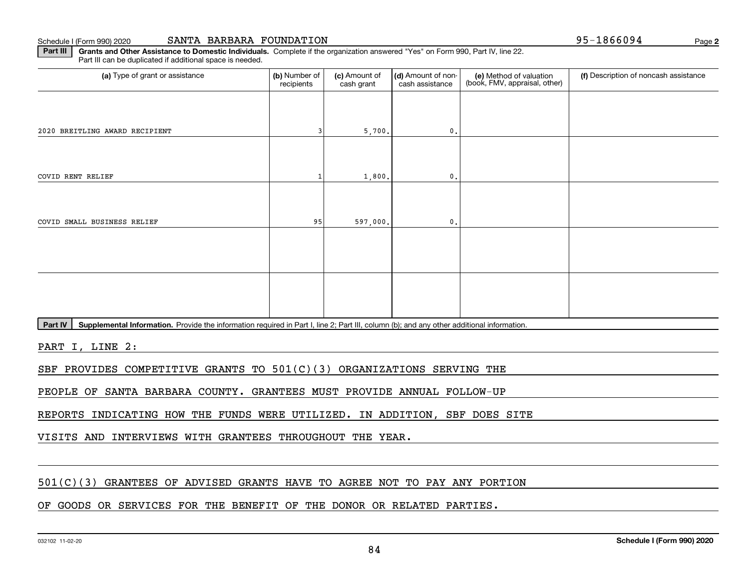**Part III Grants and Other Assistance to Domestic Individuals.** Complete if the organization answered "Yes" on Form 990, Part IV, line 22. Part III can be duplicated if additional space is needed.

| (a) Type of grant or assistance | (b) Number of recipients | (c) Amount of cash grant | (d) Amount of non-cash assistance | (e) Method of valuation (book, FMV, appraisal, other) | (f) Description of noncash assistance |
|---|---|---|---|---|---|
| 2020 BREITLING AWARD RECIPIENT | 3 | 5,700. | 0. | | |
| COVID RENT RELIEF | 1 | 1,800. | 0. | | |
| COVID SMALL BUSINESS RELIEF | 95 | 597,000. | 0. | | |
| | | | | | |
| | | | | | |

**Part IV Supplemental Information.** Provide the information required in Part I, line 2; Part III, column (b); and any other additional information.

PART I, LINE 2:

SBF PROVIDES COMPETITIVE GRANTS TO 501(C)(3) ORGANIZATIONS SERVING THE PEOPLE OF SANTA BARBARA COUNTY. GRANTEES MUST PROVIDE ANNUAL FOLLOW-UP REPORTS INDICATING HOW THE FUNDS WERE UTILIZED. IN ADDITION, SBF DOES SITE VISITS AND INTERVIEWS WITH GRANTEES THROUGHOUT THE YEAR.

501(C)(3) GRANTEES OF ADVISED GRANTS HAVE TO AGREE NOT TO PAY ANY PORTION OF GOODS OR SERVICES FOR THE BENEFIT OF THE DONOR OR RELATED PARTIES.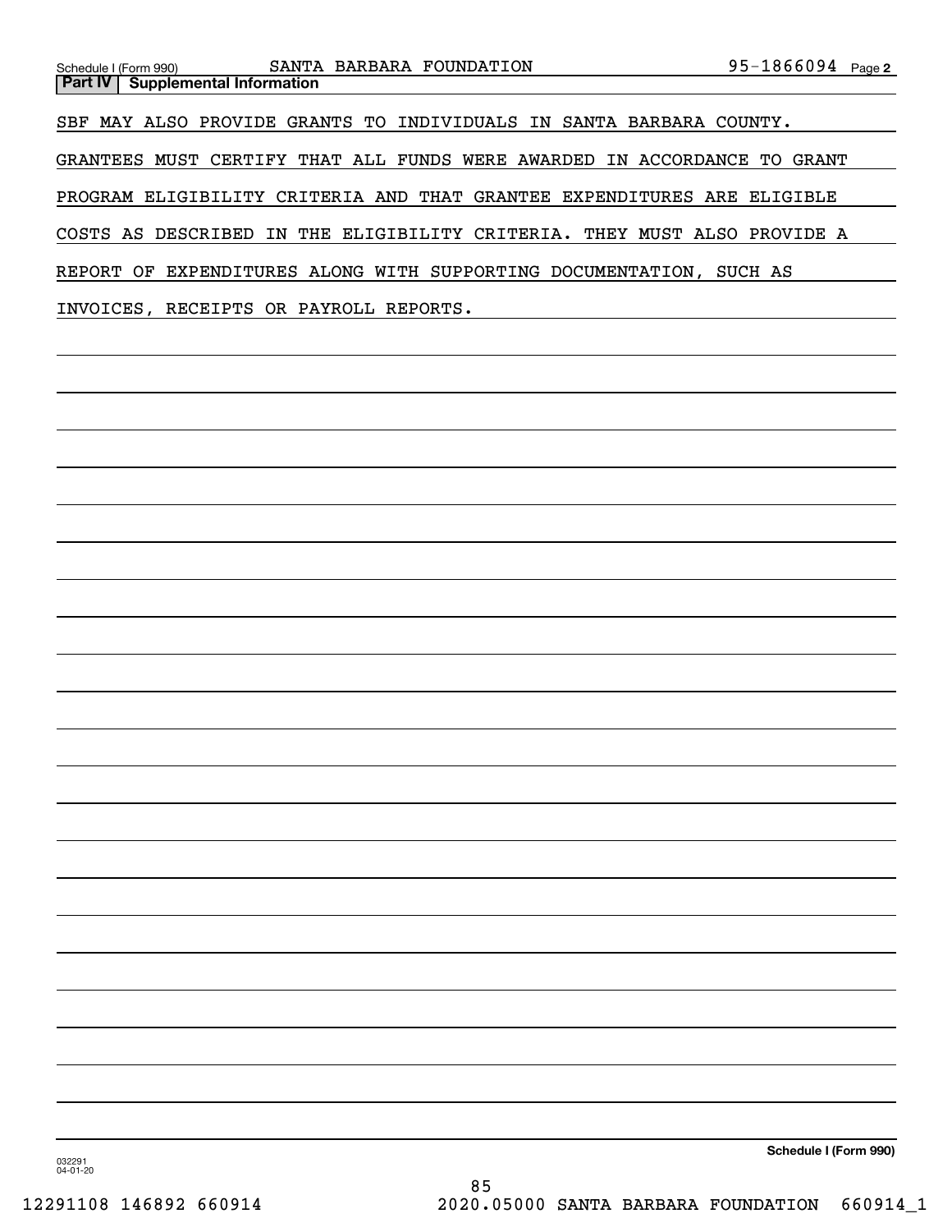Schedule I (Form 990) SANTA BARBARA FOUNDATION 95-1866094 Page 2

**Part IV Supplemental Information**

SBF MAY ALSO PROVIDE GRANTS TO INDIVIDUALS IN SANTA BARBARA COUNTY. GRANTEES MUST CERTIFY THAT ALL FUNDS WERE AWARDED IN ACCORDANCE TO GRANT PROGRAM ELIGIBILITY CRITERIA AND THAT GRANTEE EXPENDITURES ARE ELIGIBLE COSTS AS DESCRIBED IN THE ELIGIBILITY CRITERIA. THEY MUST ALSO PROVIDE A REPORT OF EXPENDITURES ALONG WITH SUPPORTING DOCUMENTATION, SUCH AS INVOICES, RECEIPTS OR PAYROLL REPORTS.

**Schedule I (Form 990)**

032291
04-01-20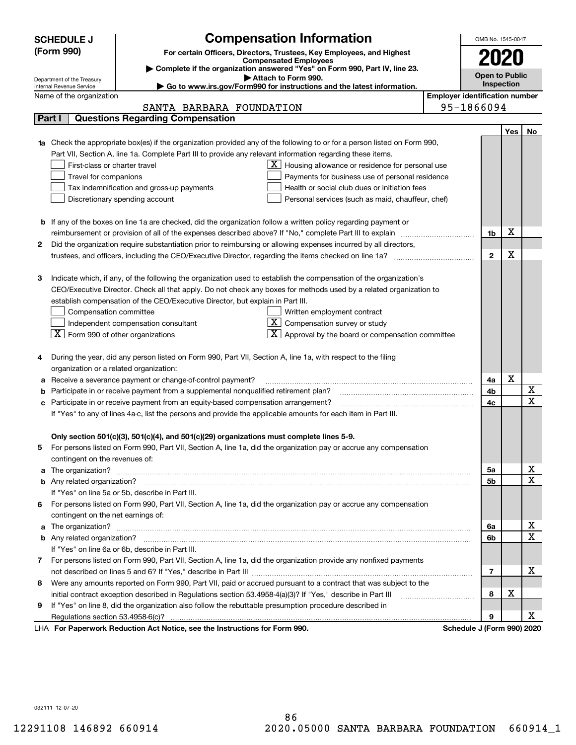# SCHEDULE J (Form 990)

Department of the Treasury
Internal Revenue Service

## Compensation Information

**For certain Officers, Directors, Trustees, Key Employees, and Highest Compensated Employees**

▶ Complete if the organization answered "Yes" on Form 990, Part IV, line 23.
▶ Attach to Form 990.
▶ Go to www.irs.gov/Form990 for instructions and the latest information.

OMB No. 1545-0047

**2020**

**Open to Public Inspection**

Name of the organization: SANTA BARBARA FOUNDATION

Employer identification number: 95-1866094

## Part I Questions Regarding Compensation

| | | | Yes | No |
|---|---|---|---|---|
| **1a** | Check the appropriate box(es) if the organization provided any of the following to or for a person listed on Form 990, Part VII, Section A, line 1a. Complete Part III to provide any relevant information regarding these items.<br>☐ First-class or charter travel<br>☐ Travel for companions<br>☐ Tax indemnification and gross-up payments<br>☐ Discretionary spending account<br>☒ Housing allowance or residence for personal use<br>☐ Payments for business use of personal residence<br>☐ Health or social club dues or initiation fees<br>☐ Personal services (such as maid, chauffeur, chef) | | | |
| **b** | If any of the boxes on line 1a are checked, did the organization follow a written policy regarding payment or reimbursement or provision of all of the expenses described above? If "No," complete Part III to explain | 1b | X | |
| **2** | Did the organization require substantiation prior to reimbursing or allowing expenses incurred by all directors, trustees, and officers, including the CEO/Executive Director, regarding the items checked on line 1a? | 2 | X | |
| **3** | Indicate which, if any, of the following the organization used to establish the compensation of the organization's CEO/Executive Director. Check all that apply. Do not check any boxes for methods used by a related organization to establish compensation of the CEO/Executive Director, but explain in Part III.<br>☐ Compensation committee<br>☐ Independent compensation consultant<br>☒ Form 990 of other organizations<br>☐ Written employment contract<br>☒ Compensation survey or study<br>☒ Approval by the board or compensation committee | | | |
| **4** | During the year, did any person listed on Form 990, Part VII, Section A, line 1a, with respect to the filing organization or a related organization: | | | |
| **a** | Receive a severance payment or change-of-control payment? | 4a | X | |
| **b** | Participate in or receive payment from a supplemental nonqualified retirement plan? | 4b | | X |
| **c** | Participate in or receive payment from an equity-based compensation arrangement? | 4c | | X |
| | If "Yes" to any of lines 4a-c, list the persons and provide the applicable amounts for each item in Part III. | | | |
| | **Only section 501(c)(3), 501(c)(4), and 501(c)(29) organizations must complete lines 5-9.** | | | |
| **5** | For persons listed on Form 990, Part VII, Section A, line 1a, did the organization pay or accrue any compensation contingent on the revenues of: | | | |
| **a** | The organization? | 5a | | X |
| **b** | Any related organization? | 5b | | X |
| | If "Yes" on line 5a or 5b, describe in Part III. | | | |
| **6** | For persons listed on Form 990, Part VII, Section A, line 1a, did the organization pay or accrue any compensation contingent on the net earnings of: | | | |
| **a** | The organization? | 6a | | X |
| **b** | Any related organization? | 6b | | X |
| | If "Yes" on line 6a or 6b, describe in Part III. | | | |
| **7** | For persons listed on Form 990, Part VII, Section A, line 1a, did the organization provide any nonfixed payments not described on lines 5 and 6? If "Yes," describe in Part III | 7 | | X |
| **8** | Were any amounts reported on Form 990, Part VII, paid or accrued pursuant to a contract that was subject to the initial contract exception described in Regulations section 53.4958-4(a)(3)? If "Yes," describe in Part III | 8 | X | |
| **9** | If "Yes" on line 8, did the organization also follow the rebuttable presumption procedure described in Regulations section 53.4958-6(c)? | 9 | | X |

LHA **For Paperwork Reduction Act Notice, see the Instructions for Form 990.** **Schedule J (Form 990) 2020**

032111 12-07-20

12291108 146892 660914 2020.05000 SANTA BARBARA FOUNDATION 660914_1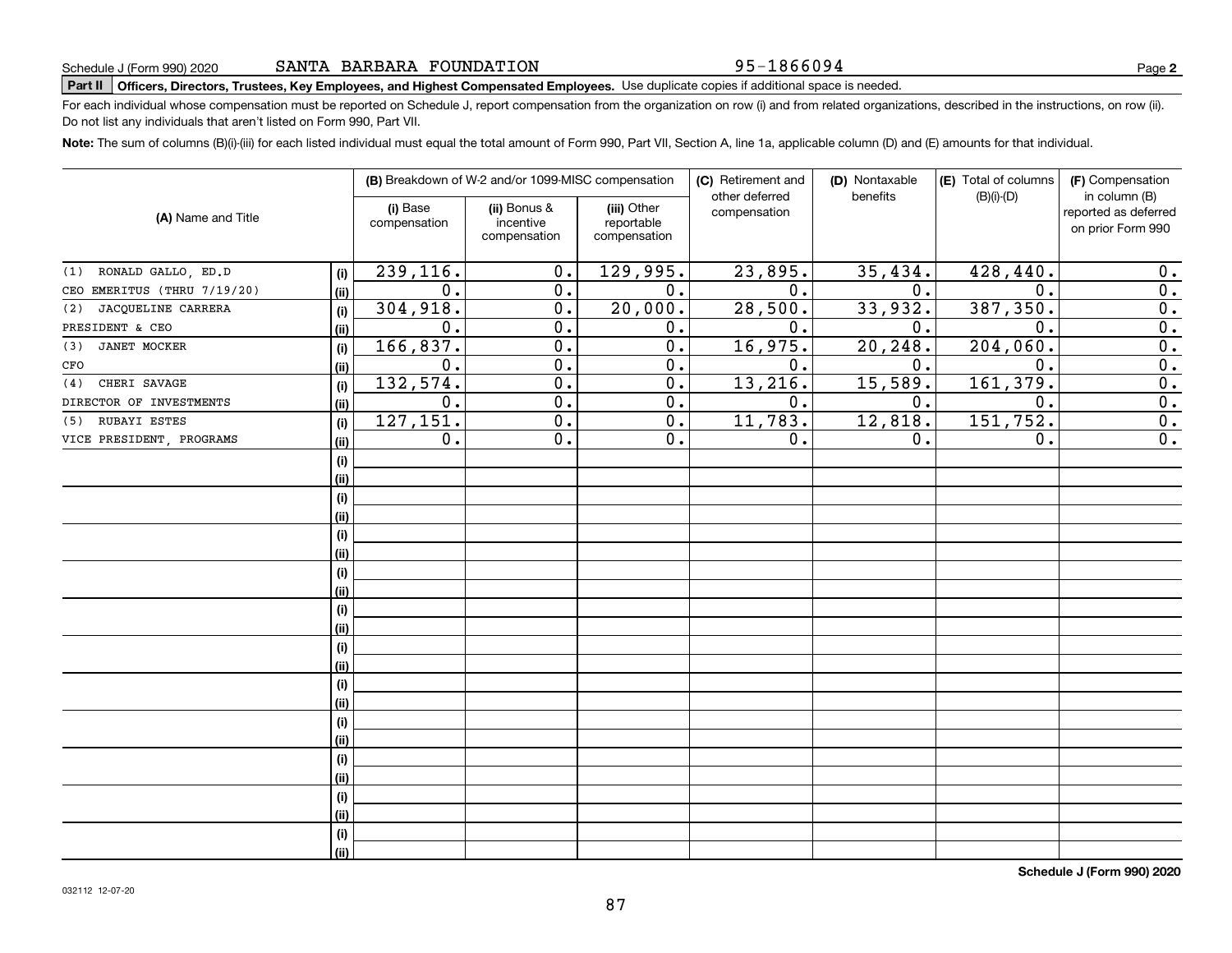Schedule J (Form 990) 2020 SANTA BARBARA FOUNDATION 95-1866094 Page **2**

**Part II** **Officers, Directors, Trustees, Key Employees, and Highest Compensated Employees.** Use duplicate copies if additional space is needed.

For each individual whose compensation must be reported on Schedule J, report compensation from the organization on row (i) and from related organizations, described in the instructions, on row (ii). Do not list any individuals that aren't listed on Form 990, Part VII.

**Note:** The sum of columns (B)(i)-(iii) for each listed individual must equal the total amount of Form 990, Part VII, Section A, line 1a, applicable column (D) and (E) amounts for that individual.

| (A) Name and Title | | (B) Breakdown of W-2 and/or 1099-MISC compensation | | | (C) Retirement and other deferred compensation | (D) Nontaxable benefits | (E) Total of columns (B)(i)-(D) | (F) Compensation in column (B) reported as deferred on prior Form 990 |
|---|---|---|---|---|---|---|---|---|
| | | (i) Base compensation | (ii) Bonus & incentive compensation | (iii) Other reportable compensation | | | | |
| (1) RONALD GALLO, ED.D | (i) | 239,116. | 0. | 129,995. | 23,895. | 35,434. | 428,440. | 0. |
| CEO EMERITUS (THRU 7/19/20) | (ii) | 0. | 0. | 0. | 0. | 0. | 0. | 0. |
| (2) JACQUELINE CARRERA | (i) | 304,918. | 0. | 20,000. | 28,500. | 33,932. | 387,350. | 0. |
| PRESIDENT & CEO | (ii) | 0. | 0. | 0. | 0. | 0. | 0. | 0. |
| (3) JANET MOCKER | (i) | 166,837. | 0. | 0. | 16,975. | 20,248. | 204,060. | 0. |
| CFO | (ii) | 0. | 0. | 0. | 0. | 0. | 0. | 0. |
| (4) CHERI SAVAGE | (i) | 132,574. | 0. | 0. | 13,216. | 15,589. | 161,379. | 0. |
| DIRECTOR OF INVESTMENTS | (ii) | 0. | 0. | 0. | 0. | 0. | 0. | 0. |
| (5) RUBAYI ESTES | (i) | 127,151. | 0. | 0. | 11,783. | 12,818. | 151,752. | 0. |
| VICE PRESIDENT, PROGRAMS | (ii) | 0. | 0. | 0. | 0. | 0. | 0. | 0. |

**Schedule J (Form 990) 2020**

032112 12-07-20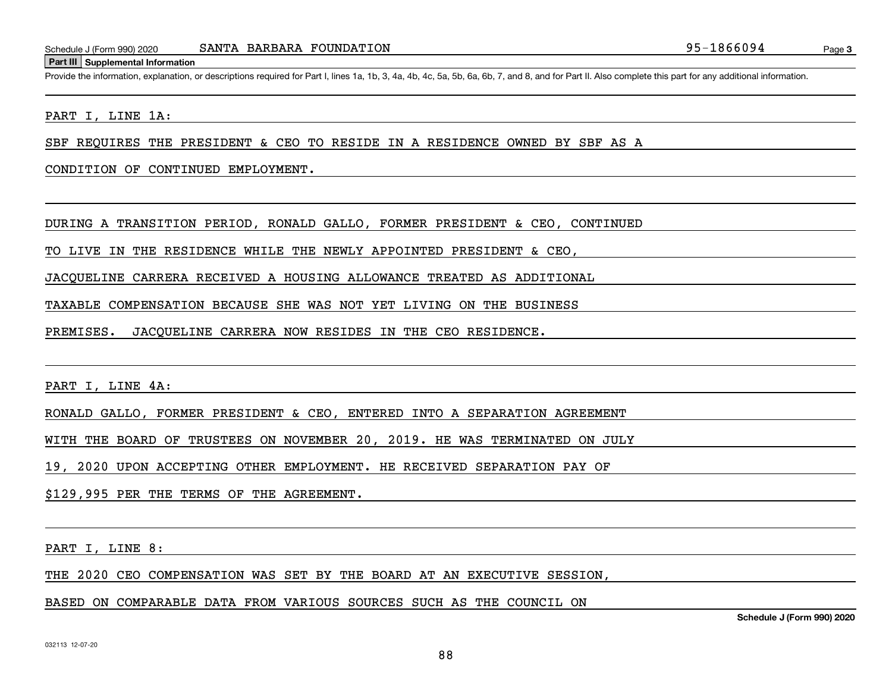Schedule J (Form 990) 2020 SANTA BARBARA FOUNDATION 95-1866094

**Part III Supplemental Information**

Provide the information, explanation, or descriptions required for Part I, lines 1a, 1b, 3, 4a, 4b, 4c, 5a, 5b, 6a, 6b, 7, and 8, and for Part II. Also complete this part for any additional information.

PART I, LINE 1A:

SBF REQUIRES THE PRESIDENT & CEO TO RESIDE IN A RESIDENCE OWNED BY SBF AS A CONDITION OF CONTINUED EMPLOYMENT.

DURING A TRANSITION PERIOD, RONALD GALLO, FORMER PRESIDENT & CEO, CONTINUED TO LIVE IN THE RESIDENCE WHILE THE NEWLY APPOINTED PRESIDENT & CEO, JACQUELINE CARRERA RECEIVED A HOUSING ALLOWANCE TREATED AS ADDITIONAL TAXABLE COMPENSATION BECAUSE SHE WAS NOT YET LIVING ON THE BUSINESS PREMISES. JACQUELINE CARRERA NOW RESIDES IN THE CEO RESIDENCE.

PART I, LINE 4A:

RONALD GALLO, FORMER PRESIDENT & CEO, ENTERED INTO A SEPARATION AGREEMENT WITH THE BOARD OF TRUSTEES ON NOVEMBER 20, 2019. HE WAS TERMINATED ON JULY 19, 2020 UPON ACCEPTING OTHER EMPLOYMENT. HE RECEIVED SEPARATION PAY OF $129,995 PER THE TERMS OF THE AGREEMENT.

PART I, LINE 8:

THE 2020 CEO COMPENSATION WAS SET BY THE BOARD AT AN EXECUTIVE SESSION, BASED ON COMPARABLE DATA FROM VARIOUS SOURCES SUCH AS THE COUNCIL ON

032113 12-07-20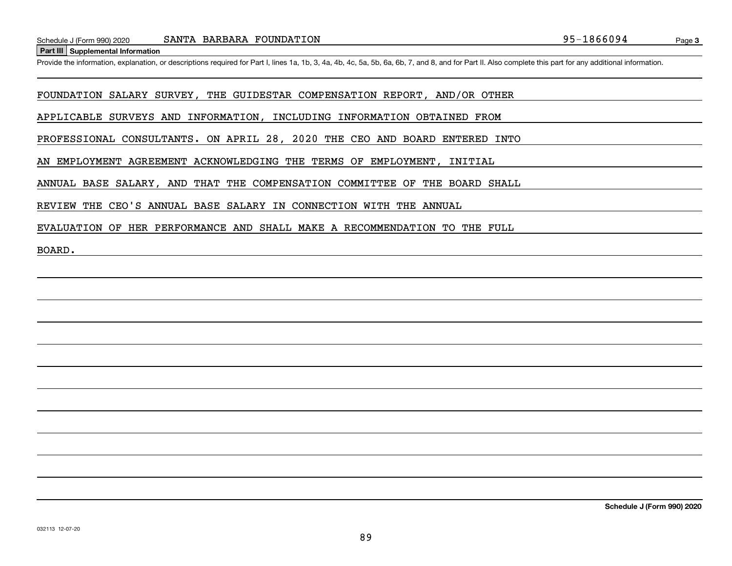**Part III Supplemental Information**

Provide the information, explanation, or descriptions required for Part I, lines 1a, 1b, 3, 4a, 4b, 4c, 5a, 5b, 6a, 6b, 7, and 8, and for Part II. Also complete this part for any additional information.

FOUNDATION SALARY SURVEY, THE GUIDESTAR COMPENSATION REPORT, AND/OR OTHER APPLICABLE SURVEYS AND INFORMATION, INCLUDING INFORMATION OBTAINED FROM PROFESSIONAL CONSULTANTS. ON APRIL 28, 2020 THE CEO AND BOARD ENTERED INTO AN EMPLOYMENT AGREEMENT ACKNOWLEDGING THE TERMS OF EMPLOYMENT, INITIAL ANNUAL BASE SALARY, AND THAT THE COMPENSATION COMMITTEE OF THE BOARD SHALL REVIEW THE CEO'S ANNUAL BASE SALARY IN CONNECTION WITH THE ANNUAL EVALUATION OF HER PERFORMANCE AND SHALL MAKE A RECOMMENDATION TO THE FULL BOARD.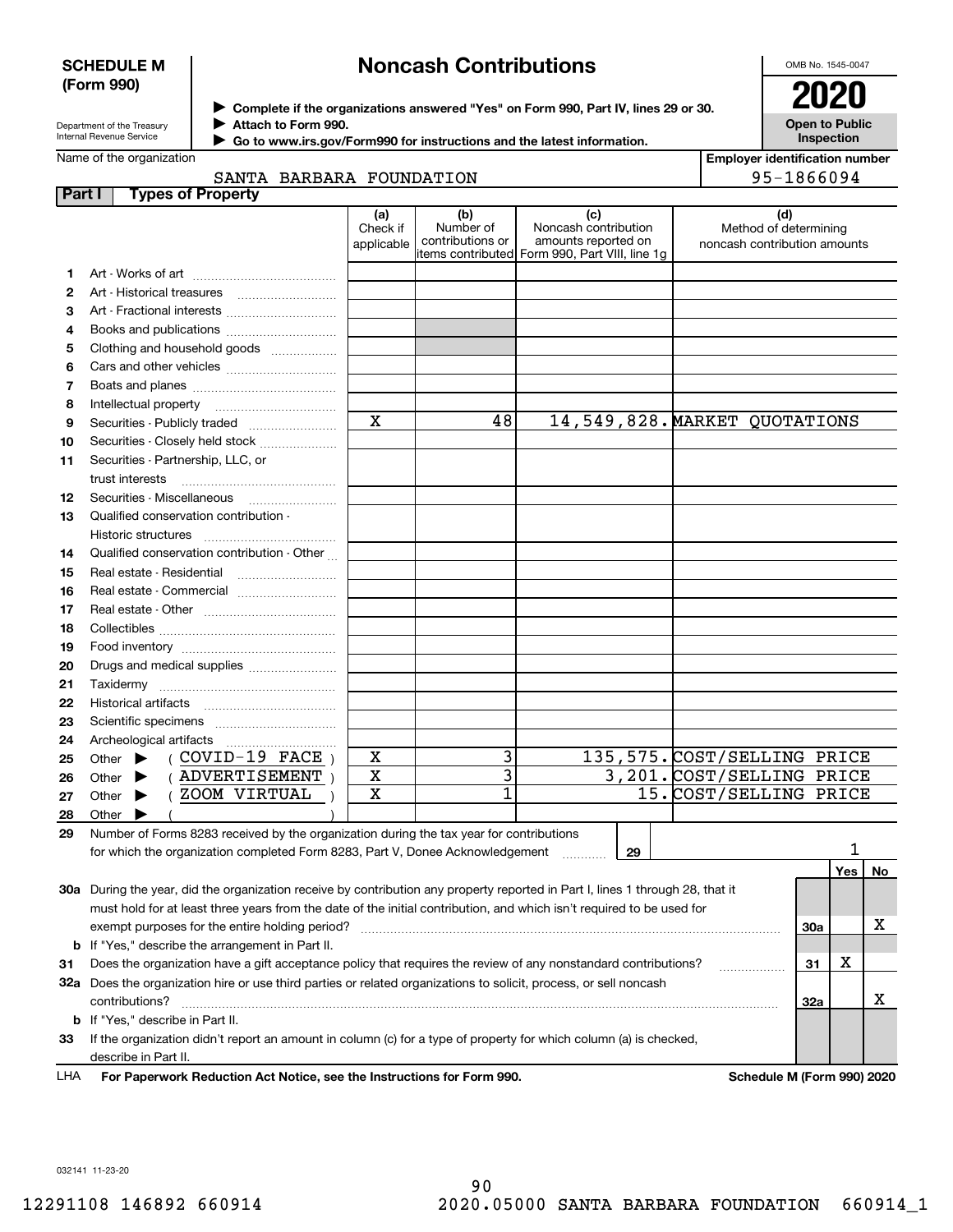**SCHEDULE M (Form 990)**

Department of the Treasury
Internal Revenue Service

# Noncash Contributions

▶ Complete if the organizations answered "Yes" on Form 990, Part IV, lines 29 or 30.
▶ Attach to Form 990.
▶ Go to www.irs.gov/Form990 for instructions and the latest information.

OMB No. 1545-0047

**2020**

**Open to Public Inspection**

Name of the organization: SANTA BARBARA FOUNDATION

Employer identification number: 95-1866094

**Part I — Types of Property**

| | | (a) Check if applicable | (b) Number of contributions or items contributed | (c) Noncash contribution amounts reported on Form 990, Part VIII, line 1g | (d) Method of determining noncash contribution amounts |
|---|---|---|---|---|---|
| 1 | Art - Works of art | | | | |
| 2 | Art - Historical treasures | | | | |
| 3 | Art - Fractional interests | | | | |
| 4 | Books and publications | | | | |
| 5 | Clothing and household goods | | | | |
| 6 | Cars and other vehicles | | | | |
| 7 | Boats and planes | | | | |
| 8 | Intellectual property | | | | |
| 9 | Securities - Publicly traded | X | 48 | 14,549,828. | MARKET QUOTATIONS |
| 10 | Securities - Closely held stock | | | | |
| 11 | Securities - Partnership, LLC, or trust interests | | | | |
| 12 | Securities - Miscellaneous | | | | |
| 13 | Qualified conservation contribution - Historic structures | | | | |
| 14 | Qualified conservation contribution - Other | | | | |
| 15 | Real estate - Residential | | | | |
| 16 | Real estate - Commercial | | | | |
| 17 | Real estate - Other | | | | |
| 18 | Collectibles | | | | |
| 19 | Food inventory | | | | |
| 20 | Drugs and medical supplies | | | | |
| 21 | Taxidermy | | | | |
| 22 | Historical artifacts | | | | |
| 23 | Scientific specimens | | | | |
| 24 | Archeological artifacts | | | | |
| 25 | Other ▶ ( COVID-19 FACE ) | X | 3 | 135,575. | COST/SELLING PRICE |
| 26 | Other ▶ ( ADVERTISEMENT ) | X | 3 | 3,201. | COST/SELLING PRICE |
| 27 | Other ▶ ( ZOOM VIRTUAL ) | X | 1 | 15. | COST/SELLING PRICE |
| 28 | Other ▶ ( ) | | | | |

29 Number of Forms 8283 received by the organization during the tax year for contributions for which the organization completed Form 8283, Part V, Donee Acknowledgement ..... 29 | 1

| | | | Yes | No |
|---|---|---|---|---|
| 30a | During the year, did the organization receive by contribution any property reported in Part I, lines 1 through 28, that it must hold for at least three years from the date of the initial contribution, and which isn't required to be used for exempt purposes for the entire holding period? | 30a | | X |
| b | If "Yes," describe the arrangement in Part II. | | | |
| 31 | Does the organization have a gift acceptance policy that requires the review of any nonstandard contributions? | 31 | X | |
| 32a | Does the organization hire or use third parties or related organizations to solicit, process, or sell noncash contributions? | 32a | | X |
| b | If "Yes," describe in Part II. | | | |
| 33 | If the organization didn't report an amount in column (c) for a type of property for which column (a) is checked, describe in Part II. | | | |

LHA **For Paperwork Reduction Act Notice, see the Instructions for Form 990.** **Schedule M (Form 990) 2020**

032141 11-23-20

12291108 146892 660914 2020.05000 SANTA BARBARA FOUNDATION 660914_1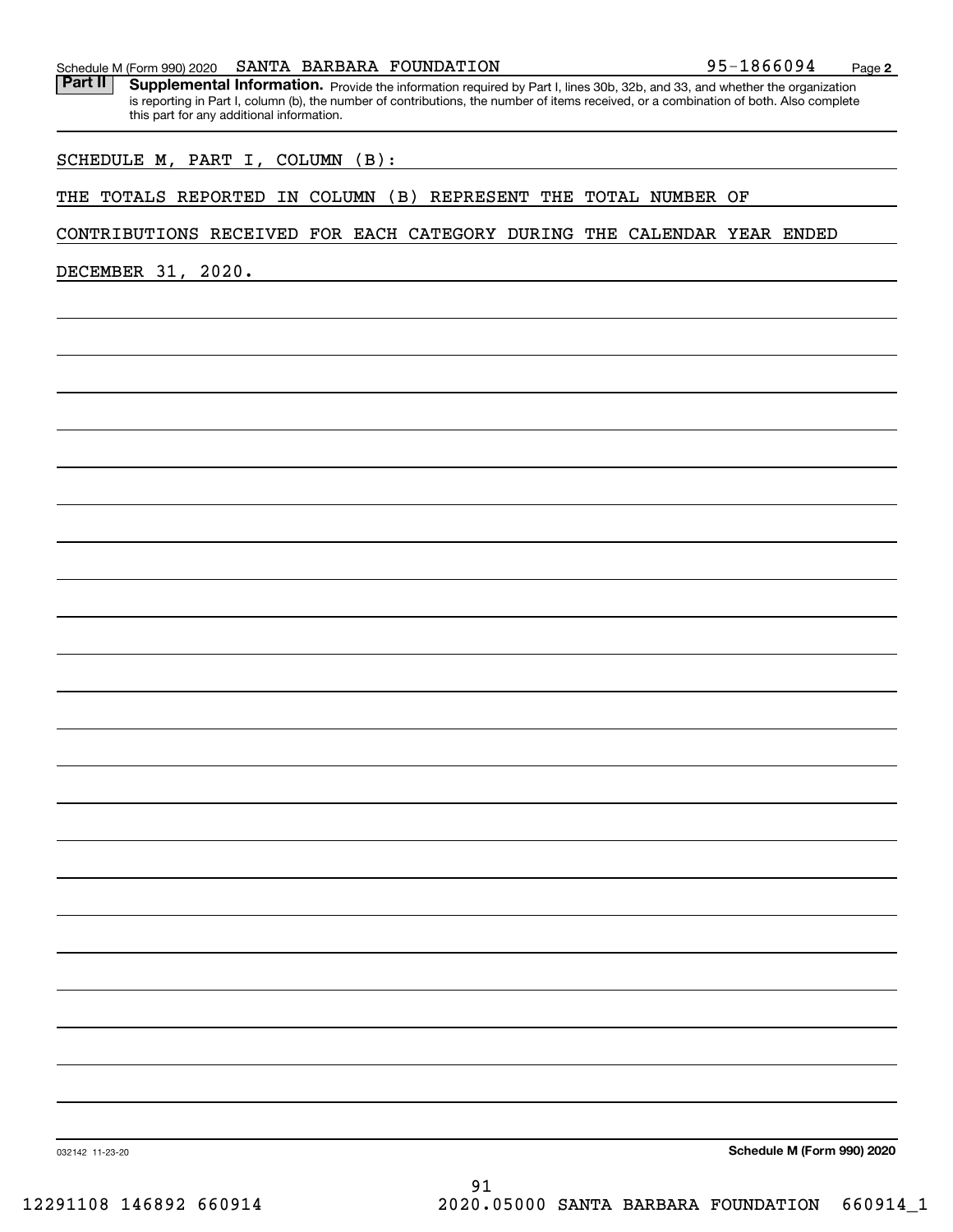## Part II Supplemental Information.

Provide the information required by Part I, lines 30b, 32b, and 33, and whether the organization is reporting in Part I, column (b), the number of contributions, the number of items received, or a combination of both. Also complete this part for any additional information.

SCHEDULE M, PART I, COLUMN (B):

THE TOTALS REPORTED IN COLUMN (B) REPRESENT THE TOTAL NUMBER OF CONTRIBUTIONS RECEIVED FOR EACH CATEGORY DURING THE CALENDAR YEAR ENDED DECEMBER 31, 2020.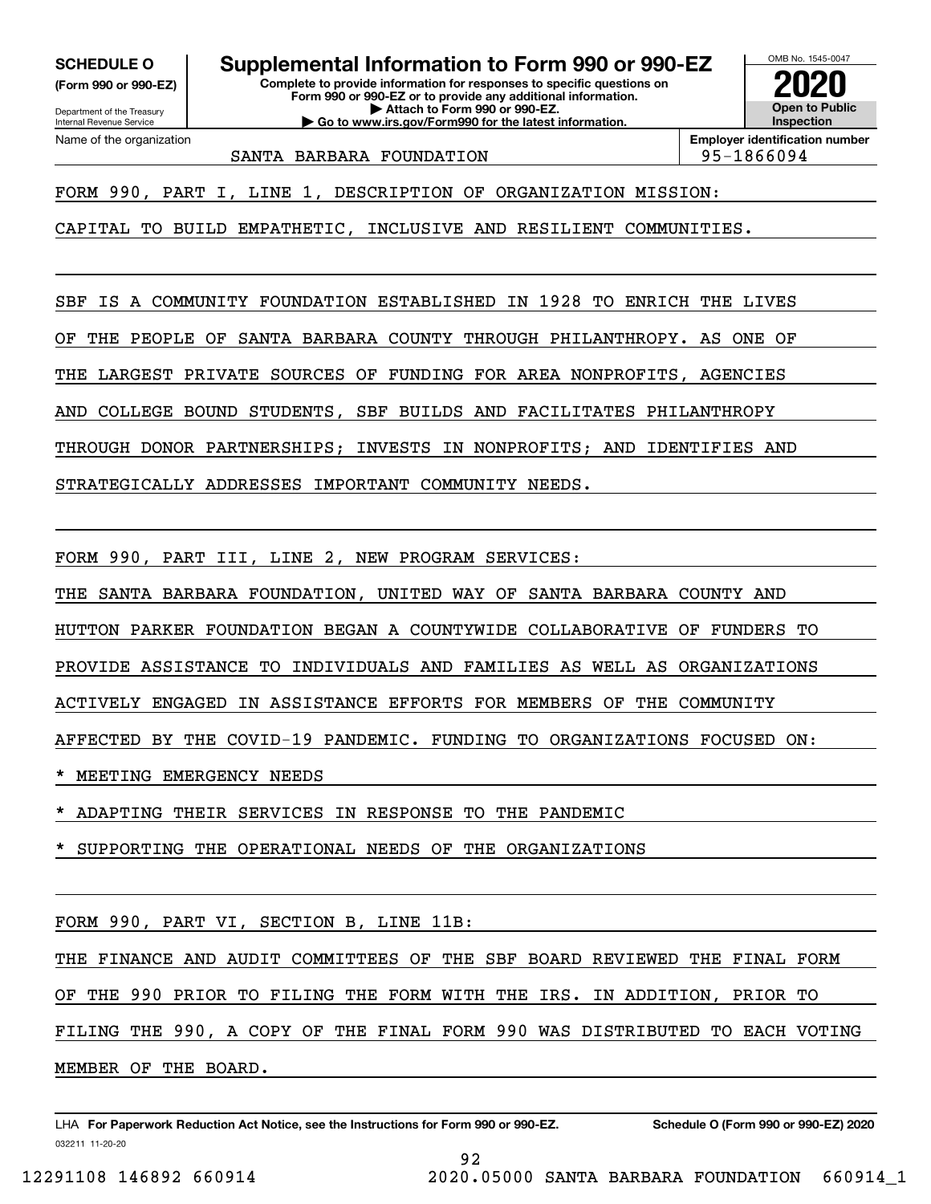**SCHEDULE O**
**(Form 990 or 990-EZ)**

Department of the Treasury
Internal Revenue Service

# Supplemental Information to Form 990 or 990-EZ

**Complete to provide information for responses to specific questions on Form 990 or 990-EZ or to provide any additional information.**
**▶ Attach to Form 990 or 990-EZ.**
**▶ Go to www.irs.gov/Form990 for the latest information.**

OMB No. 1545-0047
**2020**
**Open to Public Inspection**

| Name of the organization | Employer identification number |
|---|---|
| SANTA BARBARA FOUNDATION | 95-1866094 |

FORM 990, PART I, LINE 1, DESCRIPTION OF ORGANIZATION MISSION:

CAPITAL TO BUILD EMPATHETIC, INCLUSIVE AND RESILIENT COMMUNITIES.

SBF IS A COMMUNITY FOUNDATION ESTABLISHED IN 1928 TO ENRICH THE LIVES OF THE PEOPLE OF SANTA BARBARA COUNTY THROUGH PHILANTHROPY. AS ONE OF THE LARGEST PRIVATE SOURCES OF FUNDING FOR AREA NONPROFITS, AGENCIES AND COLLEGE BOUND STUDENTS, SBF BUILDS AND FACILITATES PHILANTHROPY THROUGH DONOR PARTNERSHIPS; INVESTS IN NONPROFITS; AND IDENTIFIES AND STRATEGICALLY ADDRESSES IMPORTANT COMMUNITY NEEDS.

FORM 990, PART III, LINE 2, NEW PROGRAM SERVICES:

THE SANTA BARBARA FOUNDATION, UNITED WAY OF SANTA BARBARA COUNTY AND HUTTON PARKER FOUNDATION BEGAN A COUNTYWIDE COLLABORATIVE OF FUNDERS TO PROVIDE ASSISTANCE TO INDIVIDUALS AND FAMILIES AS WELL AS ORGANIZATIONS ACTIVELY ENGAGED IN ASSISTANCE EFFORTS FOR MEMBERS OF THE COMMUNITY AFFECTED BY THE COVID-19 PANDEMIC. FUNDING TO ORGANIZATIONS FOCUSED ON:

* MEETING EMERGENCY NEEDS
* ADAPTING THEIR SERVICES IN RESPONSE TO THE PANDEMIC
* SUPPORTING THE OPERATIONAL NEEDS OF THE ORGANIZATIONS

FORM 990, PART VI, SECTION B, LINE 11B:

THE FINANCE AND AUDIT COMMITTEES OF THE SBF BOARD REVIEWED THE FINAL FORM OF THE 990 PRIOR TO FILING THE FORM WITH THE IRS. IN ADDITION, PRIOR TO FILING THE 990, A COPY OF THE FINAL FORM 990 WAS DISTRIBUTED TO EACH VOTING MEMBER OF THE BOARD.

LHA **For Paperwork Reduction Act Notice, see the Instructions for Form 990 or 990-EZ.** **Schedule O (Form 990 or 990-EZ) 2020**
032211 11-20-20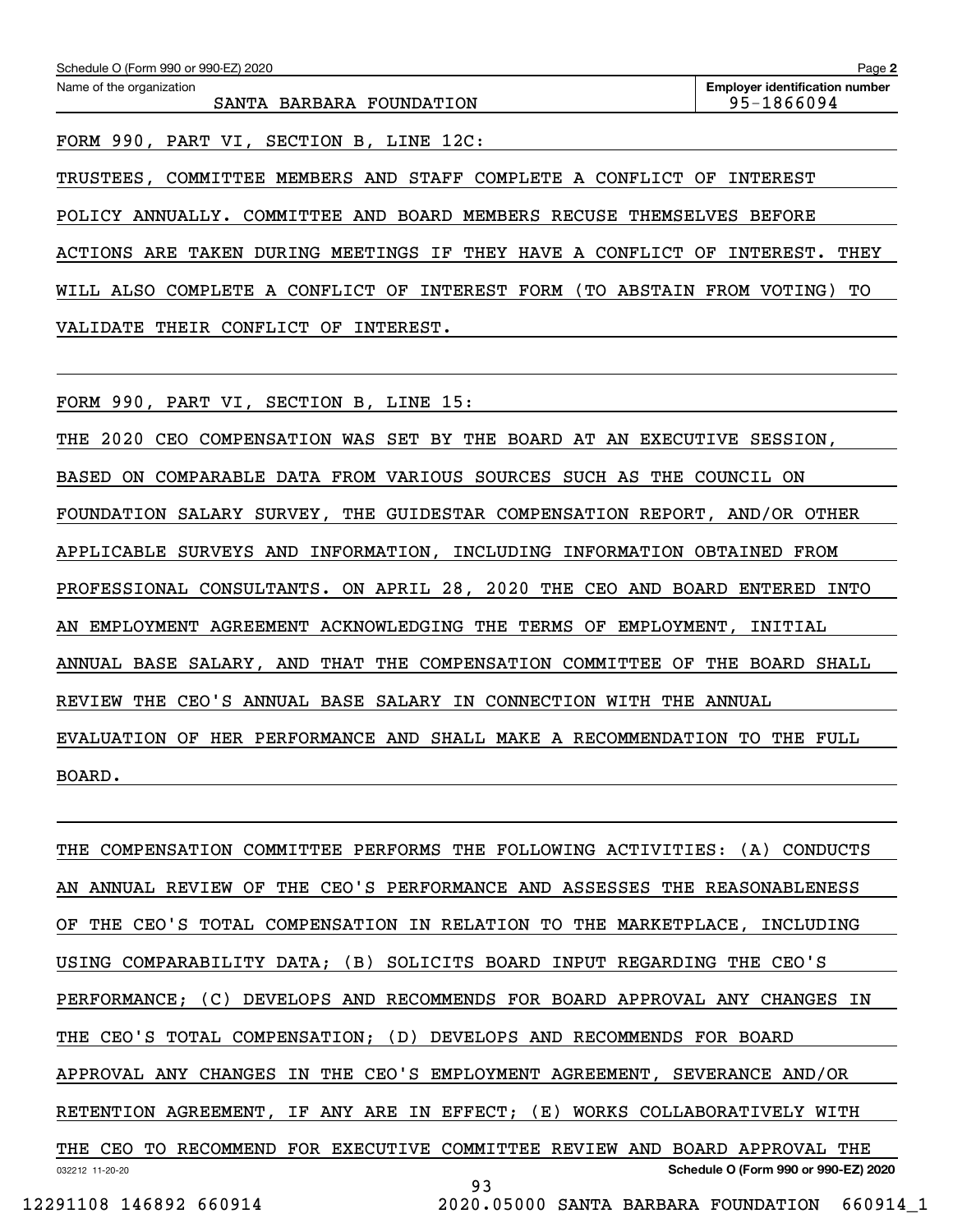Name of the organization: SANTA BARBARA FOUNDATION

Employer identification number: 95-1866094

FORM 990, PART VI, SECTION B, LINE 12C:

TRUSTEES, COMMITTEE MEMBERS AND STAFF COMPLETE A CONFLICT OF INTEREST POLICY ANNUALLY. COMMITTEE AND BOARD MEMBERS RECUSE THEMSELVES BEFORE ACTIONS ARE TAKEN DURING MEETINGS IF THEY HAVE A CONFLICT OF INTEREST. THEY WILL ALSO COMPLETE A CONFLICT OF INTEREST FORM (TO ABSTAIN FROM VOTING) TO VALIDATE THEIR CONFLICT OF INTEREST.

FORM 990, PART VI, SECTION B, LINE 15:

THE 2020 CEO COMPENSATION WAS SET BY THE BOARD AT AN EXECUTIVE SESSION, BASED ON COMPARABLE DATA FROM VARIOUS SOURCES SUCH AS THE COUNCIL ON FOUNDATION SALARY SURVEY, THE GUIDESTAR COMPENSATION REPORT, AND/OR OTHER APPLICABLE SURVEYS AND INFORMATION, INCLUDING INFORMATION OBTAINED FROM PROFESSIONAL CONSULTANTS. ON APRIL 28, 2020 THE CEO AND BOARD ENTERED INTO AN EMPLOYMENT AGREEMENT ACKNOWLEDGING THE TERMS OF EMPLOYMENT, INITIAL ANNUAL BASE SALARY, AND THAT THE COMPENSATION COMMITTEE OF THE BOARD SHALL REVIEW THE CEO'S ANNUAL BASE SALARY IN CONNECTION WITH THE ANNUAL EVALUATION OF HER PERFORMANCE AND SHALL MAKE A RECOMMENDATION TO THE FULL BOARD.

THE COMPENSATION COMMITTEE PERFORMS THE FOLLOWING ACTIVITIES: (A) CONDUCTS AN ANNUAL REVIEW OF THE CEO'S PERFORMANCE AND ASSESSES THE REASONABLENESS OF THE CEO'S TOTAL COMPENSATION IN RELATION TO THE MARKETPLACE, INCLUDING USING COMPARABILITY DATA; (B) SOLICITS BOARD INPUT REGARDING THE CEO'S PERFORMANCE; (C) DEVELOPS AND RECOMMENDS FOR BOARD APPROVAL ANY CHANGES IN THE CEO'S TOTAL COMPENSATION; (D) DEVELOPS AND RECOMMENDS FOR BOARD APPROVAL ANY CHANGES IN THE CEO'S EMPLOYMENT AGREEMENT, SEVERANCE AND/OR RETENTION AGREEMENT, IF ANY ARE IN EFFECT; (E) WORKS COLLABORATIVELY WITH THE CEO TO RECOMMEND FOR EXECUTIVE COMMITTEE REVIEW AND BOARD APPROVAL THE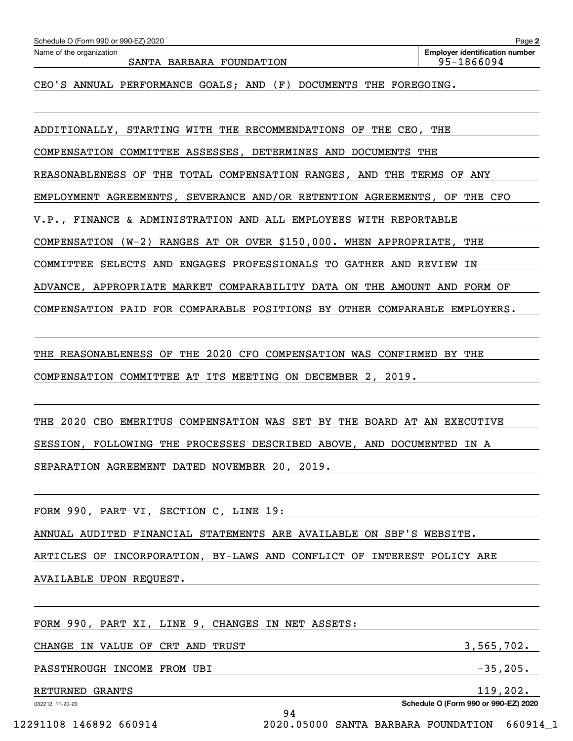Schedule O (Form 990 or 990-EZ) 2020

Name of the organization: SANTA BARBARA FOUNDATION

Employer identification number: 95-1866094

CEO'S ANNUAL PERFORMANCE GOALS; AND (F) DOCUMENTS THE FOREGOING.

ADDITIONALLY, STARTING WITH THE RECOMMENDATIONS OF THE CEO, THE COMPENSATION COMMITTEE ASSESSES, DETERMINES AND DOCUMENTS THE REASONABLENESS OF THE TOTAL COMPENSATION RANGES, AND THE TERMS OF ANY EMPLOYMENT AGREEMENTS, SEVERANCE AND/OR RETENTION AGREEMENTS, OF THE CFO V.P., FINANCE & ADMINISTRATION AND ALL EMPLOYEES WITH REPORTABLE COMPENSATION (W-2) RANGES AT OR OVER $150,000. WHEN APPROPRIATE, THE COMMITTEE SELECTS AND ENGAGES PROFESSIONALS TO GATHER AND REVIEW IN ADVANCE, APPROPRIATE MARKET COMPARABILITY DATA ON THE AMOUNT AND FORM OF COMPENSATION PAID FOR COMPARABLE POSITIONS BY OTHER COMPARABLE EMPLOYERS.

THE REASONABLENESS OF THE 2020 CFO COMPENSATION WAS CONFIRMED BY THE COMPENSATION COMMITTEE AT ITS MEETING ON DECEMBER 2, 2019.

THE 2020 CEO EMERITUS COMPENSATION WAS SET BY THE BOARD AT AN EXECUTIVE SESSION, FOLLOWING THE PROCESSES DESCRIBED ABOVE, AND DOCUMENTED IN A SEPARATION AGREEMENT DATED NOVEMBER 20, 2019.

FORM 990, PART VI, SECTION C, LINE 19:

ANNUAL AUDITED FINANCIAL STATEMENTS ARE AVAILABLE ON SBF'S WEBSITE. ARTICLES OF INCORPORATION, BY-LAWS AND CONFLICT OF INTEREST POLICY ARE AVAILABLE UPON REQUEST.

FORM 990, PART XI, LINE 9, CHANGES IN NET ASSETS:

| | |
|---|---|
| CHANGE IN VALUE OF CRT AND TRUST | 3,565,702. |
| PASSTHROUGH INCOME FROM UBI | -35,205. |
| RETURNED GRANTS | 119,202. |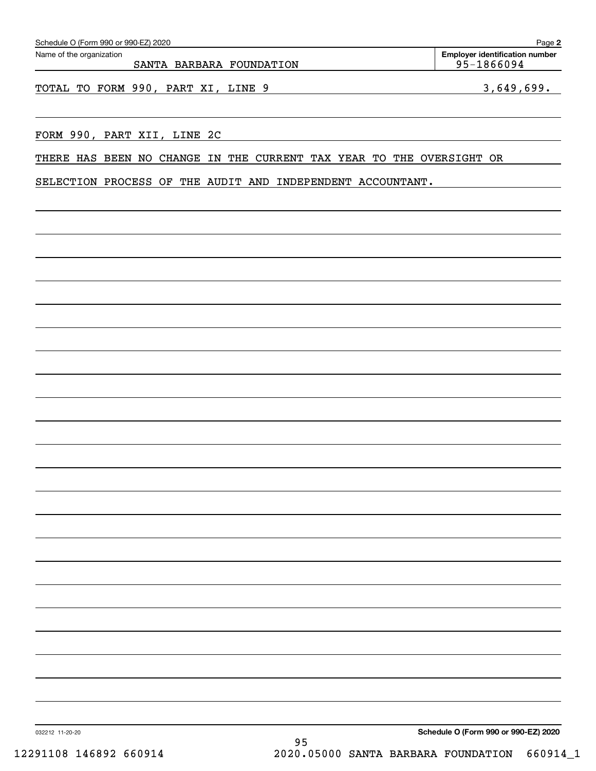Schedule O (Form 990 or 990-EZ) 2020

Name of the organization: SANTA BARBARA FOUNDATION

Employer identification number: 95-1866094

TOTAL TO FORM 990, PART XI, LINE 9 3,649,699.

FORM 990, PART XII, LINE 2C

THERE HAS BEEN NO CHANGE IN THE CURRENT TAX YEAR TO THE OVERSIGHT OR SELECTION PROCESS OF THE AUDIT AND INDEPENDENT ACCOUNTANT.

032212 11-20-20

Schedule O (Form 990 or 990-EZ) 2020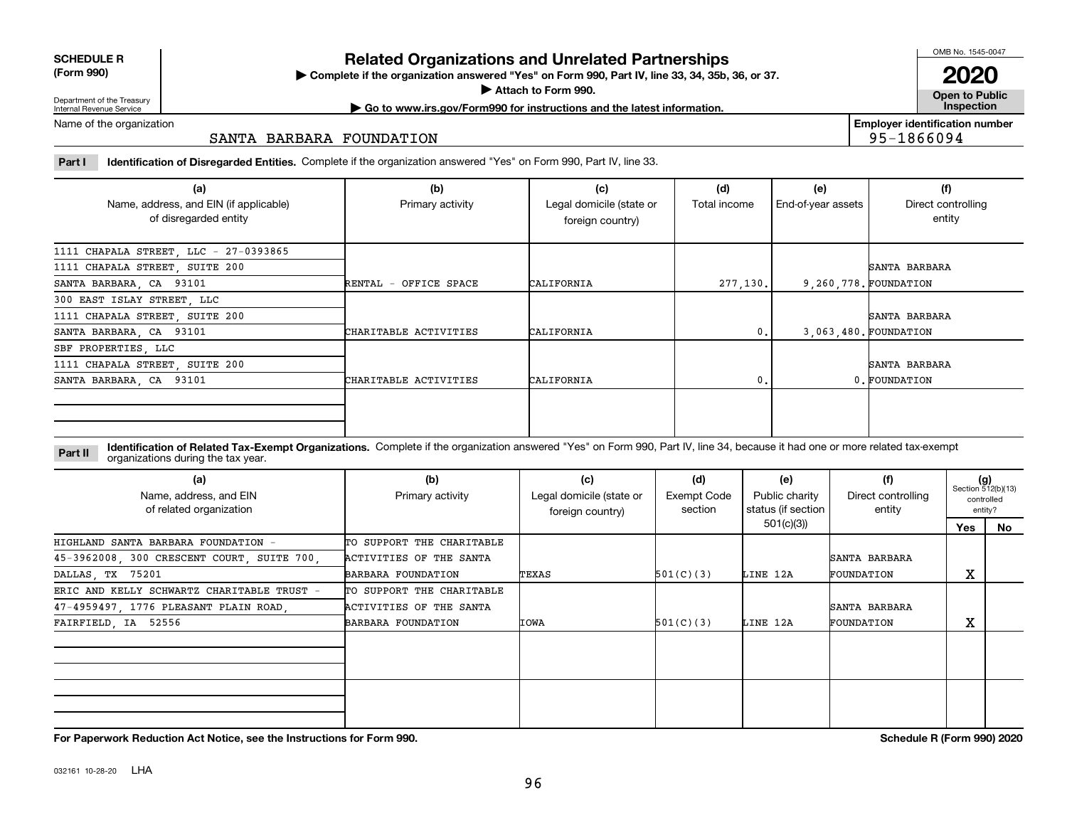**SCHEDULE R (Form 990)**

Department of the Treasury Internal Revenue Service

# Related Organizations and Unrelated Partnerships

▶ Complete if the organization answered "Yes" on Form 990, Part IV, line 33, 34, 35b, 36, or 37.

▶ Attach to Form 990.

▶ Go to www.irs.gov/Form990 for instructions and the latest information.

OMB No. 1545-0047

**2020**

**Open to Public Inspection**

Name of the organization: SANTA BARBARA FOUNDATION

Employer identification number: 95-1866094

**Part I** **Identification of Disregarded Entities.** Complete if the organization answered "Yes" on Form 990, Part IV, line 33.

| (a) Name, address, and EIN (if applicable) of disregarded entity | (b) Primary activity | (c) Legal domicile (state or foreign country) | (d) Total income | (e) End-of-year assets | (f) Direct controlling entity |
|---|---|---|---|---|---|
| 1111 CHAPALA STREET, LLC - 27-0393865, 1111 CHAPALA STREET, SUITE 200, SANTA BARBARA, CA 93101 | RENTAL - OFFICE SPACE | CALIFORNIA | 277,130. | 9,260,778. | SANTA BARBARA FOUNDATION |
| 300 EAST ISLAY STREET, LLC, 1111 CHAPALA STREET, SUITE 200, SANTA BARBARA, CA 93101 | CHARITABLE ACTIVITIES | CALIFORNIA | 0. | 3,063,480. | SANTA BARBARA FOUNDATION |
| SBF PROPERTIES, LLC, 1111 CHAPALA STREET, SUITE 200, SANTA BARBARA, CA 93101 | CHARITABLE ACTIVITIES | CALIFORNIA | 0. | 0. | SANTA BARBARA FOUNDATION |

**Part II** **Identification of Related Tax-Exempt Organizations.** Complete if the organization answered "Yes" on Form 990, Part IV, line 34, because it had one or more related tax-exempt organizations during the tax year.

| (a) Name, address, and EIN of related organization | (b) Primary activity | (c) Legal domicile (state or foreign country) | (d) Exempt Code section | (e) Public charity status (if section 501(c)(3)) | (f) Direct controlling entity | (g) Section 512(b)(13) controlled entity? Yes | No |
|---|---|---|---|---|---|---|---|
| HIGHLAND SANTA BARBARA FOUNDATION - 45-3962008, 300 CRESCENT COURT, SUITE 700, DALLAS, TX 75201 | TO SUPPORT THE CHARITABLE ACTIVITIES OF THE SANTA BARBARA FOUNDATION | TEXAS | 501(C)(3) | LINE 12A | SANTA BARBARA FOUNDATION | X | |
| ERIC AND KELLY SCHWARTZ CHARITABLE TRUST - 47-4959497, 1776 PLEASANT PLAIN ROAD, FAIRFIELD, IA 52556 | TO SUPPORT THE CHARITABLE ACTIVITIES OF THE SANTA BARBARA FOUNDATION | IOWA | 501(C)(3) | LINE 12A | SANTA BARBARA FOUNDATION | X | |

**For Paperwork Reduction Act Notice, see the Instructions for Form 990.**

**Schedule R (Form 990) 2020**

032161 10-28-20 LHA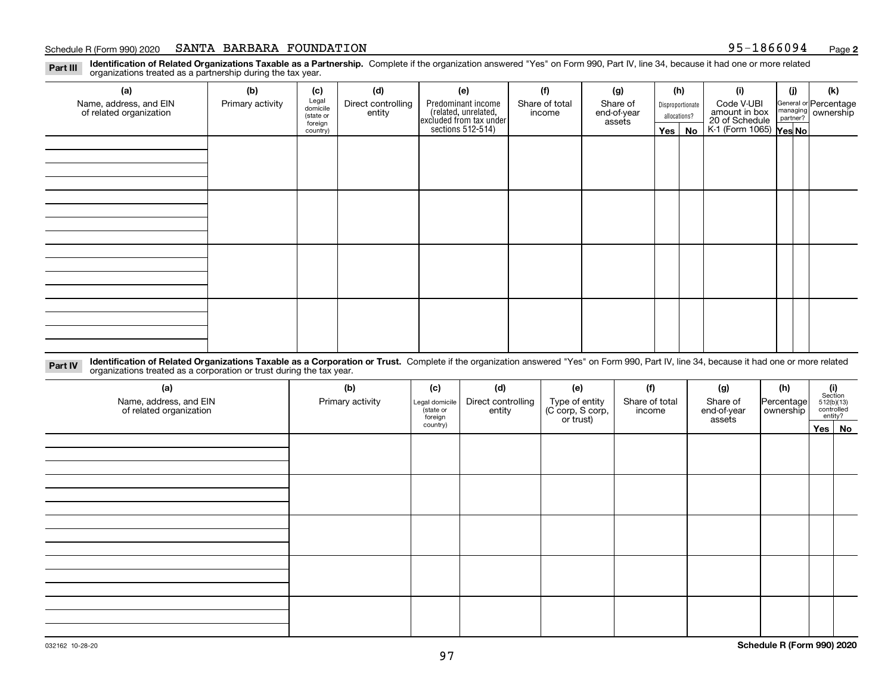Schedule R (Form 990) 2020 SANTA BARBARA FOUNDATION 95-1866094 Page **2**

**Part III** **Identification of Related Organizations Taxable as a Partnership.** Complete if the organization answered "Yes" on Form 990, Part IV, line 34, because it had one or more related organizations treated as a partnership during the tax year.

| (a) Name, address, and EIN of related organization | (b) Primary activity | (c) Legal domicile (state or foreign country) | (d) Direct controlling entity | (e) Predominant income (related, unrelated, excluded from tax under sections 512-514) | (f) Share of total income | (g) Share of end-of-year assets | (h) Disproportionate allocations? Yes | (h) No | (i) Code V-UBI amount in box 20 of Schedule K-1 (Form 1065) | (j) General or managing partner? Yes | (j) No | (k) Percentage ownership |
|---|---|---|---|---|---|---|---|---|---|---|---|---|
| | | | | | | | | | | | | |
| | | | | | | | | | | | | |
| | | | | | | | | | | | | |
| | | | | | | | | | | | | |

**Part IV** **Identification of Related Organizations Taxable as a Corporation or Trust.** Complete if the organization answered "Yes" on Form 990, Part IV, line 34, because it had one or more related organizations treated as a corporation or trust during the tax year.

| (a) Name, address, and EIN of related organization | (b) Primary activity | (c) Legal domicile (state or foreign country) | (d) Direct controlling entity | (e) Type of entity (C corp, S corp, or trust) | (f) Share of total income | (g) Share of end-of-year assets | (h) Percentage ownership | (i) Section 512(b)(13) controlled entity? Yes | (i) No |
|---|---|---|---|---|---|---|---|---|---|
| | | | | | | | | | |
| | | | | | | | | | |
| | | | | | | | | | |
| | | | | | | | | | |
| | | | | | | | | | |

032162 10-28-20 **Schedule R (Form 990) 2020**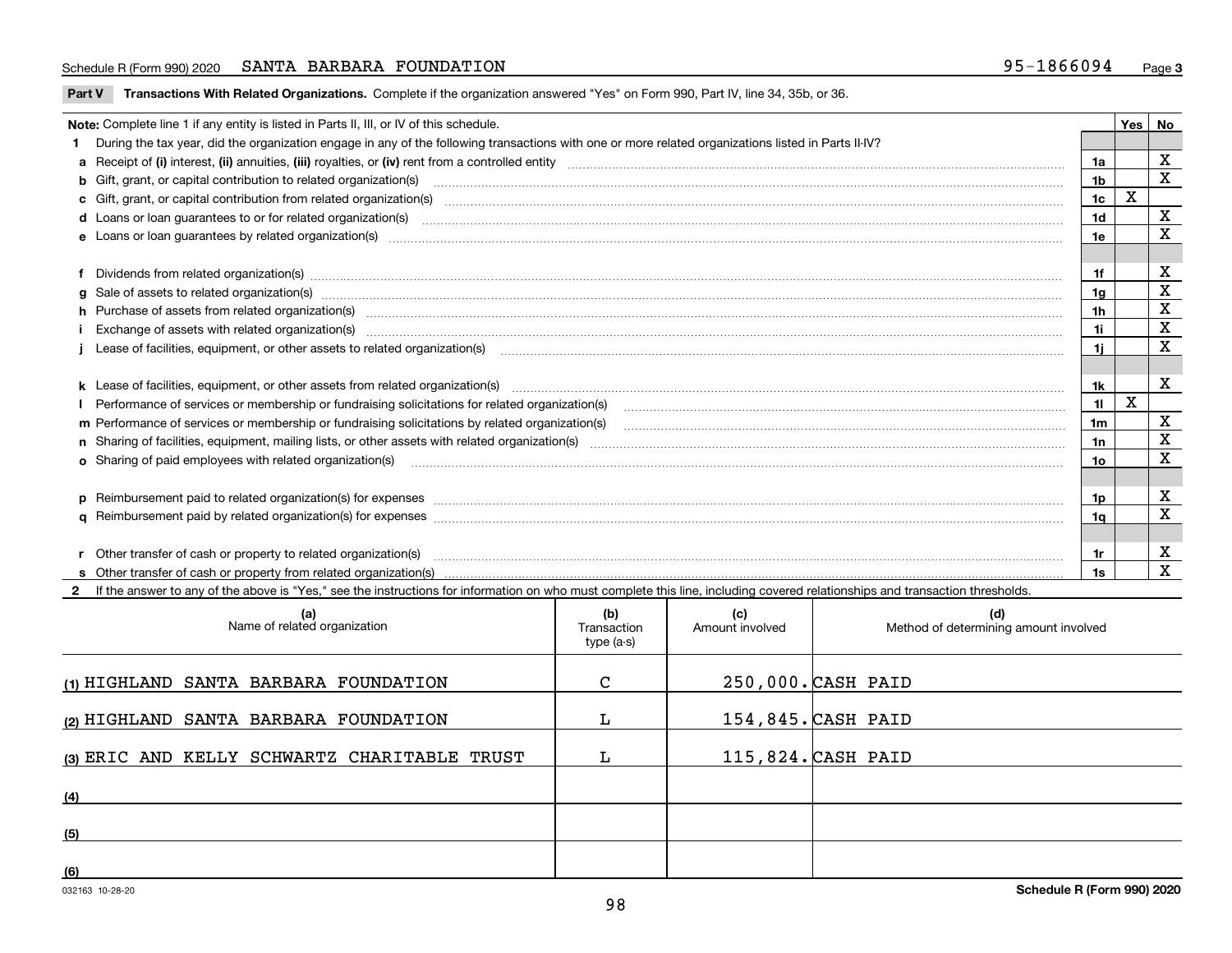Schedule R (Form 990) 2020 SANTA BARBARA FOUNDATION 95-1866094

**Part V** **Transactions With Related Organizations.** Complete if the organization answered "Yes" on Form 990, Part IV, line 34, 35b, or 36.

**Note:** Complete line 1 if any entity is listed in Parts II, III, or IV of this schedule.

| | | | Yes | No |
|---|---|---|---|---|
| **1** | During the tax year, did the organization engage in any of the following transactions with one or more related organizations listed in Parts II-IV? | | | |
| **a** | Receipt of **(i)** interest, **(ii)** annuities, **(iii)** royalties, or **(iv)** rent from a controlled entity | 1a | | X |
| **b** | Gift, grant, or capital contribution to related organization(s) | 1b | | X |
| **c** | Gift, grant, or capital contribution from related organization(s) | 1c | X | |
| **d** | Loans or loan guarantees to or for related organization(s) | 1d | | X |
| **e** | Loans or loan guarantees by related organization(s) | 1e | | X |
| **f** | Dividends from related organization(s) | 1f | | X |
| **g** | Sale of assets to related organization(s) | 1g | | X |
| **h** | Purchase of assets from related organization(s) | 1h | | X |
| **i** | Exchange of assets with related organization(s) | 1i | | X |
| **j** | Lease of facilities, equipment, or other assets to related organization(s) | 1j | | X |
| **k** | Lease of facilities, equipment, or other assets from related organization(s) | 1k | | X |
| **l** | Performance of services or membership or fundraising solicitations for related organization(s) | 1l | X | |
| **m** | Performance of services or membership or fundraising solicitations by related organization(s) | 1m | | X |
| **n** | Sharing of facilities, equipment, mailing lists, or other assets with related organization(s) | 1n | | X |
| **o** | Sharing of paid employees with related organization(s) | 1o | | X |
| **p** | Reimbursement paid to related organization(s) for expenses | 1p | | X |
| **q** | Reimbursement paid by related organization(s) for expenses | 1q | | X |
| **r** | Other transfer of cash or property to related organization(s) | 1r | | X |
| **s** | Other transfer of cash or property from related organization(s) | 1s | | X |

**2** If the answer to any of the above is "Yes," see the instructions for information on who must complete this line, including covered relationships and transaction thresholds.

| (a) Name of related organization | (b) Transaction type (a-s) | (c) Amount involved | (d) Method of determining amount involved |
|---|---|---|---|
| (1) HIGHLAND SANTA BARBARA FOUNDATION | C | 250,000. | CASH PAID |
| (2) HIGHLAND SANTA BARBARA FOUNDATION | L | 154,845. | CASH PAID |
| (3) ERIC AND KELLY SCHWARTZ CHARITABLE TRUST | L | 115,824. | CASH PAID |
| (4) | | | |
| (5) | | | |
| (6) | | | |

032163 10-28-20 Schedule R (Form 990) 2020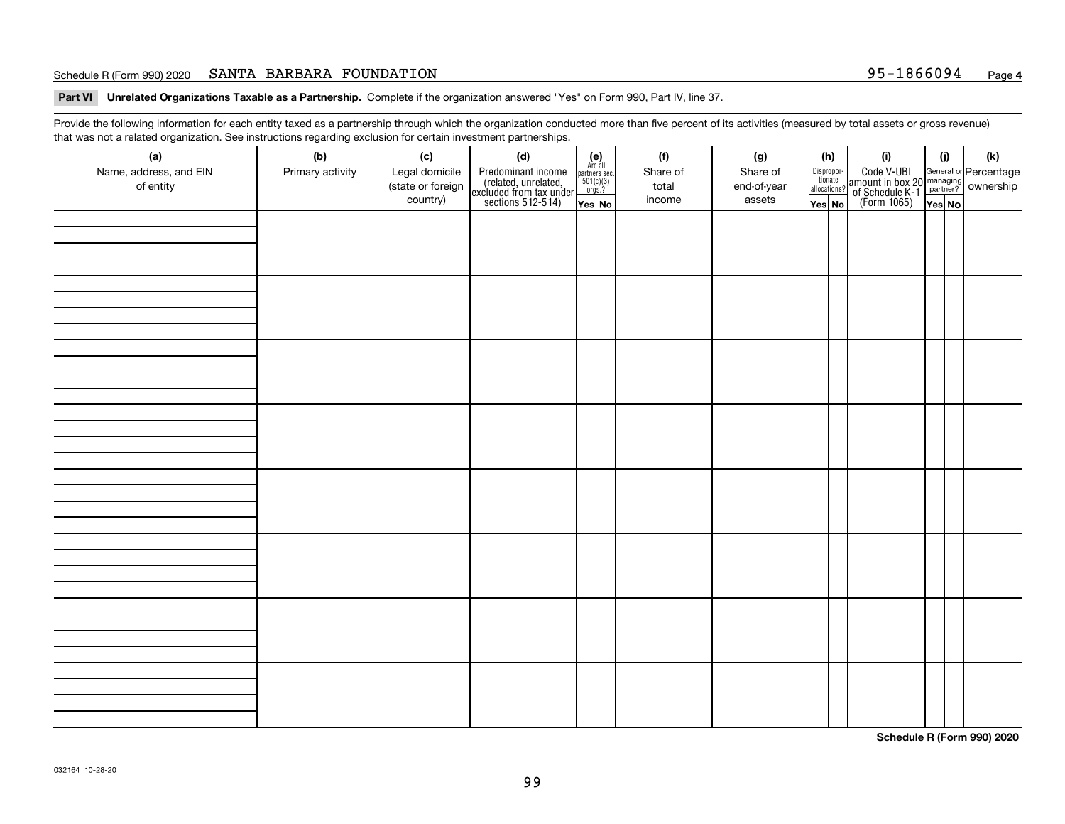Schedule R (Form 990) 2020 SANTA BARBARA FOUNDATION 95-1866094 Page **4**

**Part VI Unrelated Organizations Taxable as a Partnership.** Complete if the organization answered "Yes" on Form 990, Part IV, line 37.

Provide the following information for each entity taxed as a partnership through which the organization conducted more than five percent of its activities (measured by total assets or gross revenue) that was not a related organization. See instructions regarding exclusion for certain investment partnerships.

| (a) Name, address, and EIN of entity | (b) Primary activity | (c) Legal domicile (state or foreign country) | (d) Predominant income (related, unrelated, excluded from tax under sections 512-514) | (e) Are all partners sec. 501(c)(3) orgs.? Yes | (e) No | (f) Share of total income | (g) Share of end-of-year assets | (h) Disproportionate allocations? Yes | (h) No | (i) Code V-UBI amount in box 20 of Schedule K-1 (Form 1065) | (j) General or managing partner? Yes | (j) No | (k) Percentage ownership |
|---|---|---|---|---|---|---|---|---|---|---|---|---|---|
| | | | | | | | | | | | | | |
| | | | | | | | | | | | | | |
| | | | | | | | | | | | | | |
| | | | | | | | | | | | | | |
| | | | | | | | | | | | | | |
| | | | | | | | | | | | | | |
| | | | | | | | | | | | | | |
| | | | | | | | | | | | | | |

**Schedule R (Form 990) 2020**

032164 10-28-20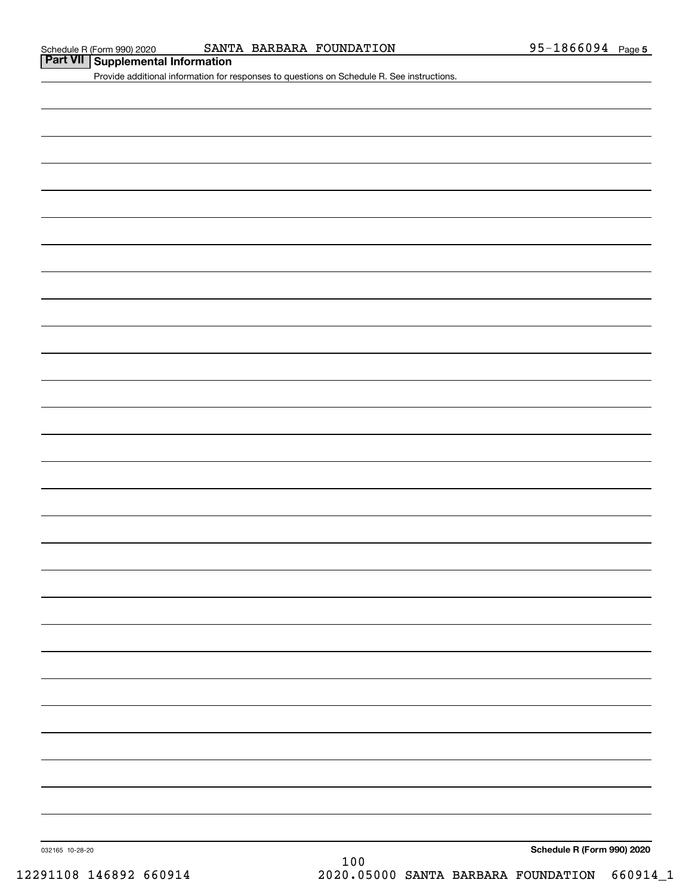Schedule R (Form 990) 2020 SANTA BARBARA FOUNDATION 95-1866094 Page 5

## Part VII Supplemental Information

Provide additional information for responses to questions on Schedule R. See instructions.

032165 10-28-20

**Schedule R (Form 990) 2020**

100

12291108 146892 660914 2020.05000 SANTA BARBARA FOUNDATION 660914_1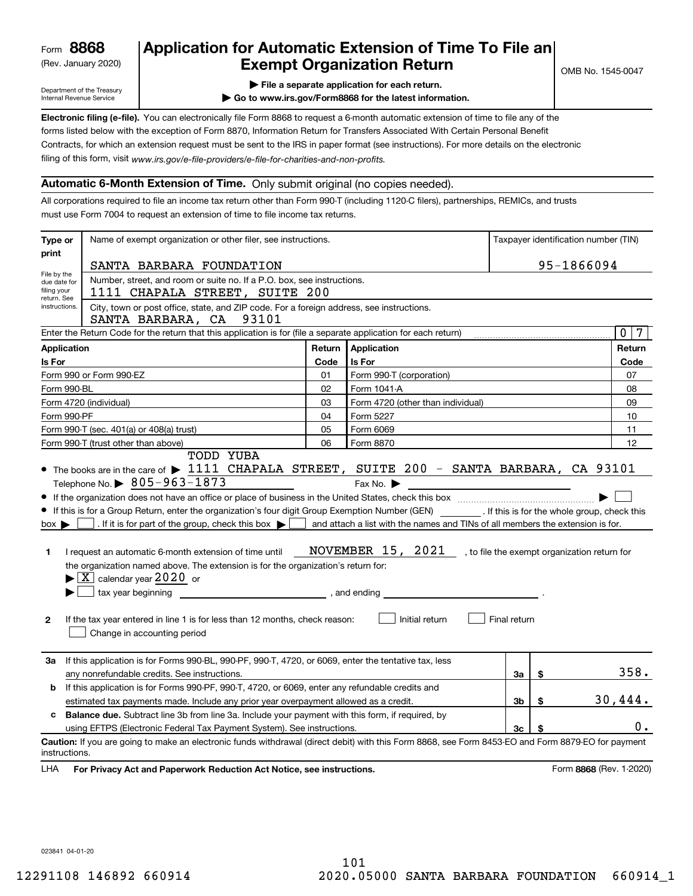Form **8868**
(Rev. January 2020)

Department of the Treasury
Internal Revenue Service

# Application for Automatic Extension of Time To File an Exempt Organization Return

▶ File a separate application for each return.
▶ Go to www.irs.gov/Form8868 for the latest information.

OMB No. 1545-0047

**Electronic filing (e-file).** You can electronically file Form 8868 to request a 6-month automatic extension of time to file any of the forms listed below with the exception of Form 8870, Information Return for Transfers Associated With Certain Personal Benefit Contracts, for which an extension request must be sent to the IRS in paper format (see instructions). For more details on the electronic filing of this form, visit *www.irs.gov/e-file-providers/e-file-for-charities-and-non-profits.*

## Automatic 6-Month Extension of Time. Only submit original (no copies needed).

All corporations required to file an income tax return other than Form 990-T (including 1120-C filers), partnerships, REMICs, and trusts must use Form 7004 to request an extension of time to file income tax returns.

**Type or print**

File by the due date for filing your return. See instructions.

Name of exempt organization or other filer, see instructions.: SANTA BARBARA FOUNDATION

Taxpayer identification number (TIN): 95-1866094

Number, street, and room or suite no. If a P.O. box, see instructions.: 1111 CHAPALA STREET, SUITE 200

City, town or post office, state, and ZIP code. For a foreign address, see instructions.: SANTA BARBARA, CA 93101

Enter the Return Code for the return that this application is for (file a separate application for each return): 07

| Application Is For | Return Code | Application Is For | Return Code |
|---|---|---|---|
| Form 990 or Form 990-EZ | 01 | Form 990-T (corporation) | 07 |
| Form 990-BL | 02 | Form 1041-A | 08 |
| Form 4720 (individual) | 03 | Form 4720 (other than individual) | 09 |
| Form 990-PF | 04 | Form 5227 | 10 |
| Form 990-T (sec. 401(a) or 408(a) trust) | 05 | Form 6069 | 11 |
| Form 990-T (trust other than above) | 06 | Form 8870 | 12 |

- The books are in the care of ▶ TODD YUBA 1111 CHAPALA STREET, SUITE 200 - SANTA BARBARA, CA 93101
  Telephone No. ▶ 805-963-1873 Fax No. ▶
- If the organization does not have an office or place of business in the United States, check this box ▶ ☐
- If this is for a Group Return, enter the organization's four digit Group Exemption Number (GEN) ______ . If this is for the whole group, check this box ▶ ☐ . If it is for part of the group, check this box ▶ ☐ and attach a list with the names and TINs of all members the extension is for.

**1** I request an automatic 6-month extension of time until NOVEMBER 15, 2021 , to file the exempt organization return for the organization named above. The extension is for the organization's return for:
▶ ☒ calendar year 2020 or
▶ ☐ tax year beginning ______________ , and ending ______________ .

**2** If the tax year entered in line 1 is for less than 12 months, check reason: ☐ Initial return ☐ Final return ☐ Change in accounting period

| | | | |
|---|---|---|---|
| **3a** | If this application is for Forms 990-BL, 990-PF, 990-T, 4720, or 6069, enter the tentative tax, less any nonrefundable credits. See instructions. | 3a | $ 358. |
| **b** | If this application is for Forms 990-PF, 990-T, 4720, or 6069, enter any refundable credits and estimated tax payments made. Include any prior year overpayment allowed as a credit. | 3b | $ 30,444. |
| **c** | **Balance due.** Subtract line 3b from line 3a. Include your payment with this form, if required, by using EFTPS (Electronic Federal Tax Payment System). See instructions. | 3c | $ 0. |

**Caution:** If you are going to make an electronic funds withdrawal (direct debit) with this Form 8868, see Form 8453-EO and Form 8879-EO for payment instructions.

LHA **For Privacy Act and Paperwork Reduction Act Notice, see instructions.** Form **8868** (Rev. 1-2020)

023841 04-01-20

12291108 146892 660914 2020.05000 SANTA BARBARA FOUNDATION 660914_1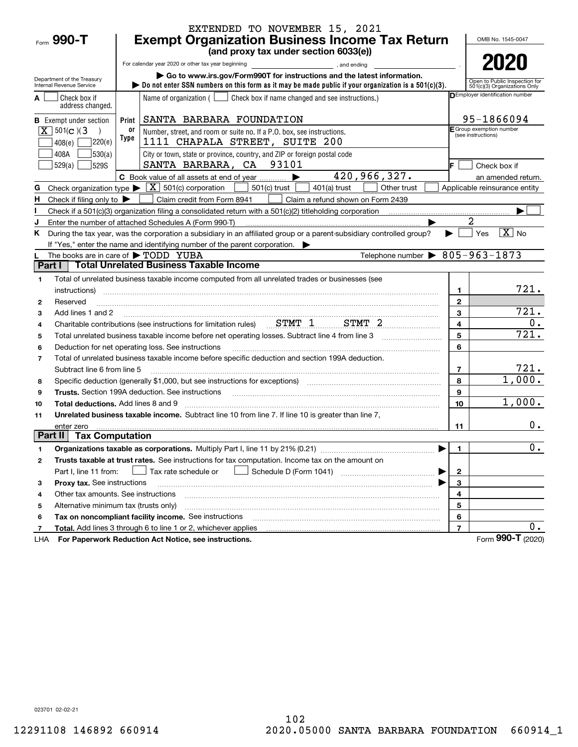EXTENDED TO NOVEMBER 15, 2021

Form **990-T**

# Exempt Organization Business Income Tax Return

**(and proxy tax under section 6033(e))**

For calendar year 2020 or other tax year beginning , and ending .

▶ Go to www.irs.gov/Form990T for instructions and the latest information.

▶ Do not enter SSN numbers on this form as it may be made public if your organization is a 501(c)(3).

Department of the Treasury Internal Revenue Service

OMB No. 1545-0047

**2020**

Open to Public Inspection for 501(c)(3) Organizations Only

**A** ☐ Check box if address changed.

**B** Exempt under section
[X] 501(c)(3)
☐ 408(e) ☐ 220(e)
☐ 408A ☐ 530(a)
☐ 529(a) ☐ 529S

Print or Type

Name of organization ( ☐ Check box if name changed and see instructions.)
SANTA BARBARA FOUNDATION

Number, street, and room or suite no. If a P.O. box, see instructions.
1111 CHAPALA STREET, SUITE 200

City or town, state or province, country, and ZIP or foreign postal code
SANTA BARBARA, CA 93101

**D** Employer identification number
95-1866094

**E** Group exemption number (see instructions)

**F** ☐ Check box if an amended return.

**C** Book value of all assets at end of year ▶ 420,966,327.

**G** Check organization type ▶ [X] 501(c) corporation ☐ 501(c) trust ☐ 401(a) trust ☐ Other trust ☐ Applicable reinsurance entity

**H** Check if filing only to ▶ ☐ Claim credit from Form 8941 ☐ Claim a refund shown on Form 2439

**I** Check if a 501(c)(3) organization filing a consolidated return with a 501(c)(2) titleholding corporation ▶ ☐

**J** Enter the number of attached Schedules A (Form 990-T) ▶ 2

**K** During the tax year, was the corporation a subsidiary in an affiliated group or a parent-subsidiary controlled group? ▶ ☐ Yes [X] No

If "Yes," enter the name and identifying number of the parent corporation. ▶

**L** The books are in care of ▶ TODD YUBA Telephone number ▶ 805-963-1873

## Part I Total Unrelated Business Taxable Income

| | | | |
|---|---|---|---|
| 1 | Total of unrelated business taxable income computed from all unrelated trades or businesses (see instructions) | 1 | 721. |
| 2 | Reserved | 2 | |
| 3 | Add lines 1 and 2 | 3 | 721. |
| 4 | Charitable contributions (see instructions for limitation rules) STMT 1 STMT 2 | 4 | 0. |
| 5 | Total unrelated business taxable income before net operating losses. Subtract line 4 from line 3 | 5 | 721. |
| 6 | Deduction for net operating loss. See instructions | 6 | |
| 7 | Total of unrelated business taxable income before specific deduction and section 199A deduction. Subtract line 6 from line 5 | 7 | 721. |
| 8 | Specific deduction (generally $1,000, but see instructions for exceptions) | 8 | 1,000. |
| 9 | **Trusts.** Section 199A deduction. See instructions | 9 | |
| 10 | **Total deductions.** Add lines 8 and 9 | 10 | 1,000. |
| 11 | **Unrelated business taxable income.** Subtract line 10 from line 7. If line 10 is greater than line 7, enter zero | 11 | 0. |

## Part II Tax Computation

| | | | |
|---|---|---|---|
| 1 | **Organizations taxable as corporations.** Multiply Part I, line 11 by 21% (0.21) ▶ | 1 | 0. |
| 2 | **Trusts taxable at trust rates.** See instructions for tax computation. Income tax on the amount on Part I, line 11 from: ☐ Tax rate schedule or ☐ Schedule D (Form 1041) ▶ | 2 | |
| 3 | **Proxy tax.** See instructions ▶ | 3 | |
| 4 | Other tax amounts. See instructions | 4 | |
| 5 | Alternative minimum tax (trusts only) | 5 | |
| 6 | **Tax on noncompliant facility income.** See instructions | 6 | |
| 7 | **Total.** Add lines 3 through 6 to line 1 or 2, whichever applies | 7 | 0. |

LHA **For Paperwork Reduction Act Notice, see instructions.** Form **990-T** (2020)

023701 02-02-21

12291108 146892 660914 2020.05000 SANTA BARBARA FOUNDATION 660914_1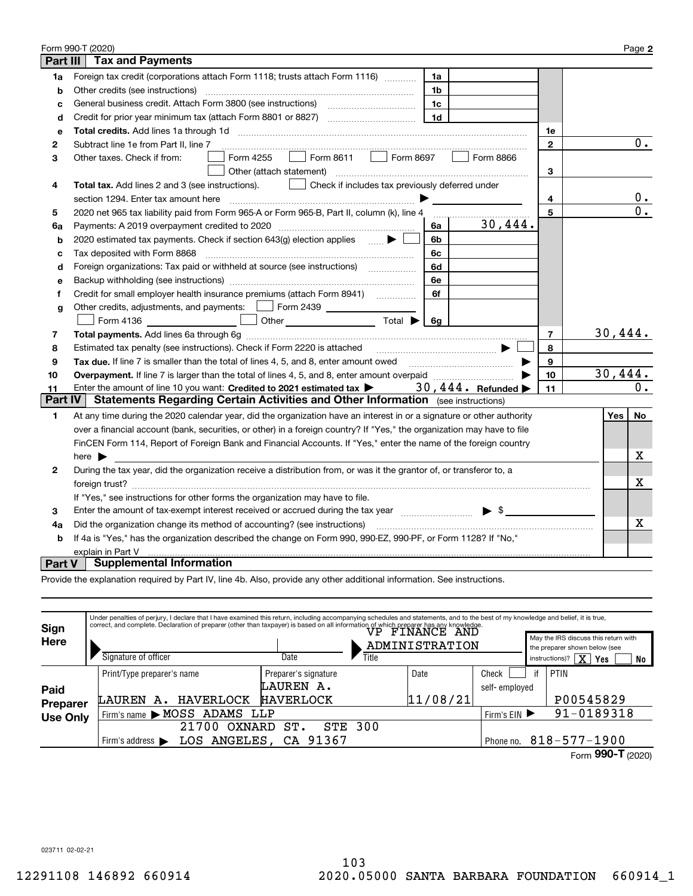Form 990-T (2020) Page **2**

## Part III Tax and Payments

| | | | | | |
|---|---|---|---|---|---|
| **1a** | Foreign tax credit (corporations attach Form 1118; trusts attach Form 1116) | 1a | | | |
| **b** | Other credits (see instructions) | 1b | | | |
| **c** | General business credit. Attach Form 3800 (see instructions) | 1c | | | |
| **d** | Credit for prior year minimum tax (attach Form 8801 or 8827) | 1d | | | |
| **e** | **Total credits.** Add lines 1a through 1d | | | 1e | |
| **2** | Subtract line 1e from Part II, line 7 | | | 2 | 0. |
| **3** | Other taxes. Check if from: ☐ Form 4255 ☐ Form 8611 ☐ Form 8697 ☐ Form 8866 ☐ Other (attach statement) | | | 3 | |
| **4** | **Total tax.** Add lines 2 and 3 (see instructions). ☐ Check if includes tax previously deferred under section 1294. Enter tax amount here ▶ | | | 4 | 0. |
| **5** | 2020 net 965 tax liability paid from Form 965-A or Form 965-B, Part II, column (k), line 4 | | | 5 | 0. |
| **6a** | Payments: A 2019 overpayment credited to 2020 | 6a | 30,444. | | |
| **b** | 2020 estimated tax payments. Check if section 643(g) election applies ▶ ☐ | 6b | | | |
| **c** | Tax deposited with Form 8868 | 6c | | | |
| **d** | Foreign organizations: Tax paid or withheld at source (see instructions) | 6d | | | |
| **e** | Backup withholding (see instructions) | 6e | | | |
| **f** | Credit for small employer health insurance premiums (attach Form 8941) | 6f | | | |
| **g** | Other credits, adjustments, and payments: ☐ Form 2439 ☐ Form 4136 ☐ Other Total ▶ | 6g | | | |
| **7** | **Total payments.** Add lines 6a through 6g | | | 7 | 30,444. |
| **8** | Estimated tax penalty (see instructions). Check if Form 2220 is attached ▶ ☐ | | | 8 | |
| **9** | **Tax due.** If line 7 is smaller than the total of lines 4, 5, and 8, enter amount owed ▶ | | | 9 | |
| **10** | **Overpayment.** If line 7 is larger than the total of lines 4, 5, and 8, enter amount overpaid ▶ | | | 10 | 30,444. |
| **11** | Enter the amount of line 10 you want: **Credited to 2021 estimated tax** ▶ 30,444. **Refunded** ▶ | | | 11 | 0. |

## Part IV Statements Regarding Certain Activities and Other Information (see instructions)

| | | Yes | No |
|---|---|---|---|
| **1** | At any time during the 2020 calendar year, did the organization have an interest in or a signature or other authority over a financial account (bank, securities, or other) in a foreign country? If "Yes," the organization may have to file FinCEN Form 114, Report of Foreign Bank and Financial Accounts. If "Yes," enter the name of the foreign country here ▶ | | X |
| **2** | During the tax year, did the organization receive a distribution from, or was it the grantor of, or transferor to, a foreign trust? If "Yes," see instructions for other forms the organization may have to file. | | X |
| **3** | Enter the amount of tax-exempt interest received or accrued during the tax year ▶ $ | | |
| **4a** | Did the organization change its method of accounting? (see instructions) | | X |
| **b** | If 4a is "Yes," has the organization described the change on Form 990, 990-EZ, 990-PF, or Form 1128? If "No," explain in Part V | | |

## Part V Supplemental Information

Provide the explanation required by Part IV, line 4b. Also, provide any other additional information. See instructions.

**Sign Here**

Under penalties of perjury, I declare that I have examined this return, including accompanying schedules and statements, and to the best of my knowledge and belief, it is true, correct, and complete. Declaration of preparer (other than taxpayer) is based on all information of which preparer has any knowledge.

Signature of officer | Date | Title: VP FINANCE AND ADMINISTRATION

May the IRS discuss this return with the preparer shown below (see instructions)? [X] Yes [ ] No

**Paid Preparer Use Only**

| Print/Type preparer's name | Preparer's signature | Date | Check ☐ if self-employed | PTIN |
|---|---|---|---|---|
| LAUREN A. HAVERLOCK | LAUREN A. HAVERLOCK | 11/08/21 | | P00545829 |

Firm's name ▶ MOSS ADAMS LLP — Firm's EIN ▶ 91-0189318

Firm's address ▶ 21700 OXNARD ST. STE 300, LOS ANGELES, CA 91367 — Phone no. 818-577-1900

Form **990-T** (2020)

023711 02-02-21

12291108 146892 660914 2020.05000 SANTA BARBARA FOUNDATION 660914_1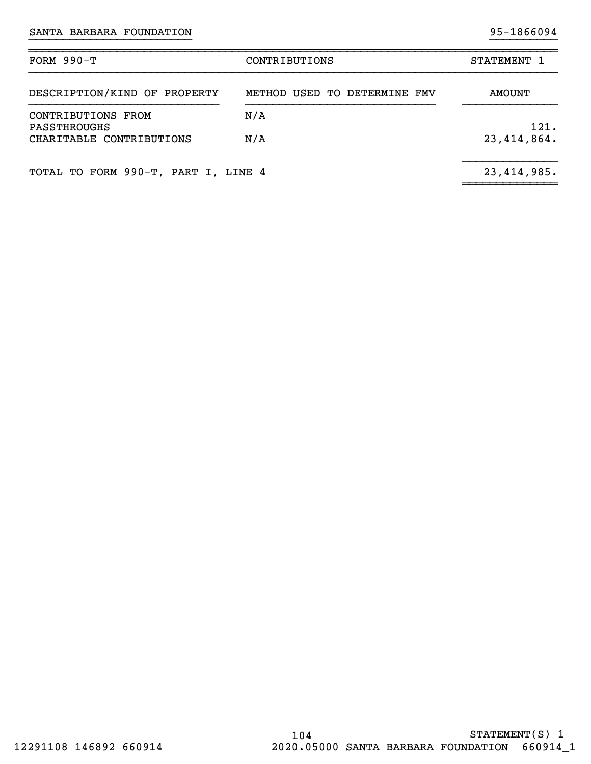SANTA BARBARA FOUNDATION 95-1866094

| FORM 990-T | CONTRIBUTIONS | STATEMENT 1 |
|---|---|---|
| DESCRIPTION/KIND OF PROPERTY | METHOD USED TO DETERMINE FMV | AMOUNT |
| CONTRIBUTIONS FROM PASSTHROUGHS | N/A | 121. |
| CHARITABLE CONTRIBUTIONS | N/A | 23,414,864. |
| TOTAL TO FORM 990-T, PART I, LINE 4 | | 23,414,985. |

STATEMENT(S) 1

12291108 146892 660914 2020.05000 SANTA BARBARA FOUNDATION 660914_1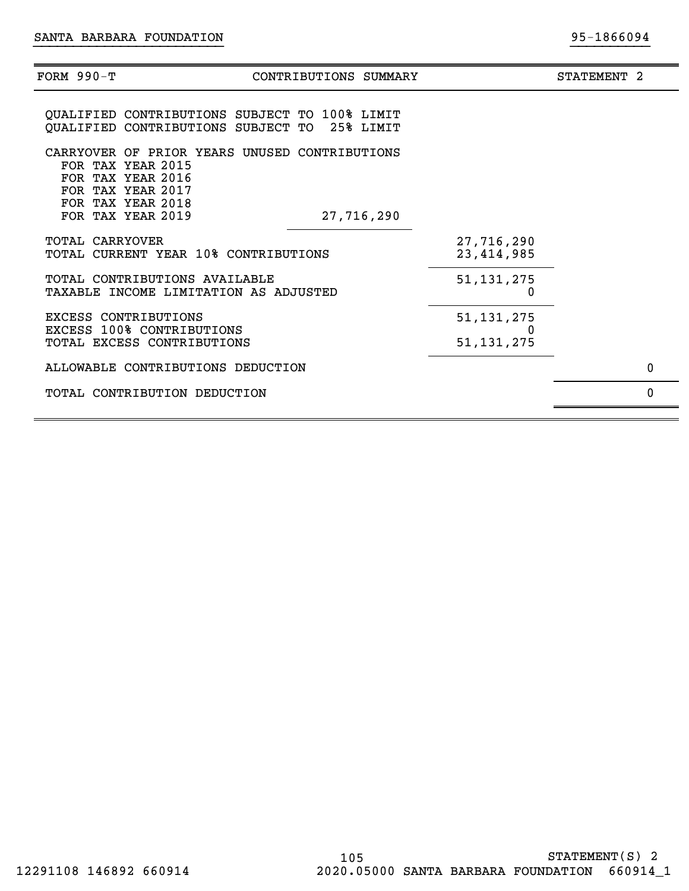SANTA BARBARA FOUNDATION 95-1866094

| FORM 990-T | CONTRIBUTIONS SUMMARY | | STATEMENT 2 |
|---|---|---|---|
| QUALIFIED CONTRIBUTIONS SUBJECT TO 100% LIMIT | | | |
| QUALIFIED CONTRIBUTIONS SUBJECT TO 25% LIMIT | | | |
| CARRYOVER OF PRIOR YEARS UNUSED CONTRIBUTIONS | | | |
| FOR TAX YEAR 2015 | | | |
| FOR TAX YEAR 2016 | | | |
| FOR TAX YEAR 2017 | | | |
| FOR TAX YEAR 2018 | | | |
| FOR TAX YEAR 2019 | 27,716,290 | | |
| TOTAL CARRYOVER | | 27,716,290 | |
| TOTAL CURRENT YEAR 10% CONTRIBUTIONS | | 23,414,985 | |
| TOTAL CONTRIBUTIONS AVAILABLE | | 51,131,275 | |
| TAXABLE INCOME LIMITATION AS ADJUSTED | | 0 | |
| EXCESS CONTRIBUTIONS | | 51,131,275 | |
| EXCESS 100% CONTRIBUTIONS | | 0 | |
| TOTAL EXCESS CONTRIBUTIONS | | 51,131,275 | |
| ALLOWABLE CONTRIBUTIONS DEDUCTION | | | 0 |
| TOTAL CONTRIBUTION DEDUCTION | | | 0 |

STATEMENT(S) 2

12291108 146892 660914 2020.05000 SANTA BARBARA FOUNDATION 660914_1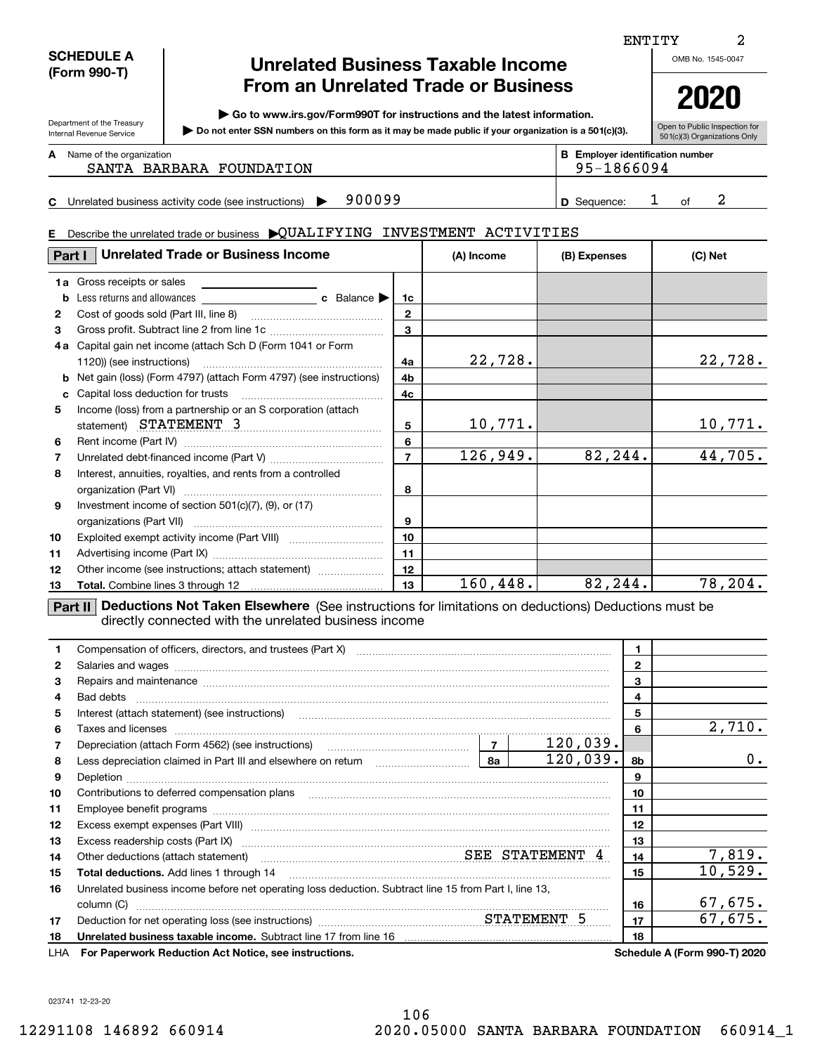ENTITY 2

**SCHEDULE A (Form 990-T)**

Department of the Treasury
Internal Revenue Service

# Unrelated Business Taxable Income From an Unrelated Trade or Business

▶ Go to www.irs.gov/Form990T for instructions and the latest information.

▶ Do not enter SSN numbers on this form as it may be made public if your organization is a 501(c)(3).

OMB No. 1545-0047

**2020**

Open to Public Inspection for 501(c)(3) Organizations Only

**A** Name of the organization: SANTA BARBARA FOUNDATION

**B** Employer identification number: 95-1866094

**C** Unrelated business activity code (see instructions) ▶ 900099

**D** Sequence: 1 of 2

**E** Describe the unrelated trade or business ▶QUALIFYING INVESTMENT ACTIVITIES

## Part I Unrelated Trade or Business Income

| | | Line | (A) Income | (B) Expenses | (C) Net |
|---|---|---|---|---|---|
| 1a | Gross receipts or sales | | | | |
| b | Less returns and allowances ... c Balance ▶ | 1c | | | |
| 2 | Cost of goods sold (Part III, line 8) | 2 | | | |
| 3 | Gross profit. Subtract line 2 from line 1c | 3 | | | |
| 4a | Capital gain net income (attach Sch D (Form 1041 or Form 1120)) (see instructions) | 4a | 22,728. | | 22,728. |
| b | Net gain (loss) (Form 4797) (attach Form 4797) (see instructions) | 4b | | | |
| c | Capital loss deduction for trusts | 4c | | | |
| 5 | Income (loss) from a partnership or an S corporation (attach statement) STATEMENT 3 | 5 | 10,771. | | 10,771. |
| 6 | Rent income (Part IV) | 6 | | | |
| 7 | Unrelated debt-financed income (Part V) | 7 | 126,949. | 82,244. | 44,705. |
| 8 | Interest, annuities, royalties, and rents from a controlled organization (Part VI) | 8 | | | |
| 9 | Investment income of section 501(c)(7), (9), or (17) organizations (Part VII) | 9 | | | |
| 10 | Exploited exempt activity income (Part VIII) | 10 | | | |
| 11 | Advertising income (Part IX) | 11 | | | |
| 12 | Other income (see instructions; attach statement) | 12 | | | |
| 13 | **Total.** Combine lines 3 through 12 | 13 | 160,448. | 82,244. | 78,204. |

## Part II Deductions Not Taken Elsewhere (See instructions for limitations on deductions) Deductions must be directly connected with the unrelated business income

| | | | | Line | Amount |
|---|---|---|---|---|---|
| 1 | Compensation of officers, directors, and trustees (Part X) | | | 1 | |
| 2 | Salaries and wages | | | 2 | |
| 3 | Repairs and maintenance | | | 3 | |
| 4 | Bad debts | | | 4 | |
| 5 | Interest (attach statement) (see instructions) | | | 5 | |
| 6 | Taxes and licenses | | | 6 | 2,710. |
| 7 | Depreciation (attach Form 4562) (see instructions) | 7 | 120,039. | | |
| 8 | Less depreciation claimed in Part III and elsewhere on return | 8a | 120,039. | 8b | 0. |
| 9 | Depletion | | | 9 | |
| 10 | Contributions to deferred compensation plans | | | 10 | |
| 11 | Employee benefit programs | | | 11 | |
| 12 | Excess exempt expenses (Part VIII) | | | 12 | |
| 13 | Excess readership costs (Part IX) | | | 13 | |
| 14 | Other deductions (attach statement) SEE STATEMENT 4 | | | 14 | 7,819. |
| 15 | **Total deductions.** Add lines 1 through 14 | | | 15 | 10,529. |
| 16 | Unrelated business income before net operating loss deduction. Subtract line 15 from Part I, line 13, column (C) | | | 16 | 67,675. |
| 17 | Deduction for net operating loss (see instructions) STATEMENT 5 | | | 17 | 67,675. |
| 18 | **Unrelated business taxable income.** Subtract line 17 from line 16 | | | 18 | |

LHA **For Paperwork Reduction Act Notice, see instructions.** **Schedule A (Form 990-T) 2020**

023741 12-23-20

12291108 146892 660914 2020.05000 SANTA BARBARA FOUNDATION 660914_1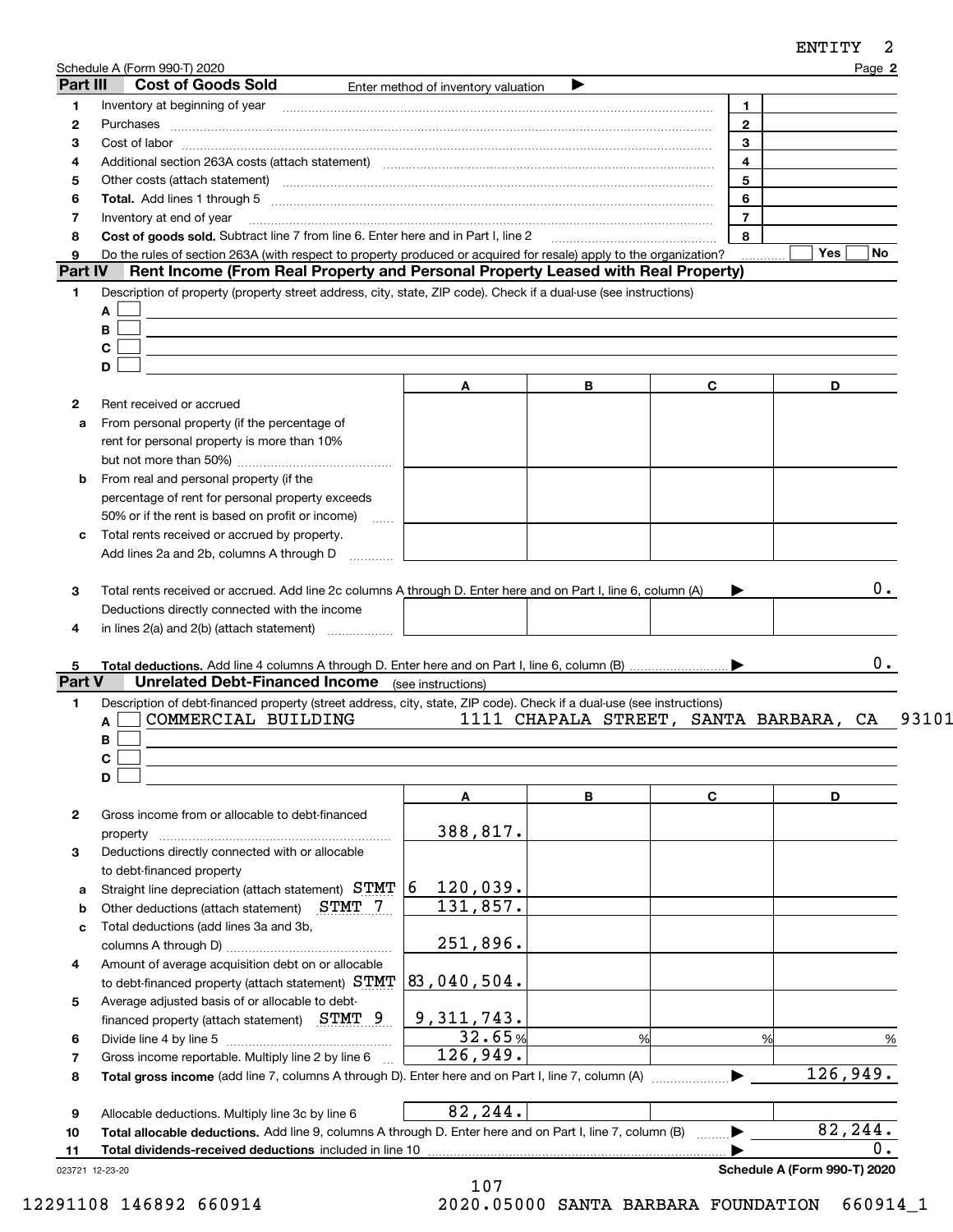ENTITY 2

Schedule A (Form 990-T) 2020 Page **2**

## Part III Cost of Goods Sold

Enter method of inventory valuation ▶

| | | | |
|---|---|---|---|
| 1 | Inventory at beginning of year | 1 | |
| 2 | Purchases | 2 | |
| 3 | Cost of labor | 3 | |
| 4 | Additional section 263A costs (attach statement) | 4 | |
| 5 | Other costs (attach statement) | 5 | |
| 6 | **Total.** Add lines 1 through 5 | 6 | |
| 7 | Inventory at end of year | 7 | |
| 8 | **Cost of goods sold.** Subtract line 7 from line 6. Enter here and in Part I, line 2 | 8 | |
| 9 | Do the rules of section 263A (with respect to property produced or acquired for resale) apply to the organization? | | Yes ☐ No ☐ |

## Part IV Rent Income (From Real Property and Personal Property Leased with Real Property)

1 Description of property (property street address, city, state, ZIP code). Check if a dual-use (see instructions)

A ☐

B ☐

C ☐

D ☐

| | | A | B | C | D |
|---|---|---|---|---|---|
| 2 | Rent received or accrued | | | | |
| a | From personal property (if the percentage of rent for personal property is more than 10% but not more than 50%) | | | | |
| b | From real and personal property (if the percentage of rent for personal property exceeds 50% or if the rent is based on profit or income) | | | | |
| c | Total rents received or accrued by property. Add lines 2a and 2b, columns A through D | | | | |
| 3 | Total rents received or accrued. Add line 2c columns A through D. Enter here and on Part I, line 6, column (A) ▶ | | | | 0. |
| 4 | Deductions directly connected with the income in lines 2(a) and 2(b) (attach statement) | | | | |
| 5 | **Total deductions.** Add line 4 columns A through D. Enter here and on Part I, line 6, column (B) ▶ | | | | 0. |

## Part V Unrelated Debt-Financed Income (see instructions)

1 Description of debt-financed property (street address, city, state, ZIP code). Check if a dual-use (see instructions)

A ☐ COMMERCIAL BUILDING 1111 CHAPALA STREET, SANTA BARBARA, CA 93101

B ☐

C ☐

D ☐

| | | A | B | C | D |
|---|---|---|---|---|---|
| 2 | Gross income from or allocable to debt-financed property | 388,817. | | | |
| 3 | Deductions directly connected with or allocable to debt-financed property | | | | |
| a | Straight line depreciation (attach statement) STMT 6 | 120,039. | | | |
| b | Other deductions (attach statement) STMT 7 | 131,857. | | | |
| c | Total deductions (add lines 3a and 3b, columns A through D) | 251,896. | | | |
| 4 | Amount of average acquisition debt on or allocable to debt-financed property (attach statement) STMT 8 | 3,040,504. | | | |
| 5 | Average adjusted basis of or allocable to debt-financed property (attach statement) STMT 9 | 9,311,743. | | | |
| 6 | Divide line 4 by line 5 | 32.65 % | % | % | % |
| 7 | Gross income reportable. Multiply line 2 by line 6 | 126,949. | | | |
| 8 | **Total gross income** (add line 7, columns A through D). Enter here and on Part I, line 7, column (A) ▶ | | | | 126,949. |
| 9 | Allocable deductions. Multiply line 3c by line 6 | 82,244. | | | |
| 10 | **Total allocable deductions.** Add line 9, columns A through D. Enter here and on Part I, line 7, column (B) ▶ | | | | 82,244. |
| 11 | **Total dividends-received deductions** included in line 10 ▶ | | | | 0. |

023721 12-23-20 **Schedule A (Form 990-T) 2020**

12291108 146892 660914 2020.05000 SANTA BARBARA FOUNDATION 660914_1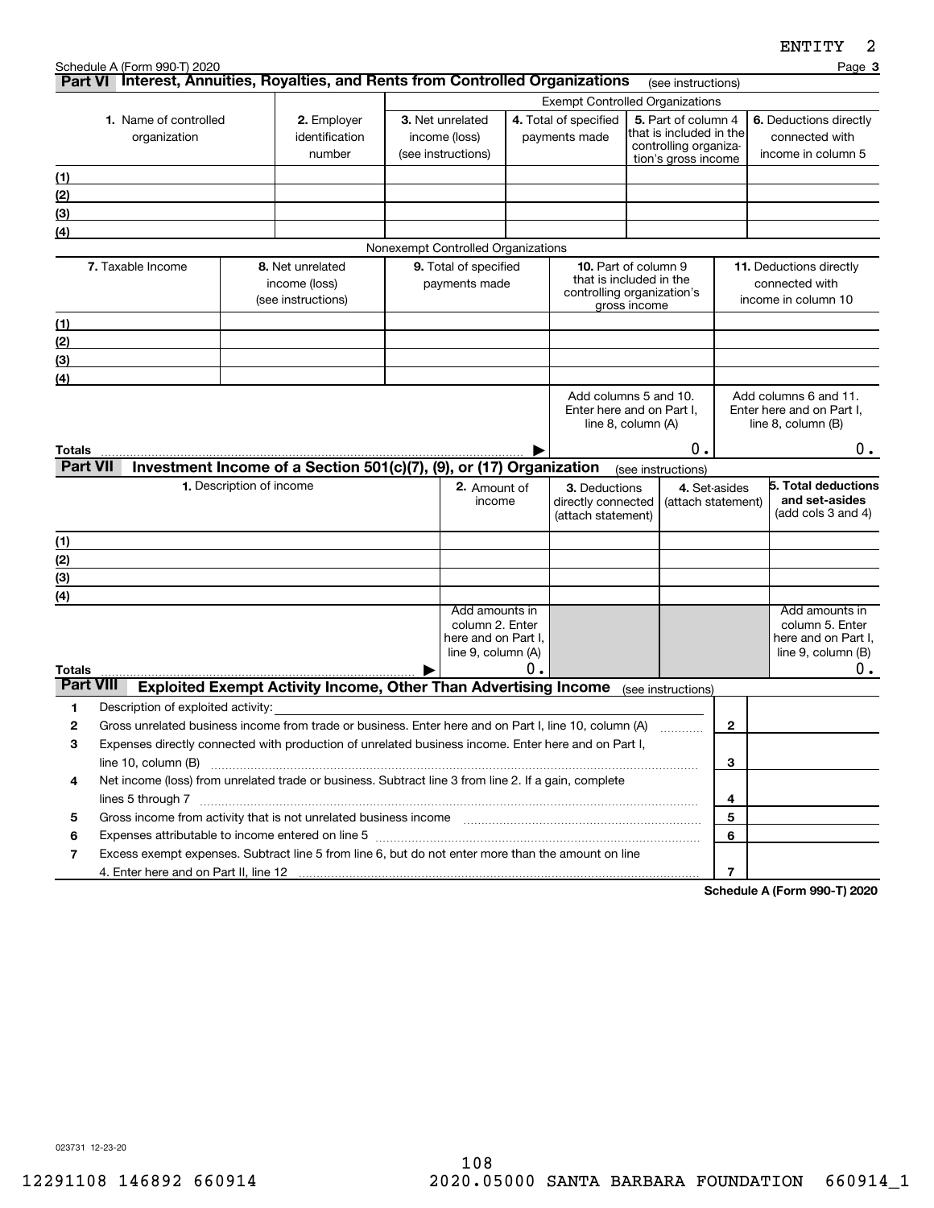Schedule A (Form 990-T) 2020

## Part VI Interest, Annuities, Royalties, and Rents from Controlled Organizations (see instructions)

| 1. Name of controlled organization | 2. Employer identification number | Exempt Controlled Organizations | | | |
|---|---|---|---|---|---|
| | | 3. Net unrelated income (loss) (see instructions) | 4. Total of specified payments made | 5. Part of column 4 that is included in the controlling organization's gross income | 6. Deductions directly connected with income in column 5 |
| (1) | | | | | |
| (2) | | | | | |
| (3) | | | | | |
| (4) | | | | | |

Nonexempt Controlled Organizations

| 7. Taxable Income | 8. Net unrelated income (loss) (see instructions) | 9. Total of specified payments made | 10. Part of column 9 that is included in the controlling organization's gross income | 11. Deductions directly connected with income in column 10 |
|---|---|---|---|---|
| (1) | | | | |
| (2) | | | | |
| (3) | | | | |
| (4) | | | | |
| | | | Add columns 5 and 10. Enter here and on Part I, line 8, column (A) | Add columns 6 and 11. Enter here and on Part I, line 8, column (B) |
| Totals | | ▶ | 0. | 0. |

## Part VII Investment Income of a Section 501(c)(7), (9), or (17) Organization (see instructions)

| 1. Description of income | 2. Amount of income | 3. Deductions directly connected (attach statement) | 4. Set-asides (attach statement) | 5. Total deductions and set-asides (add cols 3 and 4) |
|---|---|---|---|---|
| (1) | | | | |
| (2) | | | | |
| (3) | | | | |
| (4) | | | | |
| | Add amounts in column 2. Enter here and on Part I, line 9, column (A) | | | Add amounts in column 5. Enter here and on Part I, line 9, column (B) |
| Totals ▶ | 0. | | | 0. |

## Part VIII Exploited Exempt Activity Income, Other Than Advertising Income (see instructions)

| | | | |
|---|---|---|---|
| 1 | Description of exploited activity: | | |
| 2 | Gross unrelated business income from trade or business. Enter here and on Part I, line 10, column (A) | 2 | |
| 3 | Expenses directly connected with production of unrelated business income. Enter here and on Part I, line 10, column (B) | 3 | |
| 4 | Net income (loss) from unrelated trade or business. Subtract line 3 from line 2. If a gain, complete lines 5 through 7 | 4 | |
| 5 | Gross income from activity that is not unrelated business income | 5 | |
| 6 | Expenses attributable to income entered on line 5 | 6 | |
| 7 | Excess exempt expenses. Subtract line 5 from line 6, but do not enter more than the amount on line 4. Enter here and on Part II, line 12 | 7 | |

Schedule A (Form 990-T) 2020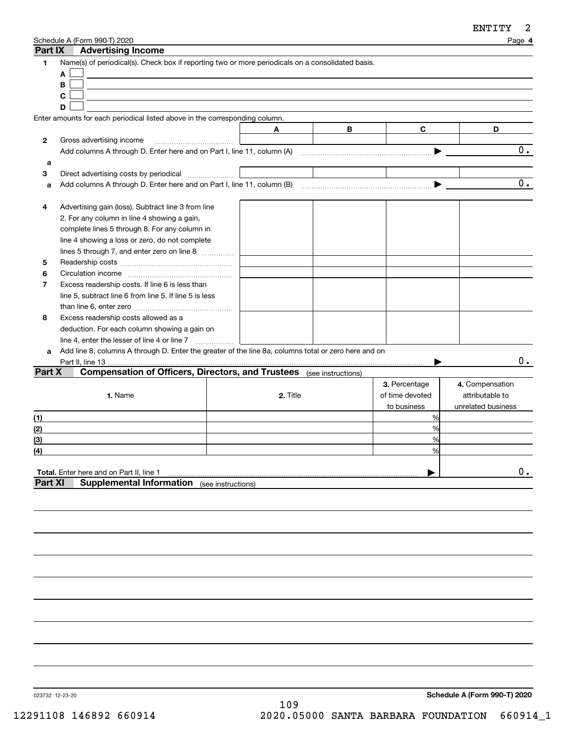ENTITY 2

Schedule A (Form 990-T) 2020 Page **4**

## Part IX Advertising Income

**1** Name(s) of periodical(s). Check box if reporting two or more periodicals on a consolidated basis.

**A** ☐

**B** ☐

**C** ☐

**D** ☐

Enter amounts for each periodical listed above in the corresponding column.

| | | A | B | C | D |
|---|---|---|---|---|---|
| **2** | Gross advertising income | | | | |
| | Add columns A through D. Enter here and on Part I, line 11, column (A) ▶ | | | | 0. |
| **a** | | | | | |
| **3** | Direct advertising costs by periodical | | | | |
| **a** | Add columns A through D. Enter here and on Part I, line 11, column (B) ▶ | | | | 0. |
| **4** | Advertising gain (loss). Subtract line 3 from line 2. For any column in line 4 showing a gain, complete lines 5 through 8. For any column in line 4 showing a loss or zero, do not complete lines 5 through 7, and enter zero on line 8 | | | | |
| **5** | Readership costs | | | | |
| **6** | Circulation income | | | | |
| **7** | Excess readership costs. If line 6 is less than line 5, subtract line 6 from line 5. If line 5 is less than line 6, enter zero | | | | |
| **8** | Excess readership costs allowed as a deduction. For each column showing a gain on line 4, enter the lesser of line 4 or line 7 | | | | |
| **a** | Add line 8, columns A through D. Enter the greater of the line 8a, columns total or zero here and on Part II, line 13 ▶ | | | | 0. |

## Part X Compensation of Officers, Directors, and Trustees (see instructions)

| | 1. Name | 2. Title | 3. Percentage of time devoted to business | 4. Compensation attributable to unrelated business |
|---|---|---|---|---|
| (1) | | | % | |
| (2) | | | % | |
| (3) | | | % | |
| (4) | | | % | |
| **Total.** Enter here and on Part II, line 1 ▶ | | | | 0. |

## Part XI Supplemental Information (see instructions)

023732 12-23-20 **Schedule A (Form 990-T) 2020**

12291108 146892 660914 2020.05000 SANTA BARBARA FOUNDATION 660914_1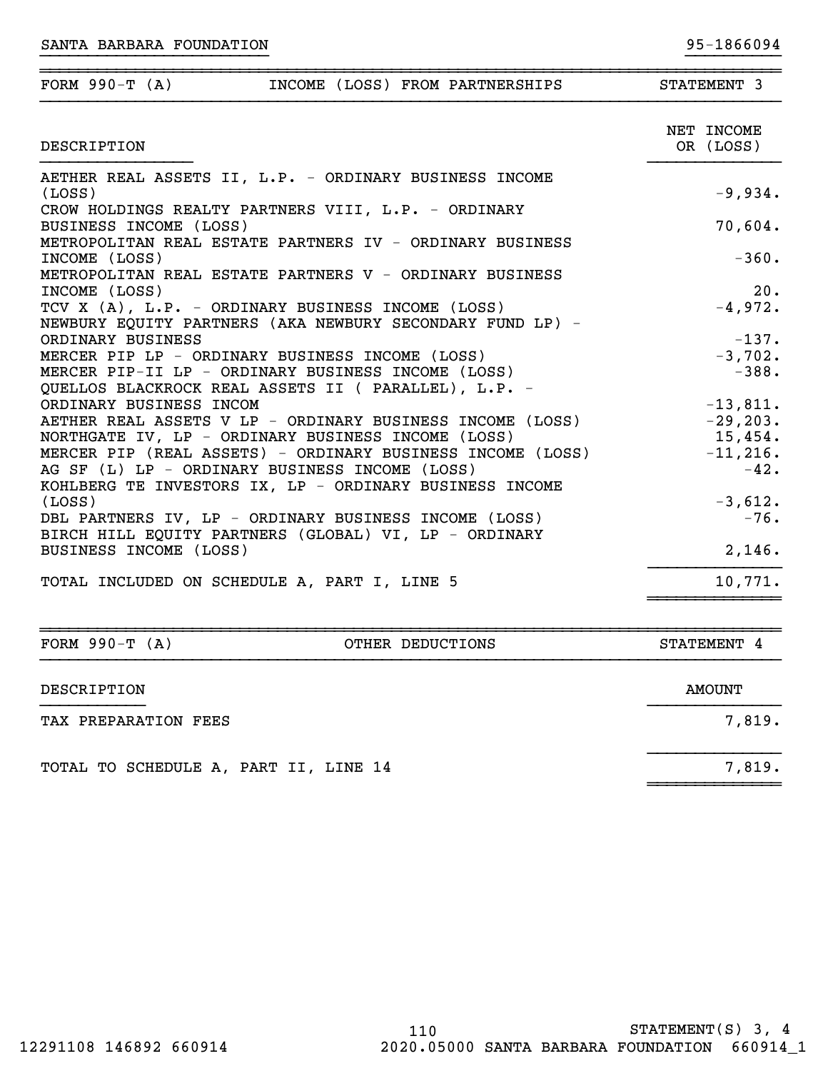SANTA BARBARA FOUNDATION 95-1866094

| FORM 990-T (A) | INCOME (LOSS) FROM PARTNERSHIPS | STATEMENT 3 |
|---|---|---|

| DESCRIPTION | NET INCOME OR (LOSS) |
|---|---|
| AETHER REAL ASSETS II, L.P. - ORDINARY BUSINESS INCOME (LOSS) | -9,934. |
| CROW HOLDINGS REALTY PARTNERS VIII, L.P. - ORDINARY BUSINESS INCOME (LOSS) | 70,604. |
| METROPOLITAN REAL ESTATE PARTNERS IV - ORDINARY BUSINESS INCOME (LOSS) | -360. |
| METROPOLITAN REAL ESTATE PARTNERS V - ORDINARY BUSINESS INCOME (LOSS) | 20. |
| TCV X (A), L.P. - ORDINARY BUSINESS INCOME (LOSS) | -4,972. |
| NEWBURY EQUITY PARTNERS (AKA NEWBURY SECONDARY FUND LP) - ORDINARY BUSINESS | -137. |
| MERCER PIP LP - ORDINARY BUSINESS INCOME (LOSS) | -3,702. |
| MERCER PIP-II LP - ORDINARY BUSINESS INCOME (LOSS) | -388. |
| QUELLOS BLACKROCK REAL ASSETS II ( PARALLEL), L.P. - ORDINARY BUSINESS INCOM | -13,811. |
| AETHER REAL ASSETS V LP - ORDINARY BUSINESS INCOME (LOSS) | -29,203. |
| NORTHGATE IV, LP - ORDINARY BUSINESS INCOME (LOSS) | 15,454. |
| MERCER PIP (REAL ASSETS) - ORDINARY BUSINESS INCOME (LOSS) | -11,216. |
| AG SF (L) LP - ORDINARY BUSINESS INCOME (LOSS) | -42. |
| KOHLBERG TE INVESTORS IX, LP - ORDINARY BUSINESS INCOME (LOSS) | -3,612. |
| DBL PARTNERS IV, LP - ORDINARY BUSINESS INCOME (LOSS) | -76. |
| BIRCH HILL EQUITY PARTNERS (GLOBAL) VI, LP - ORDINARY BUSINESS INCOME (LOSS) | 2,146. |
| TOTAL INCLUDED ON SCHEDULE A, PART I, LINE 5 | 10,771. |

| FORM 990-T (A) | OTHER DEDUCTIONS | STATEMENT 4 |
|---|---|---|

| DESCRIPTION | AMOUNT |
|---|---|
| TAX PREPARATION FEES | 7,819. |
| TOTAL TO SCHEDULE A, PART II, LINE 14 | 7,819. |

STATEMENT(S) 3, 4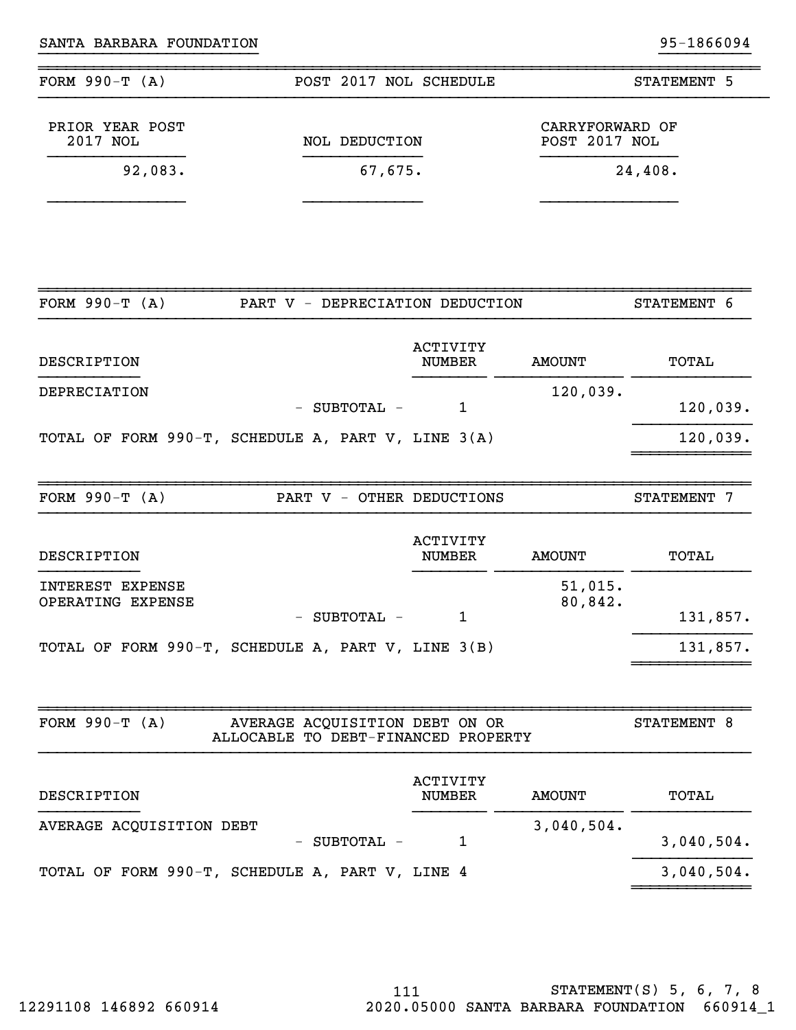SANTA BARBARA FOUNDATION 95-1866094

## FORM 990-T (A) — POST 2017 NOL SCHEDULE — STATEMENT 5

| PRIOR YEAR POST 2017 NOL | NOL DEDUCTION | CARRYFORWARD OF POST 2017 NOL |
|---|---|---|
| 92,083. | 67,675. | 24,408. |

## FORM 990-T (A) — PART V - DEPRECIATION DEDUCTION — STATEMENT 6

| DESCRIPTION | ACTIVITY NUMBER | AMOUNT | TOTAL |
|---|---|---|---|
| DEPRECIATION | | 120,039. | |
| - SUBTOTAL - | 1 | | 120,039. |
| TOTAL OF FORM 990-T, SCHEDULE A, PART V, LINE 3(A) | | | 120,039. |

## FORM 990-T (A) — PART V - OTHER DEDUCTIONS — STATEMENT 7

| DESCRIPTION | ACTIVITY NUMBER | AMOUNT | TOTAL |
|---|---|---|---|
| INTEREST EXPENSE | | 51,015. | |
| OPERATING EXPENSE | | 80,842. | |
| - SUBTOTAL - | 1 | | 131,857. |
| TOTAL OF FORM 990-T, SCHEDULE A, PART V, LINE 3(B) | | | 131,857. |

## FORM 990-T (A) — AVERAGE ACQUISITION DEBT ON OR ALLOCABLE TO DEBT-FINANCED PROPERTY — STATEMENT 8

| DESCRIPTION | ACTIVITY NUMBER | AMOUNT | TOTAL |
|---|---|---|---|
| AVERAGE ACQUISITION DEBT | | 3,040,504. | |
| - SUBTOTAL - | 1 | | 3,040,504. |
| TOTAL OF FORM 990-T, SCHEDULE A, PART V, LINE 4 | | | 3,040,504. |

STATEMENT(S) 5, 6, 7, 8

12291108 146892 660914 2020.05000 SANTA BARBARA FOUNDATION 660914_1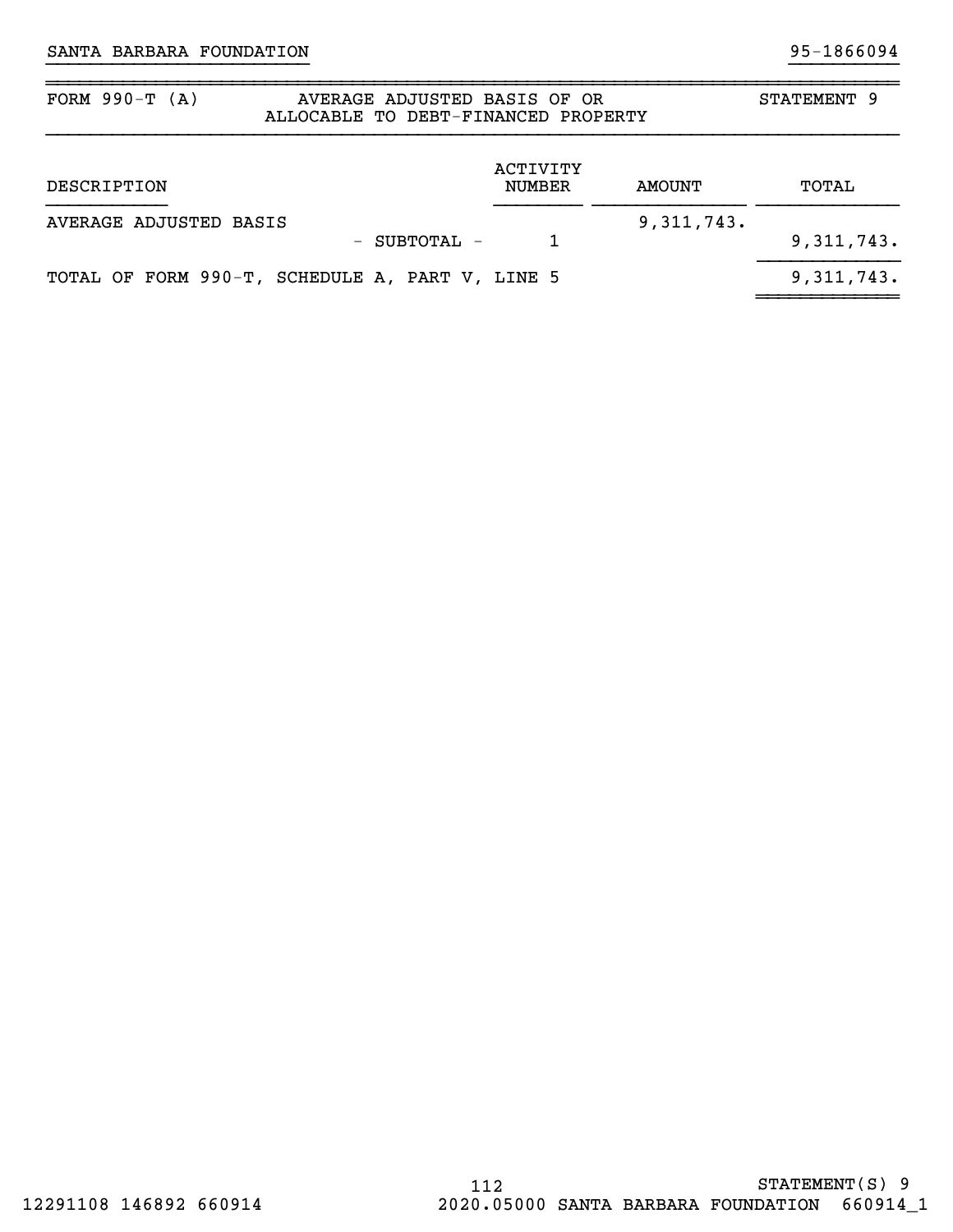SANTA BARBARA FOUNDATION 95-1866094

FORM 990-T (A) AVERAGE ADJUSTED BASIS OF OR ALLOCABLE TO DEBT-FINANCED PROPERTY STATEMENT 9

| DESCRIPTION | ACTIVITY NUMBER | AMOUNT | TOTAL |
|---|---|---|---|
| AVERAGE ADJUSTED BASIS | | 9,311,743. | |
| - SUBTOTAL - | 1 | | 9,311,743. |
| TOTAL OF FORM 990-T, SCHEDULE A, PART V, LINE 5 | | | 9,311,743. |

STATEMENT(S) 9

12291108 146892 660914 2020.05000 SANTA BARBARA FOUNDATION 660914_1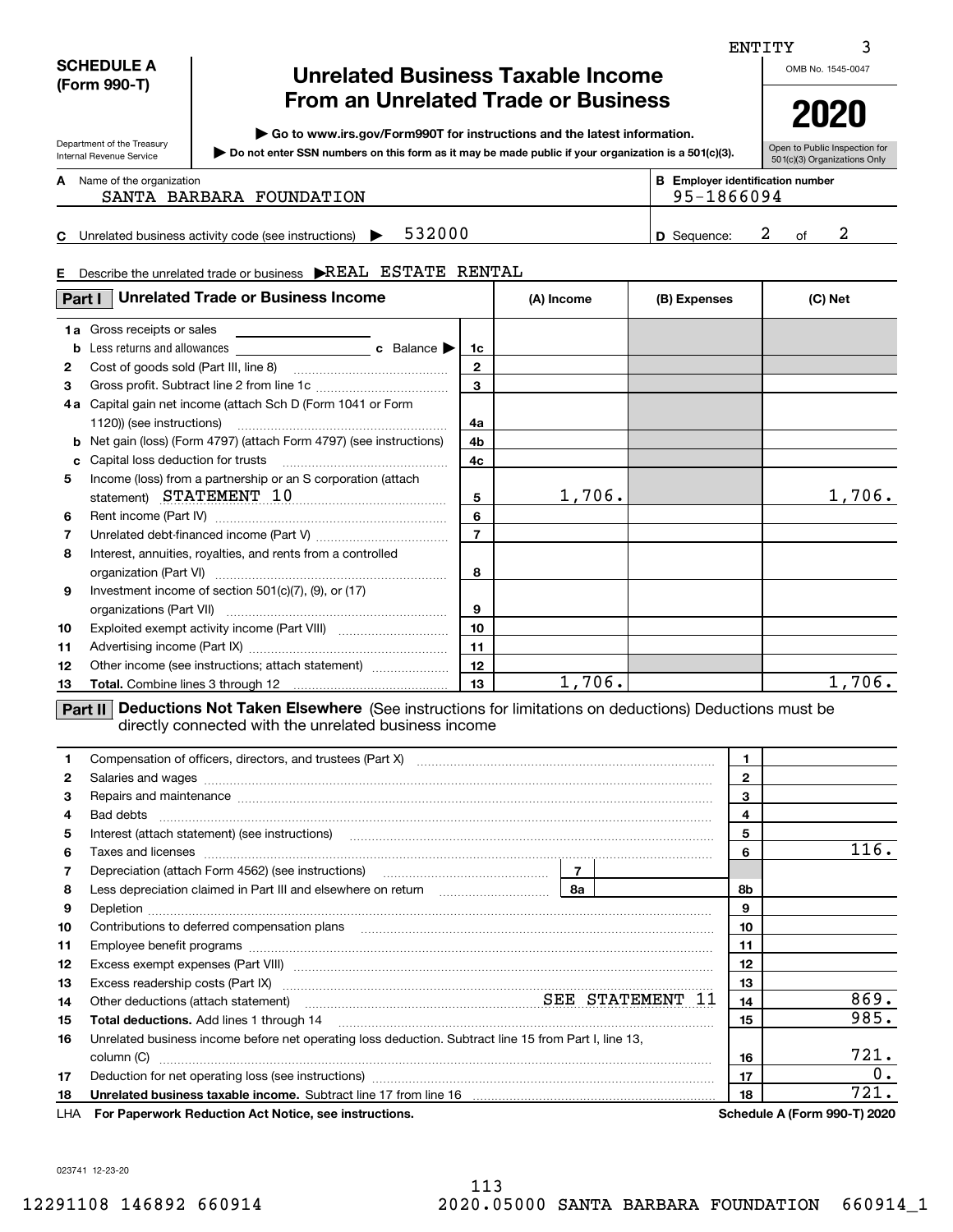ENTITY 3

**SCHEDULE A (Form 990-T)**

Department of the Treasury
Internal Revenue Service

# Unrelated Business Taxable Income From an Unrelated Trade or Business

▶ Go to www.irs.gov/Form990T for instructions and the latest information.
▶ Do not enter SSN numbers on this form as it may be made public if your organization is a 501(c)(3).

OMB No. 1545-0047

**2020**

Open to Public Inspection for 501(c)(3) Organizations Only

**A** Name of the organization: SANTA BARBARA FOUNDATION

**B** Employer identification number: 95-1866094

**C** Unrelated business activity code (see instructions) ▶ 532000

**D** Sequence: 2 of 2

**E** Describe the unrelated trade or business ▶ REAL ESTATE RENTAL

| Part I Unrelated Trade or Business Income | | (A) Income | (B) Expenses | (C) Net |
|---|---|---|---|---|
| 1a Gross receipts or sales | | | | |
| b Less returns and allowances ____ c Balance ▶ | 1c | | | |
| 2 Cost of goods sold (Part III, line 8) | 2 | | | |
| 3 Gross profit. Subtract line 2 from line 1c | 3 | | | |
| 4a Capital gain net income (attach Sch D (Form 1041 or Form 1120)) (see instructions) | 4a | | | |
| b Net gain (loss) (Form 4797) (attach Form 4797) (see instructions) | 4b | | | |
| c Capital loss deduction for trusts | 4c | | | |
| 5 Income (loss) from a partnership or an S corporation (attach statement) STATEMENT 10 | 5 | 1,706. | | 1,706. |
| 6 Rent income (Part IV) | 6 | | | |
| 7 Unrelated debt-financed income (Part V) | 7 | | | |
| 8 Interest, annuities, royalties, and rents from a controlled organization (Part VI) | 8 | | | |
| 9 Investment income of section 501(c)(7), (9), or (17) organizations (Part VII) | 9 | | | |
| 10 Exploited exempt activity income (Part VIII) | 10 | | | |
| 11 Advertising income (Part IX) | 11 | | | |
| 12 Other income (see instructions; attach statement) | 12 | | | |
| 13 **Total.** Combine lines 3 through 12 | 13 | 1,706. | | 1,706. |

**Part II Deductions Not Taken Elsewhere** (See instructions for limitations on deductions) Deductions must be directly connected with the unrelated business income

| | | | |
|---|---|---|---|
| 1 | Compensation of officers, directors, and trustees (Part X) | 1 | |
| 2 | Salaries and wages | 2 | |
| 3 | Repairs and maintenance | 3 | |
| 4 | Bad debts | 4 | |
| 5 | Interest (attach statement) (see instructions) | 5 | |
| 6 | Taxes and licenses | 6 | 116. |
| 7 | Depreciation (attach Form 4562) (see instructions) ____ 7 | | |
| 8 | Less depreciation claimed in Part III and elsewhere on return ____ 8a | 8b | |
| 9 | Depletion | 9 | |
| 10 | Contributions to deferred compensation plans | 10 | |
| 11 | Employee benefit programs | 11 | |
| 12 | Excess exempt expenses (Part VIII) | 12 | |
| 13 | Excess readership costs (Part IX) | 13 | |
| 14 | Other deductions (attach statement) SEE STATEMENT 11 | 14 | 869. |
| 15 | **Total deductions.** Add lines 1 through 14 | 15 | 985. |
| 16 | Unrelated business income before net operating loss deduction. Subtract line 15 from Part I, line 13, column (C) | 16 | 721. |
| 17 | Deduction for net operating loss (see instructions) | 17 | 0. |
| 18 | **Unrelated business taxable income.** Subtract line 17 from line 16 | 18 | 721. |

LHA **For Paperwork Reduction Act Notice, see instructions.** **Schedule A (Form 990-T) 2020**

023741 12-23-20

12291108 146892 660914 2020.05000 SANTA BARBARA FOUNDATION 660914_1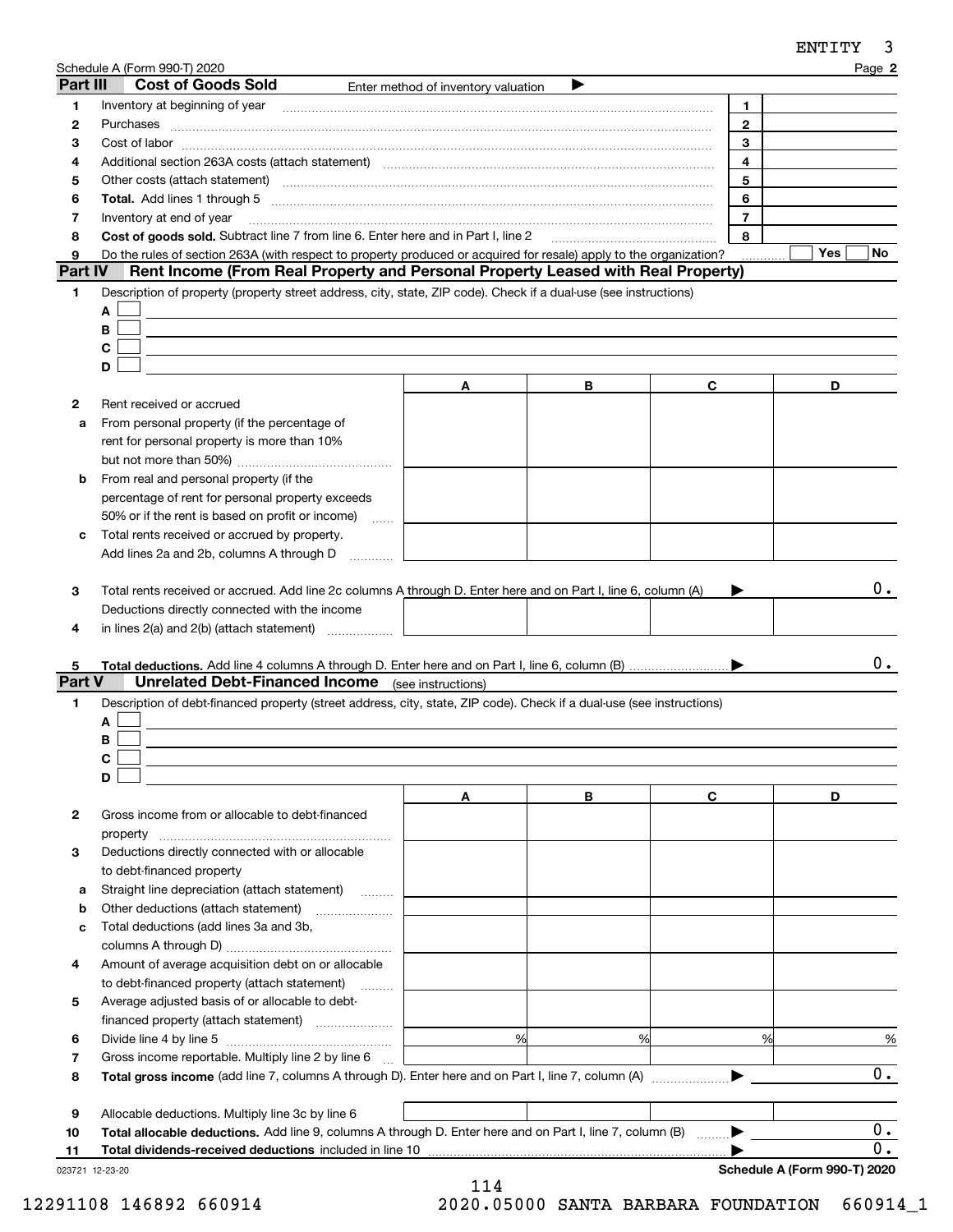Schedule A (Form 990-T) 2020

## Part III Cost of Goods Sold

Enter method of inventory valuation ▶

| | | | |
|---|---|---|---|
| 1 | Inventory at beginning of year | 1 | |
| 2 | Purchases | 2 | |
| 3 | Cost of labor | 3 | |
| 4 | Additional section 263A costs (attach statement) | 4 | |
| 5 | Other costs (attach statement) | 5 | |
| 6 | **Total.** Add lines 1 through 5 | 6 | |
| 7 | Inventory at end of year | 7 | |
| 8 | **Cost of goods sold.** Subtract line 7 from line 6. Enter here and in Part I, line 2 | 8 | |
| 9 | Do the rules of section 263A (with respect to property produced or acquired for resale) apply to the organization? | | Yes ☐ No ☐ |

## Part IV Rent Income (From Real Property and Personal Property Leased with Real Property)

1 Description of property (property street address, city, state, ZIP code). Check if a dual-use (see instructions)

A ☐
B ☐
C ☐
D ☐

| | | A | B | C | D |
|---|---|---|---|---|---|
| 2 | Rent received or accrued | | | | |
| a | From personal property (if the percentage of rent for personal property is more than 10% but not more than 50%) | | | | |
| b | From real and personal property (if the percentage of rent for personal property exceeds 50% or if the rent is based on profit or income) | | | | |
| c | Total rents received or accrued by property. Add lines 2a and 2b, columns A through D | | | | |
| 3 | Total rents received or accrued. Add line 2c columns A through D. Enter here and on Part I, line 6, column (A) ▶ | | | | 0. |
| 4 | Deductions directly connected with the income in lines 2(a) and 2(b) (attach statement) | | | | |
| 5 | **Total deductions.** Add line 4 columns A through D. Enter here and on Part I, line 6, column (B) ▶ | | | | 0. |

## Part V Unrelated Debt-Financed Income (see instructions)

1 Description of debt-financed property (street address, city, state, ZIP code). Check if a dual-use (see instructions)

A ☐
B ☐
C ☐
D ☐

| | | A | B | C | D |
|---|---|---|---|---|---|
| 2 | Gross income from or allocable to debt-financed property | | | | |
| 3 | Deductions directly connected with or allocable to debt-financed property | | | | |
| a | Straight line depreciation (attach statement) | | | | |
| b | Other deductions (attach statement) | | | | |
| c | Total deductions (add lines 3a and 3b, columns A through D) | | | | |
| 4 | Amount of average acquisition debt on or allocable to debt-financed property (attach statement) | | | | |
| 5 | Average adjusted basis of or allocable to debt-financed property (attach statement) | | | | |
| 6 | Divide line 4 by line 5 | % | % | % | % |
| 7 | Gross income reportable. Multiply line 2 by line 6 | | | | |
| 8 | **Total gross income** (add line 7, columns A through D). Enter here and on Part I, line 7, column (A) ▶ | | | | 0. |
| 9 | Allocable deductions. Multiply line 3c by line 6 | | | | |
| 10 | **Total allocable deductions.** Add line 9, columns A through D. Enter here and on Part I, line 7, column (B) ▶ | | | | 0. |
| 11 | **Total dividends-received deductions** included in line 10 ▶ | | | | 0. |

Schedule A (Form 990-T) 2020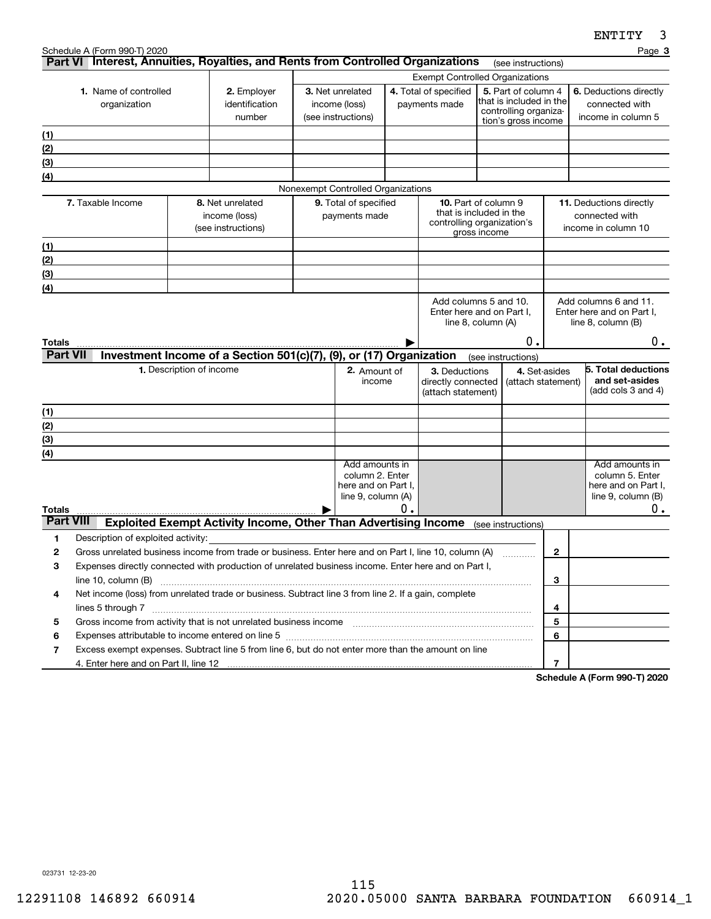Schedule A (Form 990-T) 2020

## Part VI Interest, Annuities, Royalties, and Rents from Controlled Organizations (see instructions)

| 1. Name of controlled organization | 2. Employer identification number | Exempt Controlled Organizations | | | |
|---|---|---|---|---|---|
| | | 3. Net unrelated income (loss) (see instructions) | 4. Total of specified payments made | 5. Part of column 4 that is included in the controlling organization's gross income | 6. Deductions directly connected with income in column 5 |
| (1) | | | | | |
| (2) | | | | | |
| (3) | | | | | |
| (4) | | | | | |

Nonexempt Controlled Organizations

| 7. Taxable Income | 8. Net unrelated income (loss) (see instructions) | 9. Total of specified payments made | 10. Part of column 9 that is included in the controlling organization's gross income | 11. Deductions directly connected with income in column 10 |
|---|---|---|---|---|
| (1) | | | | |
| (2) | | | | |
| (3) | | | | |
| (4) | | | | |
| | | | Add columns 5 and 10. Enter here and on Part I, line 8, column (A) | Add columns 6 and 11. Enter here and on Part I, line 8, column (B) |
| **Totals** | | | 0. | 0. |

## Part VII Investment Income of a Section 501(c)(7), (9), or (17) Organization (see instructions)

| 1. Description of income | 2. Amount of income | 3. Deductions directly connected (attach statement) | 4. Set-asides (attach statement) | 5. Total deductions and set-asides (add cols 3 and 4) |
|---|---|---|---|---|
| (1) | | | | |
| (2) | | | | |
| (3) | | | | |
| (4) | | | | |
| | Add amounts in column 2. Enter here and on Part I, line 9, column (A) | | | Add amounts in column 5. Enter here and on Part I, line 9, column (B) |
| **Totals** | 0. | | | 0. |

## Part VIII Exploited Exempt Activity Income, Other Than Advertising Income (see instructions)

| | | Line | Amount |
|---|---|---|---|
| 1 | Description of exploited activity: | | |
| 2 | Gross unrelated business income from trade or business. Enter here and on Part I, line 10, column (A) | 2 | |
| 3 | Expenses directly connected with production of unrelated business income. Enter here and on Part I, line 10, column (B) | 3 | |
| 4 | Net income (loss) from unrelated trade or business. Subtract line 3 from line 2. If a gain, complete lines 5 through 7 | 4 | |
| 5 | Gross income from activity that is not unrelated business income | 5 | |
| 6 | Expenses attributable to income entered on line 5 | 6 | |
| 7 | Excess exempt expenses. Subtract line 5 from line 6, but do not enter more than the amount on line 4. Enter here and on Part II, line 12 | 7 | |

**Schedule A (Form 990-T) 2020**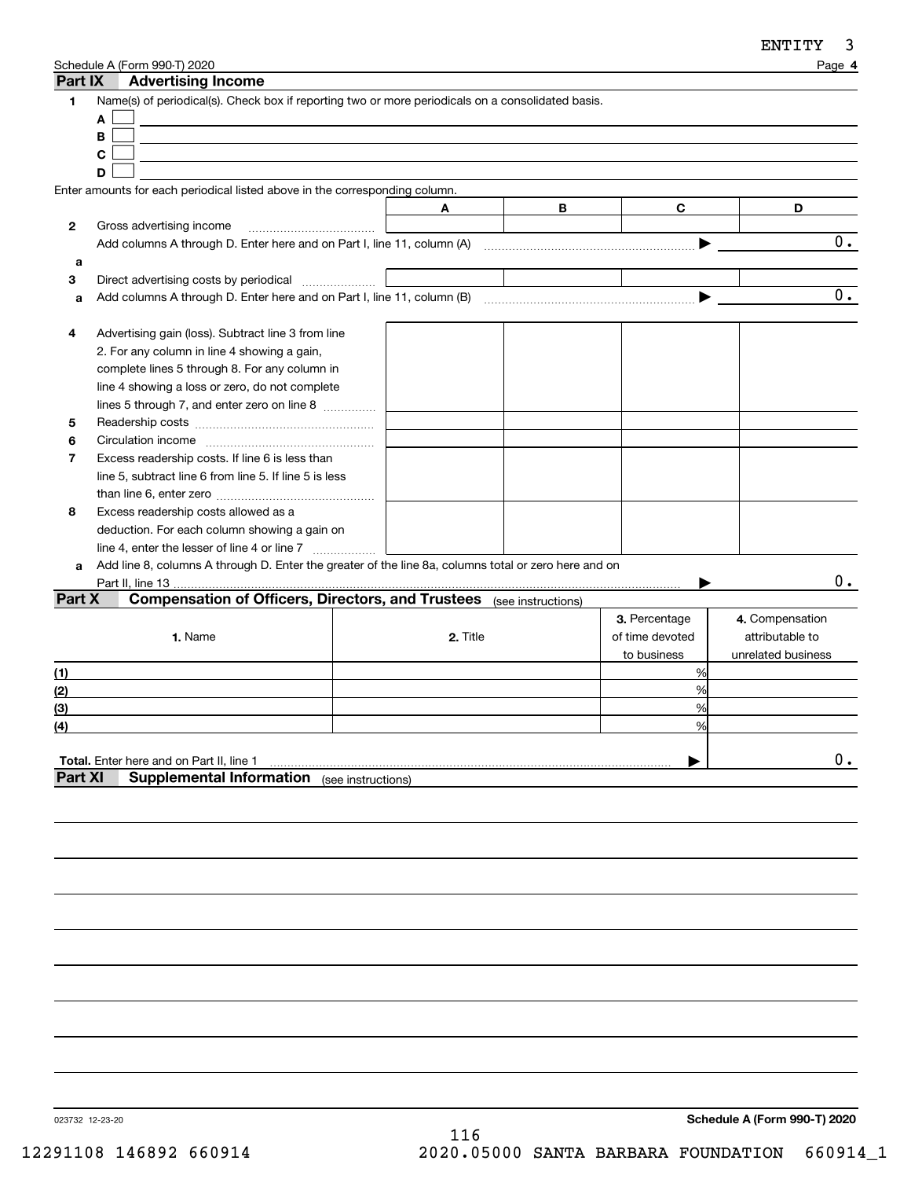Schedule A (Form 990-T) 2020 Page **4**

## Part IX Advertising Income

**1** Name(s) of periodical(s). Check box if reporting two or more periodicals on a consolidated basis.

**A** ☐

**B** ☐

**C** ☐

**D** ☐

Enter amounts for each periodical listed above in the corresponding column.

| | | A | B | C | D |
|---|---|---|---|---|---|
| **2** | Gross advertising income | | | | |
| | Add columns A through D. Enter here and on Part I, line 11, column (A) | | | ▶ | 0. |
| **a** | | | | | |
| **3** | Direct advertising costs by periodical | | | | |
| **a** | Add columns A through D. Enter here and on Part I, line 11, column (B) | | | ▶ | 0. |
| **4** | Advertising gain (loss). Subtract line 3 from line 2. For any column in line 4 showing a gain, complete lines 5 through 8. For any column in line 4 showing a loss or zero, do not complete lines 5 through 7, and enter zero on line 8 | | | | |
| **5** | Readership costs | | | | |
| **6** | Circulation income | | | | |
| **7** | Excess readership costs. If line 6 is less than line 5, subtract line 6 from line 5. If line 5 is less than line 6, enter zero | | | | |
| **8** | Excess readership costs allowed as a deduction. For each column showing a gain on line 4, enter the lesser of line 4 or line 7 | | | | |
| **a** | Add line 8, columns A through D. Enter the greater of the line 8a, columns total or zero here and on Part II, line 13 | | | ▶ | 0. |

## Part X Compensation of Officers, Directors, and Trustees (see instructions)

| | 1. Name | 2. Title | 3. Percentage of time devoted to business | 4. Compensation attributable to unrelated business |
|---|---|---|---|---|
| (1) | | | % | |
| (2) | | | % | |
| (3) | | | % | |
| (4) | | | % | |
| **Total.** Enter here and on Part II, line 1 | | | ▶ | 0. |

## Part XI Supplemental Information (see instructions)

023732 12-23-20 **Schedule A (Form 990-T) 2020**

12291108 146892 660914 2020.05000 SANTA BARBARA FOUNDATION 660914_1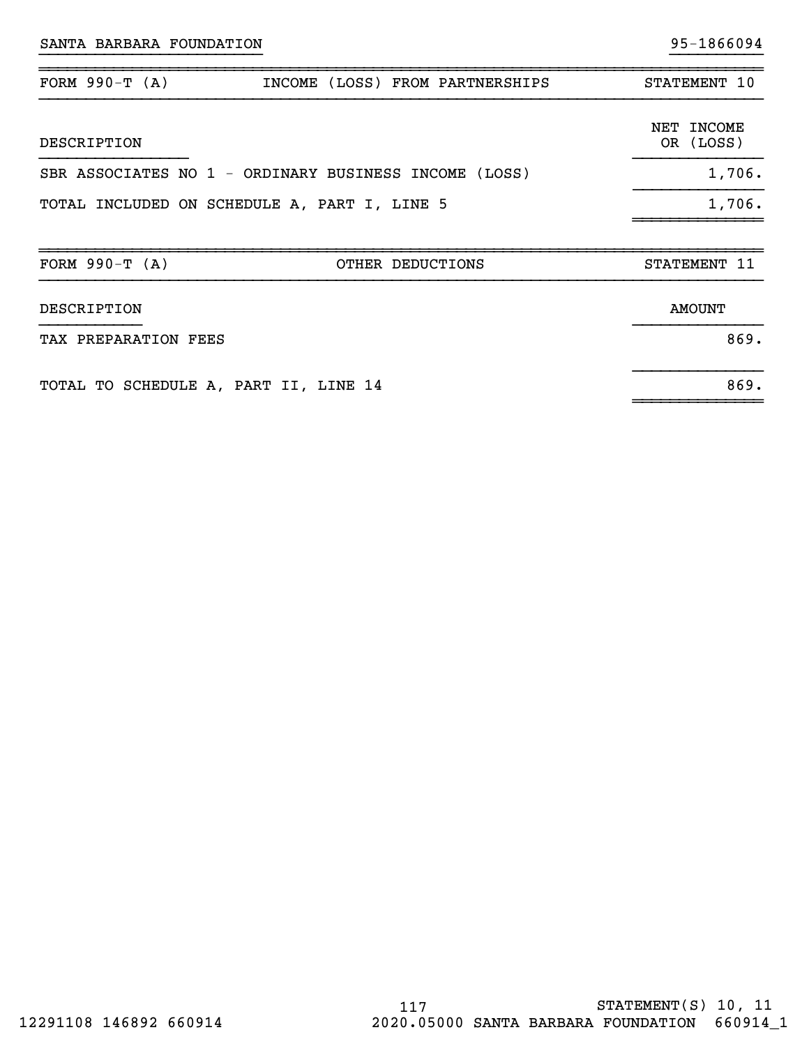SANTA BARBARA FOUNDATION 95-1866094

| FORM 990-T (A) | INCOME (LOSS) FROM PARTNERSHIPS | STATEMENT 10 |
|---|---|---|
| DESCRIPTION | | NET INCOME OR (LOSS) |
| SBR ASSOCIATES NO 1 - ORDINARY BUSINESS INCOME (LOSS) | | 1,706. |
| TOTAL INCLUDED ON SCHEDULE A, PART I, LINE 5 | | 1,706. |

| FORM 990-T (A) | OTHER DEDUCTIONS | STATEMENT 11 |
|---|---|---|
| DESCRIPTION | | AMOUNT |
| TAX PREPARATION FEES | | 869. |
| TOTAL TO SCHEDULE A, PART II, LINE 14 | | 869. |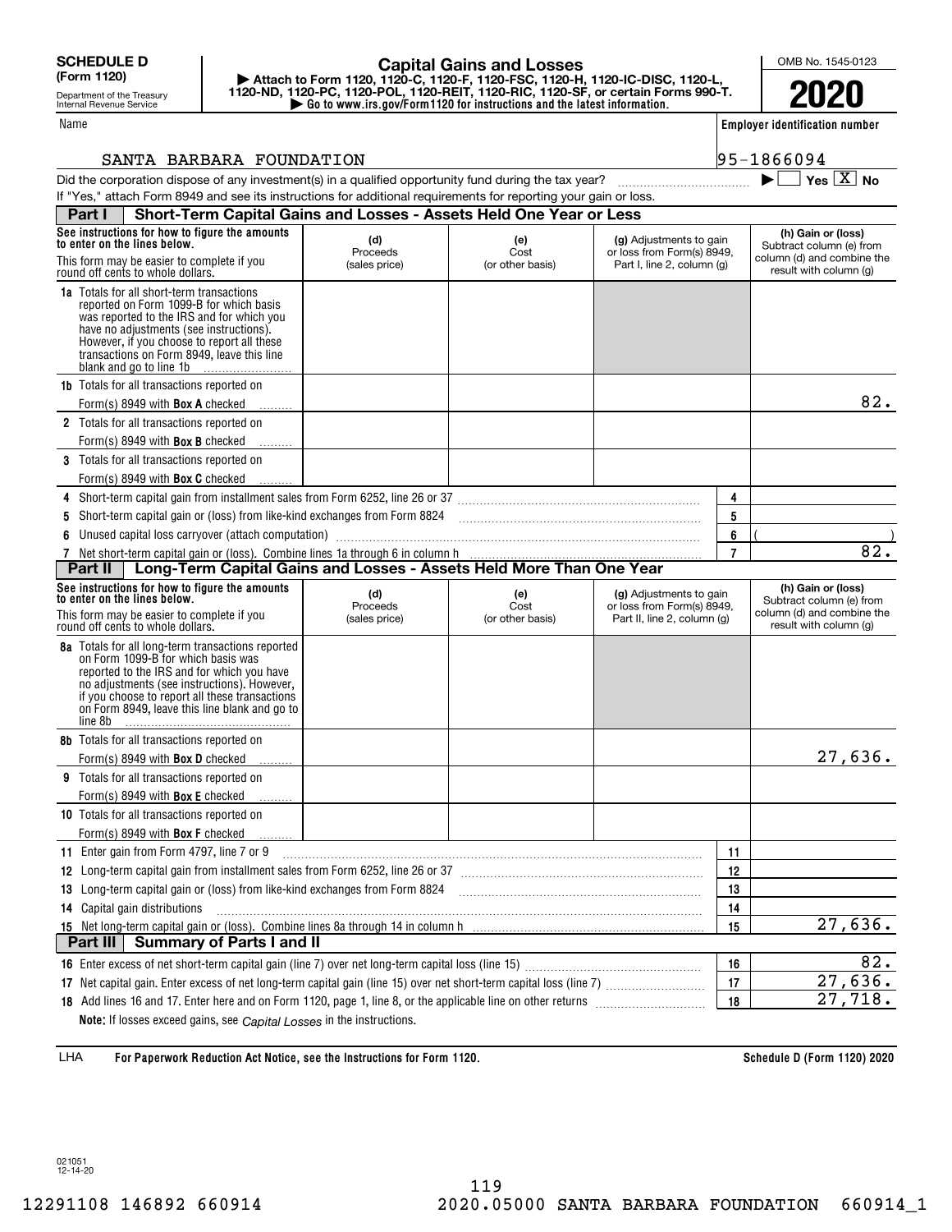**SCHEDULE D (Form 1120)**

Department of the Treasury
Internal Revenue Service

# Capital Gains and Losses

▶ Attach to Form 1120, 1120-C, 1120-F, 1120-FSC, 1120-H, 1120-IC-DISC, 1120-L, 1120-ND, 1120-PC, 1120-POL, 1120-REIT, 1120-RIC, 1120-SF, or certain Forms 990-T.
▶ Go to www.irs.gov/Form1120 for instructions and the latest information.

OMB No. 1545-0123

**2020**

Name: SANTA BARBARA FOUNDATION

Employer identification number: 95-1866094

Did the corporation dispose of any investment(s) in a qualified opportunity fund during the tax year? ▶ ☐ Yes ☒ No

If "Yes," attach Form 8949 and see its instructions for additional requirements for reporting your gain or loss.

## Part I Short-Term Capital Gains and Losses - Assets Held One Year or Less

| See instructions for how to figure the amounts to enter on the lines below. This form may be easier to complete if you round off cents to whole dollars. | (d) Proceeds (sales price) | (e) Cost (or other basis) | (g) Adjustments to gain or loss from Form(s) 8949, Part I, line 2, column (g) | (h) Gain or (loss) Subtract column (e) from column (d) and combine the result with column (g) |
|---|---|---|---|---|
| **1a** Totals for all short-term transactions reported on Form 1099-B for which basis was reported to the IRS and for which you have no adjustments (see instructions). However, if you choose to report all these transactions on Form 8949, leave this line blank and go to line 1b | | | | |
| **1b** Totals for all transactions reported on Form(s) 8949 with **Box A** checked | | | | 82. |
| **2** Totals for all transactions reported on Form(s) 8949 with **Box B** checked | | | | |
| **3** Totals for all transactions reported on Form(s) 8949 with **Box C** checked | | | | |

| | Line | Amount |
|---|---|---|
| **4** Short-term capital gain from installment sales from Form 6252, line 26 or 37 | 4 | |
| **5** Short-term capital gain or (loss) from like-kind exchanges from Form 8824 | 5 | |
| **6** Unused capital loss carryover (attach computation) | 6 | ( ) |
| **7** Net short-term capital gain or (loss). Combine lines 1a through 6 in column h | 7 | 82. |

## Part II Long-Term Capital Gains and Losses - Assets Held More Than One Year

| See instructions for how to figure the amounts to enter on the lines below. This form may be easier to complete if you round off cents to whole dollars. | (d) Proceeds (sales price) | (e) Cost (or other basis) | (g) Adjustments to gain or loss from Form(s) 8949, Part II, line 2, column (g) | (h) Gain or (loss) Subtract column (e) from column (d) and combine the result with column (g) |
|---|---|---|---|---|
| **8a** Totals for all long-term transactions reported on Form 1099-B for which basis was reported to the IRS and for which you have no adjustments (see instructions). However, if you choose to report all these transactions on Form 8949, leave this line blank and go to line 8b | | | | |
| **8b** Totals for all transactions reported on Form(s) 8949 with **Box D** checked | | | | 27,636. |
| **9** Totals for all transactions reported on Form(s) 8949 with **Box E** checked | | | | |
| **10** Totals for all transactions reported on Form(s) 8949 with **Box F** checked | | | | |

| | Line | Amount |
|---|---|---|
| **11** Enter gain from Form 4797, line 7 or 9 | 11 | |
| **12** Long-term capital gain from installment sales from Form 6252, line 26 or 37 | 12 | |
| **13** Long-term capital gain or (loss) from like-kind exchanges from Form 8824 | 13 | |
| **14** Capital gain distributions | 14 | |
| **15** Net long-term capital gain or (loss). Combine lines 8a through 14 in column h | 15 | 27,636. |

## Part III Summary of Parts I and II

| | Line | Amount |
|---|---|---|
| **16** Enter excess of net short-term capital gain (line 7) over net long-term capital loss (line 15) | 16 | 82. |
| **17** Net capital gain. Enter excess of net long-term capital gain (line 15) over net short-term capital loss (line 7) | 17 | 27,636. |
| **18** Add lines 16 and 17. Enter here and on Form 1120, page 1, line 8, or the applicable line on other returns | 18 | 27,718. |

**Note:** If losses exceed gains, see *Capital Losses* in the instructions.

LHA **For Paperwork Reduction Act Notice, see the Instructions for Form 1120.** **Schedule D (Form 1120) 2020**

021051
12-14-20

12291108 146892 660914 2020.05000 SANTA BARBARA FOUNDATION 660914_1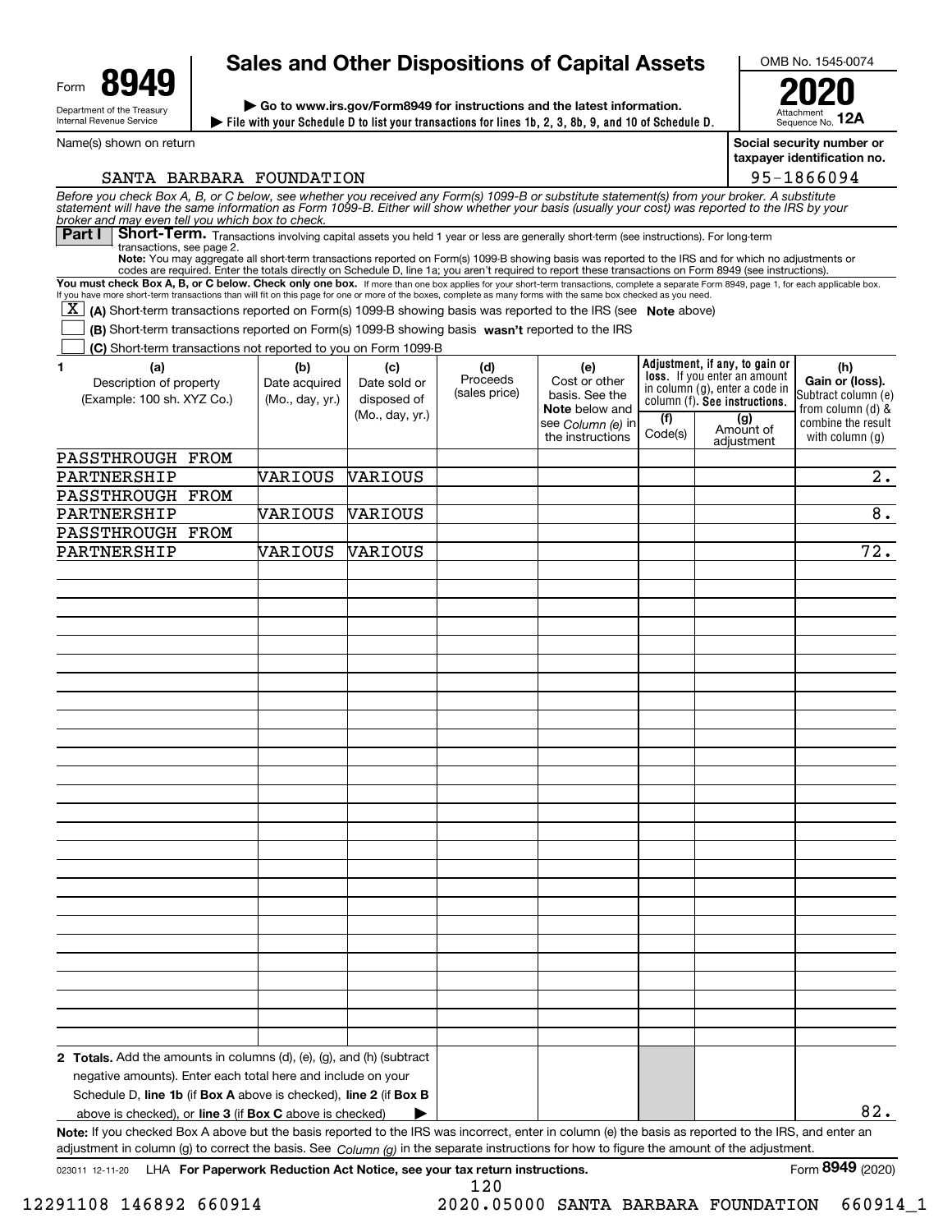Form **8949**

Department of the Treasury
Internal Revenue Service

# Sales and Other Dispositions of Capital Assets

▶ Go to www.irs.gov/Form8949 for instructions and the latest information.

▶ File with your Schedule D to list your transactions for lines 1b, 2, 3, 8b, 9, and 10 of Schedule D.

OMB No. 1545-0074

**2020**

Attachment Sequence No. **12A**

| Name(s) shown on return | Social security number or taxpayer identification no. |
|---|---|
| SANTA BARBARA FOUNDATION | 95-1866094 |

*Before you check Box A, B, or C below, see whether you received any Form(s) 1099-B or substitute statement(s) from your broker. A substitute statement will have the same information as Form 1099-B. Either will show whether your basis (usually your cost) was reported to the IRS by your broker and may even tell you which box to check.*

**Part I** **Short-Term.** Transactions involving capital assets you held 1 year or less are generally short-term (see instructions). For long-term transactions, see page 2.

**Note:** You may aggregate all short-term transactions reported on Form(s) 1099-B showing basis was reported to the IRS and for which no adjustments or codes are required. Enter the totals directly on Schedule D, line 1a; you aren't required to report these transactions on Form 8949 (see instructions).

**You must check Box A, B, or C below. Check only one box.** If more than one box applies for your short-term transactions, complete a separate Form 8949, page 1, for each applicable box. If you have more short-term transactions than will fit on this page for one or more of the boxes, complete as many forms with the same box checked as you need.

- [X] **(A)** Short-term transactions reported on Form(s) 1099-B showing basis was reported to the IRS (see **Note** above)
- [ ] **(B)** Short-term transactions reported on Form(s) 1099-B showing basis **wasn't** reported to the IRS
- [ ] **(C)** Short-term transactions not reported to you on Form 1099-B

| 1 (a) Description of property (Example: 100 sh. XYZ Co.) | (b) Date acquired (Mo., day, yr.) | (c) Date sold or disposed of (Mo., day, yr.) | (d) Proceeds (sales price) | (e) Cost or other basis. See the **Note** below and see *Column (e)* in the instructions | Adjustment, if any, to gain or loss. If you enter an amount in column (g), enter a code in column (f). **See instructions.** (f) Code(s) | (g) Amount of adjustment | (h) Gain or (loss). Subtract column (e) from column (d) & combine the result with column (g) |
|---|---|---|---|---|---|---|---|
| PASSTHROUGH FROM PARTNERSHIP | VARIOUS | VARIOUS | | | | | 2. |
| PASSTHROUGH FROM PARTNERSHIP | VARIOUS | VARIOUS | | | | | 8. |
| PASSTHROUGH FROM PARTNERSHIP | VARIOUS | VARIOUS | | | | | 72. |
| **2 Totals.** Add the amounts in columns (d), (e), (g), and (h) (subtract negative amounts). Enter each total here and include on your Schedule D, **line 1b** (if **Box A** above is checked), **line 2** (if **Box B** above is checked), or **line 3** (if **Box C** above is checked) ▶ | | | | | | | 82. |

**Note:** If you checked Box A above but the basis reported to the IRS was incorrect, enter in column (e) the basis as reported to the IRS, and enter an adjustment in column (g) to correct the basis. See *Column (g)* in the separate instructions for how to figure the amount of the adjustment.

023011 12-11-20 LHA **For Paperwork Reduction Act Notice, see your tax return instructions.** Form **8949** (2020)

12291108 146892 660914 2020.05000 SANTA BARBARA FOUNDATION 660914_1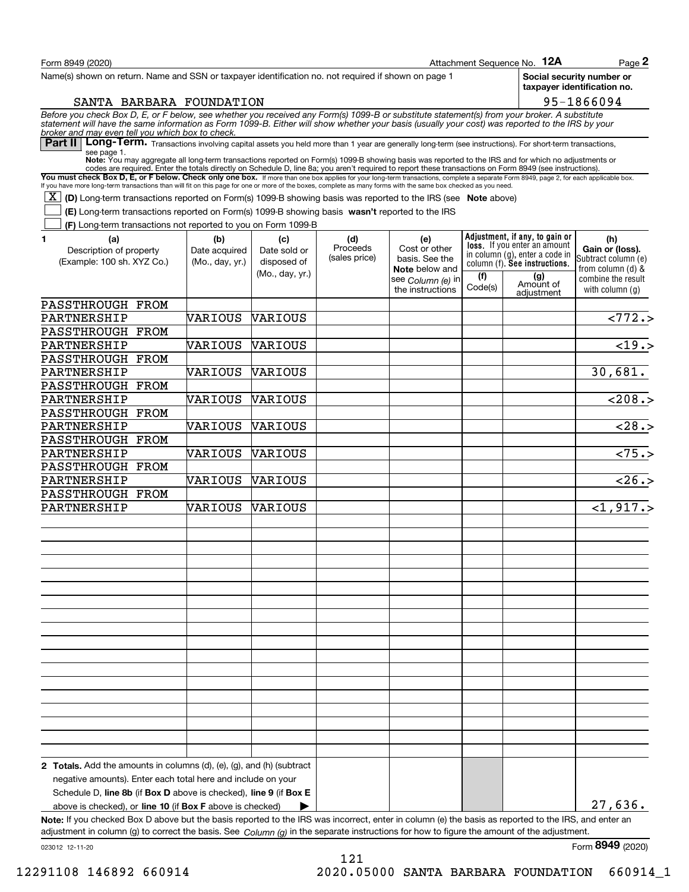Form 8949 (2020) Attachment Sequence No. **12A** Page **2**

Name(s) shown on return. Name and SSN or taxpayer identification no. not required if shown on page 1

SANTA BARBARA FOUNDATION

**Social security number or taxpayer identification no.**

95-1866094

*Before you check Box D, E, or F below, see whether you received any Form(s) 1099-B or substitute statement(s) from your broker. A substitute statement will have the same information as Form 1099-B. Either will show whether your basis (usually your cost) was reported to the IRS by your broker and may even tell you which box to check.*

**Part II** **Long-Term.** Transactions involving capital assets you held more than 1 year are generally long-term (see instructions). For short-term transactions, see page 1.

**Note:** You may aggregate all long-term transactions reported on Form(s) 1099-B showing basis was reported to the IRS and for which no adjustments or codes are required. Enter the totals directly on Schedule D, line 8a; you aren't required to report these transactions on Form 8949 (see instructions).

**You must check Box D, E, or F below. Check only one box.** If more than one box applies for your long-term transactions, complete a separate Form 8949, page 2, for each applicable box. If you have more long-term transactions than will fit on this page for one or more of the boxes, complete as many forms with the same box checked as you need.

- [X] **(D)** Long-term transactions reported on Form(s) 1099-B showing basis was reported to the IRS (see **Note** above)
- [ ] **(E)** Long-term transactions reported on Form(s) 1099-B showing basis **wasn't** reported to the IRS
- [ ] **(F)** Long-term transactions not reported to you on Form 1099-B

| 1 (a) Description of property (Example: 100 sh. XYZ Co.) | (b) Date acquired (Mo., day, yr.) | (c) Date sold or disposed of (Mo., day, yr.) | (d) Proceeds (sales price) | (e) Cost or other basis. See the **Note** below and see *Column (e)* in the instructions | Adjustment, if any, to gain or loss. If you enter an amount in column (g), enter a code in column (f). See instructions. (f) Code(s) | (g) Amount of adjustment | (h) Gain or (loss). Subtract column (e) from column (d) & combine the result with column (g) |
|---|---|---|---|---|---|---|---|
| PASSTHROUGH FROM PARTNERSHIP | VARIOUS | VARIOUS | | | | | <772.> |
| PASSTHROUGH FROM PARTNERSHIP | VARIOUS | VARIOUS | | | | | <19.> |
| PASSTHROUGH FROM PARTNERSHIP | VARIOUS | VARIOUS | | | | | 30,681. |
| PASSTHROUGH FROM PARTNERSHIP | VARIOUS | VARIOUS | | | | | <208.> |
| PASSTHROUGH FROM PARTNERSHIP | VARIOUS | VARIOUS | | | | | <28.> |
| PASSTHROUGH FROM PARTNERSHIP | VARIOUS | VARIOUS | | | | | <75.> |
| PASSTHROUGH FROM PARTNERSHIP | VARIOUS | VARIOUS | | | | | <26.> |
| PASSTHROUGH FROM PARTNERSHIP | VARIOUS | VARIOUS | | | | | <1,917.> |
| **2 Totals.** Add the amounts in columns (d), (e), (g), and (h) (subtract negative amounts). Enter each total here and include on your Schedule D, **line 8b** (if **Box D** above is checked), **line 9** (if **Box E** above is checked), or **line 10** (if **Box F** above is checked) ▶ | | | | | | | 27,636. |

**Note:** If you checked Box D above but the basis reported to the IRS was incorrect, enter in column (e) the basis as reported to the IRS, and enter an adjustment in column (g) to correct the basis. See *Column (g)* in the separate instructions for how to figure the amount of the adjustment.

023012 12-11-20 Form **8949** (2020)

12291108 146892 660914 2020.05000 SANTA BARBARA FOUNDATION 660914_1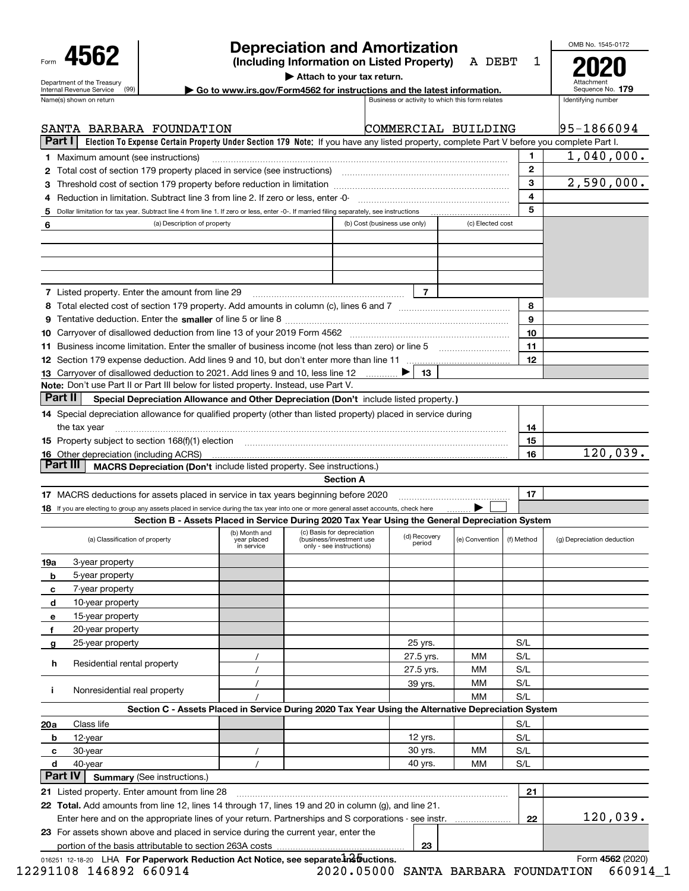Form **4562**

Department of the Treasury
Internal Revenue Service (99)

# Depreciation and Amortization

**(Including Information on Listed Property)** A DEBT 1

▶ **Attach to your tax return.**

▶ **Go to www.irs.gov/Form4562 for instructions and the latest information.**

OMB No. 1545-0172

**2020**

Attachment Sequence No. **179**

| Name(s) shown on return | Business or activity to which this form relates | Identifying number |
|---|---|---|
| SANTA BARBARA FOUNDATION | COMMERCIAL BUILDING | 95-1866094 |

## Part I Election To Expense Certain Property Under Section 179

**Note:** If you have any listed property, complete Part V before you complete Part I.

| | | | |
|---|---|---|---|
| **1** | Maximum amount (see instructions) | **1** | 1,040,000. |
| **2** | Total cost of section 179 property placed in service (see instructions) | **2** | |
| **3** | Threshold cost of section 179 property before reduction in limitation | **3** | 2,590,000. |
| **4** | Reduction in limitation. Subtract line 3 from line 2. If zero or less, enter -0- | **4** | |
| **5** | Dollar limitation for tax year. Subtract line 4 from line 1. If zero or less, enter -0-. If married filing separately, see instructions | **5** | |

| **6** (a) Description of property | (b) Cost (business use only) | (c) Elected cost |
|---|---|---|
| | | |
| | | |
| | | |
| | | |

| | | | |
|---|---|---|---|
| **7** | Listed property. Enter the amount from line 29 | **7** | |
| **8** | Total elected cost of section 179 property. Add amounts in column (c), lines 6 and 7 | **8** | |
| **9** | Tentative deduction. Enter the **smaller** of line 5 or line 8 | **9** | |
| **10** | Carryover of disallowed deduction from line 13 of your 2019 Form 4562 | **10** | |
| **11** | Business income limitation. Enter the smaller of business income (not less than zero) or line 5 | **11** | |
| **12** | Section 179 expense deduction. Add lines 9 and 10, but don't enter more than line 11 | **12** | |
| **13** | Carryover of disallowed deduction to 2021. Add lines 9 and 10, less line 12 ▶ | **13** | |

**Note:** Don't use Part II or Part III below for listed property. Instead, use Part V.

## Part II Special Depreciation Allowance and Other Depreciation (Don't include listed property.)

| | | | |
|---|---|---|---|
| **14** | Special depreciation allowance for qualified property (other than listed property) placed in service during the tax year | **14** | |
| **15** | Property subject to section 168(f)(1) election | **15** | |
| **16** | Other depreciation (including ACRS) | **16** | 120,039. |

## Part III MACRS Depreciation (Don't include listed property. See instructions.)

### Section A

| | | | |
|---|---|---|---|
| **17** | MACRS deductions for assets placed in service in tax years beginning before 2020 | **17** | |
| **18** | If you are electing to group any assets placed in service during the tax year into one or more general asset accounts, check here ▶ ☐ | | |

### Section B - Assets Placed in Service During 2020 Tax Year Using the General Depreciation System

| (a) Classification of property | (b) Month and year placed in service | (c) Basis for depreciation (business/investment use only - see instructions) | (d) Recovery period | (e) Convention | (f) Method | (g) Depreciation deduction |
|---|---|---|---|---|---|---|
| **19a** 3-year property | | | | | | |
| **b** 5-year property | | | | | | |
| **c** 7-year property | | | | | | |
| **d** 10-year property | | | | | | |
| **e** 15-year property | | | | | | |
| **f** 20-year property | | | | | | |
| **g** 25-year property | | | 25 yrs. | | S/L | |
| **h** Residential rental property | / | | 27.5 yrs. | MM | S/L | |
| | / | | 27.5 yrs. | MM | S/L | |
| **i** Nonresidential real property | / | | 39 yrs. | MM | S/L | |
| | / | | | MM | S/L | |

### Section C - Assets Placed in Service During 2020 Tax Year Using the Alternative Depreciation System

| (a) Classification of property | (b) Month and year placed in service | (c) Basis for depreciation | (d) Recovery period | (e) Convention | (f) Method | (g) Depreciation deduction |
|---|---|---|---|---|---|---|
| **20a** Class life | | | | | S/L | |
| **b** 12-year | | | 12 yrs. | | S/L | |
| **c** 30-year | / | | 30 yrs. | MM | S/L | |
| **d** 40-year | / | | 40 yrs. | MM | S/L | |

## Part IV Summary (See instructions.)

| | | | |
|---|---|---|---|
| **21** | Listed property. Enter amount from line 28 | **21** | |
| **22** | **Total.** Add amounts from line 12, lines 14 through 17, lines 19 and 20 in column (g), and line 21. Enter here and on the appropriate lines of your return. Partnerships and S corporations - see instr. | **22** | 120,039. |
| **23** | For assets shown above and placed in service during the current year, enter the portion of the basis attributable to section 263A costs | **23** | |

016251 12-18-20 LHA **For Paperwork Reduction Act Notice, see separate instructions.** Form **4562** (2020)

12291108 146892 660914 2020.05000 SANTA BARBARA FOUNDATION 660914_1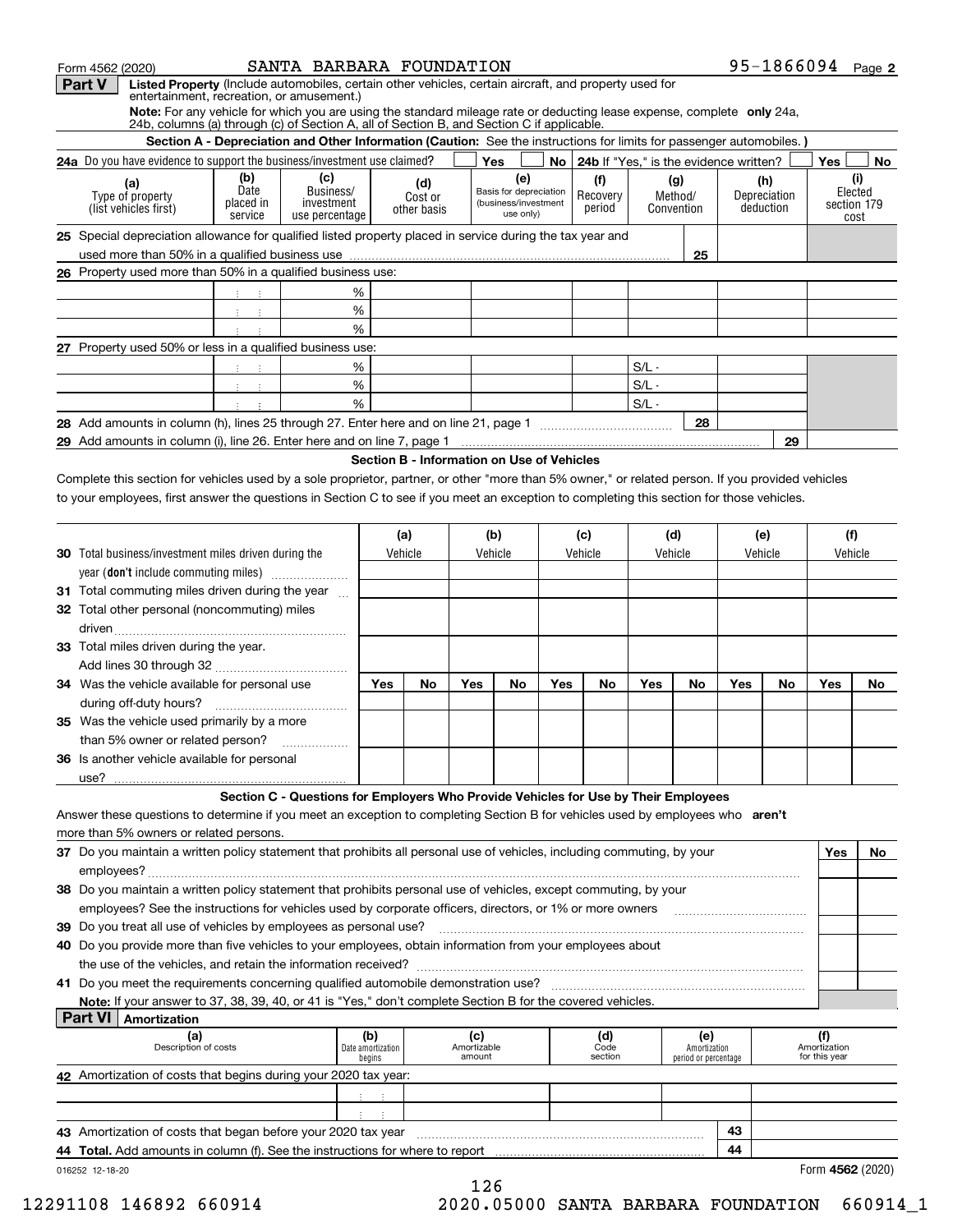Form 4562 (2020) SANTA BARBARA FOUNDATION 95-1866094 Page 2

## Part V Listed Property (Include automobiles, certain other vehicles, certain aircraft, and property used for entertainment, recreation, or amusement.)

**Note:** For any vehicle for which you are using the standard mileage rate or deducting lease expense, complete **only** 24a, 24b, columns (a) through (c) of Section A, all of Section B, and Section C if applicable.

### Section A - Depreciation and Other Information (Caution: See the instructions for limits for passenger automobiles.)

**24a** Do you have evidence to support the business/investment use claimed? ☐ Yes ☐ No **24b** If "Yes," is the evidence written? ☐ Yes ☐ No

| (a) Type of property (list vehicles first) | (b) Date placed in service | (c) Business/ investment use percentage | (d) Cost or other basis | (e) Basis for depreciation (business/investment use only) | (f) Recovery period | (g) Method/ Convention | (h) Depreciation deduction | (i) Elected section 179 cost |
|---|---|---|---|---|---|---|---|---|
| **25** Special depreciation allowance for qualified listed property placed in service during the tax year and used more than 50% in a qualified business use | | | | | | 25 | | |
| **26** Property used more than 50% in a qualified business use: | | | | | | | | |
| | | % | | | | | | |
| | | % | | | | | | |
| | | % | | | | | | |
| **27** Property used 50% or less in a qualified business use: | | | | | | | | |
| | | % | | | | S/L - | | |
| | | % | | | | S/L - | | |
| | | % | | | | S/L - | | |
| **28** Add amounts in column (h), lines 25 through 27. Enter here and on line 21, page 1 | | | | | | 28 | | |
| **29** Add amounts in column (i), line 26. Enter here and on line 7, page 1 | | | | | | | 29 | |

### Section B - Information on Use of Vehicles

Complete this section for vehicles used by a sole proprietor, partner, or other "more than 5% owner," or related person. If you provided vehicles to your employees, first answer the questions in Section C to see if you meet an exception to completing this section for those vehicles.

| | (a) Vehicle | | (b) Vehicle | | (c) Vehicle | | (d) Vehicle | | (e) Vehicle | | (f) Vehicle | |
|---|---|---|---|---|---|---|---|---|---|---|---|---|
| **30** Total business/investment miles driven during the year (**don't** include commuting miles) | | | | | | | | | | | | |
| **31** Total commuting miles driven during the year | | | | | | | | | | | | |
| **32** Total other personal (noncommuting) miles driven | | | | | | | | | | | | |
| **33** Total miles driven during the year. Add lines 30 through 32 | | | | | | | | | | | | |
| | Yes | No | Yes | No | Yes | No | Yes | No | Yes | No | Yes | No |
| **34** Was the vehicle available for personal use during off-duty hours? | | | | | | | | | | | | |
| **35** Was the vehicle used primarily by a more than 5% owner or related person? | | | | | | | | | | | | |
| **36** Is another vehicle available for personal use? | | | | | | | | | | | | |

### Section C - Questions for Employers Who Provide Vehicles for Use by Their Employees

Answer these questions to determine if you meet an exception to completing Section B for vehicles used by employees who **aren't** more than 5% owners or related persons.

| | Yes | No |
|---|---|---|
| **37** Do you maintain a written policy statement that prohibits all personal use of vehicles, including commuting, by your employees? | | |
| **38** Do you maintain a written policy statement that prohibits personal use of vehicles, except commuting, by your employees? See the instructions for vehicles used by corporate officers, directors, or 1% or more owners | | |
| **39** Do you treat all use of vehicles by employees as personal use? | | |
| **40** Do you provide more than five vehicles to your employees, obtain information from your employees about the use of the vehicles, and retain the information received? | | |
| **41** Do you meet the requirements concerning qualified automobile demonstration use? | | |

**Note:** If your answer to 37, 38, 39, 40, or 41 is "Yes," don't complete Section B for the covered vehicles.

## Part VI Amortization

| (a) Description of costs | (b) Date amortization begins | (c) Amortizable amount | (d) Code section | (e) Amortization period or percentage | (f) Amortization for this year |
|---|---|---|---|---|---|
| **42** Amortization of costs that begins during your 2020 tax year: | | | | | |
| | | | | | |
| | | | | | |
| **43** Amortization of costs that began before your 2020 tax year | | | | 43 | |
| **44 Total.** Add amounts in column (f). See the instructions for where to report | | | | 44 | |

016252 12-18-20 Form **4562** (2020)

12291108 146892 660914 2020.05000 SANTA BARBARA FOUNDATION 660914_1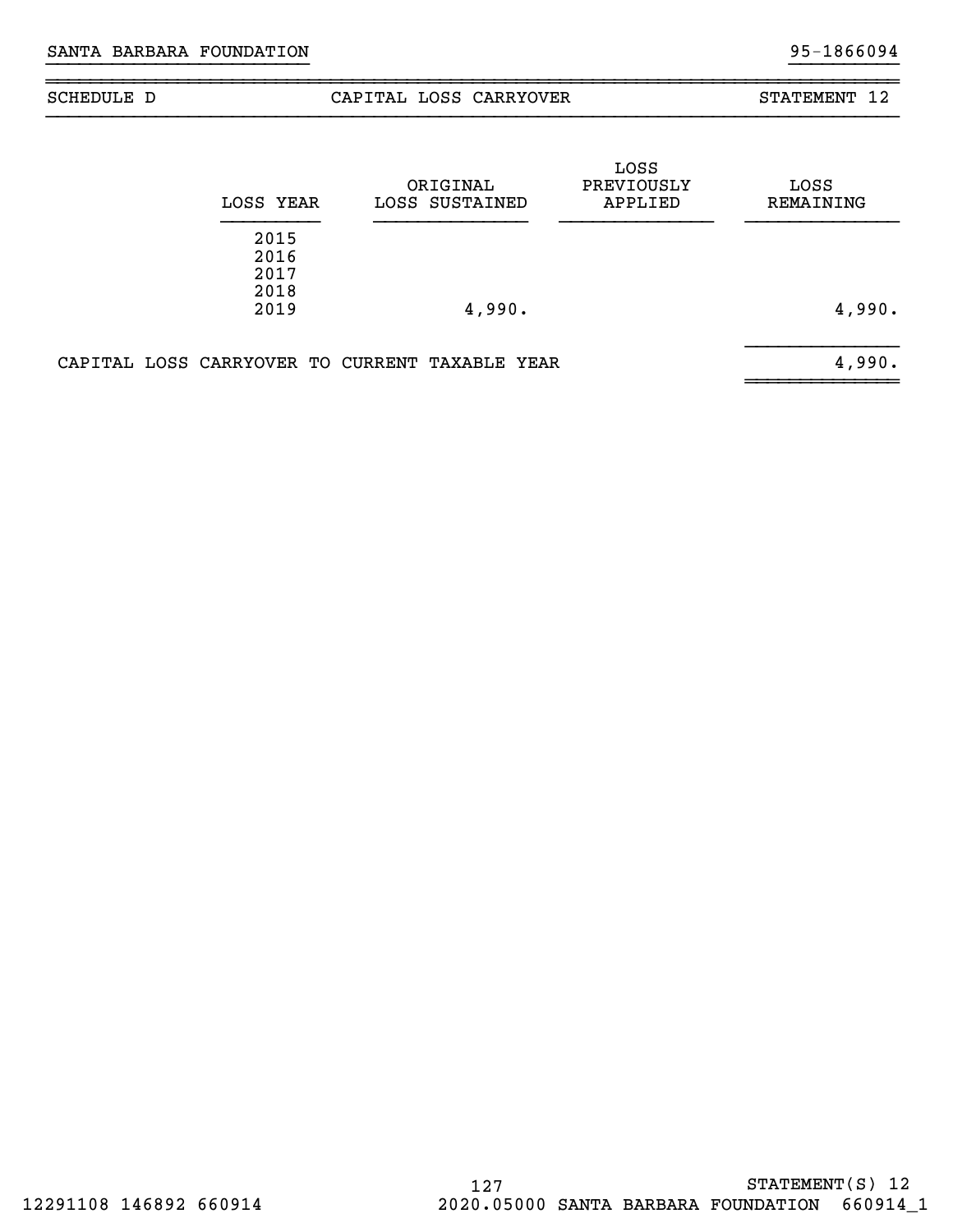SANTA BARBARA FOUNDATION 95-1866094

## SCHEDULE D — CAPITAL LOSS CARRYOVER — STATEMENT 12

| LOSS YEAR | ORIGINAL LOSS SUSTAINED | LOSS PREVIOUSLY APPLIED | LOSS REMAINING |
|---|---|---|---|
| 2015 | | | |
| 2016 | | | |
| 2017 | | | |
| 2018 | | | |
| 2019 | 4,990. | | 4,990. |
| CAPITAL LOSS CARRYOVER TO CURRENT TAXABLE YEAR | | | 4,990. |

STATEMENT(S) 12

12291108 146892 660914 2020.05000 SANTA BARBARA FOUNDATION 660914_1